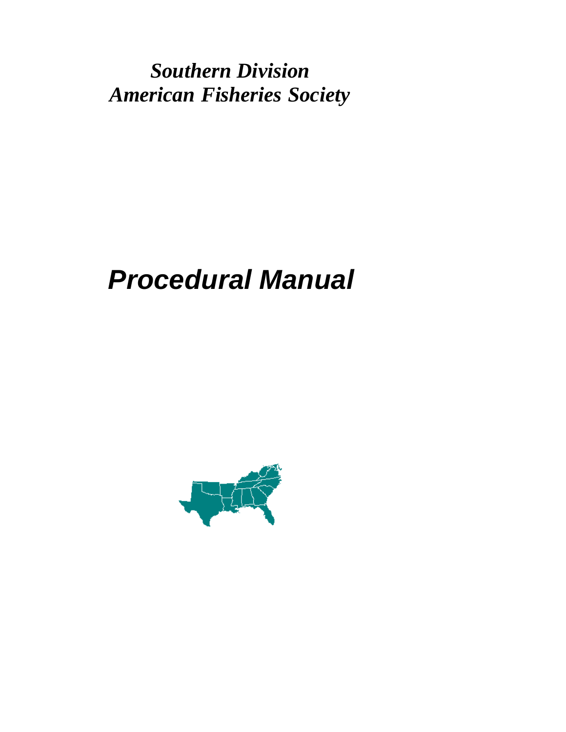*Southern Division*
*American Fisheries Society*

# *Procedural Manual*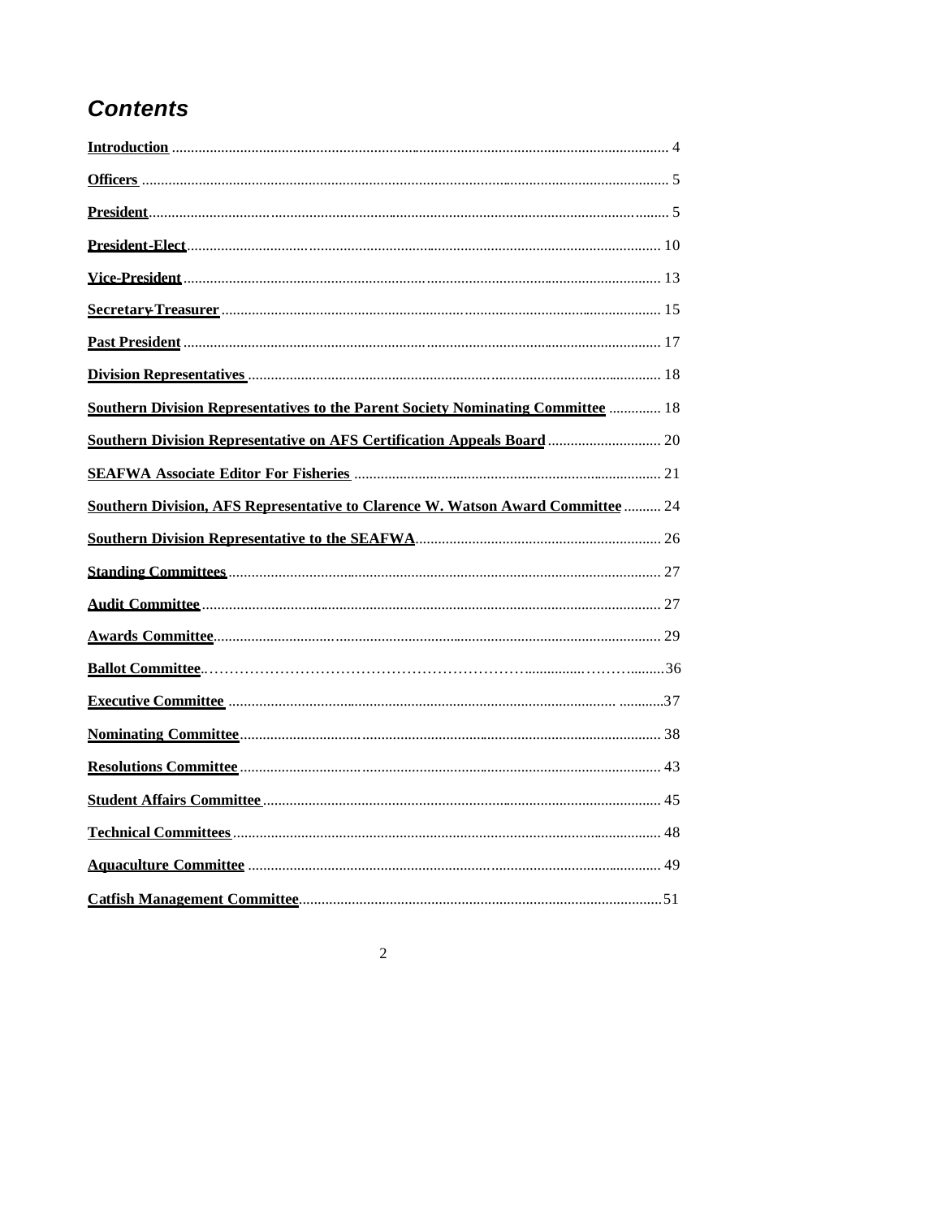# *Contents*

**Introduction** ........................................................................ 4

**Officers** ........................................................................ 5

**President** ........................................................................ 5

**President-Elect** ........................................................................ 10

**Vice-President** ........................................................................ 13

**Secretary-Treasurer** ........................................................................ 15

**Past President** ........................................................................ 17

**Division Representatives** ........................................................................ 18

**Southern Division Representatives to the Parent Society Nominating Committee** .............. 18

**Southern Division Representative on AFS Certification Appeals Board** .............................. 20

**SEAFWA Associate Editor For Fisheries** ........................................................................ 21

**Southern Division, AFS Representative to Clarence W. Watson Award Committee** .......... 24

**Southern Division Representative to the SEAFWA** ........................................................................ 26

**Standing Committees** ........................................................................ 27

**Audit Committee** ........................................................................ 27

**Awards Committee** ........................................................................ 29

**Ballot Committee** ........................................................................ 36

**Executive Committee** ........................................................................ 37

**Nominating Committee** ........................................................................ 38

**Resolutions Committee** ........................................................................ 43

**Student Affairs Committee** ........................................................................ 45

**Technical Committees** ........................................................................ 48

**Aquaculture Committee** ........................................................................ 49

**Catfish Management Committee** ........................................................................ 51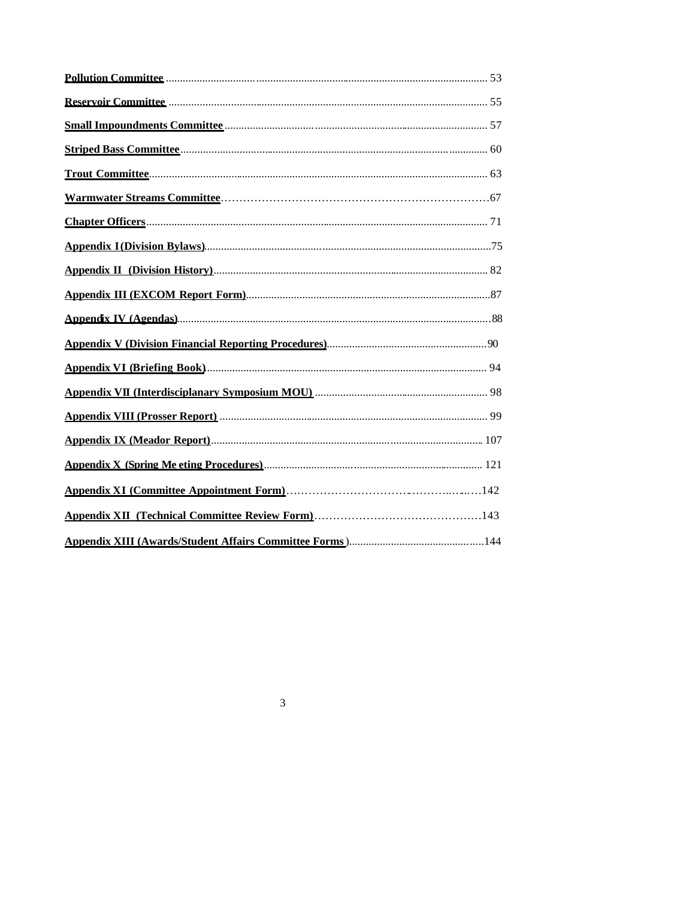**Pollution Committee** ........................................................................................................ 53

**Reservoir Committee** ........................................................................................................ 55

**Small Impoundments Committee** .................................................................................... 57

**Striped Bass Committee** .................................................................................................... 60

**Trout Committee** ............................................................................................................... 63

**Warmwater Streams Committee** ......................................................................................67

**Chapter Officers** ................................................................................................................. 71

**Appendix I (Division Bylaws)** .............................................................................................75

**Appendix II (Division History)** ......................................................................................... 82

**Appendix III (EXCOM Report Form)** ...............................................................................87

**Appendix IV (Agendas)** ......................................................................................................88

**Appendix V (Division Financial Reporting Procedures)** .................................................90

**Appendix VI (Briefing Book)** ............................................................................................ 94

**Appendix VII (Interdisciplanary Symposium MOU)** ...................................................... 98

**Appendix VIII (Prosser Report)** ....................................................................................... 99

**Appendix IX (Meador Report)** ........................................................................................ 107

**Appendix X (Spring Meeting Procedures)** ..................................................................... 121

**Appendix XI (Committee Appointment Form)** ................................................................142

**Appendix XII (Technical Committee Review Form)** .......................................................143

**Appendix XIII (Awards/Student Affairs Committee Forms)** ........................................144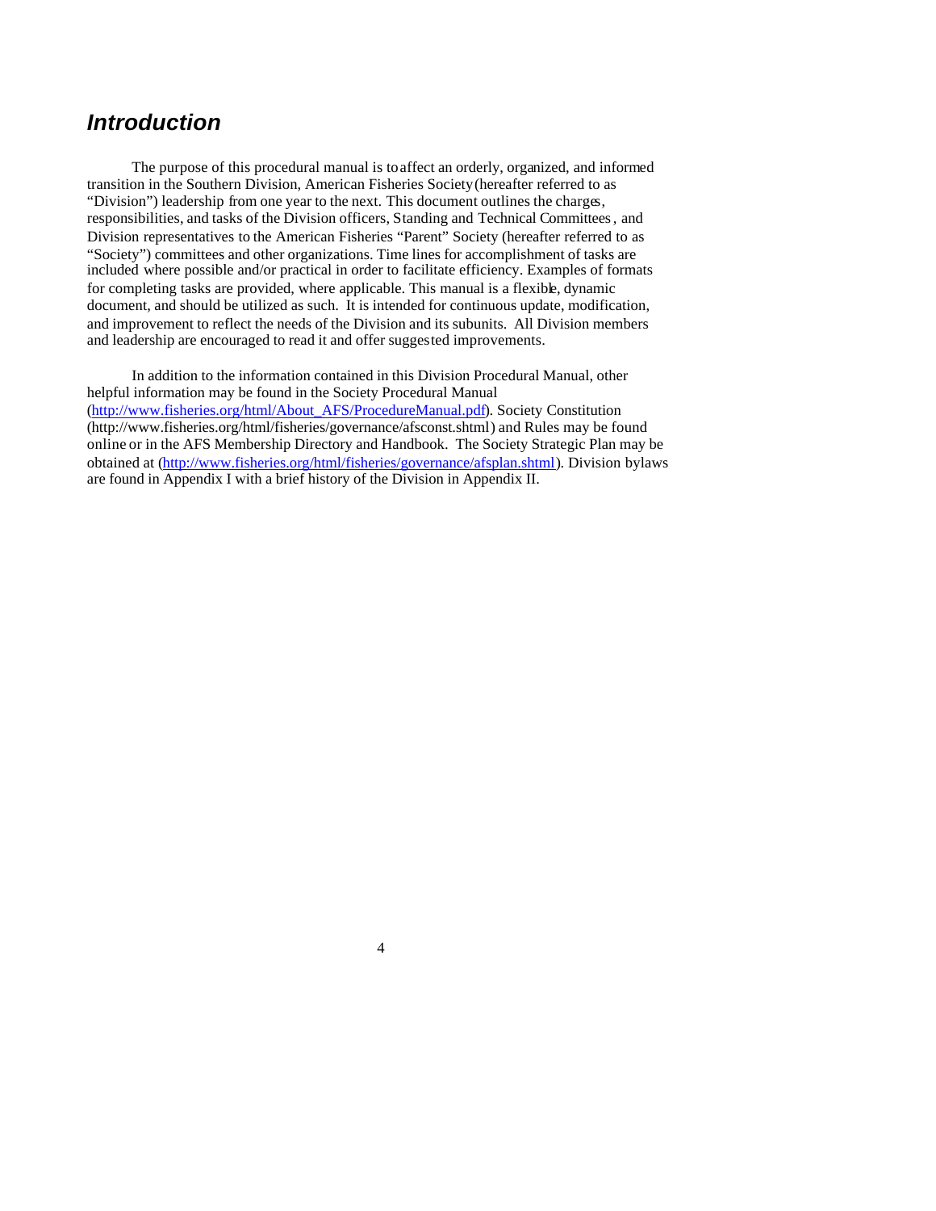# *Introduction*

The purpose of this procedural manual is to affect an orderly, organized, and informed transition in the Southern Division, American Fisheries Society (hereafter referred to as "Division") leadership from one year to the next. This document outlines the charges, responsibilities, and tasks of the Division officers, Standing and Technical Committees, and Division representatives to the American Fisheries "Parent" Society (hereafter referred to as "Society") committees and other organizations. Time lines for accomplishment of tasks are included where possible and/or practical in order to facilitate efficiency. Examples of formats for completing tasks are provided, where applicable. This manual is a flexible, dynamic document, and should be utilized as such. It is intended for continuous update, modification, and improvement to reflect the needs of the Division and its subunits. All Division members and leadership are encouraged to read it and offer suggested improvements.

In addition to the information contained in this Division Procedural Manual, other helpful information may be found in the Society Procedural Manual (http://www.fisheries.org/html/About_AFS/ProcedureManual.pdf). Society Constitution (http://www.fisheries.org/html/fisheries/governance/afsconst.shtml) and Rules may be found online or in the AFS Membership Directory and Handbook. The Society Strategic Plan may be obtained at (http://www.fisheries.org/html/fisheries/governance/afsplan.shtml). Division bylaws are found in Appendix I with a brief history of the Division in Appendix II.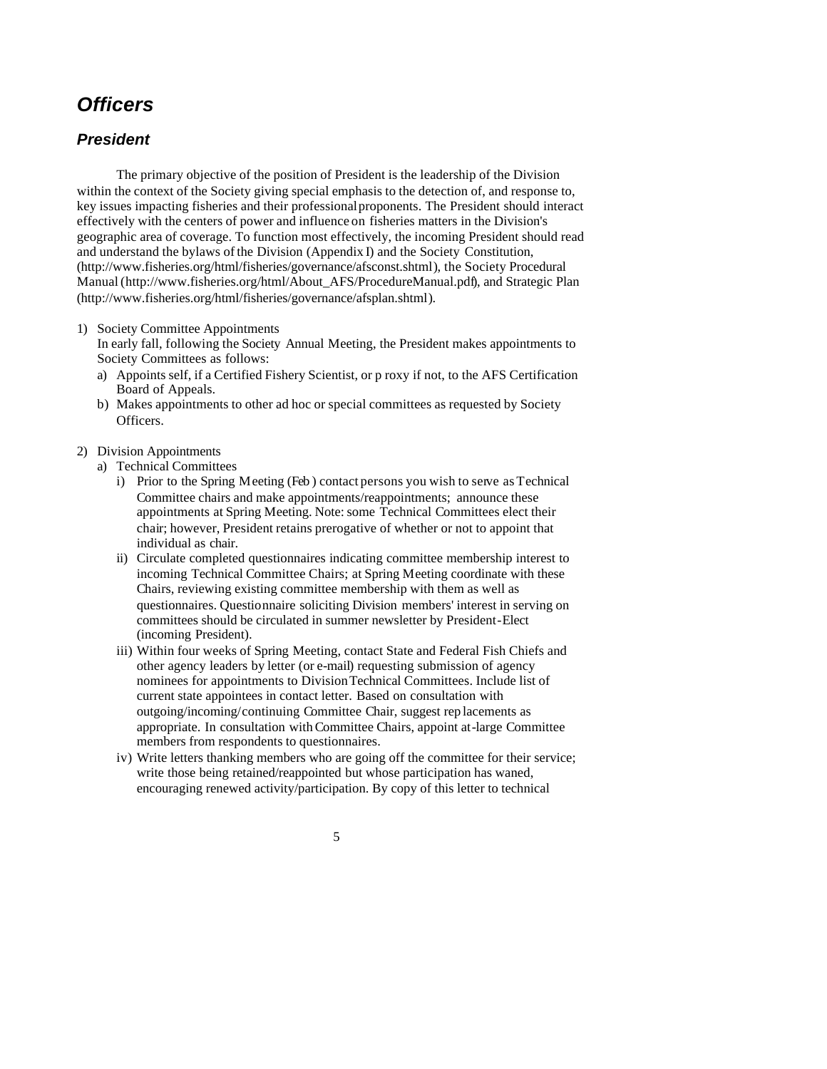# *Officers*

## *President*

The primary objective of the position of President is the leadership of the Division within the context of the Society giving special emphasis to the detection of, and response to, key issues impacting fisheries and their professional proponents. The President should interact effectively with the centers of power and influence on fisheries matters in the Division's geographic area of coverage. To function most effectively, the incoming President should read and understand the bylaws of the Division (Appendix I) and the Society Constitution, (http://www.fisheries.org/html/fisheries/governance/afsconst.shtml), the Society Procedural Manual (http://www.fisheries.org/html/About_AFS/ProcedureManual.pdf), and Strategic Plan (http://www.fisheries.org/html/fisheries/governance/afsplan.shtml).

1) Society Committee Appointments
   In early fall, following the Society Annual Meeting, the President makes appointments to Society Committees as follows:
   a) Appoints self, if a Certified Fishery Scientist, or p roxy if not, to the AFS Certification Board of Appeals.
   b) Makes appointments to other ad hoc or special committees as requested by Society Officers.

2) Division Appointments
   a) Technical Committees
      i) Prior to the Spring Meeting (Feb ) contact persons you wish to serve as Technical Committee chairs and make appointments/reappointments; announce these appointments at Spring Meeting. Note: some Technical Committees elect their chair; however, President retains prerogative of whether or not to appoint that individual as chair.
      ii) Circulate completed questionnaires indicating committee membership interest to incoming Technical Committee Chairs; at Spring Meeting coordinate with these Chairs, reviewing existing committee membership with them as well as questionnaires. Questionnaire soliciting Division members' interest in serving on committees should be circulated in summer newsletter by President-Elect (incoming President).
      iii) Within four weeks of Spring Meeting, contact State and Federal Fish Chiefs and other agency leaders by letter (or e-mail) requesting submission of agency nominees for appointments to Division Technical Committees. Include list of current state appointees in contact letter. Based on consultation with outgoing/incoming/continuing Committee Chair, suggest rep lacements as appropriate. In consultation with Committee Chairs, appoint at-large Committee members from respondents to questionnaires.
      iv) Write letters thanking members who are going off the committee for their service; write those being retained/reappointed but whose participation has waned, encouraging renewed activity/participation. By copy of this letter to technical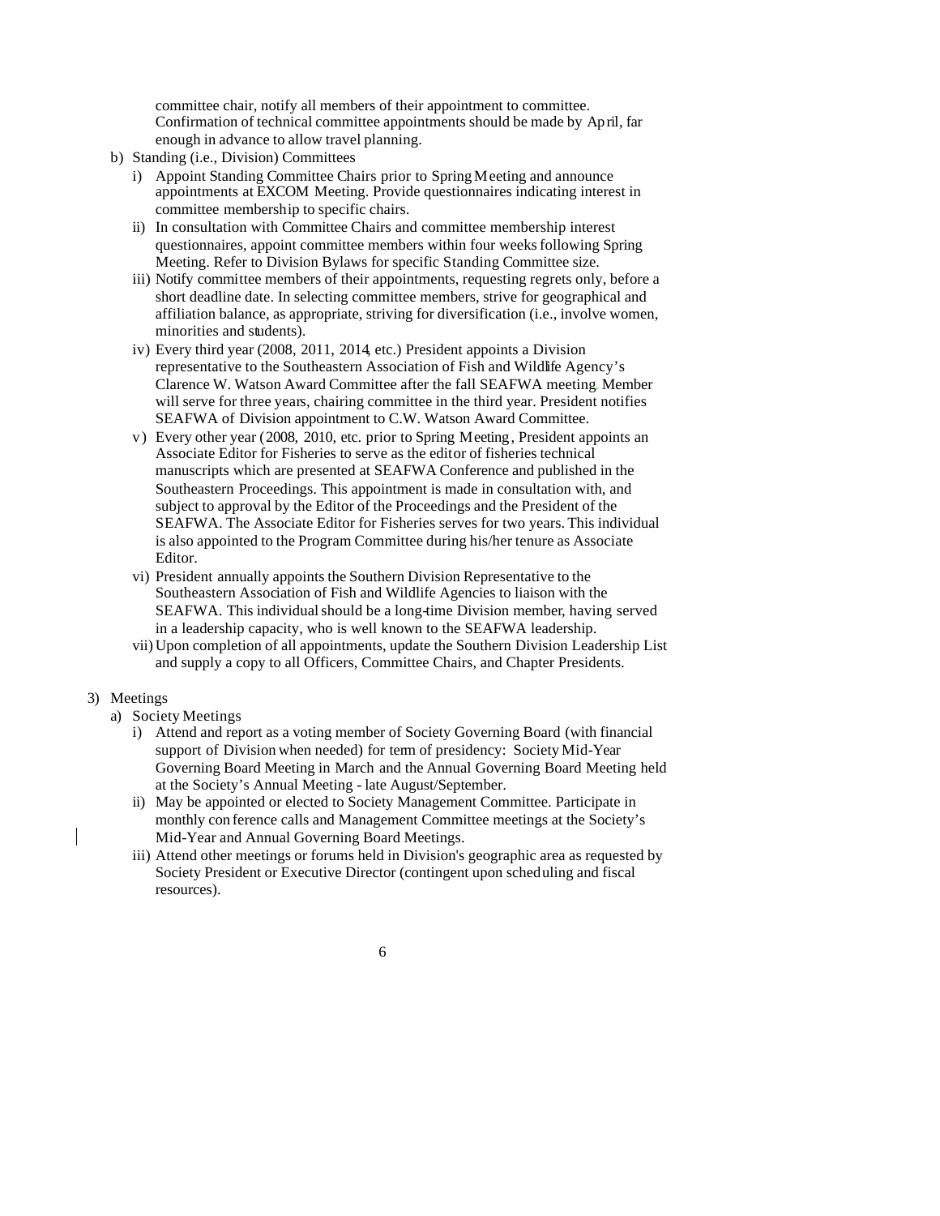committee chair, notify all members of their appointment to committee. Confirmation of technical committee appointments should be made by April, far enough in advance to allow travel planning.

b) Standing (i.e., Division) Committees
   i) Appoint Standing Committee Chairs prior to Spring Meeting and announce appointments at EXCOM Meeting. Provide questionnaires indicating interest in committee membership to specific chairs.
   ii) In consultation with Committee Chairs and committee membership interest questionnaires, appoint committee members within four weeks following Spring Meeting. Refer to Division Bylaws for specific Standing Committee size.
   iii) Notify committee members of their appointments, requesting regrets only, before a short deadline date. In selecting committee members, strive for geographical and affiliation balance, as appropriate, striving for diversification (i.e., involve women, minorities and students).
   iv) Every third year (2008, 2011, 2014, etc.) President appoints a Division representative to the Southeastern Association of Fish and Wildlife Agency's Clarence W. Watson Award Committee after the fall SEAFWA meeting. Member will serve for three years, chairing committee in the third year. President notifies SEAFWA of Division appointment to C.W. Watson Award Committee.
   v) Every other year (2008, 2010, etc. prior to Spring Meeting, President appoints an Associate Editor for Fisheries to serve as the editor of fisheries technical manuscripts which are presented at SEAFWA Conference and published in the Southeastern Proceedings. This appointment is made in consultation with, and subject to approval by the Editor of the Proceedings and the President of the SEAFWA. The Associate Editor for Fisheries serves for two years. This individual is also appointed to the Program Committee during his/her tenure as Associate Editor.
   vi) President annually appoints the Southern Division Representative to the Southeastern Association of Fish and Wildlife Agencies to liaison with the SEAFWA. This individual should be a long-time Division member, having served in a leadership capacity, who is well known to the SEAFWA leadership.
   vii) Upon completion of all appointments, update the Southern Division Leadership List and supply a copy to all Officers, Committee Chairs, and Chapter Presidents.

3) Meetings
   a) Society Meetings
      i) Attend and report as a voting member of Society Governing Board (with financial support of Division when needed) for term of presidency: Society Mid-Year Governing Board Meeting in March and the Annual Governing Board Meeting held at the Society's Annual Meeting - late August/September.
      ii) May be appointed or elected to Society Management Committee. Participate in monthly conference calls and Management Committee meetings at the Society's Mid-Year and Annual Governing Board Meetings.
      iii) Attend other meetings or forums held in Division's geographic area as requested by Society President or Executive Director (contingent upon scheduling and fiscal resources).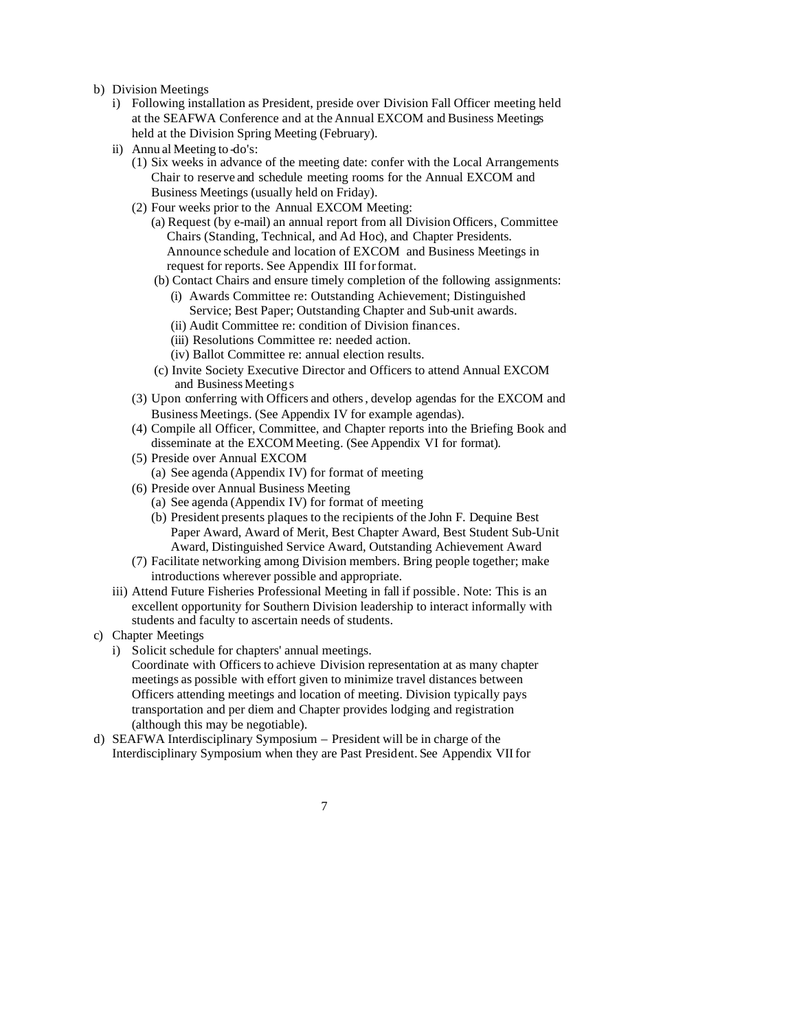b) Division Meetings
   i) Following installation as President, preside over Division Fall Officer meeting held at the SEAFWA Conference and at the Annual EXCOM and Business Meetings held at the Division Spring Meeting (February).
   ii) Annual Meeting to-do's:
      (1) Six weeks in advance of the meeting date: confer with the Local Arrangements Chair to reserve and schedule meeting rooms for the Annual EXCOM and Business Meetings (usually held on Friday).
      (2) Four weeks prior to the Annual EXCOM Meeting:
         (a) Request (by e-mail) an annual report from all Division Officers, Committee Chairs (Standing, Technical, and Ad Hoc), and Chapter Presidents. Announce schedule and location of EXCOM and Business Meetings in request for reports. See Appendix III for format.
         (b) Contact Chairs and ensure timely completion of the following assignments:
            (i) Awards Committee re: Outstanding Achievement; Distinguished Service; Best Paper; Outstanding Chapter and Sub-unit awards.
            (ii) Audit Committee re: condition of Division finances.
            (iii) Resolutions Committee re: needed action.
            (iv) Ballot Committee re: annual election results.
         (c) Invite Society Executive Director and Officers to attend Annual EXCOM and Business Meetings
      (3) Upon conferring with Officers and others, develop agendas for the EXCOM and Business Meetings. (See Appendix IV for example agendas).
      (4) Compile all Officer, Committee, and Chapter reports into the Briefing Book and disseminate at the EXCOM Meeting. (See Appendix VI for format).
      (5) Preside over Annual EXCOM
         (a) See agenda (Appendix IV) for format of meeting
      (6) Preside over Annual Business Meeting
         (a) See agenda (Appendix IV) for format of meeting
         (b) President presents plaques to the recipients of the John F. Dequine Best Paper Award, Award of Merit, Best Chapter Award, Best Student Sub-Unit Award, Distinguished Service Award, Outstanding Achievement Award
      (7) Facilitate networking among Division members. Bring people together; make introductions wherever possible and appropriate.
   iii) Attend Future Fisheries Professional Meeting in fall if possible. Note: This is an excellent opportunity for Southern Division leadership to interact informally with students and faculty to ascertain needs of students.

c) Chapter Meetings
   i) Solicit schedule for chapters' annual meetings.
      Coordinate with Officers to achieve Division representation at as many chapter meetings as possible with effort given to minimize travel distances between Officers attending meetings and location of meeting. Division typically pays transportation and per diem and Chapter provides lodging and registration (although this may be negotiable).

d) SEAFWA Interdisciplinary Symposium – President will be in charge of the Interdisciplinary Symposium when they are Past President. See Appendix VII for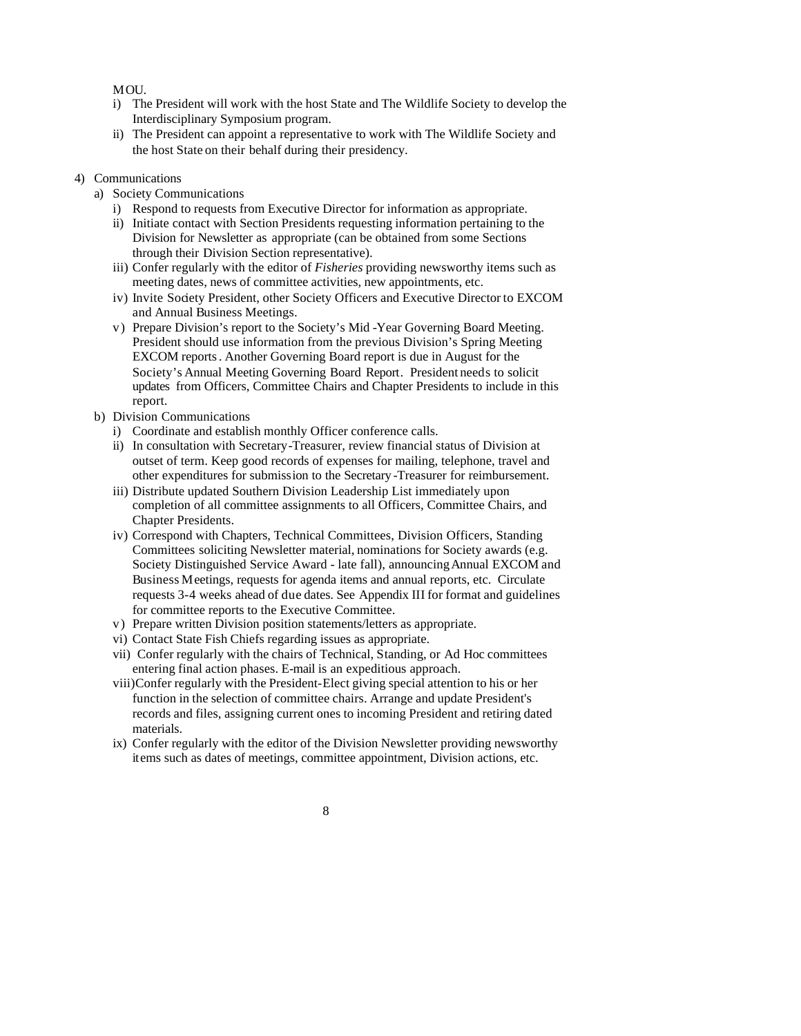MOU.

- i) The President will work with the host State and The Wildlife Society to develop the Interdisciplinary Symposium program.
- ii) The President can appoint a representative to work with The Wildlife Society and the host State on their behalf during their presidency.

4) Communications
   - a) Society Communications
     - i) Respond to requests from Executive Director for information as appropriate.
     - ii) Initiate contact with Section Presidents requesting information pertaining to the Division for Newsletter as appropriate (can be obtained from some Sections through their Division Section representative).
     - iii) Confer regularly with the editor of *Fisheries* providing newsworthy items such as meeting dates, news of committee activities, new appointments, etc.
     - iv) Invite Society President, other Society Officers and Executive Director to EXCOM and Annual Business Meetings.
     - v) Prepare Division's report to the Society's Mid -Year Governing Board Meeting. President should use information from the previous Division's Spring Meeting EXCOM reports. Another Governing Board report is due in August for the Society's Annual Meeting Governing Board Report. President needs to solicit updates from Officers, Committee Chairs and Chapter Presidents to include in this report.
   - b) Division Communications
     - i) Coordinate and establish monthly Officer conference calls.
     - ii) In consultation with Secretary-Treasurer, review financial status of Division at outset of term. Keep good records of expenses for mailing, telephone, travel and other expenditures for submission to the Secretary-Treasurer for reimbursement.
     - iii) Distribute updated Southern Division Leadership List immediately upon completion of all committee assignments to all Officers, Committee Chairs, and Chapter Presidents.
     - iv) Correspond with Chapters, Technical Committees, Division Officers, Standing Committees soliciting Newsletter material, nominations for Society awards (e.g. Society Distinguished Service Award - late fall), announcing Annual EXCOM and Business Meetings, requests for agenda items and annual reports, etc. Circulate requests 3-4 weeks ahead of due dates. See Appendix III for format and guidelines for committee reports to the Executive Committee.
     - v) Prepare written Division position statements/letters as appropriate.
     - vi) Contact State Fish Chiefs regarding issues as appropriate.
     - vii) Confer regularly with the chairs of Technical, Standing, or Ad Hoc committees entering final action phases. E-mail is an expeditious approach.
     - viii) Confer regularly with the President-Elect giving special attention to his or her function in the selection of committee chairs. Arrange and update President's records and files, assigning current ones to incoming President and retiring dated materials.
     - ix) Confer regularly with the editor of the Division Newsletter providing newsworthy items such as dates of meetings, committee appointment, Division actions, etc.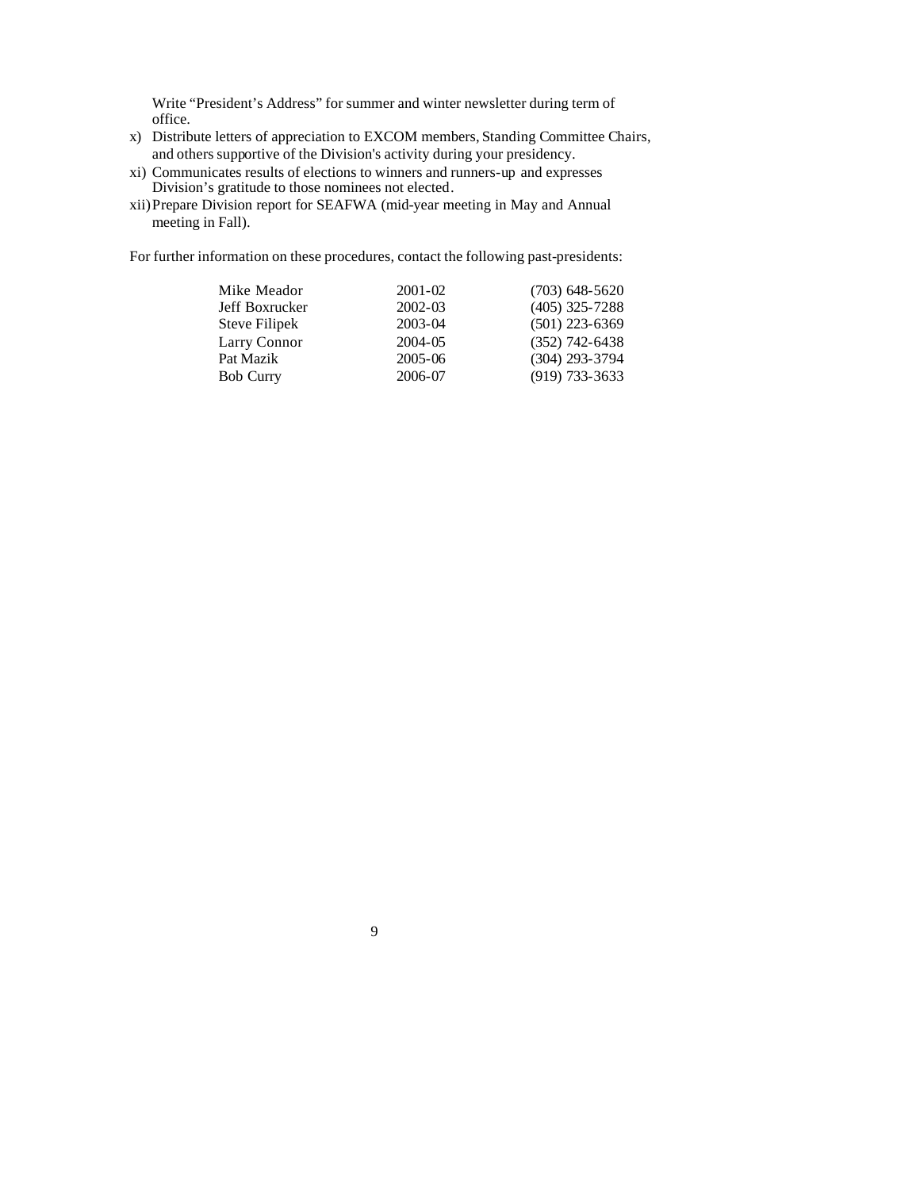Write “President’s Address” for summer and winter newsletter during term of office.

x) Distribute letters of appreciation to EXCOM members, Standing Committee Chairs, and others supportive of the Division's activity during your presidency.
xi) Communicates results of elections to winners and runners-up and expresses Division’s gratitude to those nominees not elected.
xii) Prepare Division report for SEAFWA (mid-year meeting in May and Annual meeting in Fall).

For further information on these procedures, contact the following past-presidents:

| | | |
|---|---|---|
| Mike Meador | 2001-02 | (703) 648-5620 |
| Jeff Boxrucker | 2002-03 | (405) 325-7288 |
| Steve Filipek | 2003-04 | (501) 223-6369 |
| Larry Connor | 2004-05 | (352) 742-6438 |
| Pat Mazik | 2005-06 | (304) 293-3794 |
| Bob Curry | 2006-07 | (919) 733-3633 |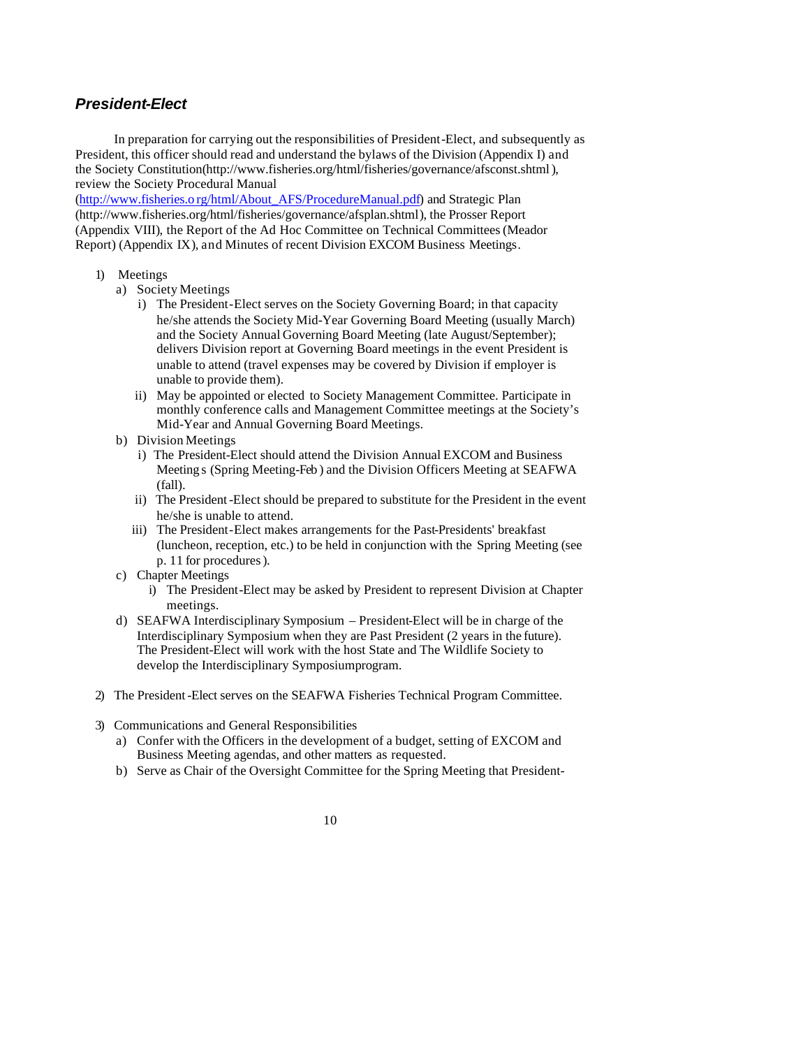### *President-Elect*

In preparation for carrying out the responsibilities of President-Elect, and subsequently as President, this officer should read and understand the bylaws of the Division (Appendix I) and the Society Constitution(http://www.fisheries.org/html/fisheries/governance/afsconst.shtml), review the Society Procedural Manual (http://www.fisheries.o rg/html/About_AFS/ProcedureManual.pdf) and Strategic Plan (http://www.fisheries.org/html/fisheries/governance/afsplan.shtml), the Prosser Report (Appendix VIII), the Report of the Ad Hoc Committee on Technical Committees (Meador Report) (Appendix IX), and Minutes of recent Division EXCOM Business Meetings.

1) Meetings
   a) Society Meetings
      i) The President-Elect serves on the Society Governing Board; in that capacity he/she attends the Society Mid-Year Governing Board Meeting (usually March) and the Society Annual Governing Board Meeting (late August/September); delivers Division report at Governing Board meetings in the event President is unable to attend (travel expenses may be covered by Division if employer is unable to provide them).
      ii) May be appointed or elected to Society Management Committee. Participate in monthly conference calls and Management Committee meetings at the Society's Mid-Year and Annual Governing Board Meetings.
   b) Division Meetings
      i) The President-Elect should attend the Division Annual EXCOM and Business Meetings (Spring Meeting-Feb) and the Division Officers Meeting at SEAFWA (fall).
      ii) The President-Elect should be prepared to substitute for the President in the event he/she is unable to attend.
      iii) The President-Elect makes arrangements for the Past-Presidents' breakfast (luncheon, reception, etc.) to be held in conjunction with the Spring Meeting (see p. 11 for procedures).
   c) Chapter Meetings
      i) The President-Elect may be asked by President to represent Division at Chapter meetings.
   d) SEAFWA Interdisciplinary Symposium – President-Elect will be in charge of the Interdisciplinary Symposium when they are Past President (2 years in the future). The President-Elect will work with the host State and The Wildlife Society to develop the Interdisciplinary Symposiumprogram.

2) The President-Elect serves on the SEAFWA Fisheries Technical Program Committee.

3) Communications and General Responsibilities
   a) Confer with the Officers in the development of a budget, setting of EXCOM and Business Meeting agendas, and other matters as requested.
   b) Serve as Chair of the Oversight Committee for the Spring Meeting that President-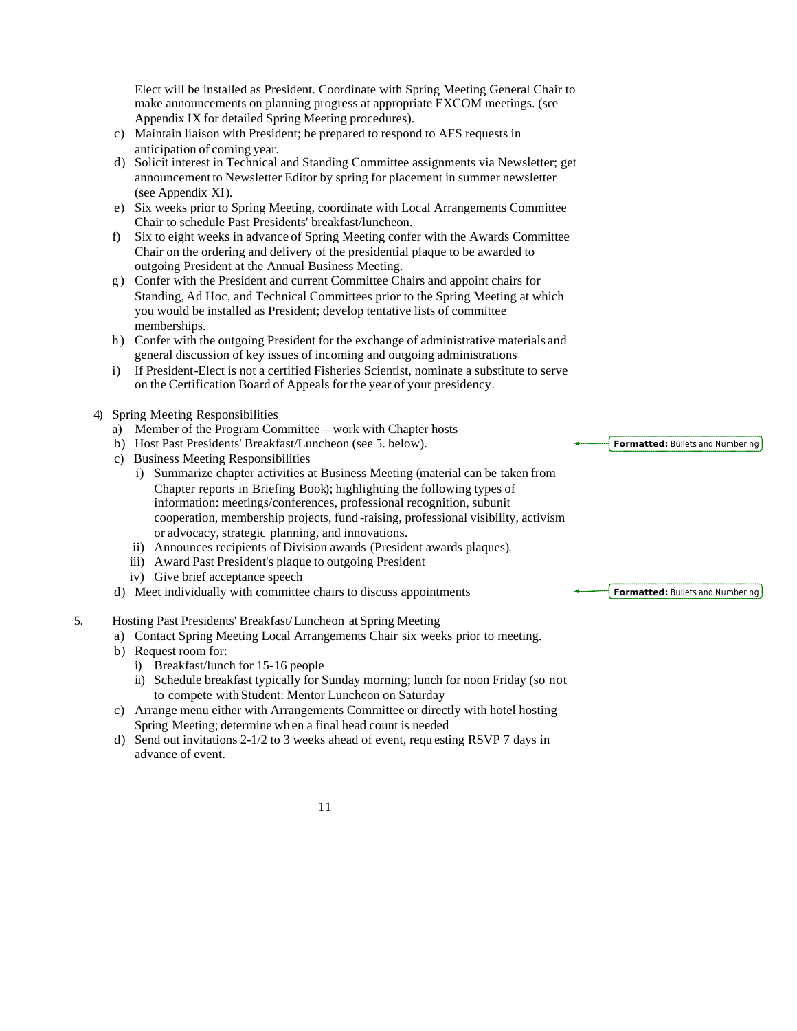Elect will be installed as President. Coordinate with Spring Meeting General Chair to make announcements on planning progress at appropriate EXCOM meetings. (see Appendix IX for detailed Spring Meeting procedures).

c) Maintain liaison with President; be prepared to respond to AFS requests in anticipation of coming year.
d) Solicit interest in Technical and Standing Committee assignments via Newsletter; get announcement to Newsletter Editor by spring for placement in summer newsletter (see Appendix XI).
e) Six weeks prior to Spring Meeting, coordinate with Local Arrangements Committee Chair to schedule Past Presidents' breakfast/luncheon.
f) Six to eight weeks in advance of Spring Meeting confer with the Awards Committee Chair on the ordering and delivery of the presidential plaque to be awarded to outgoing President at the Annual Business Meeting.
g) Confer with the President and current Committee Chairs and appoint chairs for Standing, Ad Hoc, and Technical Committees prior to the Spring Meeting at which you would be installed as President; develop tentative lists of committee memberships.
h) Confer with the outgoing President for the exchange of administrative materials and general discussion of key issues of incoming and outgoing administrations
i) If President-Elect is not a certified Fisheries Scientist, nominate a substitute to serve on the Certification Board of Appeals for the year of your presidency.

4) Spring Meeting Responsibilities
   a) Member of the Program Committee – work with Chapter hosts
   b) Host Past Presidents' Breakfast/Luncheon (see 5. below).
   c) Business Meeting Responsibilities
      i) Summarize chapter activities at Business Meeting (material can be taken from Chapter reports in Briefing Book); highlighting the following types of information: meetings/conferences, professional recognition, subunit cooperation, membership projects, fund-raising, professional visibility, activism or advocacy, strategic planning, and innovations.
      ii) Announces recipients of Division awards (President awards plaques).
      iii) Award Past President's plaque to outgoing President
      iv) Give brief acceptance speech
   d) Meet individually with committee chairs to discuss appointments

5. Hosting Past Presidents' Breakfast/Luncheon at Spring Meeting
   a) Contact Spring Meeting Local Arrangements Chair six weeks prior to meeting.
   b) Request room for:
      i) Breakfast/lunch for 15-16 people
      ii) Schedule breakfast typically for Sunday morning; lunch for noon Friday (so not to compete with Student: Mentor Luncheon on Saturday
   c) Arrange menu either with Arrangements Committee or directly with hotel hosting Spring Meeting; determine when a final head count is needed
   d) Send out invitations 2-1/2 to 3 weeks ahead of event, requesting RSVP 7 days in advance of event.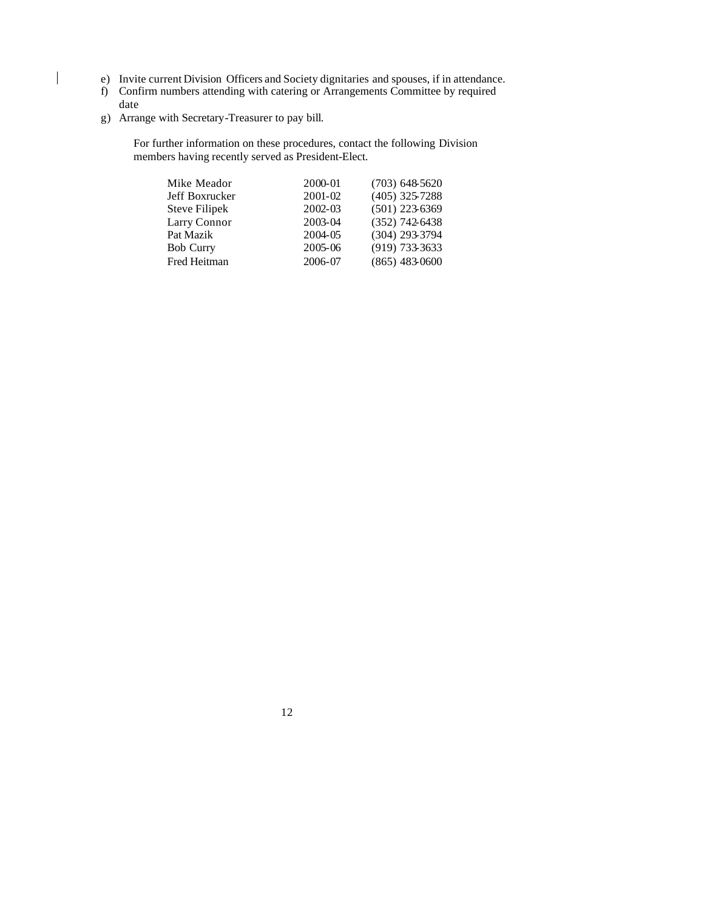e) Invite current Division Officers and Society dignitaries and spouses, if in attendance.
f) Confirm numbers attending with catering or Arrangements Committee by required date
g) Arrange with Secretary-Treasurer to pay bill.

For further information on these procedures, contact the following Division members having recently served as President-Elect.

| | | |
|---|---|---|
| Mike Meador | 2000-01 | (703) 648-5620 |
| Jeff Boxrucker | 2001-02 | (405) 325-7288 |
| Steve Filipek | 2002-03 | (501) 223-6369 |
| Larry Connor | 2003-04 | (352) 742-6438 |
| Pat Mazik | 2004-05 | (304) 293-3794 |
| Bob Curry | 2005-06 | (919) 733-3633 |
| Fred Heitman | 2006-07 | (865) 483-0600 |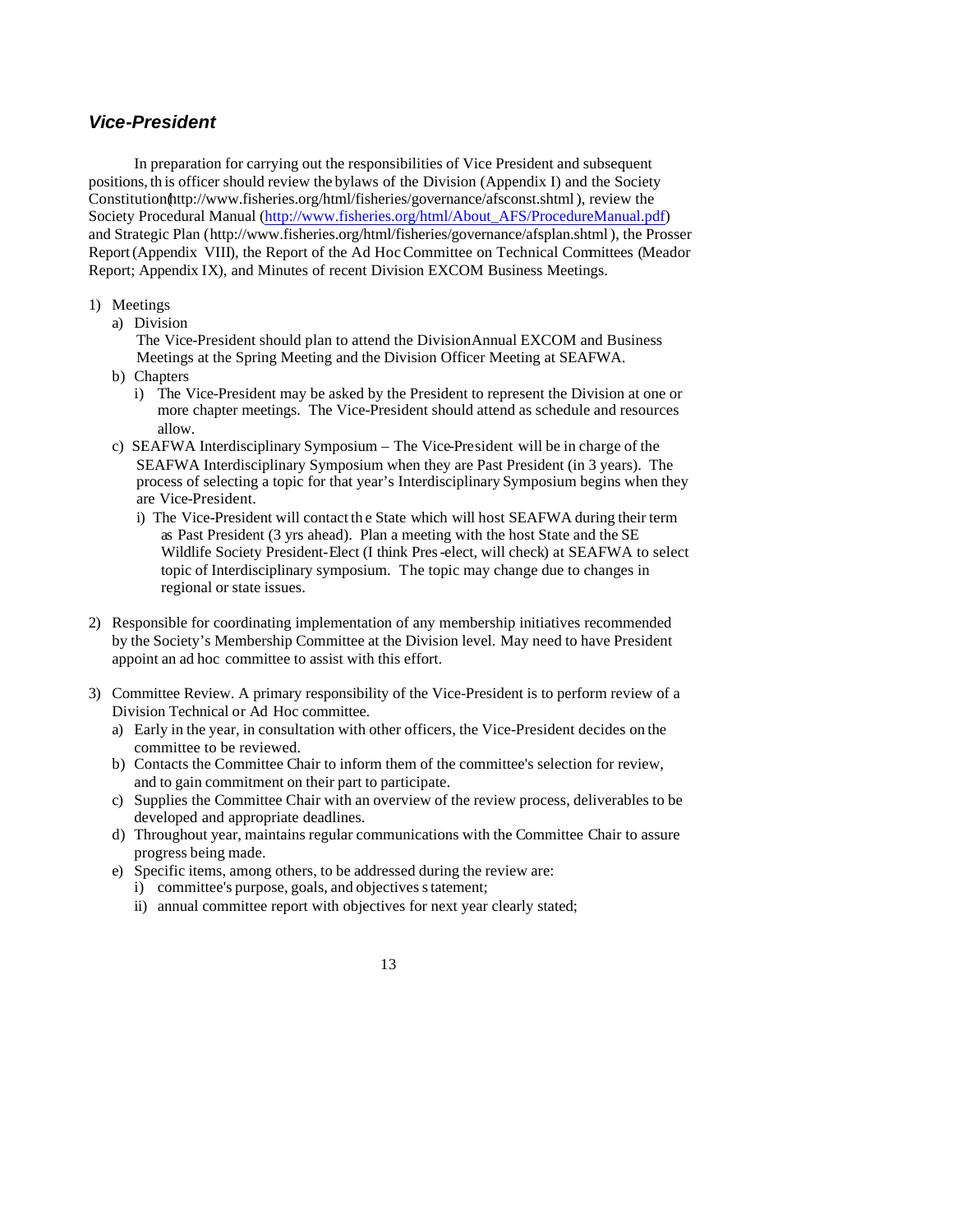### *Vice-President*

In preparation for carrying out the responsibilities of Vice President and subsequent positions, this officer should review the bylaws of the Division (Appendix I) and the Society Constitution (http://www.fisheries.org/html/fisheries/governance/afsconst.shtml), review the Society Procedural Manual (http://www.fisheries.org/html/About_AFS/ProcedureManual.pdf) and Strategic Plan (http://www.fisheries.org/html/fisheries/governance/afsplan.shtml), the Prosser Report (Appendix VIII), the Report of the Ad Hoc Committee on Technical Committees (Meador Report; Appendix IX), and Minutes of recent Division EXCOM Business Meetings.

1) Meetings
   a) Division
      The Vice-President should plan to attend the Division Annual EXCOM and Business Meetings at the Spring Meeting and the Division Officer Meeting at SEAFWA.
   b) Chapters
      i) The Vice-President may be asked by the President to represent the Division at one or more chapter meetings. The Vice-President should attend as schedule and resources allow.
   c) SEAFWA Interdisciplinary Symposium – The Vice-President will be in charge of the SEAFWA Interdisciplinary Symposium when they are Past President (in 3 years). The process of selecting a topic for that year's Interdisciplinary Symposium begins when they are Vice-President.
      i) The Vice-President will contact the State which will host SEAFWA during their term as Past President (3 yrs ahead). Plan a meeting with the host State and the SE Wildlife Society President-Elect (I think Pres-elect, will check) at SEAFWA to select topic of Interdisciplinary symposium. The topic may change due to changes in regional or state issues.

2) Responsible for coordinating implementation of any membership initiatives recommended by the Society's Membership Committee at the Division level. May need to have President appoint an ad hoc committee to assist with this effort.

3) Committee Review. A primary responsibility of the Vice-President is to perform review of a Division Technical or Ad Hoc committee.
   a) Early in the year, in consultation with other officers, the Vice-President decides on the committee to be reviewed.
   b) Contacts the Committee Chair to inform them of the committee's selection for review, and to gain commitment on their part to participate.
   c) Supplies the Committee Chair with an overview of the review process, deliverables to be developed and appropriate deadlines.
   d) Throughout year, maintains regular communications with the Committee Chair to assure progress being made.
   e) Specific items, among others, to be addressed during the review are:
      i) committee's purpose, goals, and objectives statement;
      ii) annual committee report with objectives for next year clearly stated;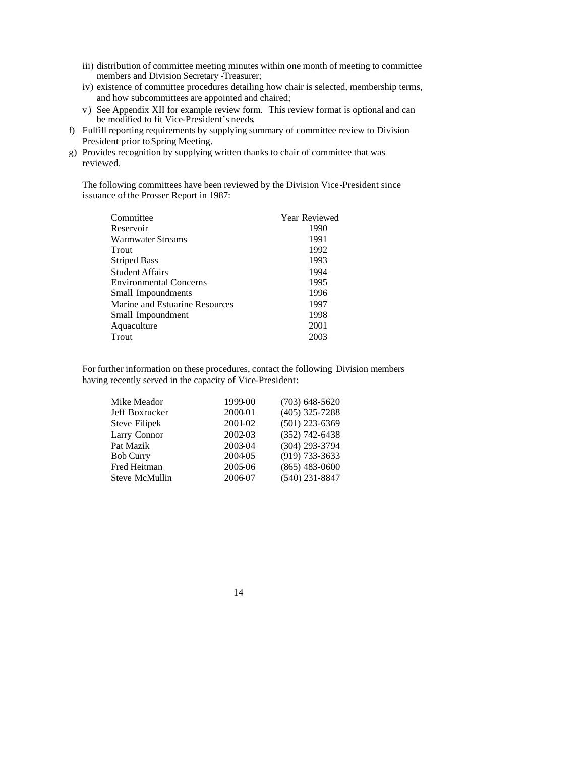iii) distribution of committee meeting minutes within one month of meeting to committee members and Division Secretary -Treasurer;

iv) existence of committee procedures detailing how chair is selected, membership terms, and how subcommittees are appointed and chaired;

v) See Appendix XII for example review form. This review format is optional and can be modified to fit Vice-President's needs.

f) Fulfill reporting requirements by supplying summary of committee review to Division President prior to Spring Meeting.

g) Provides recognition by supplying written thanks to chair of committee that was reviewed.

The following committees have been reviewed by the Division Vice-President since issuance of the Prosser Report in 1987:

| Committee | Year Reviewed |
|---|---|
| Reservoir | 1990 |
| Warmwater Streams | 1991 |
| Trout | 1992 |
| Striped Bass | 1993 |
| Student Affairs | 1994 |
| Environmental Concerns | 1995 |
| Small Impoundments | 1996 |
| Marine and Estuarine Resources | 1997 |
| Small Impoundment | 1998 |
| Aquaculture | 2001 |
| Trout | 2003 |

For further information on these procedures, contact the following Division members having recently served in the capacity of Vice-President:

| | | |
|---|---|---|
| Mike Meador | 1999-00 | (703) 648-5620 |
| Jeff Boxrucker | 2000-01 | (405) 325-7288 |
| Steve Filipek | 2001-02 | (501) 223-6369 |
| Larry Connor | 2002-03 | (352) 742-6438 |
| Pat Mazik | 2003-04 | (304) 293-3794 |
| Bob Curry | 2004-05 | (919) 733-3633 |
| Fred Heitman | 2005-06 | (865) 483-0600 |
| Steve McMullin | 2006-07 | (540) 231-8847 |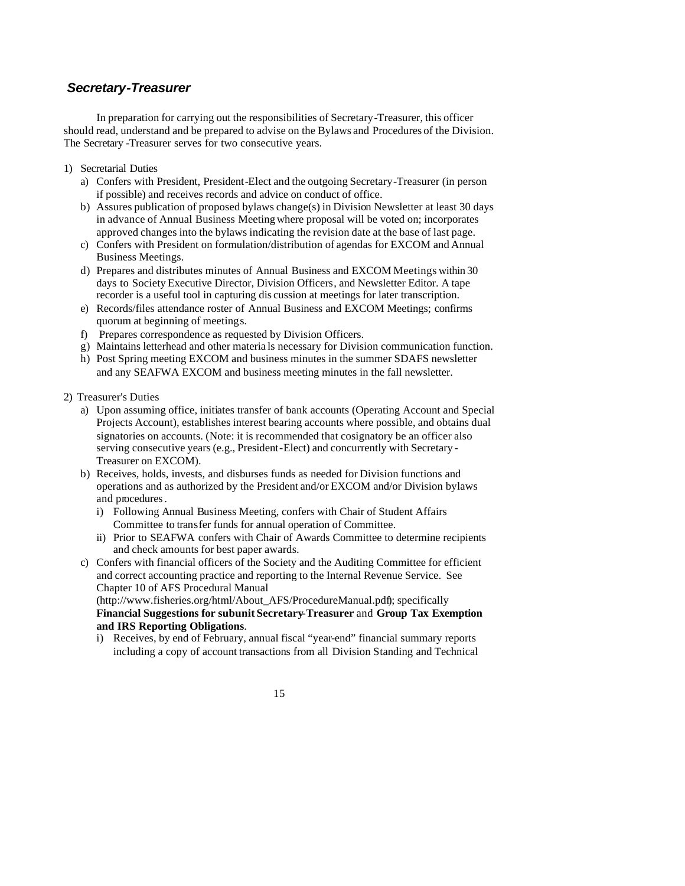## ***Secretary-Treasurer***

In preparation for carrying out the responsibilities of Secretary-Treasurer, this officer should read, understand and be prepared to advise on the Bylaws and Procedures of the Division. The Secretary -Treasurer serves for two consecutive years.

1) Secretarial Duties
   a) Confers with President, President-Elect and the outgoing Secretary-Treasurer (in person if possible) and receives records and advice on conduct of office.
   b) Assures publication of proposed bylaws change(s) in Division Newsletter at least 30 days in advance of Annual Business Meeting where proposal will be voted on; incorporates approved changes into the bylaws indicating the revision date at the base of last page.
   c) Confers with President on formulation/distribution of agendas for EXCOM and Annual Business Meetings.
   d) Prepares and distributes minutes of Annual Business and EXCOM Meetings within 30 days to Society Executive Director, Division Officers, and Newsletter Editor. A tape recorder is a useful tool in capturing dis cussion at meetings for later transcription.
   e) Records/files attendance roster of Annual Business and EXCOM Meetings; confirms quorum at beginning of meetings.
   f) Prepares correspondence as requested by Division Officers.
   g) Maintains letterhead and other materia ls necessary for Division communication function.
   h) Post Spring meeting EXCOM and business minutes in the summer SDAFS newsletter and any SEAFWA EXCOM and business meeting minutes in the fall newsletter.

2) Treasurer's Duties
   a) Upon assuming office, initiates transfer of bank accounts (Operating Account and Special Projects Account), establishes interest bearing accounts where possible, and obtains dual signatories on accounts. (Note: it is recommended that cosignatory be an officer also serving consecutive years (e.g., President-Elect) and concurrently with Secretary - Treasurer on EXCOM).
   b) Receives, holds, invests, and disburses funds as needed for Division functions and operations and as authorized by the President and/or EXCOM and/or Division bylaws and procedures.
      i) Following Annual Business Meeting, confers with Chair of Student Affairs Committee to transfer funds for annual operation of Committee.
      ii) Prior to SEAFWA confers with Chair of Awards Committee to determine recipients and check amounts for best paper awards.
   c) Confers with financial officers of the Society and the Auditing Committee for efficient and correct accounting practice and reporting to the Internal Revenue Service. See Chapter 10 of AFS Procedural Manual (http://www.fisheries.org/html/About_AFS/ProcedureManual.pdf); specifically **Financial Suggestions for subunit Secretary-Treasurer** and **Group Tax Exemption and IRS Reporting Obligations**.
      i) Receives, by end of February, annual fiscal "year-end" financial summary reports including a copy of account transactions from all Division Standing and Technical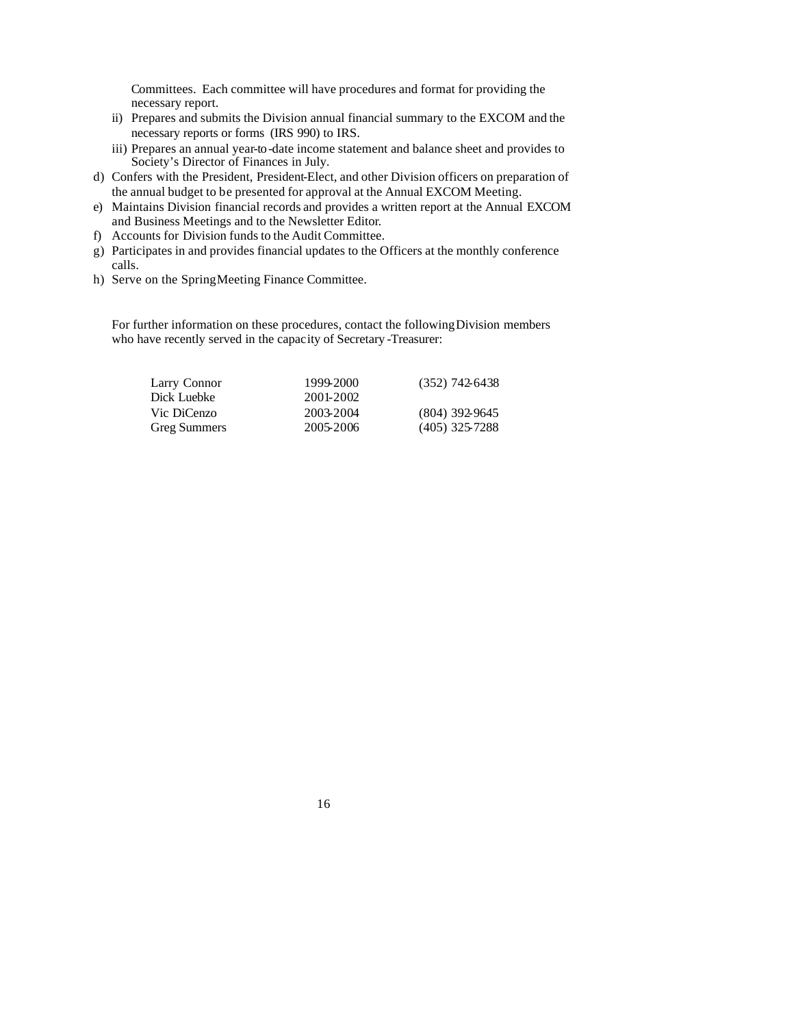Committees. Each committee will have procedures and format for providing the necessary report.

ii) Prepares and submits the Division annual financial summary to the EXCOM and the necessary reports or forms (IRS 990) to IRS.

iii) Prepares an annual year-to-date income statement and balance sheet and provides to Society's Director of Finances in July.

d) Confers with the President, President-Elect, and other Division officers on preparation of the annual budget to be presented for approval at the Annual EXCOM Meeting.
e) Maintains Division financial records and provides a written report at the Annual EXCOM and Business Meetings and to the Newsletter Editor.
f) Accounts for Division funds to the Audit Committee.
g) Participates in and provides financial updates to the Officers at the monthly conference calls.
h) Serve on the Spring Meeting Finance Committee.

For further information on these procedures, contact the following Division members who have recently served in the capacity of Secretary-Treasurer:

| | | |
|---|---|---|
| Larry Connor | 1999-2000 | (352) 742-6438 |
| Dick Luebke | 2001-2002 | |
| Vic DiCenzo | 2003-2004 | (804) 392-9645 |
| Greg Summers | 2005-2006 | (405) 325-7288 |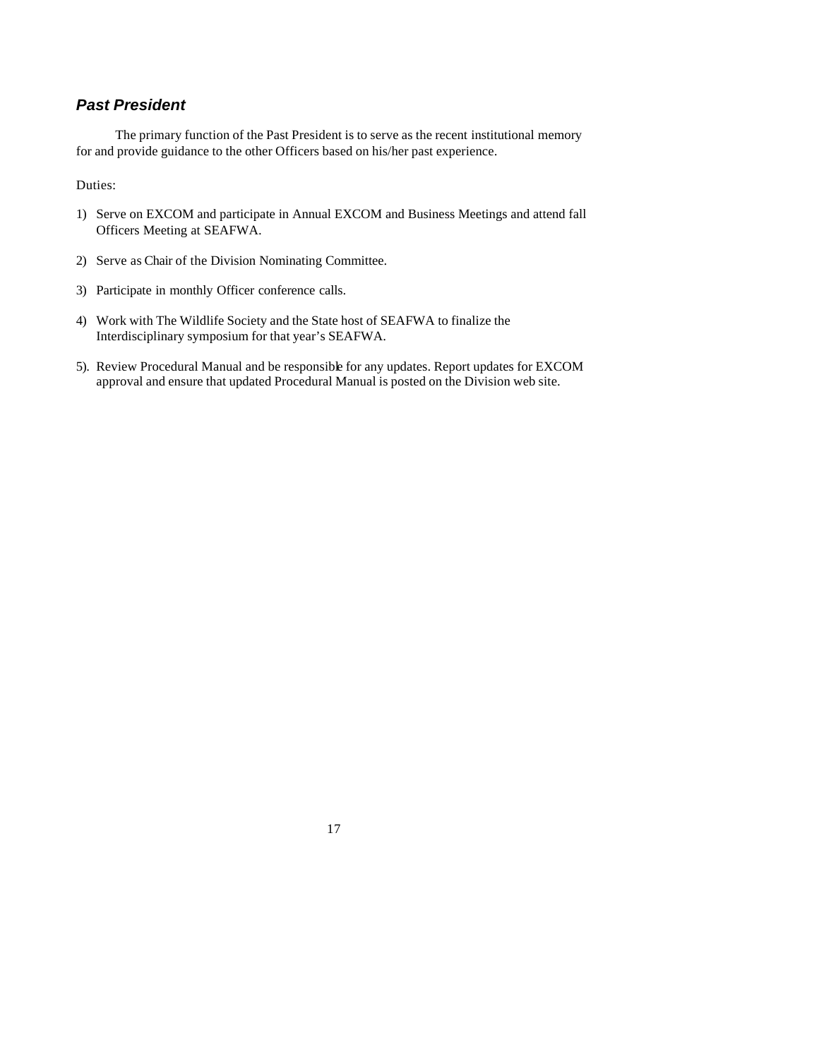### *Past President*

The primary function of the Past President is to serve as the recent institutional memory for and provide guidance to the other Officers based on his/her past experience.

Duties:

1) Serve on EXCOM and participate in Annual EXCOM and Business Meetings and attend fall Officers Meeting at SEAFWA.

2) Serve as Chair of the Division Nominating Committee.

3) Participate in monthly Officer conference calls.

4) Work with The Wildlife Society and the State host of SEAFWA to finalize the Interdisciplinary symposium for that year's SEAFWA.

5). Review Procedural Manual and be responsible for any updates. Report updates for EXCOM approval and ensure that updated Procedural Manual is posted on the Division web site.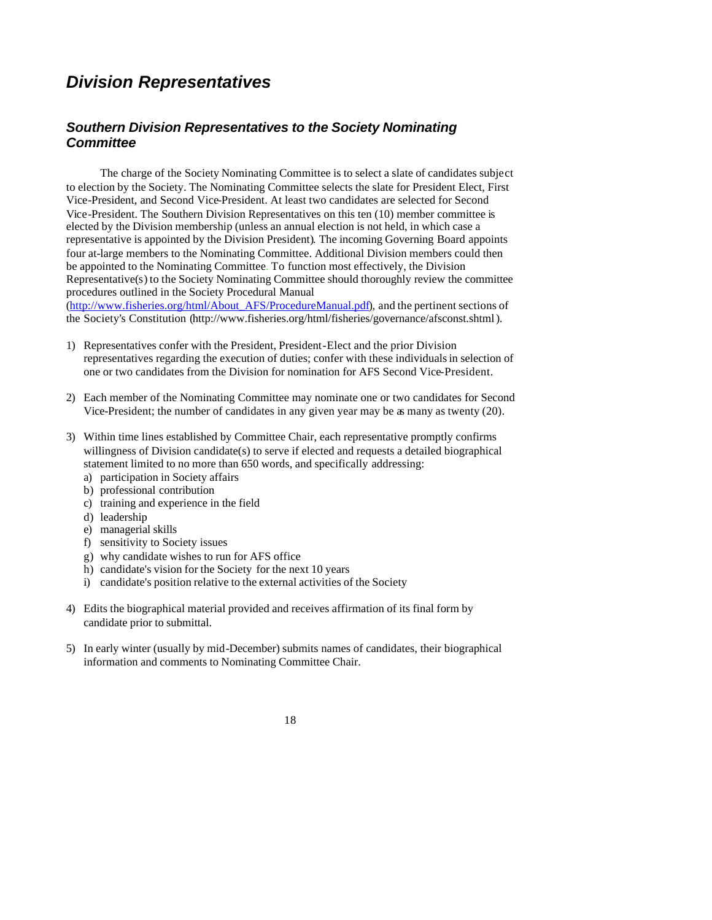## *Division Representatives*

### *Southern Division Representatives to the Society Nominating Committee*

The charge of the Society Nominating Committee is to select a slate of candidates subject to election by the Society. The Nominating Committee selects the slate for President Elect, First Vice-President, and Second Vice-President. At least two candidates are selected for Second Vice-President. The Southern Division Representatives on this ten (10) member committee is elected by the Division membership (unless an annual election is not held, in which case a representative is appointed by the Division President). The incoming Governing Board appoints four at-large members to the Nominating Committee. Additional Division members could then be appointed to the Nominating Committee. To function most effectively, the Division Representative(s) to the Society Nominating Committee should thoroughly review the committee procedures outlined in the Society Procedural Manual (http://www.fisheries.org/html/About_AFS/ProcedureManual.pdf), and the pertinent sections of the Society's Constitution (http://www.fisheries.org/html/fisheries/governance/afsconst.shtml).

1) Representatives confer with the President, President-Elect and the prior Division representatives regarding the execution of duties; confer with these individuals in selection of one or two candidates from the Division for nomination for AFS Second Vice-President.

2) Each member of the Nominating Committee may nominate one or two candidates for Second Vice-President; the number of candidates in any given year may be as many as twenty (20).

3) Within time lines established by Committee Chair, each representative promptly confirms willingness of Division candidate(s) to serve if elected and requests a detailed biographical statement limited to no more than 650 words, and specifically addressing:
   a) participation in Society affairs
   b) professional contribution
   c) training and experience in the field
   d) leadership
   e) managerial skills
   f) sensitivity to Society issues
   g) why candidate wishes to run for AFS office
   h) candidate's vision for the Society for the next 10 years
   i) candidate's position relative to the external activities of the Society

4) Edits the biographical material provided and receives affirmation of its final form by candidate prior to submittal.

5) In early winter (usually by mid-December) submits names of candidates, their biographical information and comments to Nominating Committee Chair.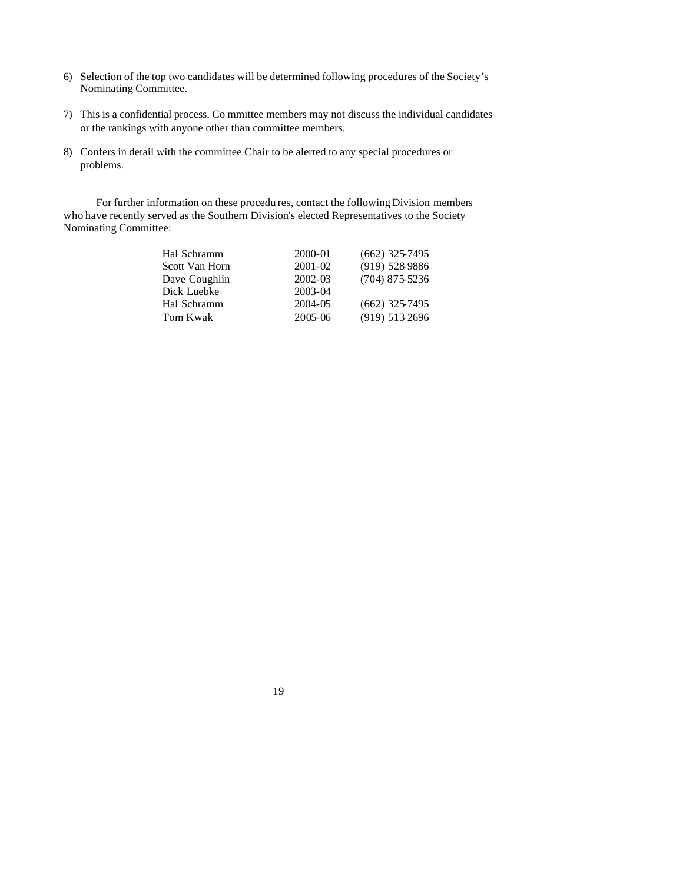6) Selection of the top two candidates will be determined following procedures of the Society's Nominating Committee.

7) This is a confidential process. Committee members may not discuss the individual candidates or the rankings with anyone other than committee members.

8) Confers in detail with the committee Chair to be alerted to any special procedures or problems.

For further information on these procedures, contact the following Division members who have recently served as the Southern Division's elected Representatives to the Society Nominating Committee:

| | | |
|---|---|---|
| Hal Schramm | 2000-01 | (662) 325-7495 |
| Scott Van Horn | 2001-02 | (919) 528-9886 |
| Dave Coughlin | 2002-03 | (704) 875-5236 |
| Dick Luebke | 2003-04 | |
| Hal Schramm | 2004-05 | (662) 325-7495 |
| Tom Kwak | 2005-06 | (919) 513-2696 |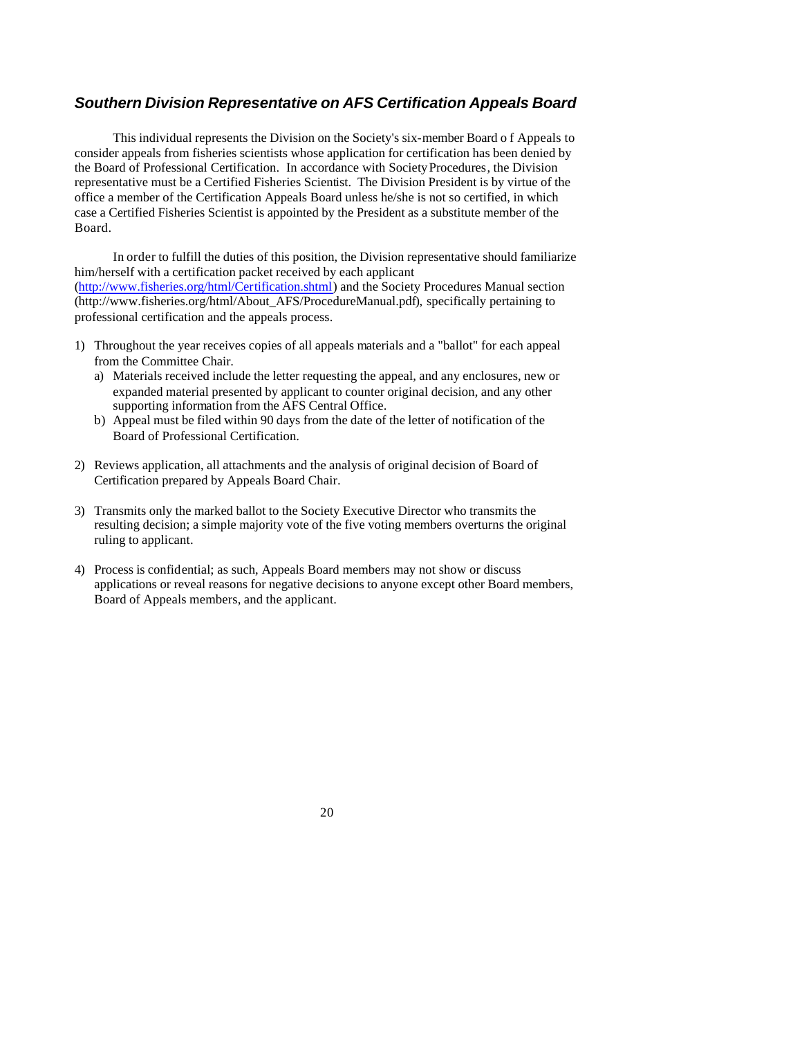## *Southern Division Representative on AFS Certification Appeals Board*

This individual represents the Division on the Society's six-member Board o f Appeals to consider appeals from fisheries scientists whose application for certification has been denied by the Board of Professional Certification. In accordance with Society Procedures, the Division representative must be a Certified Fisheries Scientist. The Division President is by virtue of the office a member of the Certification Appeals Board unless he/she is not so certified, in which case a Certified Fisheries Scientist is appointed by the President as a substitute member of the Board.

In order to fulfill the duties of this position, the Division representative should familiarize him/herself with a certification packet received by each applicant (http://www.fisheries.org/html/Certification.shtml) and the Society Procedures Manual section (http://www.fisheries.org/html/About_AFS/ProcedureManual.pdf), specifically pertaining to professional certification and the appeals process.

1) Throughout the year receives copies of all appeals materials and a "ballot" for each appeal from the Committee Chair.
   a) Materials received include the letter requesting the appeal, and any enclosures, new or expanded material presented by applicant to counter original decision, and any other supporting information from the AFS Central Office.
   b) Appeal must be filed within 90 days from the date of the letter of notification of the Board of Professional Certification.

2) Reviews application, all attachments and the analysis of original decision of Board of Certification prepared by Appeals Board Chair.

3) Transmits only the marked ballot to the Society Executive Director who transmits the resulting decision; a simple majority vote of the five voting members overturns the original ruling to applicant.

4) Process is confidential; as such, Appeals Board members may not show or discuss applications or reveal reasons for negative decisions to anyone except other Board members, Board of Appeals members, and the applicant.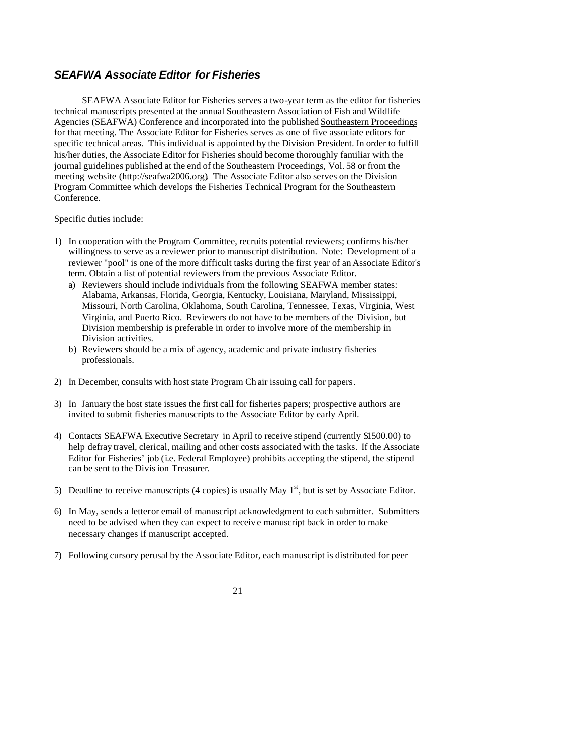## *SEAFWA Associate Editor for Fisheries*

SEAFWA Associate Editor for Fisheries serves a two-year term as the editor for fisheries technical manuscripts presented at the annual Southeastern Association of Fish and Wildlife Agencies (SEAFWA) Conference and incorporated into the published Southeastern Proceedings for that meeting. The Associate Editor for Fisheries serves as one of five associate editors for specific technical areas. This individual is appointed by the Division President. In order to fulfill his/her duties, the Associate Editor for Fisheries should become thoroughly familiar with the journal guidelines published at the end of the Southeastern Proceedings, Vol. 58 or from the meeting website (http://seafwa2006.org). The Associate Editor also serves on the Division Program Committee which develops the Fisheries Technical Program for the Southeastern Conference.

Specific duties include:

1) In cooperation with the Program Committee, recruits potential reviewers; confirms his/her willingness to serve as a reviewer prior to manuscript distribution. Note: Development of a reviewer "pool" is one of the more difficult tasks during the first year of an Associate Editor's term. Obtain a list of potential reviewers from the previous Associate Editor.
   a) Reviewers should include individuals from the following SEAFWA member states: Alabama, Arkansas, Florida, Georgia, Kentucky, Louisiana, Maryland, Mississippi, Missouri, North Carolina, Oklahoma, South Carolina, Tennessee, Texas, Virginia, West Virginia, and Puerto Rico. Reviewers do not have to be members of the Division, but Division membership is preferable in order to involve more of the membership in Division activities.
   b) Reviewers should be a mix of agency, academic and private industry fisheries professionals.

2) In December, consults with host state Program Chair issuing call for papers.

3) In January the host state issues the first call for fisheries papers; prospective authors are invited to submit fisheries manuscripts to the Associate Editor by early April.

4) Contacts SEAFWA Executive Secretary in April to receive stipend (currently $1500.00) to help defray travel, clerical, mailing and other costs associated with the tasks. If the Associate Editor for Fisheries' job (i.e. Federal Employee) prohibits accepting the stipend, the stipend can be sent to the Division Treasurer.

5) Deadline to receive manuscripts (4 copies) is usually May 1st, but is set by Associate Editor.

6) In May, sends a letter or email of manuscript acknowledgment to each submitter. Submitters need to be advised when they can expect to receive manuscript back in order to make necessary changes if manuscript accepted.

7) Following cursory perusal by the Associate Editor, each manuscript is distributed for peer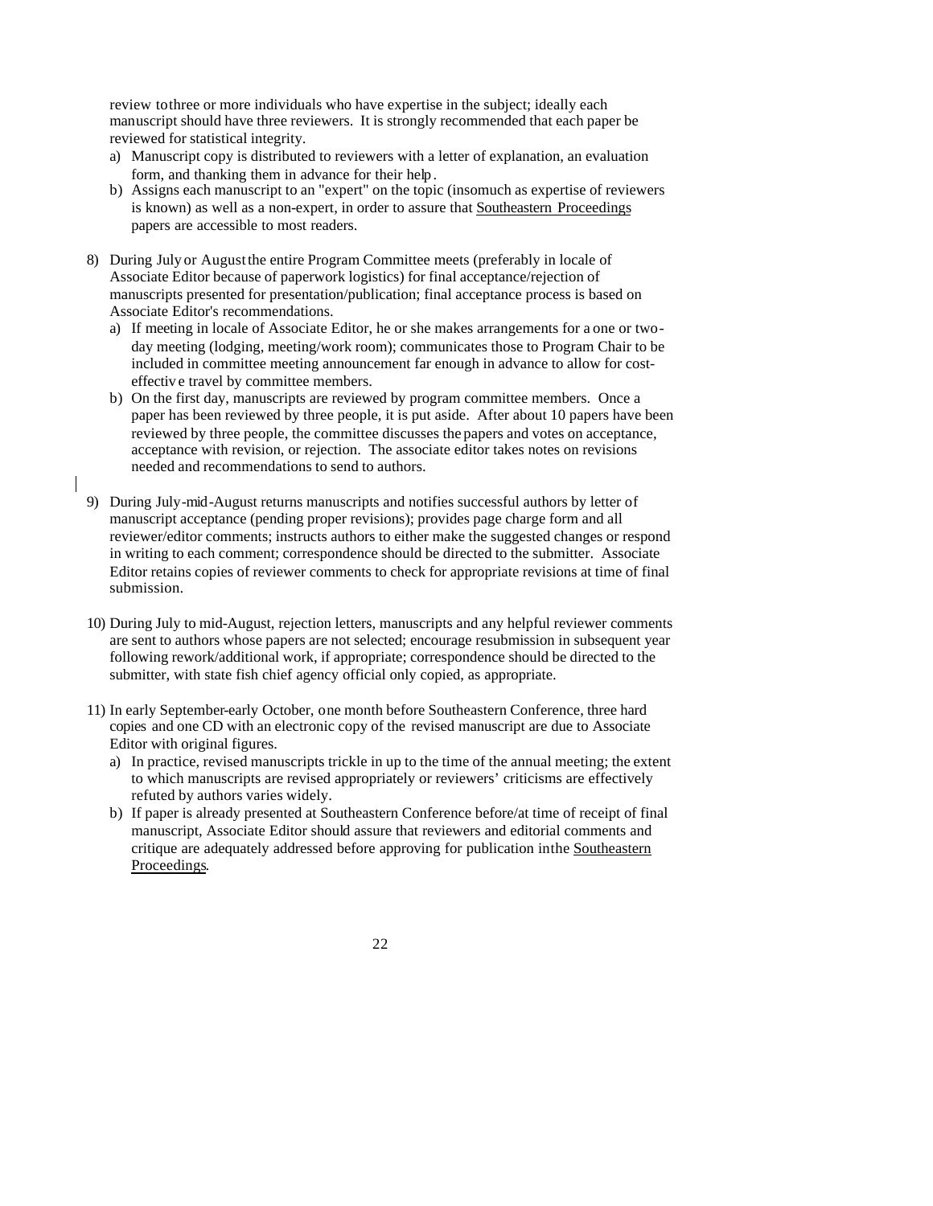review to three or more individuals who have expertise in the subject; ideally each manuscript should have three reviewers. It is strongly recommended that each paper be reviewed for statistical integrity.

a) Manuscript copy is distributed to reviewers with a letter of explanation, an evaluation form, and thanking them in advance for their help.
b) Assigns each manuscript to an "expert" on the topic (insomuch as expertise of reviewers is known) as well as a non-expert, in order to assure that Southeastern Proceedings papers are accessible to most readers.

8) During July or August the entire Program Committee meets (preferably in locale of Associate Editor because of paperwork logistics) for final acceptance/rejection of manuscripts presented for presentation/publication; final acceptance process is based on Associate Editor's recommendations.
   a) If meeting in locale of Associate Editor, he or she makes arrangements for a one or two-day meeting (lodging, meeting/work room); communicates those to Program Chair to be included in committee meeting announcement far enough in advance to allow for cost-effective travel by committee members.
   b) On the first day, manuscripts are reviewed by program committee members. Once a paper has been reviewed by three people, it is put aside. After about 10 papers have been reviewed by three people, the committee discusses the papers and votes on acceptance, acceptance with revision, or rejection. The associate editor takes notes on revisions needed and recommendations to send to authors.

9) During July-mid-August returns manuscripts and notifies successful authors by letter of manuscript acceptance (pending proper revisions); provides page charge form and all reviewer/editor comments; instructs authors to either make the suggested changes or respond in writing to each comment; correspondence should be directed to the submitter. Associate Editor retains copies of reviewer comments to check for appropriate revisions at time of final submission.

10) During July to mid-August, rejection letters, manuscripts and any helpful reviewer comments are sent to authors whose papers are not selected; encourage resubmission in subsequent year following rework/additional work, if appropriate; correspondence should be directed to the submitter, with state fish chief agency official only copied, as appropriate.

11) In early September-early October, one month before Southeastern Conference, three hard copies and one CD with an electronic copy of the revised manuscript are due to Associate Editor with original figures.
   a) In practice, revised manuscripts trickle in up to the time of the annual meeting; the extent to which manuscripts are revised appropriately or reviewers' criticisms are effectively refuted by authors varies widely.
   b) If paper is already presented at Southeastern Conference before/at time of receipt of final manuscript, Associate Editor should assure that reviewers and editorial comments and critique are adequately addressed before approving for publication in the Southeastern Proceedings.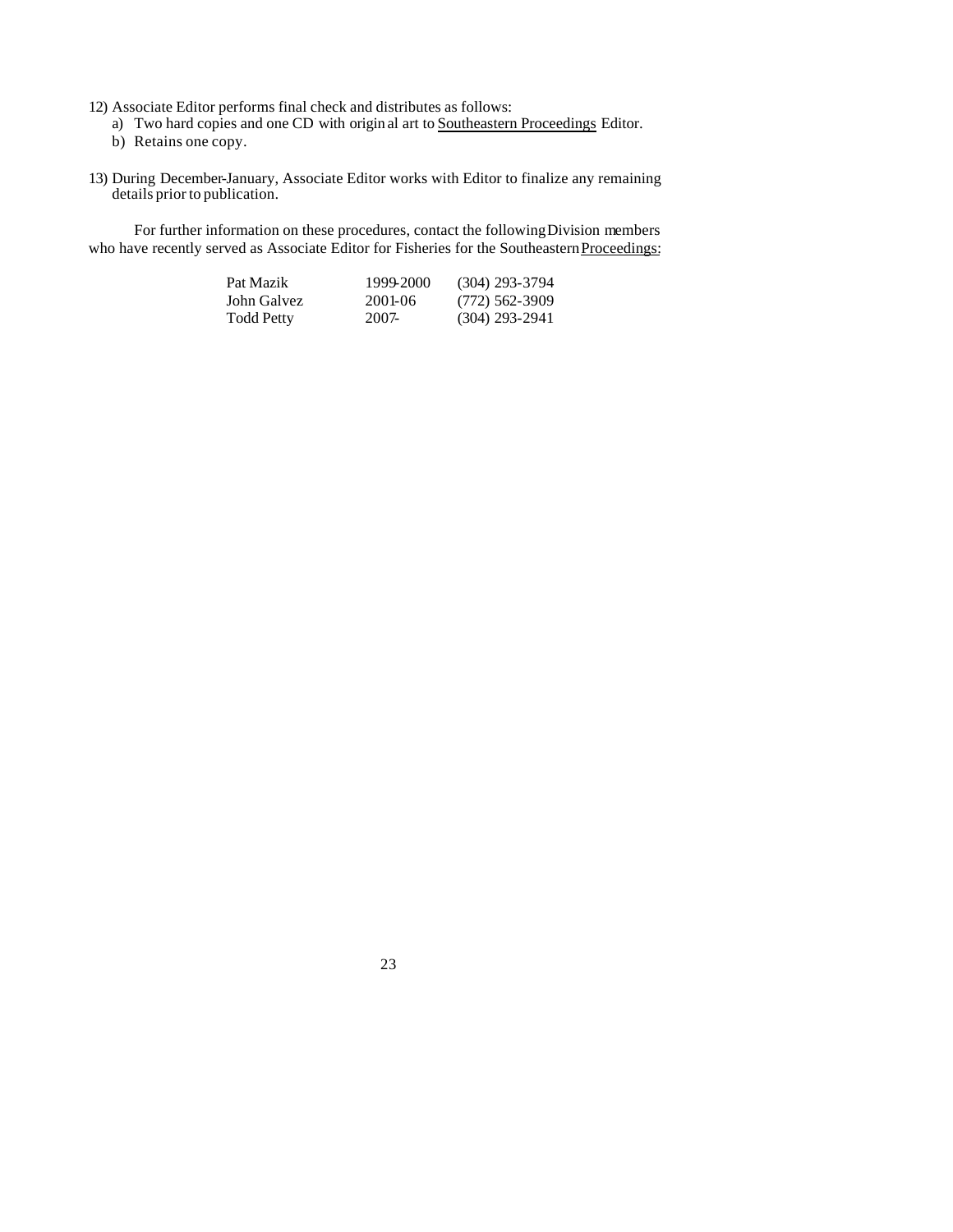12) Associate Editor performs final check and distributes as follows:
    a) Two hard copies and one CD with original art to Southeastern Proceedings Editor.
    b) Retains one copy.

13) During December-January, Associate Editor works with Editor to finalize any remaining details prior to publication.

For further information on these procedures, contact the following Division members who have recently served as Associate Editor for Fisheries for the Southeastern Proceedings:

| | | |
|---|---|---|
| Pat Mazik | 1999-2000 | (304) 293-3794 |
| John Galvez | 2001-06 | (772) 562-3909 |
| Todd Petty | 2007- | (304) 293-2941 |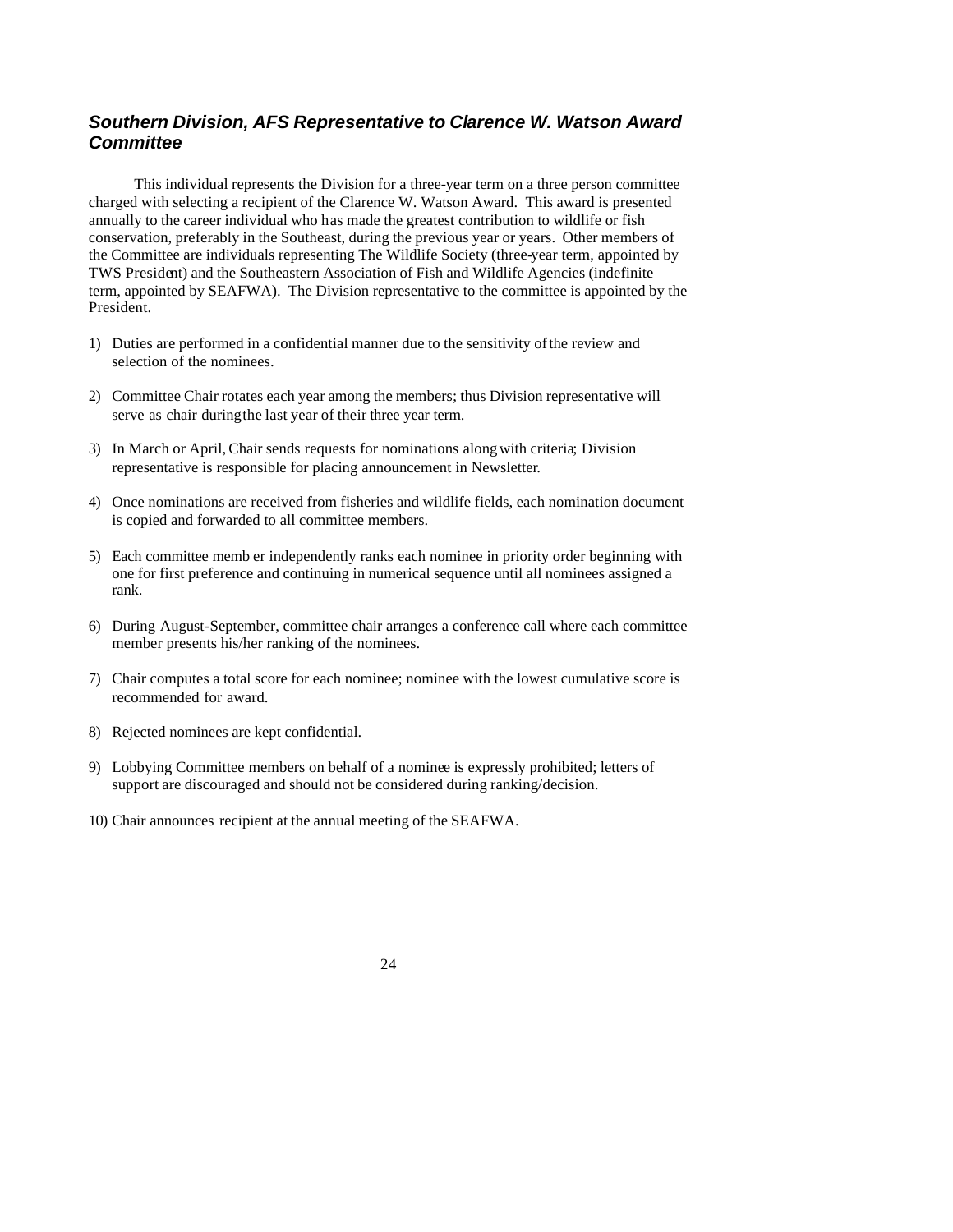### *Southern Division, AFS Representative to Clarence W. Watson Award Committee*

This individual represents the Division for a three-year term on a three person committee charged with selecting a recipient of the Clarence W. Watson Award. This award is presented annually to the career individual who has made the greatest contribution to wildlife or fish conservation, preferably in the Southeast, during the previous year or years. Other members of the Committee are individuals representing The Wildlife Society (three-year term, appointed by TWS President) and the Southeastern Association of Fish and Wildlife Agencies (indefinite term, appointed by SEAFWA). The Division representative to the committee is appointed by the President.

1) Duties are performed in a confidential manner due to the sensitivity of the review and selection of the nominees.
2) Committee Chair rotates each year among the members; thus Division representative will serve as chair during the last year of their three year term.
3) In March or April, Chair sends requests for nominations along with criteria; Division representative is responsible for placing announcement in Newsletter.
4) Once nominations are received from fisheries and wildlife fields, each nomination document is copied and forwarded to all committee members.
5) Each committee member independently ranks each nominee in priority order beginning with one for first preference and continuing in numerical sequence until all nominees assigned a rank.
6) During August-September, committee chair arranges a conference call where each committee member presents his/her ranking of the nominees.
7) Chair computes a total score for each nominee; nominee with the lowest cumulative score is recommended for award.
8) Rejected nominees are kept confidential.
9) Lobbying Committee members on behalf of a nominee is expressly prohibited; letters of support are discouraged and should not be considered during ranking/decision.
10) Chair announces recipient at the annual meeting of the SEAFWA.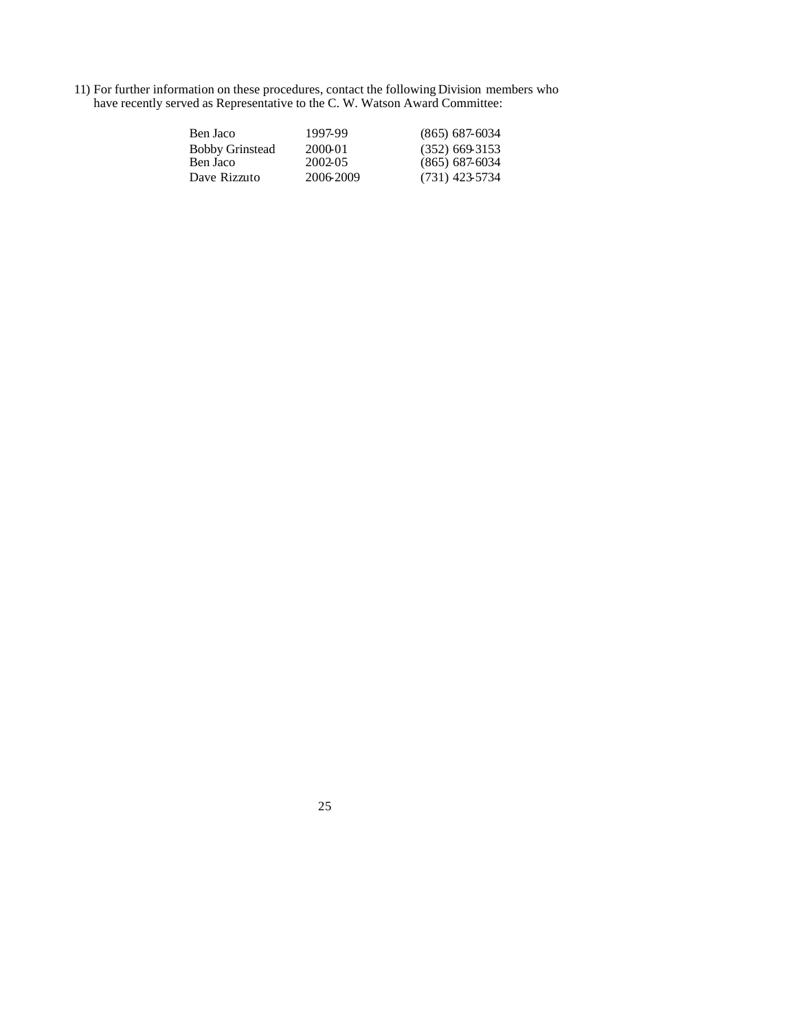11) For further information on these procedures, contact the following Division members who have recently served as Representative to the C. W. Watson Award Committee:

| | | |
|---|---|---|
| Ben Jaco | 1997-99 | (865) 687-6034 |
| Bobby Grinstead | 2000-01 | (352) 669-3153 |
| Ben Jaco | 2002-05 | (865) 687-6034 |
| Dave Rizzuto | 2006-2009 | (731) 423-5734 |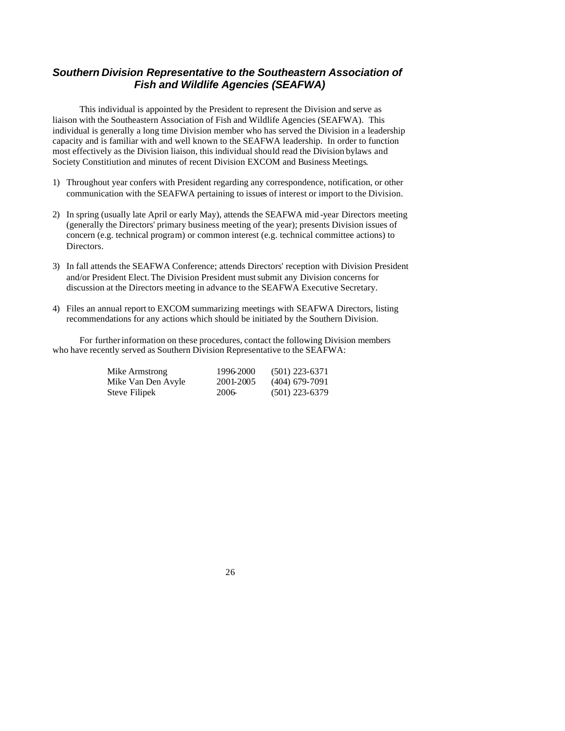## *Southern Division Representative to the Southeastern Association of Fish and Wildlife Agencies (SEAFWA)*

This individual is appointed by the President to represent the Division and serve as liaison with the Southeastern Association of Fish and Wildlife Agencies (SEAFWA). This individual is generally a long time Division member who has served the Division in a leadership capacity and is familiar with and well known to the SEAFWA leadership. In order to function most effectively as the Division liaison, this individual should read the Division bylaws and Society Constitiution and minutes of recent Division EXCOM and Business Meetings.

1) Throughout year confers with President regarding any correspondence, notification, or other communication with the SEAFWA pertaining to issues of interest or import to the Division.

2) In spring (usually late April or early May), attends the SEAFWA mid-year Directors meeting (generally the Directors' primary business meeting of the year); presents Division issues of concern (e.g. technical program) or common interest (e.g. technical committee actions) to Directors.

3) In fall attends the SEAFWA Conference; attends Directors' reception with Division President and/or President Elect. The Division President must submit any Division concerns for discussion at the Directors meeting in advance to the SEAFWA Executive Secretary.

4) Files an annual report to EXCOM summarizing meetings with SEAFWA Directors, listing recommendations for any actions which should be initiated by the Southern Division.

For further information on these procedures, contact the following Division members who have recently served as Southern Division Representative to the SEAFWA:

| | | |
|---|---|---|
| Mike Armstrong | 1996-2000 | (501) 223-6371 |
| Mike Van Den Avyle | 2001-2005 | (404) 679-7091 |
| Steve Filipek | 2006- | (501) 223-6379 |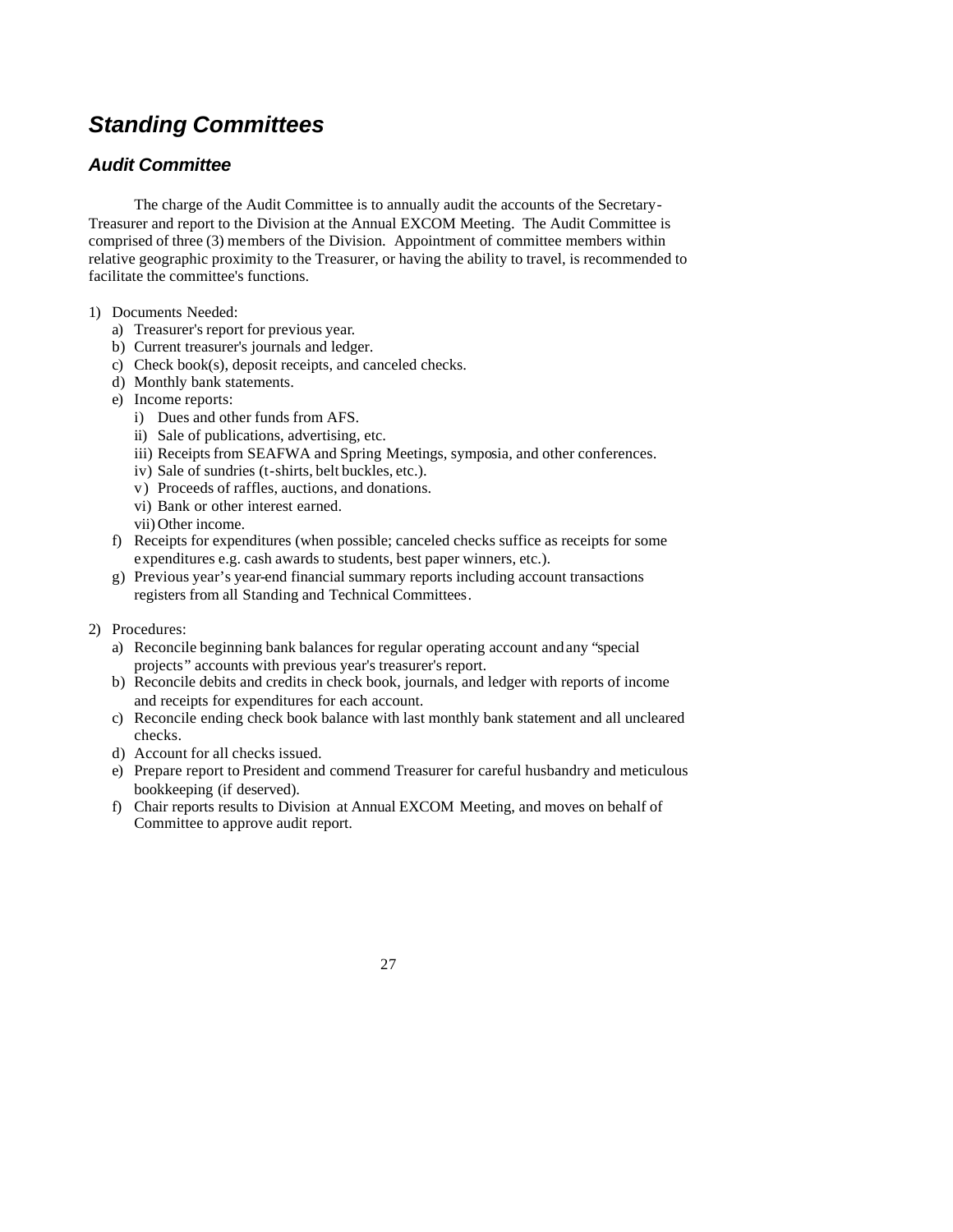## *Standing Committees*

### *Audit Committee*

The charge of the Audit Committee is to annually audit the accounts of the Secretary-Treasurer and report to the Division at the Annual EXCOM Meeting. The Audit Committee is comprised of three (3) members of the Division. Appointment of committee members within relative geographic proximity to the Treasurer, or having the ability to travel, is recommended to facilitate the committee's functions.

1) Documents Needed:
   a) Treasurer's report for previous year.
   b) Current treasurer's journals and ledger.
   c) Check book(s), deposit receipts, and canceled checks.
   d) Monthly bank statements.
   e) Income reports:
      i) Dues and other funds from AFS.
      ii) Sale of publications, advertising, etc.
      iii) Receipts from SEAFWA and Spring Meetings, symposia, and other conferences.
      iv) Sale of sundries (t-shirts, belt buckles, etc.).
      v) Proceeds of raffles, auctions, and donations.
      vi) Bank or other interest earned.
      vii) Other income.
   f) Receipts for expenditures (when possible; canceled checks suffice as receipts for some expenditures e.g. cash awards to students, best paper winners, etc.).
   g) Previous year's year-end financial summary reports including account transactions registers from all Standing and Technical Committees.

2) Procedures:
   a) Reconcile beginning bank balances for regular operating account and any "special projects" accounts with previous year's treasurer's report.
   b) Reconcile debits and credits in check book, journals, and ledger with reports of income and receipts for expenditures for each account.
   c) Reconcile ending check book balance with last monthly bank statement and all uncleared checks.
   d) Account for all checks issued.
   e) Prepare report to President and commend Treasurer for careful husbandry and meticulous bookkeeping (if deserved).
   f) Chair reports results to Division at Annual EXCOM Meeting, and moves on behalf of Committee to approve audit report.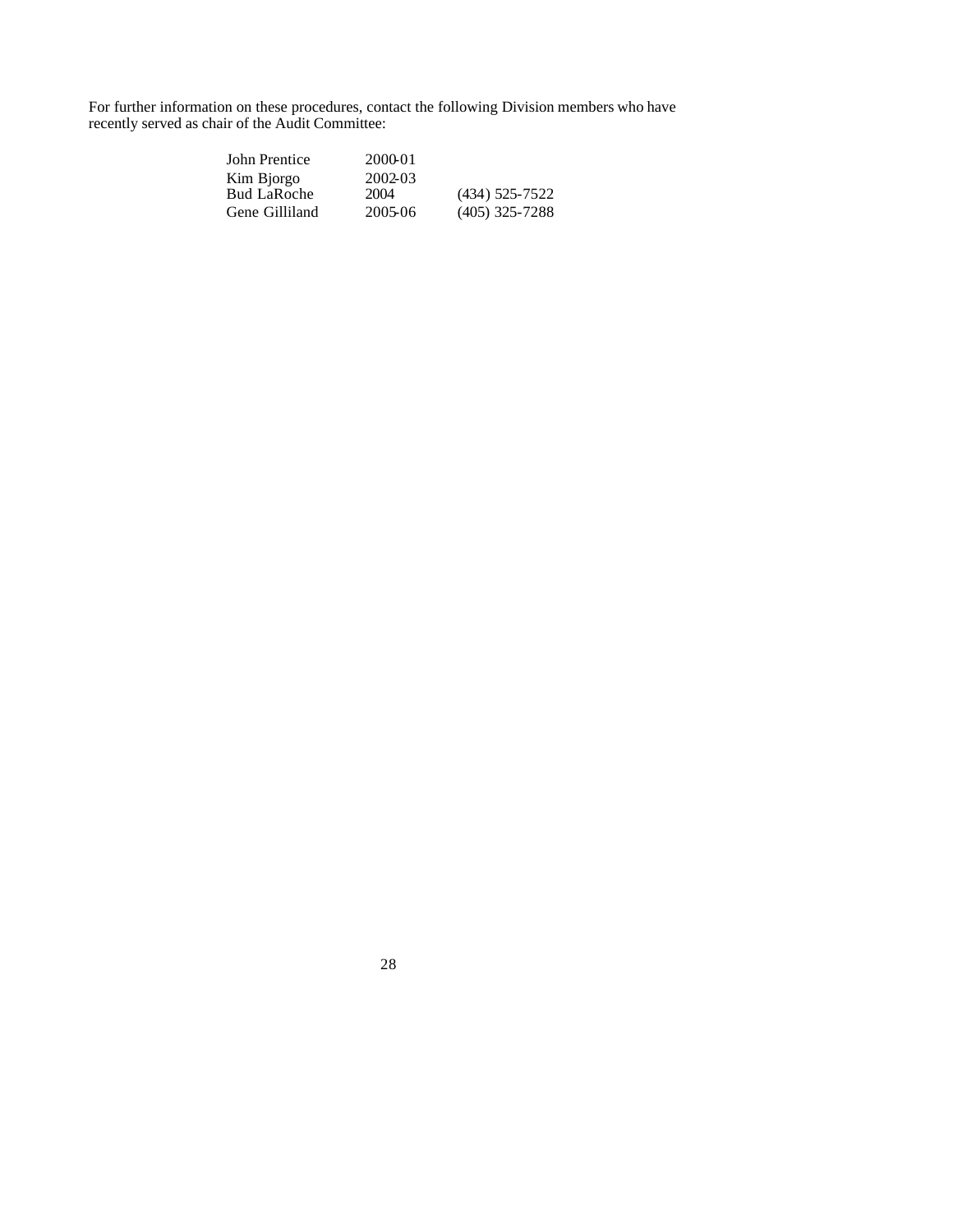For further information on these procedures, contact the following Division members who have recently served as chair of the Audit Committee:

| | | |
|---|---|---|
| John Prentice | 2000-01 | |
| Kim Bjorgo | 2002-03 | |
| Bud LaRoche | 2004 | (434) 525-7522 |
| Gene Gilliland | 2005-06 | (405) 325-7288 |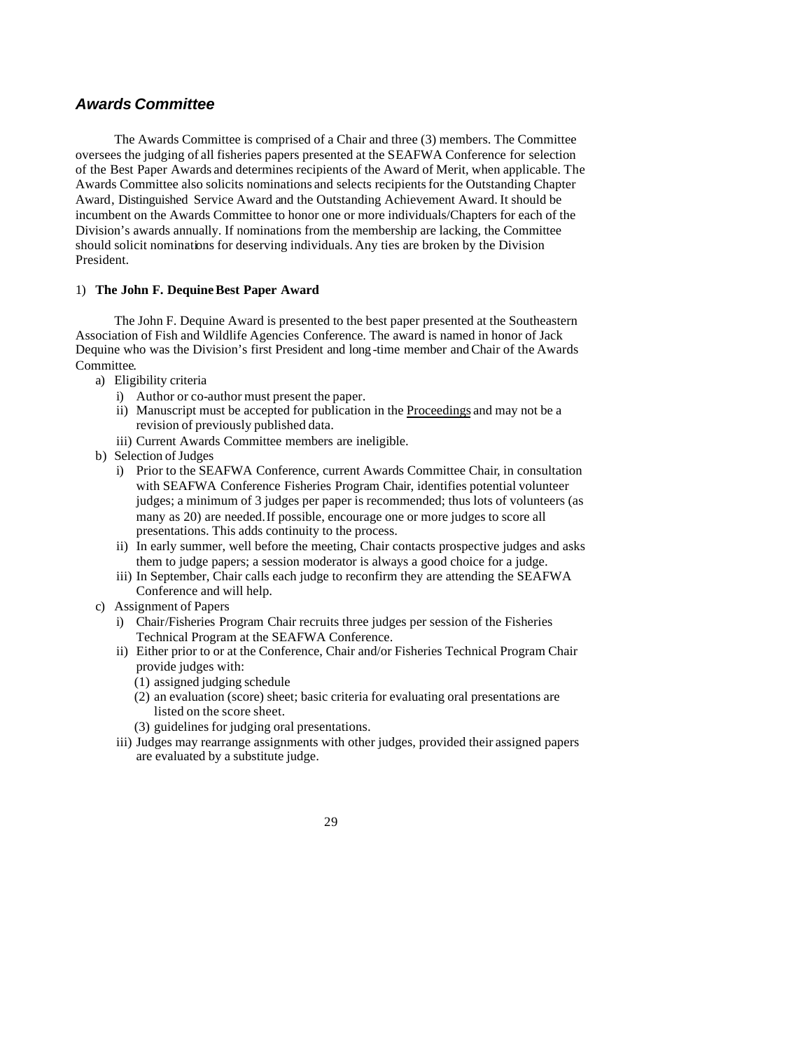## *Awards Committee*

The Awards Committee is comprised of a Chair and three (3) members. The Committee oversees the judging of all fisheries papers presented at the SEAFWA Conference for selection of the Best Paper Awards and determines recipients of the Award of Merit, when applicable. The Awards Committee also solicits nominations and selects recipients for the Outstanding Chapter Award, Distinguished Service Award and the Outstanding Achievement Award. It should be incumbent on the Awards Committee to honor one or more individuals/Chapters for each of the Division's awards annually. If nominations from the membership are lacking, the Committee should solicit nominations for deserving individuals. Any ties are broken by the Division President.

### 1) **The John F. Dequine Best Paper Award**

The John F. Dequine Award is presented to the best paper presented at the Southeastern Association of Fish and Wildlife Agencies Conference. The award is named in honor of Jack Dequine who was the Division's first President and long-time member and Chair of the Awards Committee.

- a) Eligibility criteria
  - i) Author or co-author must present the paper.
  - ii) Manuscript must be accepted for publication in the Proceedings and may not be a revision of previously published data.
  - iii) Current Awards Committee members are ineligible.
- b) Selection of Judges
  - i) Prior to the SEAFWA Conference, current Awards Committee Chair, in consultation with SEAFWA Conference Fisheries Program Chair, identifies potential volunteer judges; a minimum of 3 judges per paper is recommended; thus lots of volunteers (as many as 20) are needed. If possible, encourage one or more judges to score all presentations. This adds continuity to the process.
  - ii) In early summer, well before the meeting, Chair contacts prospective judges and asks them to judge papers; a session moderator is always a good choice for a judge.
  - iii) In September, Chair calls each judge to reconfirm they are attending the SEAFWA Conference and will help.
- c) Assignment of Papers
  - i) Chair/Fisheries Program Chair recruits three judges per session of the Fisheries Technical Program at the SEAFWA Conference.
  - ii) Either prior to or at the Conference, Chair and/or Fisheries Technical Program Chair provide judges with:
    - (1) assigned judging schedule
    - (2) an evaluation (score) sheet; basic criteria for evaluating oral presentations are listed on the score sheet.
    - (3) guidelines for judging oral presentations.
  - iii) Judges may rearrange assignments with other judges, provided their assigned papers are evaluated by a substitute judge.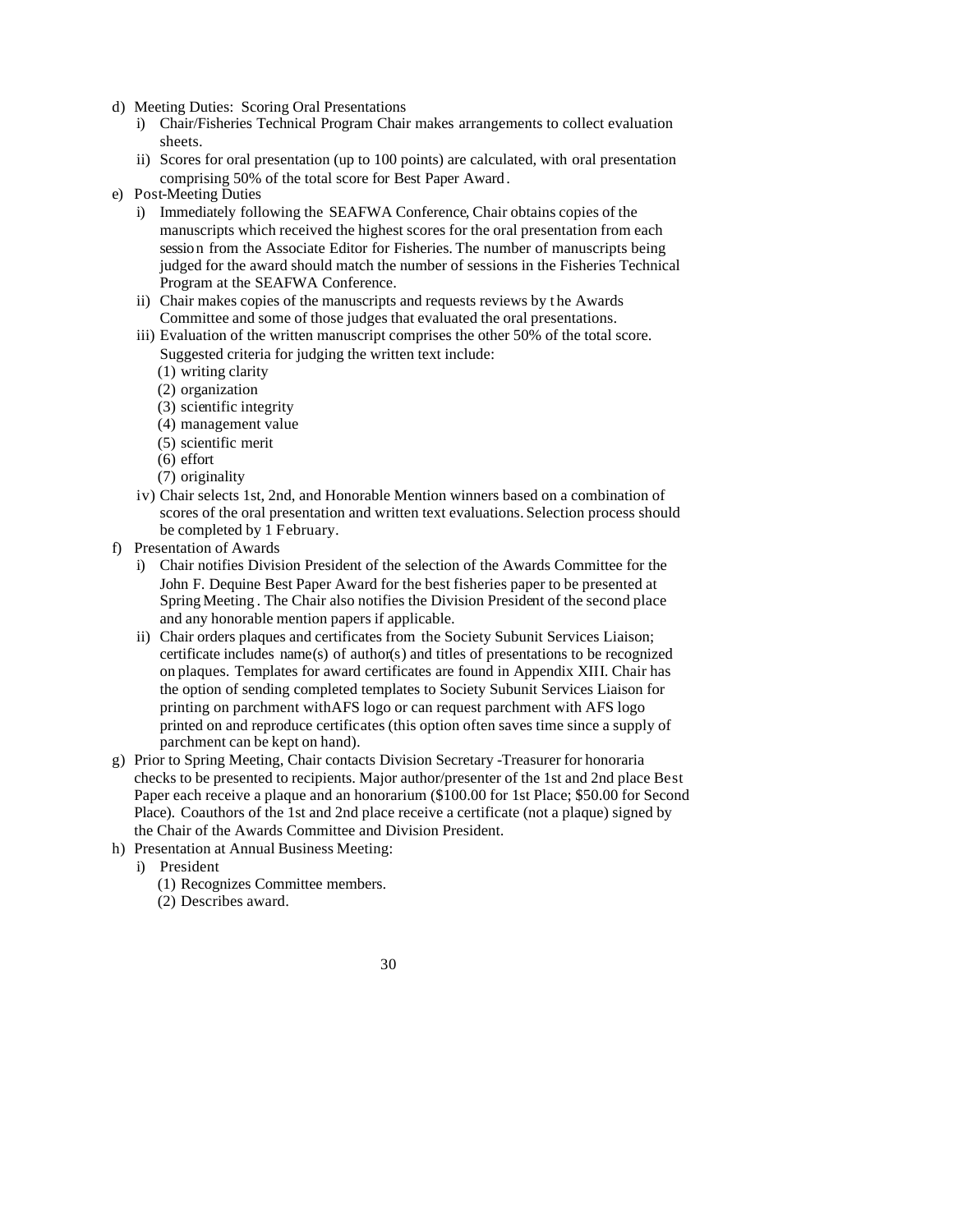- d) Meeting Duties: Scoring Oral Presentations
  - i) Chair/Fisheries Technical Program Chair makes arrangements to collect evaluation sheets.
  - ii) Scores for oral presentation (up to 100 points) are calculated, with oral presentation comprising 50% of the total score for Best Paper Award.
- e) Post-Meeting Duties
  - i) Immediately following the SEAFWA Conference, Chair obtains copies of the manuscripts which received the highest scores for the oral presentation from each session from the Associate Editor for Fisheries. The number of manuscripts being judged for the award should match the number of sessions in the Fisheries Technical Program at the SEAFWA Conference.
  - ii) Chair makes copies of the manuscripts and requests reviews by the Awards Committee and some of those judges that evaluated the oral presentations.
  - iii) Evaluation of the written manuscript comprises the other 50% of the total score. Suggested criteria for judging the written text include:
    - (1) writing clarity
    - (2) organization
    - (3) scientific integrity
    - (4) management value
    - (5) scientific merit
    - (6) effort
    - (7) originality
  - iv) Chair selects 1st, 2nd, and Honorable Mention winners based on a combination of scores of the oral presentation and written text evaluations. Selection process should be completed by 1 February.
- f) Presentation of Awards
  - i) Chair notifies Division President of the selection of the Awards Committee for the John F. Dequine Best Paper Award for the best fisheries paper to be presented at Spring Meeting. The Chair also notifies the Division President of the second place and any honorable mention papers if applicable.
  - ii) Chair orders plaques and certificates from the Society Subunit Services Liaison; certificate includes name(s) of author(s) and titles of presentations to be recognized on plaques. Templates for award certificates are found in Appendix XIII. Chair has the option of sending completed templates to Society Subunit Services Liaison for printing on parchment withAFS logo or can request parchment with AFS logo printed on and reproduce certificates (this option often saves time since a supply of parchment can be kept on hand).
- g) Prior to Spring Meeting, Chair contacts Division Secretary -Treasurer for honoraria checks to be presented to recipients. Major author/presenter of the 1st and 2nd place Best Paper each receive a plaque and an honorarium ($100.00 for 1st Place; $50.00 for Second Place). Coauthors of the 1st and 2nd place receive a certificate (not a plaque) signed by the Chair of the Awards Committee and Division President.
- h) Presentation at Annual Business Meeting:
  - i) President
    - (1) Recognizes Committee members.
    - (2) Describes award.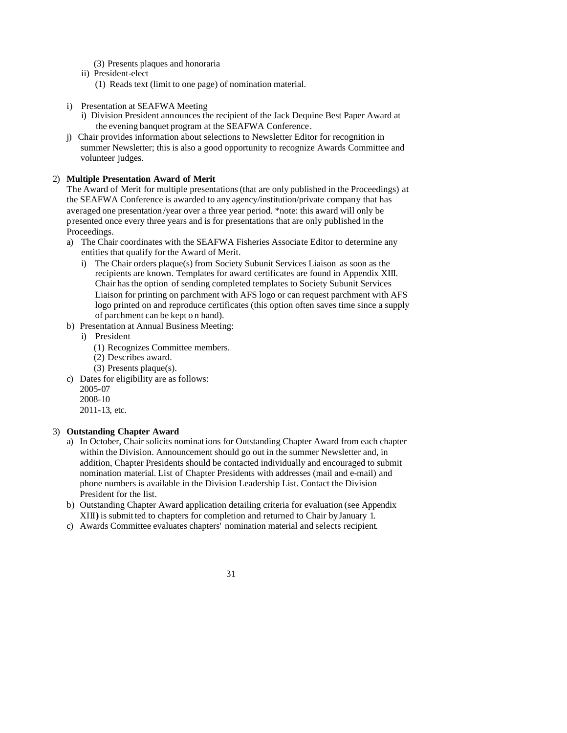(3) Presents plaques and honoraria

ii) President-elect

(1) Reads text (limit to one page) of nomination material.

i) Presentation at SEAFWA Meeting

i) Division President announces the recipient of the Jack Dequine Best Paper Award at the evening banquet program at the SEAFWA Conference.

j) Chair provides information about selections to Newsletter Editor for recognition in summer Newsletter; this is also a good opportunity to recognize Awards Committee and volunteer judges.

2) **Multiple Presentation Award of Merit**

The Award of Merit for multiple presentations (that are only published in the Proceedings) at the SEAFWA Conference is awarded to any agency/institution/private company that has averaged one presentation /year over a three year period. *note: this award will only be presented once every three years and is for presentations that are only published in the Proceedings.

a) The Chair coordinates with the SEAFWA Fisheries Associate Editor to determine any entities that qualify for the Award of Merit.

i) The Chair orders plaque(s) from Society Subunit Services Liaison as soon as the recipients are known. Templates for award certificates are found in Appendix XIII. Chair has the option of sending completed templates to Society Subunit Services Liaison for printing on parchment with AFS logo or can request parchment with AFS logo printed on and reproduce certificates (this option often saves time since a supply of parchment can be kept on hand).

b) Presentation at Annual Business Meeting:

i) President

(1) Recognizes Committee members.

(2) Describes award.

(3) Presents plaque(s).

c) Dates for eligibility are as follows:

2005-07

2008-10

2011-13, etc.

3) **Outstanding Chapter Award**

a) In October, Chair solicits nominations for Outstanding Chapter Award from each chapter within the Division. Announcement should go out in the summer Newsletter and, in addition, Chapter Presidents should be contacted individually and encouraged to submit nomination material. List of Chapter Presidents with addresses (mail and e-mail) and phone numbers is available in the Division Leadership List. Contact the Division President for the list.

b) Outstanding Chapter Award application detailing criteria for evaluation (see Appendix XIII) is submitted to chapters for completion and returned to Chair by January 1.

c) Awards Committee evaluates chapters' nomination material and selects recipient.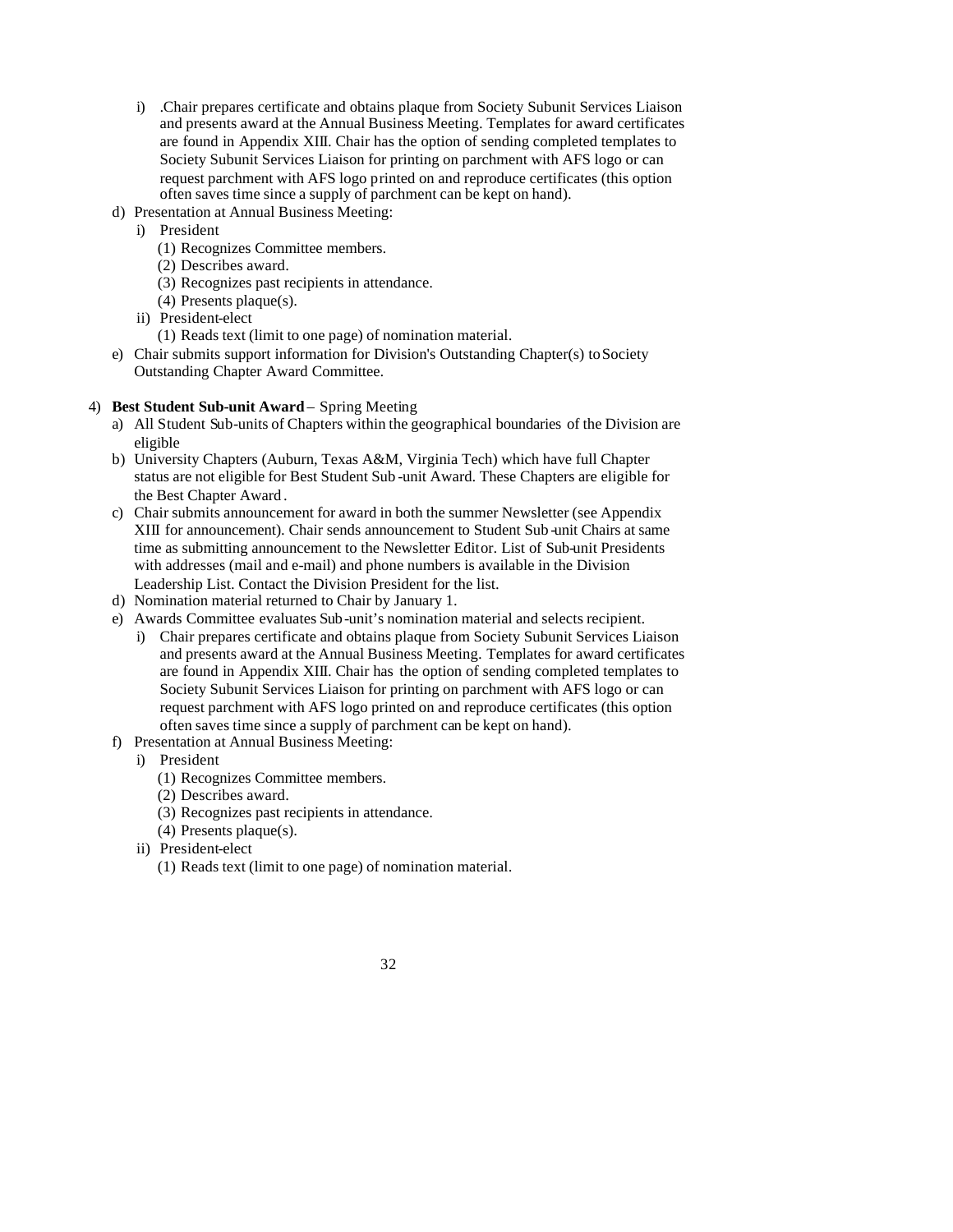i) .Chair prepares certificate and obtains plaque from Society Subunit Services Liaison and presents award at the Annual Business Meeting. Templates for award certificates are found in Appendix XIII. Chair has the option of sending completed templates to Society Subunit Services Liaison for printing on parchment with AFS logo or can request parchment with AFS logo printed on and reproduce certificates (this option often saves time since a supply of parchment can be kept on hand).
   d) Presentation at Annual Business Meeting:
      i) President
         (1) Recognizes Committee members.
         (2) Describes award.
         (3) Recognizes past recipients in attendance.
         (4) Presents plaque(s).
      ii) President-elect
         (1) Reads text (limit to one page) of nomination material.
   e) Chair submits support information for Division's Outstanding Chapter(s) to Society Outstanding Chapter Award Committee.

4) **Best Student Sub-unit Award** – Spring Meeting
   a) All Student Sub-units of Chapters within the geographical boundaries of the Division are eligible
   b) University Chapters (Auburn, Texas A&M, Virginia Tech) which have full Chapter status are not eligible for Best Student Sub-unit Award. These Chapters are eligible for the Best Chapter Award.
   c) Chair submits announcement for award in both the summer Newsletter (see Appendix XIII for announcement). Chair sends announcement to Student Sub-unit Chairs at same time as submitting announcement to the Newsletter Editor. List of Sub-unit Presidents with addresses (mail and e-mail) and phone numbers is available in the Division Leadership List. Contact the Division President for the list.
   d) Nomination material returned to Chair by January 1.
   e) Awards Committee evaluates Sub-unit's nomination material and selects recipient.
      i) Chair prepares certificate and obtains plaque from Society Subunit Services Liaison and presents award at the Annual Business Meeting. Templates for award certificates are found in Appendix XIII. Chair has the option of sending completed templates to Society Subunit Services Liaison for printing on parchment with AFS logo or can request parchment with AFS logo printed on and reproduce certificates (this option often saves time since a supply of parchment can be kept on hand).
   f) Presentation at Annual Business Meeting:
      i) President
         (1) Recognizes Committee members.
         (2) Describes award.
         (3) Recognizes past recipients in attendance.
         (4) Presents plaque(s).
      ii) President-elect
         (1) Reads text (limit to one page) of nomination material.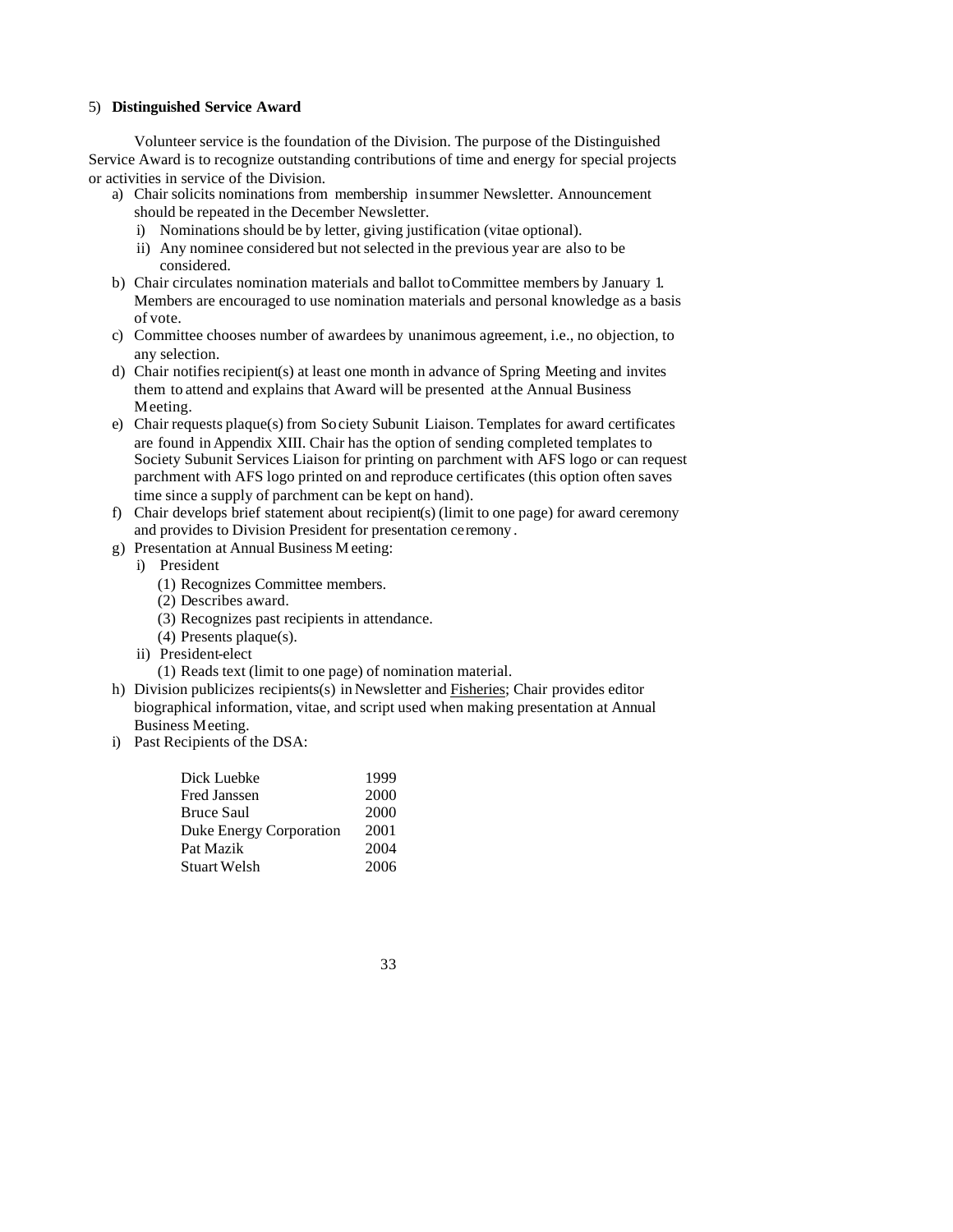5) **Distinguished Service Award**

Volunteer service is the foundation of the Division. The purpose of the Distinguished Service Award is to recognize outstanding contributions of time and energy for special projects or activities in service of the Division.

a) Chair solicits nominations from membership in summer Newsletter. Announcement should be repeated in the December Newsletter.
   i) Nominations should be by letter, giving justification (vitae optional).
   ii) Any nominee considered but not selected in the previous year are also to be considered.
b) Chair circulates nomination materials and ballot to Committee members by January 1. Members are encouraged to use nomination materials and personal knowledge as a basis of vote.
c) Committee chooses number of awardees by unanimous agreement, i.e., no objection, to any selection.
d) Chair notifies recipient(s) at least one month in advance of Spring Meeting and invites them to attend and explains that Award will be presented at the Annual Business Meeting.
e) Chair requests plaque(s) from Society Subunit Liaison. Templates for award certificates are found in Appendix XIII. Chair has the option of sending completed templates to Society Subunit Services Liaison for printing on parchment with AFS logo or can request parchment with AFS logo printed on and reproduce certificates (this option often saves time since a supply of parchment can be kept on hand).
f) Chair develops brief statement about recipient(s) (limit to one page) for award ceremony and provides to Division President for presentation ceremony.
g) Presentation at Annual Business Meeting:
   i) President
      (1) Recognizes Committee members.
      (2) Describes award.
      (3) Recognizes past recipients in attendance.
      (4) Presents plaque(s).
   ii) President-elect
      (1) Reads text (limit to one page) of nomination material.
h) Division publicizes recipients(s) in Newsletter and Fisheries; Chair provides editor biographical information, vitae, and script used when making presentation at Annual Business Meeting.
i) Past Recipients of the DSA:

| | |
|---|---|
| Dick Luebke | 1999 |
| Fred Janssen | 2000 |
| Bruce Saul | 2000 |
| Duke Energy Corporation | 2001 |
| Pat Mazik | 2004 |
| Stuart Welsh | 2006 |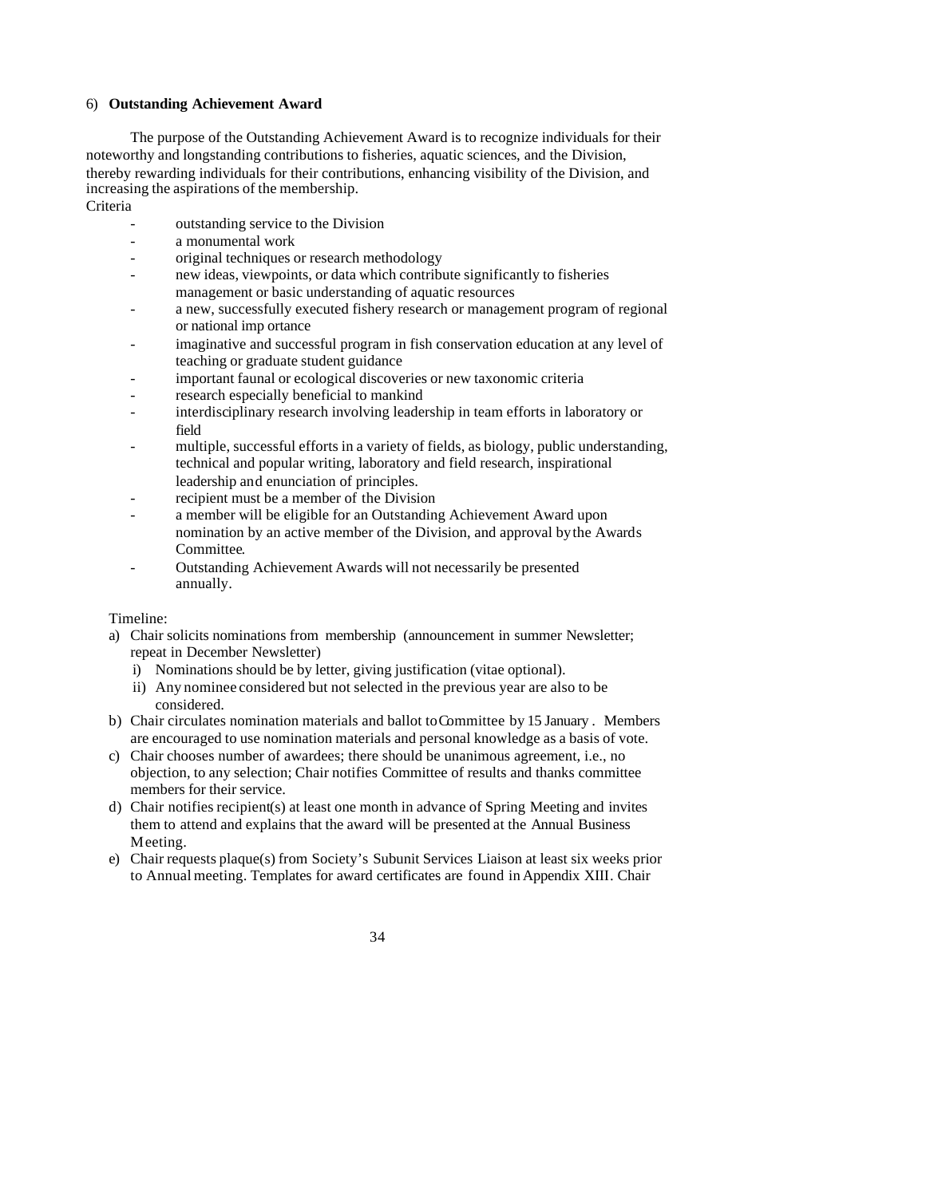6) **Outstanding Achievement Award**

The purpose of the Outstanding Achievement Award is to recognize individuals for their noteworthy and longstanding contributions to fisheries, aquatic sciences, and the Division, thereby rewarding individuals for their contributions, enhancing visibility of the Division, and increasing the aspirations of the membership.

Criteria

- outstanding service to the Division
- a monumental work
- original techniques or research methodology
- new ideas, viewpoints, or data which contribute significantly to fisheries management or basic understanding of aquatic resources
- a new, successfully executed fishery research or management program of regional or national imp ortance
- imaginative and successful program in fish conservation education at any level of teaching or graduate student guidance
- important faunal or ecological discoveries or new taxonomic criteria
- research especially beneficial to mankind
- interdisciplinary research involving leadership in team efforts in laboratory or field
- multiple, successful efforts in a variety of fields, as biology, public understanding, technical and popular writing, laboratory and field research, inspirational leadership and enunciation of principles.
- recipient must be a member of the Division
- a member will be eligible for an Outstanding Achievement Award upon nomination by an active member of the Division, and approval by the Awards Committee.
- Outstanding Achievement Awards will not necessarily be presented annually.

Timeline:

a) Chair solicits nominations from membership (announcement in summer Newsletter; repeat in December Newsletter)
   i) Nominations should be by letter, giving justification (vitae optional).
   ii) Any nominee considered but not selected in the previous year are also to be considered.
b) Chair circulates nomination materials and ballot to Committee by 15 January . Members are encouraged to use nomination materials and personal knowledge as a basis of vote.
c) Chair chooses number of awardees; there should be unanimous agreement, i.e., no objection, to any selection; Chair notifies Committee of results and thanks committee members for their service.
d) Chair notifies recipient(s) at least one month in advance of Spring Meeting and invites them to attend and explains that the award will be presented at the Annual Business Meeting.
e) Chair requests plaque(s) from Society's Subunit Services Liaison at least six weeks prior to Annual meeting. Templates for award certificates are found in Appendix XIII. Chair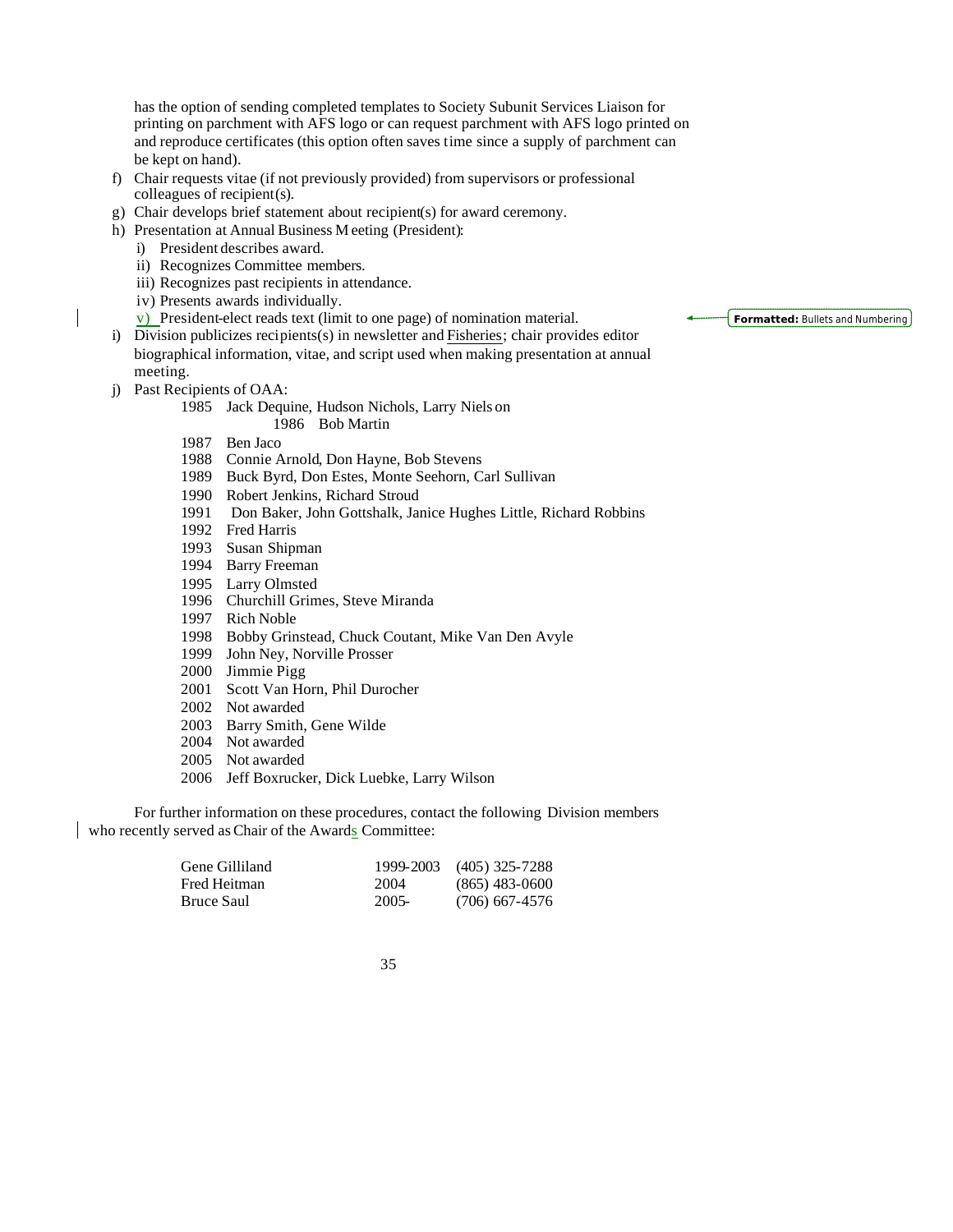has the option of sending completed templates to Society Subunit Services Liaison for printing on parchment with AFS logo or can request parchment with AFS logo printed on and reproduce certificates (this option often saves time since a supply of parchment can be kept on hand).

f) Chair requests vitae (if not previously provided) from supervisors or professional colleagues of recipient(s).
g) Chair develops brief statement about recipient(s) for award ceremony.
h) Presentation at Annual Business Meeting (President):
   i) President describes award.
   ii) Recognizes Committee members.
   iii) Recognizes past recipients in attendance.
   iv) Presents awards individually.
   v) President-elect reads text (limit to one page) of nomination material.
i) Division publicizes recipients(s) in newsletter and Fisheries; chair provides editor biographical information, vitae, and script used when making presentation at annual meeting.
j) Past Recipients of OAA:

   1985 Jack Dequine, Hudson Nichols, Larry Nielson
   1986 Bob Martin
   1987 Ben Jaco
   1988 Connie Arnold, Don Hayne, Bob Stevens
   1989 Buck Byrd, Don Estes, Monte Seehorn, Carl Sullivan
   1990 Robert Jenkins, Richard Stroud
   1991 Don Baker, John Gottshalk, Janice Hughes Little, Richard Robbins
   1992 Fred Harris
   1993 Susan Shipman
   1994 Barry Freeman
   1995 Larry Olmsted
   1996 Churchill Grimes, Steve Miranda
   1997 Rich Noble
   1998 Bobby Grinstead, Chuck Coutant, Mike Van Den Avyle
   1999 John Ney, Norville Prosser
   2000 Jimmie Pigg
   2001 Scott Van Horn, Phil Durocher
   2002 Not awarded
   2003 Barry Smith, Gene Wilde
   2004 Not awarded
   2005 Not awarded
   2006 Jeff Boxrucker, Dick Luebke, Larry Wilson

For further information on these procedures, contact the following Division members who recently served as Chair of the Awards Committee:

| | | |
|---|---|---|
| Gene Gilliland | 1999-2003 | (405) 325-7288 |
| Fred Heitman | 2004 | (865) 483-0600 |
| Bruce Saul | 2005- | (706) 667-4576 |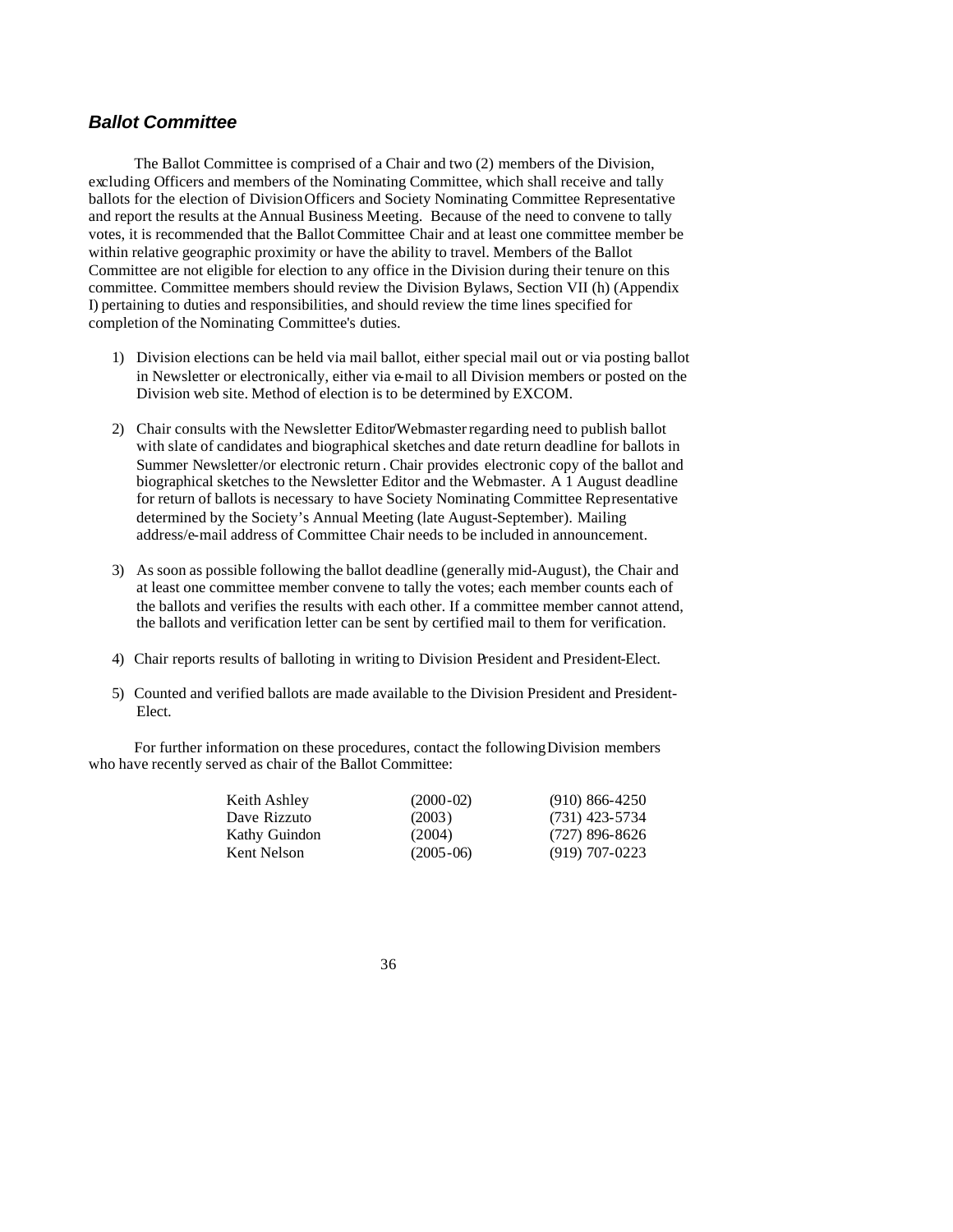### ***Ballot Committee***

The Ballot Committee is comprised of a Chair and two (2) members of the Division, excluding Officers and members of the Nominating Committee, which shall receive and tally ballots for the election of Division Officers and Society Nominating Committee Representative and report the results at the Annual Business Meeting. Because of the need to convene to tally votes, it is recommended that the Ballot Committee Chair and at least one committee member be within relative geographic proximity or have the ability to travel. Members of the Ballot Committee are not eligible for election to any office in the Division during their tenure on this committee. Committee members should review the Division Bylaws, Section VII (h) (Appendix I) pertaining to duties and responsibilities, and should review the time lines specified for completion of the Nominating Committee's duties.

1) Division elections can be held via mail ballot, either special mail out or via posting ballot in Newsletter or electronically, either via e-mail to all Division members or posted on the Division web site. Method of election is to be determined by EXCOM.

2) Chair consults with the Newsletter Editor/Webmaster regarding need to publish ballot with slate of candidates and biographical sketches and date return deadline for ballots in Summer Newsletter/or electronic return. Chair provides electronic copy of the ballot and biographical sketches to the Newsletter Editor and the Webmaster. A 1 August deadline for return of ballots is necessary to have Society Nominating Committee Representative determined by the Society's Annual Meeting (late August-September). Mailing address/e-mail address of Committee Chair needs to be included in announcement.

3) As soon as possible following the ballot deadline (generally mid-August), the Chair and at least one committee member convene to tally the votes; each member counts each of the ballots and verifies the results with each other. If a committee member cannot attend, the ballots and verification letter can be sent by certified mail to them for verification.

4) Chair reports results of balloting in writing to Division President and President-Elect.

5) Counted and verified ballots are made available to the Division President and President-Elect.

For further information on these procedures, contact the following Division members who have recently served as chair of the Ballot Committee:

| | | |
|---|---|---|
| Keith Ashley | (2000-02) | (910) 866-4250 |
| Dave Rizzuto | (2003) | (731) 423-5734 |
| Kathy Guindon | (2004) | (727) 896-8626 |
| Kent Nelson | (2005-06) | (919) 707-0223 |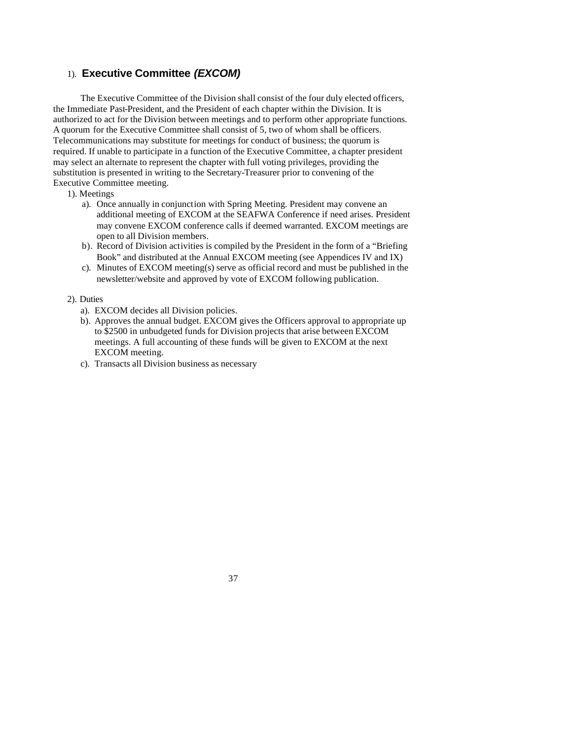### 1). **Executive Committee *(EXCOM)***

The Executive Committee of the Division shall consist of the four duly elected officers, the Immediate Past-President, and the President of each chapter within the Division. It is authorized to act for the Division between meetings and to perform other appropriate functions. A quorum for the Executive Committee shall consist of 5, two of whom shall be officers. Telecommunications may substitute for meetings for conduct of business; the quorum is required. If unable to participate in a function of the Executive Committee, a chapter president may select an alternate to represent the chapter with full voting privileges, providing the substitution is presented in writing to the Secretary-Treasurer prior to convening of the Executive Committee meeting.

1). Meetings

- a). Once annually in conjunction with Spring Meeting. President may convene an additional meeting of EXCOM at the SEAFWA Conference if need arises. President may convene EXCOM conference calls if deemed warranted. EXCOM meetings are open to all Division members.
- b). Record of Division activities is compiled by the President in the form of a "Briefing Book" and distributed at the Annual EXCOM meeting (see Appendices IV and IX)
- c). Minutes of EXCOM meeting(s) serve as official record and must be published in the newsletter/website and approved by vote of EXCOM following publication.

2). Duties

- a). EXCOM decides all Division policies.
- b). Approves the annual budget. EXCOM gives the Officers approval to appropriate up to $2500 in unbudgeted funds for Division projects that arise between EXCOM meetings. A full accounting of these funds will be given to EXCOM at the next EXCOM meeting.
- c). Transacts all Division business as necessary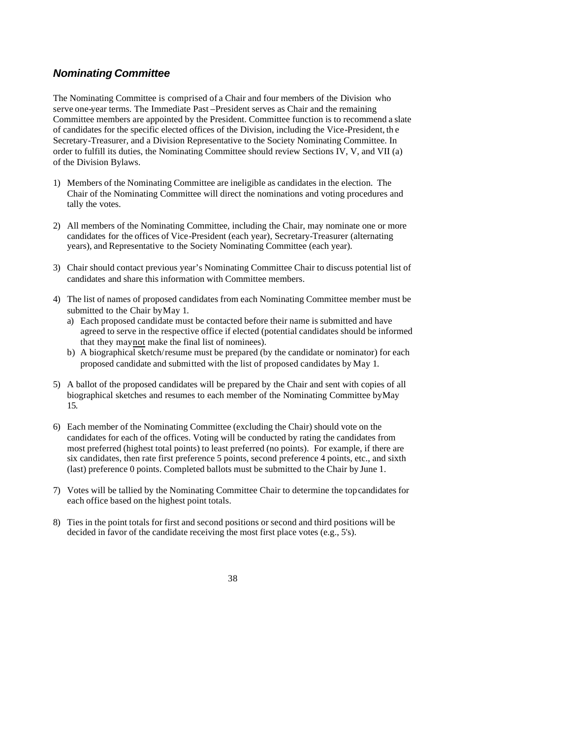### ***Nominating Committee***

The Nominating Committee is comprised of a Chair and four members of the Division who serve one-year terms. The Immediate Past –President serves as Chair and the remaining Committee members are appointed by the President. Committee function is to recommend a slate of candidates for the specific elected offices of the Division, including the Vice-President, the Secretary-Treasurer, and a Division Representative to the Society Nominating Committee. In order to fulfill its duties, the Nominating Committee should review Sections IV, V, and VII (a) of the Division Bylaws.

1) Members of the Nominating Committee are ineligible as candidates in the election. The Chair of the Nominating Committee will direct the nominations and voting procedures and tally the votes.

2) All members of the Nominating Committee, including the Chair, may nominate one or more candidates for the offices of Vice-President (each year), Secretary-Treasurer (alternating years), and Representative to the Society Nominating Committee (each year).

3) Chair should contact previous year's Nominating Committee Chair to discuss potential list of candidates and share this information with Committee members.

4) The list of names of proposed candidates from each Nominating Committee member must be submitted to the Chair by May 1.
   a) Each proposed candidate must be contacted before their name is submitted and have agreed to serve in the respective office if elected (potential candidates should be informed that they may <u>not</u> make the final list of nominees).
   b) A biographical sketch/resume must be prepared (by the candidate or nominator) for each proposed candidate and submitted with the list of proposed candidates by May 1.

5) A ballot of the proposed candidates will be prepared by the Chair and sent with copies of all biographical sketches and resumes to each member of the Nominating Committee by May 15.

6) Each member of the Nominating Committee (excluding the Chair) should vote on the candidates for each of the offices. Voting will be conducted by rating the candidates from most preferred (highest total points) to least preferred (no points). For example, if there are six candidates, then rate first preference 5 points, second preference 4 points, etc., and sixth (last) preference 0 points. Completed ballots must be submitted to the Chair by June 1.

7) Votes will be tallied by the Nominating Committee Chair to determine the top candidates for each office based on the highest point totals.

8) Ties in the point totals for first and second positions or second and third positions will be decided in favor of the candidate receiving the most first place votes (e.g., 5's).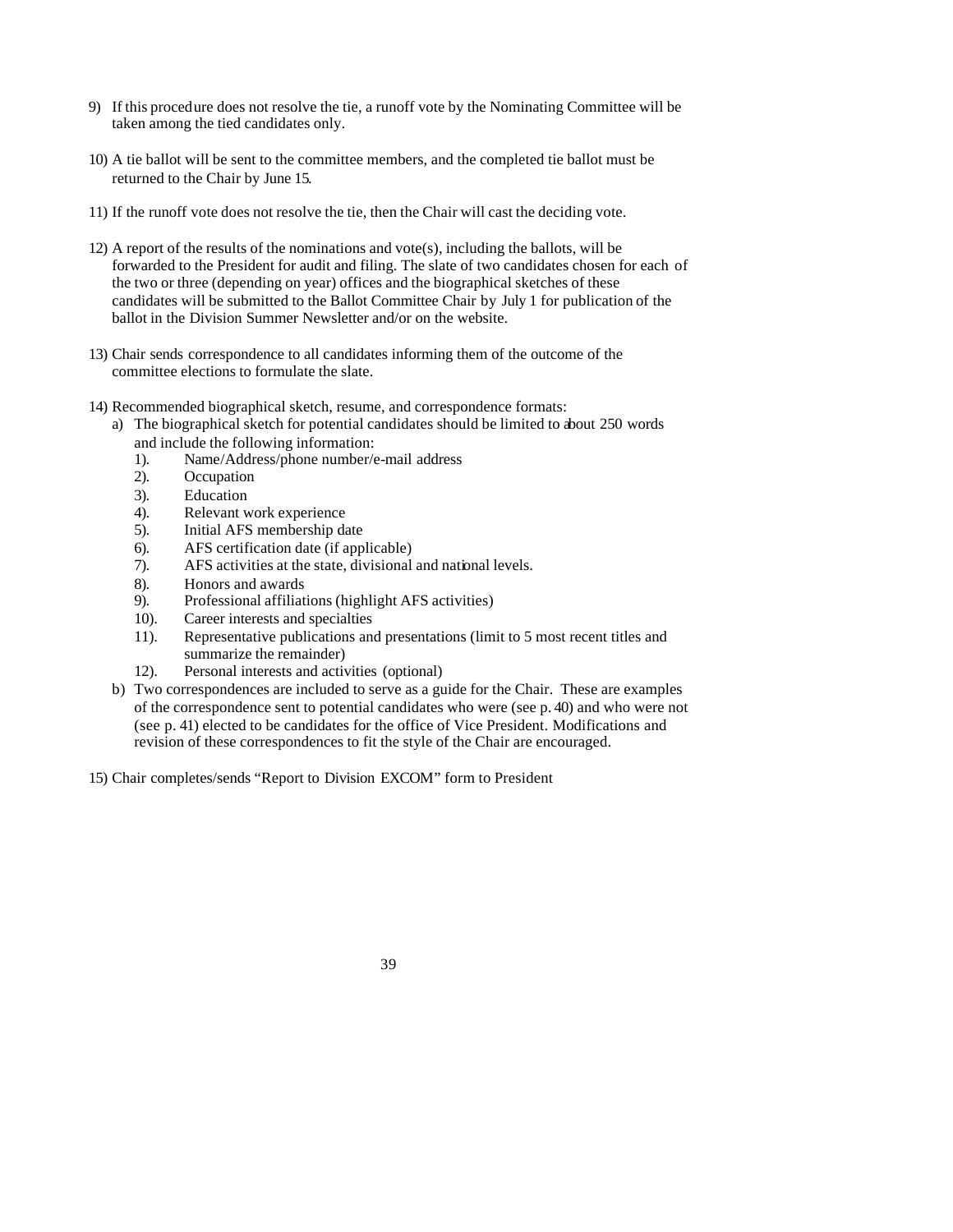9) If this procedure does not resolve the tie, a runoff vote by the Nominating Committee will be taken among the tied candidates only.

10) A tie ballot will be sent to the committee members, and the completed tie ballot must be returned to the Chair by June 15.

11) If the runoff vote does not resolve the tie, then the Chair will cast the deciding vote.

12) A report of the results of the nominations and vote(s), including the ballots, will be forwarded to the President for audit and filing. The slate of two candidates chosen for each of the two or three (depending on year) offices and the biographical sketches of these candidates will be submitted to the Ballot Committee Chair by July 1 for publication of the ballot in the Division Summer Newsletter and/or on the website.

13) Chair sends correspondence to all candidates informing them of the outcome of the committee elections to formulate the slate.

14) Recommended biographical sketch, resume, and correspondence formats:
    a) The biographical sketch for potential candidates should be limited to about 250 words and include the following information:
        1). Name/Address/phone number/e-mail address
        2). Occupation
        3). Education
        4). Relevant work experience
        5). Initial AFS membership date
        6). AFS certification date (if applicable)
        7). AFS activities at the state, divisional and national levels.
        8). Honors and awards
        9). Professional affiliations (highlight AFS activities)
        10). Career interests and specialties
        11). Representative publications and presentations (limit to 5 most recent titles and summarize the remainder)
        12). Personal interests and activities (optional)
    b) Two correspondences are included to serve as a guide for the Chair. These are examples of the correspondence sent to potential candidates who were (see p. 40) and who were not (see p. 41) elected to be candidates for the office of Vice President. Modifications and revision of these correspondences to fit the style of the Chair are encouraged.

15) Chair completes/sends "Report to Division EXCOM" form to President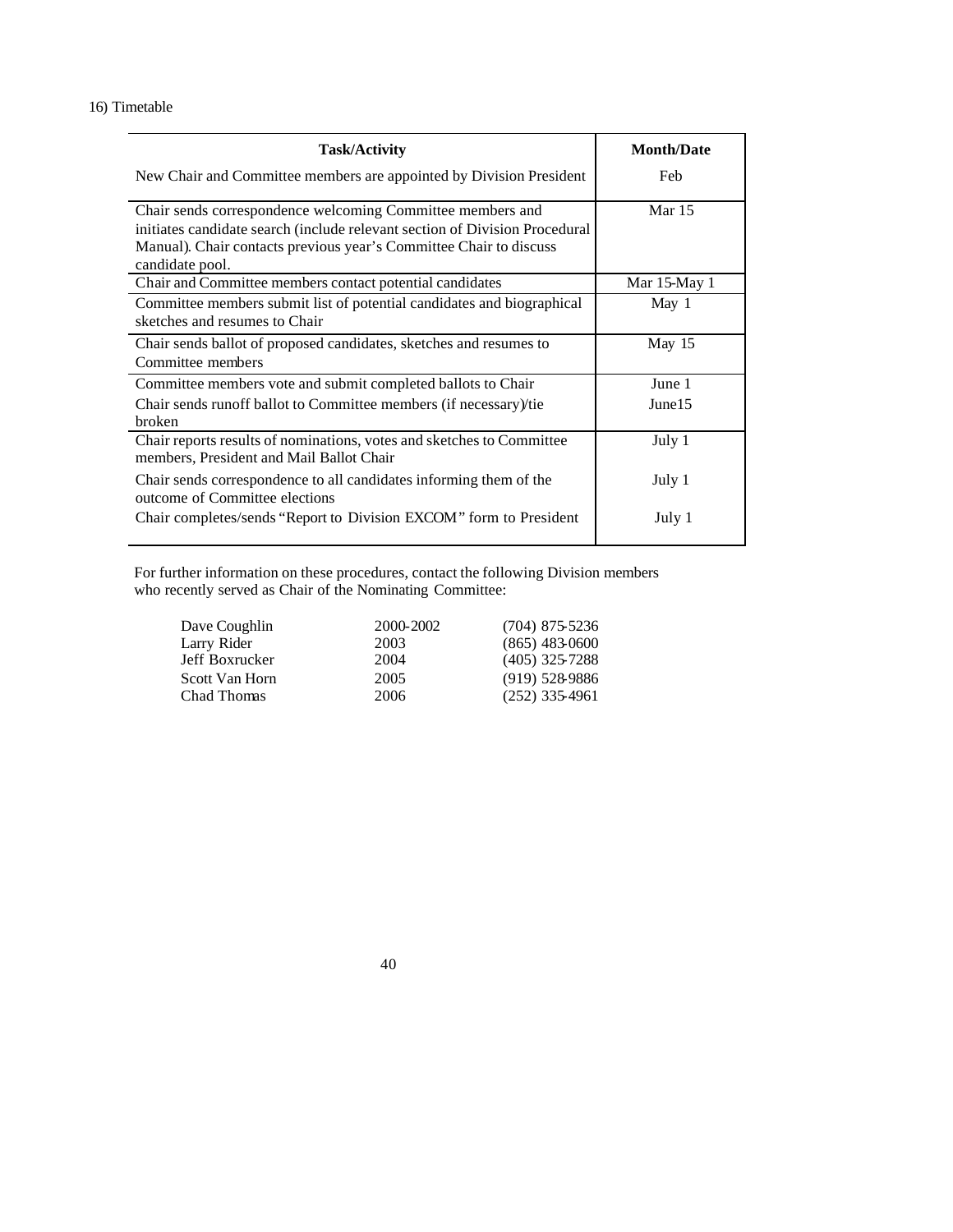16) Timetable

| Task/Activity | Month/Date |
|---|---|
| New Chair and Committee members are appointed by Division President | Feb |
| Chair sends correspondence welcoming Committee members and initiates candidate search (include relevant section of Division Procedural Manual). Chair contacts previous year's Committee Chair to discuss candidate pool. | Mar 15 |
| Chair and Committee members contact potential candidates | Mar 15-May 1 |
| Committee members submit list of potential candidates and biographical sketches and resumes to Chair | May 1 |
| Chair sends ballot of proposed candidates, sketches and resumes to Committee members | May 15 |
| Committee members vote and submit completed ballots to Chair | June 1 |
| Chair sends runoff ballot to Committee members (if necessary)/tie broken | June15 |
| Chair reports results of nominations, votes and sketches to Committee members, President and Mail Ballot Chair | July 1 |
| Chair sends correspondence to all candidates informing them of the outcome of Committee elections | July 1 |
| Chair completes/sends "Report to Division EXCOM" form to President | July 1 |

For further information on these procedures, contact the following Division members who recently served as Chair of the Nominating Committee:

| | | |
|---|---|---|
| Dave Coughlin | 2000-2002 | (704) 875-5236 |
| Larry Rider | 2003 | (865) 483-0600 |
| Jeff Boxrucker | 2004 | (405) 325-7288 |
| Scott Van Horn | 2005 | (919) 528-9886 |
| Chad Thomas | 2006 | (252) 335-4961 |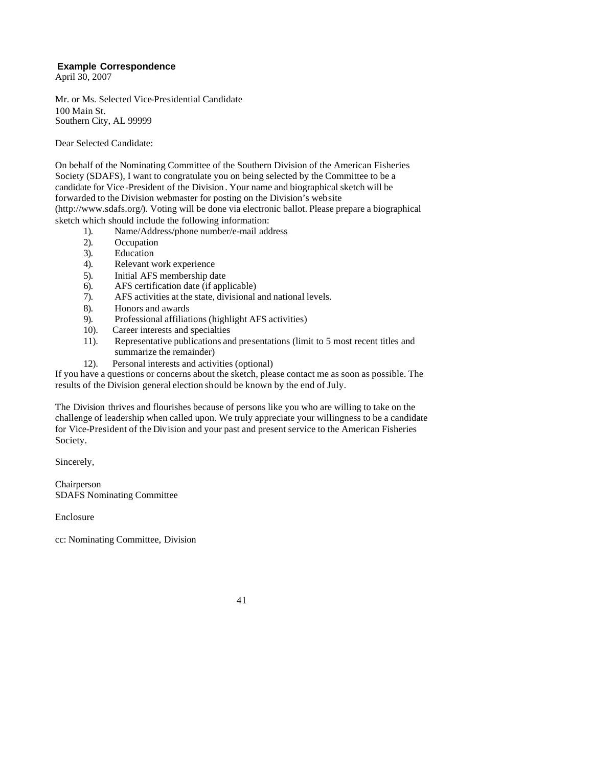**Example Correspondence**

April 30, 2007

Mr. or Ms. Selected Vice-Presidential Candidate
100 Main St.
Southern City, AL 99999

Dear Selected Candidate:

On behalf of the Nominating Committee of the Southern Division of the American Fisheries Society (SDAFS), I want to congratulate you on being selected by the Committee to be a candidate for Vice-President of the Division. Your name and biographical sketch will be forwarded to the Division webmaster for posting on the Division's website (http://www.sdafs.org/). Voting will be done via electronic ballot. Please prepare a biographical sketch which should include the following information:

1). Name/Address/phone number/e-mail address
2). Occupation
3). Education
4). Relevant work experience
5). Initial AFS membership date
6). AFS certification date (if applicable)
7). AFS activities at the state, divisional and national levels.
8). Honors and awards
9). Professional affiliations (highlight AFS activities)
10). Career interests and specialties
11). Representative publications and presentations (limit to 5 most recent titles and summarize the remainder)
12). Personal interests and activities (optional)

If you have a questions or concerns about the sketch, please contact me as soon as possible. The results of the Division general election should be known by the end of July.

The Division thrives and flourishes because of persons like you who are willing to take on the challenge of leadership when called upon. We truly appreciate your willingness to be a candidate for Vice-President of the Division and your past and present service to the American Fisheries Society.

Sincerely,

Chairperson
SDAFS Nominating Committee

Enclosure

cc: Nominating Committee, Division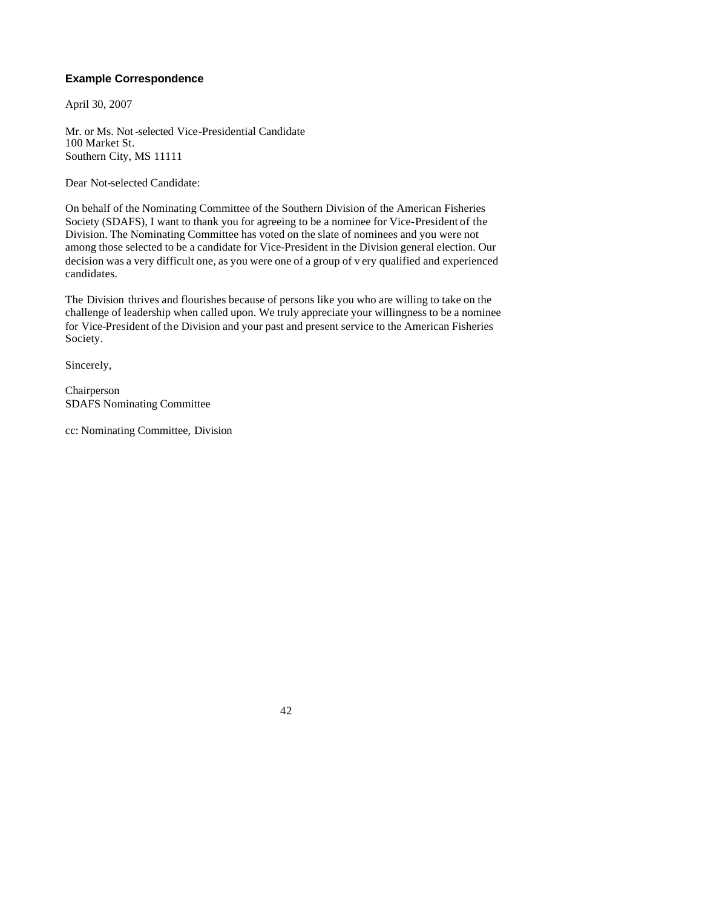**Example Correspondence**

April 30, 2007

Mr. or Ms. Not-selected Vice-Presidential Candidate
100 Market St.
Southern City, MS 11111

Dear Not-selected Candidate:

On behalf of the Nominating Committee of the Southern Division of the American Fisheries Society (SDAFS), I want to thank you for agreeing to be a nominee for Vice-President of the Division. The Nominating Committee has voted on the slate of nominees and you were not among those selected to be a candidate for Vice-President in the Division general election. Our decision was a very difficult one, as you were one of a group of very qualified and experienced candidates.

The Division thrives and flourishes because of persons like you who are willing to take on the challenge of leadership when called upon. We truly appreciate your willingness to be a nominee for Vice-President of the Division and your past and present service to the American Fisheries Society.

Sincerely,

Chairperson
SDAFS Nominating Committee

cc: Nominating Committee, Division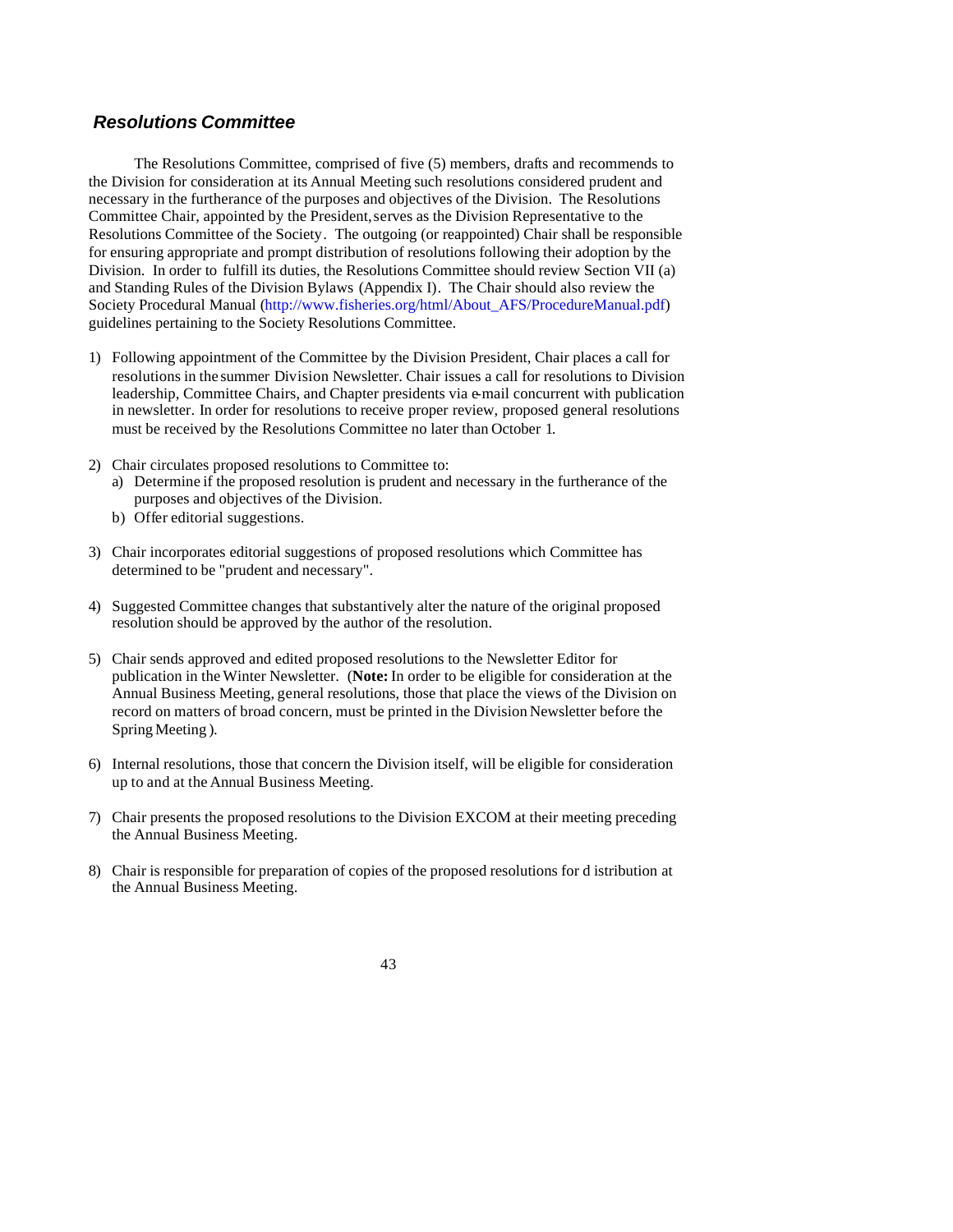## *Resolutions Committee*

The Resolutions Committee, comprised of five (5) members, drafts and recommends to the Division for consideration at its Annual Meeting such resolutions considered prudent and necessary in the furtherance of the purposes and objectives of the Division. The Resolutions Committee Chair, appointed by the President, serves as the Division Representative to the Resolutions Committee of the Society. The outgoing (or reappointed) Chair shall be responsible for ensuring appropriate and prompt distribution of resolutions following their adoption by the Division. In order to fulfill its duties, the Resolutions Committee should review Section VII (a) and Standing Rules of the Division Bylaws (Appendix I). The Chair should also review the Society Procedural Manual (http://www.fisheries.org/html/About_AFS/ProcedureManual.pdf) guidelines pertaining to the Society Resolutions Committee.

1) Following appointment of the Committee by the Division President, Chair places a call for resolutions in the summer Division Newsletter. Chair issues a call for resolutions to Division leadership, Committee Chairs, and Chapter presidents via e-mail concurrent with publication in newsletter. In order for resolutions to receive proper review, proposed general resolutions must be received by the Resolutions Committee no later than October 1.

2) Chair circulates proposed resolutions to Committee to:
   a) Determine if the proposed resolution is prudent and necessary in the furtherance of the purposes and objectives of the Division.
   b) Offer editorial suggestions.

3) Chair incorporates editorial suggestions of proposed resolutions which Committee has determined to be "prudent and necessary".

4) Suggested Committee changes that substantively alter the nature of the original proposed resolution should be approved by the author of the resolution.

5) Chair sends approved and edited proposed resolutions to the Newsletter Editor for publication in the Winter Newsletter. (**Note:** In order to be eligible for consideration at the Annual Business Meeting, general resolutions, those that place the views of the Division on record on matters of broad concern, must be printed in the Division Newsletter before the Spring Meeting ).

6) Internal resolutions, those that concern the Division itself, will be eligible for consideration up to and at the Annual Business Meeting.

7) Chair presents the proposed resolutions to the Division EXCOM at their meeting preceding the Annual Business Meeting.

8) Chair is responsible for preparation of copies of the proposed resolutions for distribution at the Annual Business Meeting.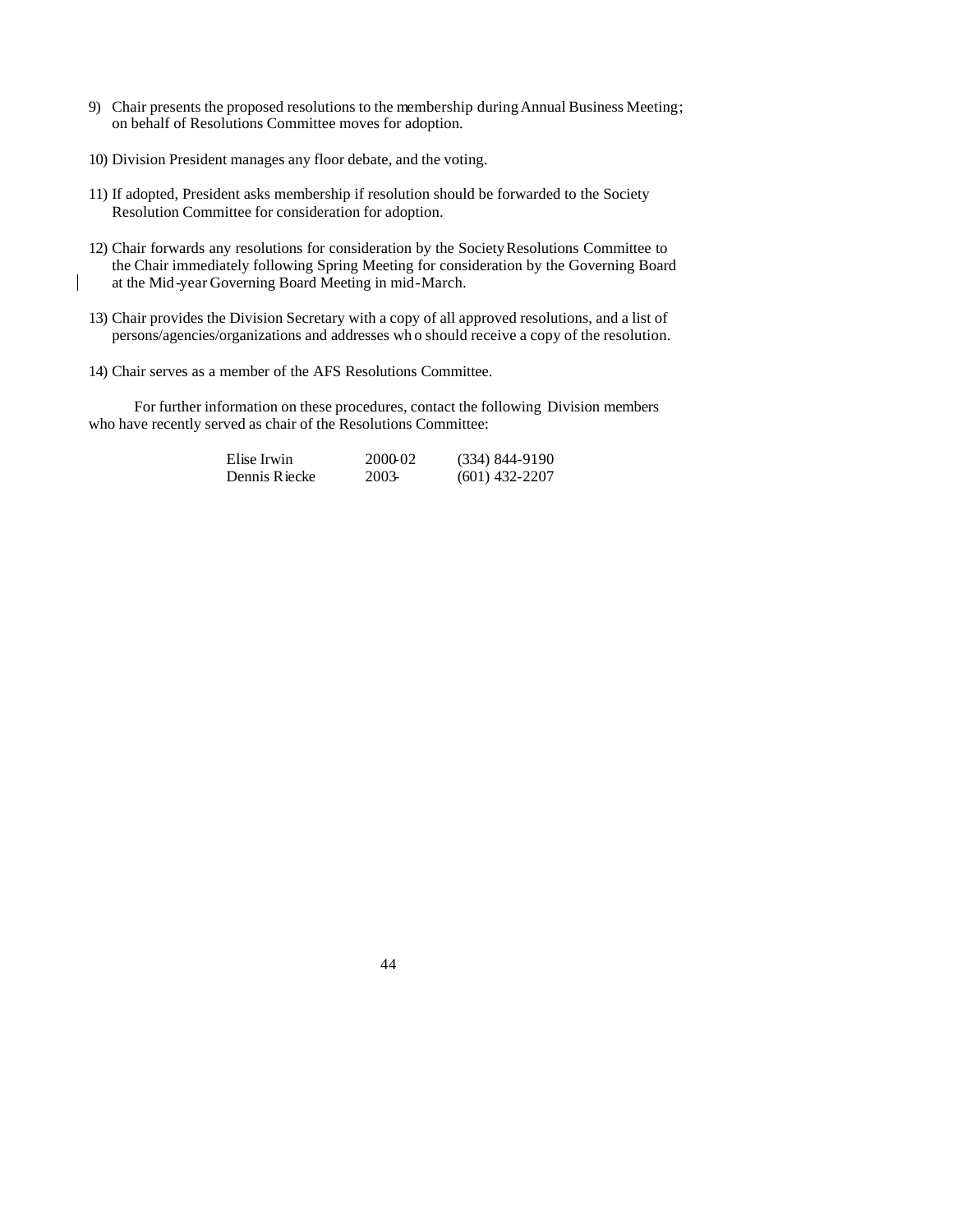9) Chair presents the proposed resolutions to the membership during Annual Business Meeting; on behalf of Resolutions Committee moves for adoption.

10) Division President manages any floor debate, and the voting.

11) If adopted, President asks membership if resolution should be forwarded to the Society Resolution Committee for consideration for adoption.

12) Chair forwards any resolutions for consideration by the Society Resolutions Committee to the Chair immediately following Spring Meeting for consideration by the Governing Board at the Mid-year Governing Board Meeting in mid-March.

13) Chair provides the Division Secretary with a copy of all approved resolutions, and a list of persons/agencies/organizations and addresses who should receive a copy of the resolution.

14) Chair serves as a member of the AFS Resolutions Committee.

For further information on these procedures, contact the following Division members who have recently served as chair of the Resolutions Committee:

| | | |
|---|---|---|
| Elise Irwin | 2000-02 | (334) 844-9190 |
| Dennis Riecke | 2003- | (601) 432-2207 |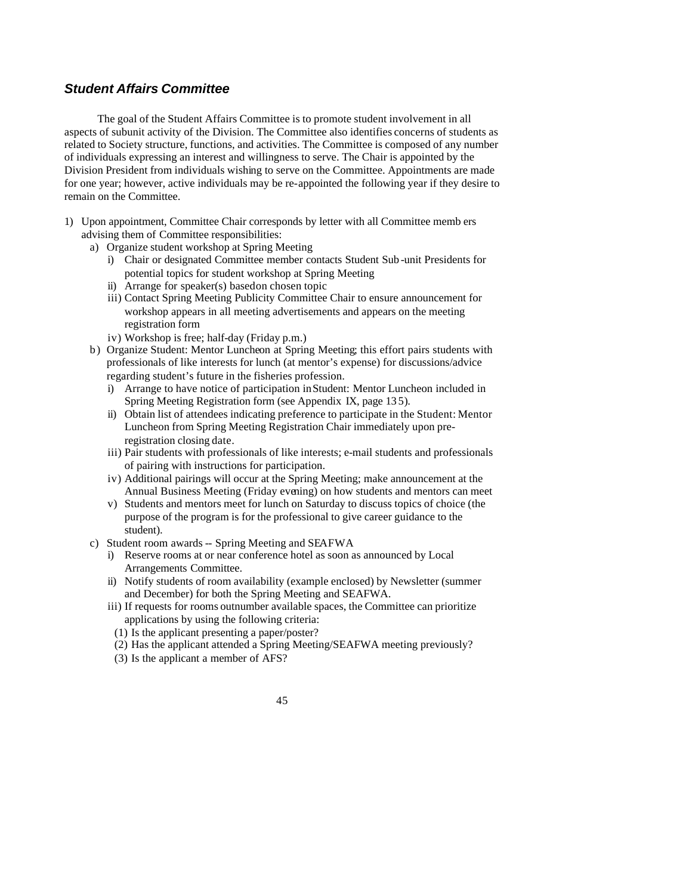### *Student Affairs Committee*

The goal of the Student Affairs Committee is to promote student involvement in all aspects of subunit activity of the Division. The Committee also identifies concerns of students as related to Society structure, functions, and activities. The Committee is composed of any number of individuals expressing an interest and willingness to serve. The Chair is appointed by the Division President from individuals wishing to serve on the Committee. Appointments are made for one year; however, active individuals may be re-appointed the following year if they desire to remain on the Committee.

1) Upon appointment, Committee Chair corresponds by letter with all Committee members advising them of Committee responsibilities:
   a) Organize student workshop at Spring Meeting
      i) Chair or designated Committee member contacts Student Sub-unit Presidents for potential topics for student workshop at Spring Meeting
      ii) Arrange for speaker(s) based on chosen topic
      iii) Contact Spring Meeting Publicity Committee Chair to ensure announcement for workshop appears in all meeting advertisements and appears on the meeting registration form
      iv) Workshop is free; half-day (Friday p.m.)
   b) Organize Student: Mentor Luncheon at Spring Meeting; this effort pairs students with professionals of like interests for lunch (at mentor's expense) for discussions/advice regarding student's future in the fisheries profession.
      i) Arrange to have notice of participation in Student: Mentor Luncheon included in Spring Meeting Registration form (see Appendix IX, page 135).
      ii) Obtain list of attendees indicating preference to participate in the Student: Mentor Luncheon from Spring Meeting Registration Chair immediately upon pre-registration closing date.
      iii) Pair students with professionals of like interests; e-mail students and professionals of pairing with instructions for participation.
      iv) Additional pairings will occur at the Spring Meeting; make announcement at the Annual Business Meeting (Friday evening) on how students and mentors can meet
      v) Students and mentors meet for lunch on Saturday to discuss topics of choice (the purpose of the program is for the professional to give career guidance to the student).
   c) Student room awards -- Spring Meeting and SEAFWA
      i) Reserve rooms at or near conference hotel as soon as announced by Local Arrangements Committee.
      ii) Notify students of room availability (example enclosed) by Newsletter (summer and December) for both the Spring Meeting and SEAFWA.
      iii) If requests for rooms outnumber available spaces, the Committee can prioritize applications by using the following criteria:
         (1) Is the applicant presenting a paper/poster?
         (2) Has the applicant attended a Spring Meeting/SEAFWA meeting previously?
         (3) Is the applicant a member of AFS?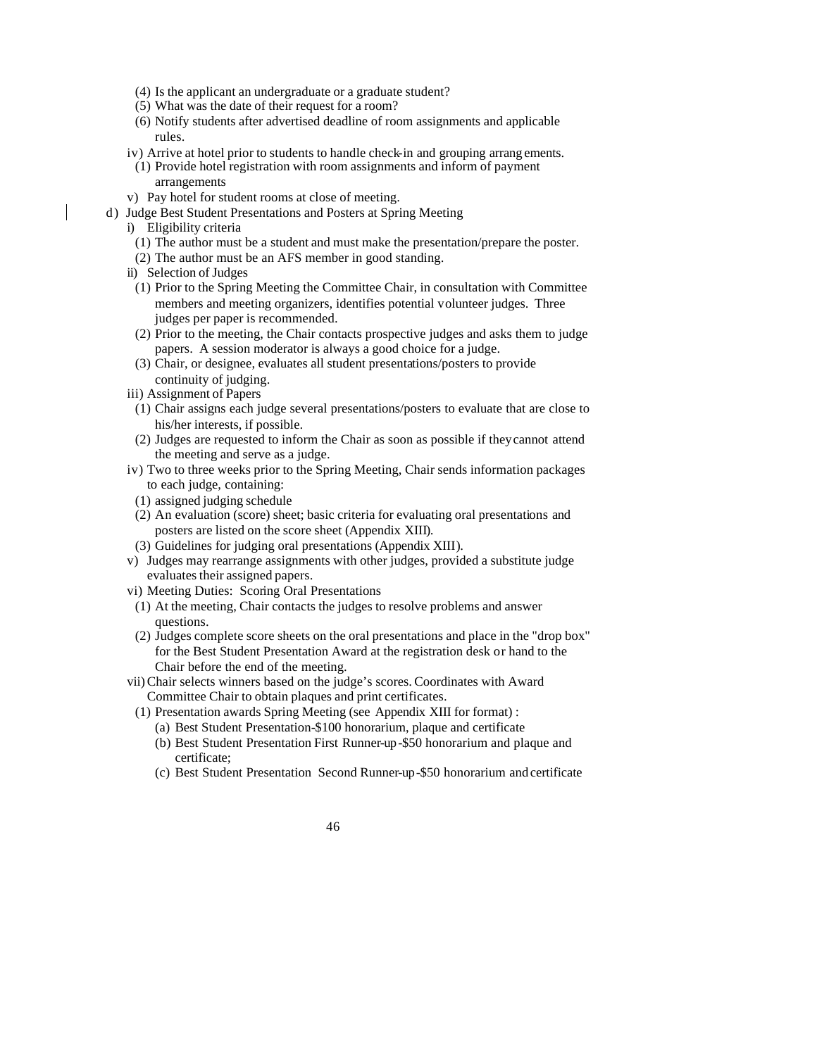(4) Is the applicant an undergraduate or a graduate student?
(5) What was the date of their request for a room?
(6) Notify students after advertised deadline of room assignments and applicable rules.

iv) Arrive at hotel prior to students to handle check-in and grouping arrangements.
(1) Provide hotel registration with room assignments and inform of payment arrangements

v) Pay hotel for student rooms at close of meeting.

d) Judge Best Student Presentations and Posters at Spring Meeting

i) Eligibility criteria
(1) The author must be a student and must make the presentation/prepare the poster.
(2) The author must be an AFS member in good standing.

ii) Selection of Judges
(1) Prior to the Spring Meeting the Committee Chair, in consultation with Committee members and meeting organizers, identifies potential volunteer judges. Three judges per paper is recommended.
(2) Prior to the meeting, the Chair contacts prospective judges and asks them to judge papers. A session moderator is always a good choice for a judge.
(3) Chair, or designee, evaluates all student presentations/posters to provide continuity of judging.

iii) Assignment of Papers
(1) Chair assigns each judge several presentations/posters to evaluate that are close to his/her interests, if possible.
(2) Judges are requested to inform the Chair as soon as possible if they cannot attend the meeting and serve as a judge.

iv) Two to three weeks prior to the Spring Meeting, Chair sends information packages to each judge, containing:
(1) assigned judging schedule
(2) An evaluation (score) sheet; basic criteria for evaluating oral presentations and posters are listed on the score sheet (Appendix XIII).
(3) Guidelines for judging oral presentations (Appendix XIII).

v) Judges may rearrange assignments with other judges, provided a substitute judge evaluates their assigned papers.

vi) Meeting Duties: Scoring Oral Presentations
(1) At the meeting, Chair contacts the judges to resolve problems and answer questions.
(2) Judges complete score sheets on the oral presentations and place in the "drop box" for the Best Student Presentation Award at the registration desk or hand to the Chair before the end of the meeting.

vii) Chair selects winners based on the judge's scores. Coordinates with Award Committee Chair to obtain plaques and print certificates.
(1) Presentation awards Spring Meeting (see Appendix XIII for format) :
(a) Best Student Presentation-$100 honorarium, plaque and certificate
(b) Best Student Presentation First Runner-up-$50 honorarium and plaque and certificate;
(c) Best Student Presentation Second Runner-up-$50 honorarium and certificate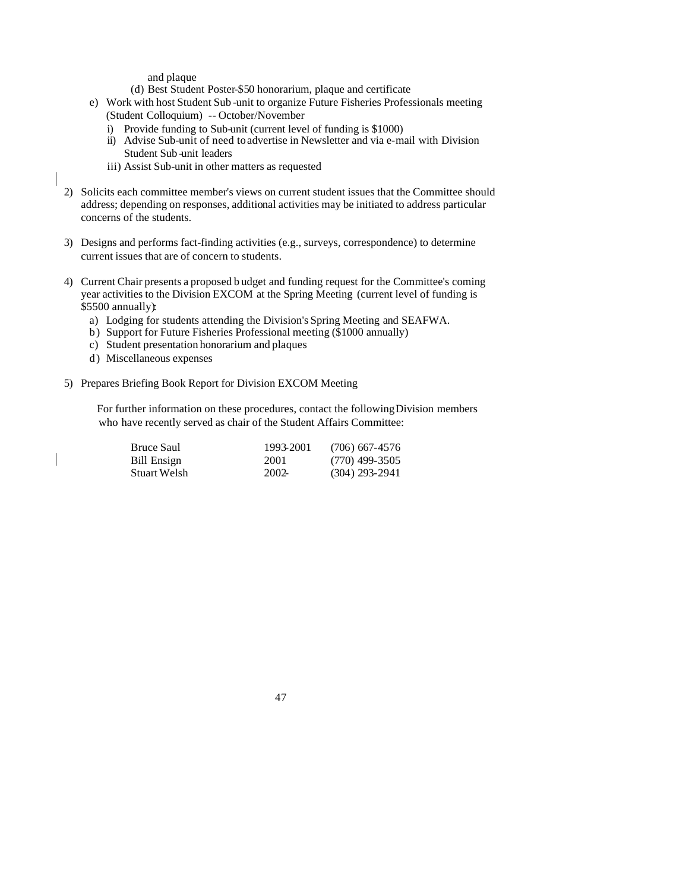and plaque

(d) Best Student Poster-$50 honorarium, plaque and certificate

e) Work with host Student Sub-unit to organize Future Fisheries Professionals meeting (Student Colloquium) -- October/November
   i) Provide funding to Sub-unit (current level of funding is $1000)
   ii) Advise Sub-unit of need to advertise in Newsletter and via e-mail with Division Student Sub-unit leaders
   iii) Assist Sub-unit in other matters as requested

2) Solicits each committee member's views on current student issues that the Committee should address; depending on responses, additional activities may be initiated to address particular concerns of the students.

3) Designs and performs fact-finding activities (e.g., surveys, correspondence) to determine current issues that are of concern to students.

4) Current Chair presents a proposed budget and funding request for the Committee's coming year activities to the Division EXCOM at the Spring Meeting (current level of funding is $5500 annually):
   a) Lodging for students attending the Division's Spring Meeting and SEAFWA.
   b) Support for Future Fisheries Professional meeting ($1000 annually)
   c) Student presentation honorarium and plaques
   d) Miscellaneous expenses

5) Prepares Briefing Book Report for Division EXCOM Meeting

For further information on these procedures, contact the following Division members who have recently served as chair of the Student Affairs Committee:

| | | |
|---|---|---|
| Bruce Saul | 1993-2001 | (706) 667-4576 |
| Bill Ensign | 2001 | (770) 499-3505 |
| Stuart Welsh | 2002- | (304) 293-2941 |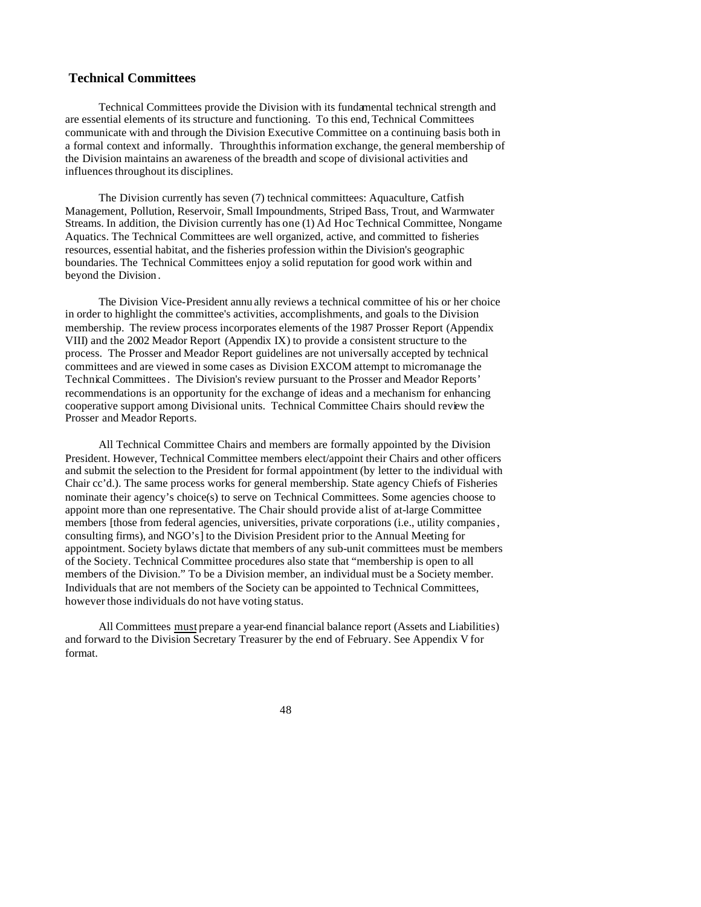## Technical Committees

Technical Committees provide the Division with its fundamental technical strength and are essential elements of its structure and functioning. To this end, Technical Committees communicate with and through the Division Executive Committee on a continuing basis both in a formal context and informally. Through this information exchange, the general membership of the Division maintains an awareness of the breadth and scope of divisional activities and influences throughout its disciplines.

The Division currently has seven (7) technical committees: Aquaculture, Catfish Management, Pollution, Reservoir, Small Impoundments, Striped Bass, Trout, and Warmwater Streams. In addition, the Division currently has one (1) Ad Hoc Technical Committee, Nongame Aquatics. The Technical Committees are well organized, active, and committed to fisheries resources, essential habitat, and the fisheries profession within the Division's geographic boundaries. The Technical Committees enjoy a solid reputation for good work within and beyond the Division.

The Division Vice-President annually reviews a technical committee of his or her choice in order to highlight the committee's activities, accomplishments, and goals to the Division membership. The review process incorporates elements of the 1987 Prosser Report (Appendix VIII) and the 2002 Meador Report (Appendix IX) to provide a consistent structure to the process. The Prosser and Meador Report guidelines are not universally accepted by technical committees and are viewed in some cases as Division EXCOM attempt to micromanage the Technical Committees. The Division's review pursuant to the Prosser and Meador Reports' recommendations is an opportunity for the exchange of ideas and a mechanism for enhancing cooperative support among Divisional units. Technical Committee Chairs should review the Prosser and Meador Reports.

All Technical Committee Chairs and members are formally appointed by the Division President. However, Technical Committee members elect/appoint their Chairs and other officers and submit the selection to the President for formal appointment (by letter to the individual with Chair cc'd.). The same process works for general membership. State agency Chiefs of Fisheries nominate their agency's choice(s) to serve on Technical Committees. Some agencies choose to appoint more than one representative. The Chair should provide a list of at-large Committee members [those from federal agencies, universities, private corporations (i.e., utility companies, consulting firms), and NGO's] to the Division President prior to the Annual Meeting for appointment. Society bylaws dictate that members of any sub-unit committees must be members of the Society. Technical Committee procedures also state that "membership is open to all members of the Division." To be a Division member, an individual must be a Society member. Individuals that are not members of the Society can be appointed to Technical Committees, however those individuals do not have voting status.

All Committees <u>must</u> prepare a year-end financial balance report (Assets and Liabilities) and forward to the Division Secretary Treasurer by the end of February. See Appendix V for format.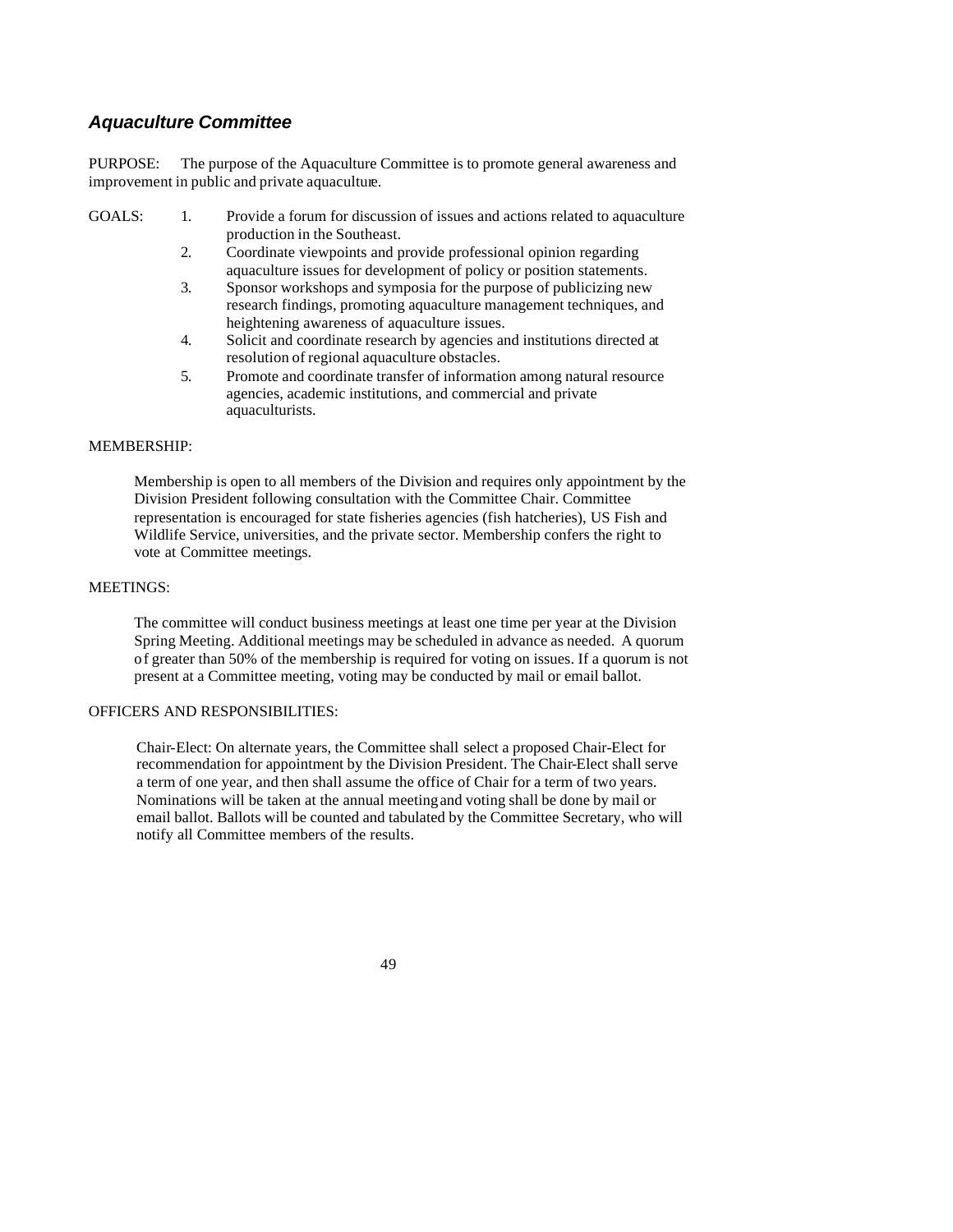## *Aquaculture Committee*

PURPOSE: The purpose of the Aquaculture Committee is to promote general awareness and improvement in public and private aquaculture.

GOALS:

1. Provide a forum for discussion of issues and actions related to aquaculture production in the Southeast.
2. Coordinate viewpoints and provide professional opinion regarding aquaculture issues for development of policy or position statements.
3. Sponsor workshops and symposia for the purpose of publicizing new research findings, promoting aquaculture management techniques, and heightening awareness of aquaculture issues.
4. Solicit and coordinate research by agencies and institutions directed at resolution of regional aquaculture obstacles.
5. Promote and coordinate transfer of information among natural resource agencies, academic institutions, and commercial and private aquaculturists.

MEMBERSHIP:

Membership is open to all members of the Division and requires only appointment by the Division President following consultation with the Committee Chair. Committee representation is encouraged for state fisheries agencies (fish hatcheries), US Fish and Wildlife Service, universities, and the private sector. Membership confers the right to vote at Committee meetings.

MEETINGS:

The committee will conduct business meetings at least one time per year at the Division Spring Meeting. Additional meetings may be scheduled in advance as needed. A quorum of greater than 50% of the membership is required for voting on issues. If a quorum is not present at a Committee meeting, voting may be conducted by mail or email ballot.

OFFICERS AND RESPONSIBILITIES:

Chair-Elect: On alternate years, the Committee shall select a proposed Chair-Elect for recommendation for appointment by the Division President. The Chair-Elect shall serve a term of one year, and then shall assume the office of Chair for a term of two years. Nominations will be taken at the annual meeting and voting shall be done by mail or email ballot. Ballots will be counted and tabulated by the Committee Secretary, who will notify all Committee members of the results.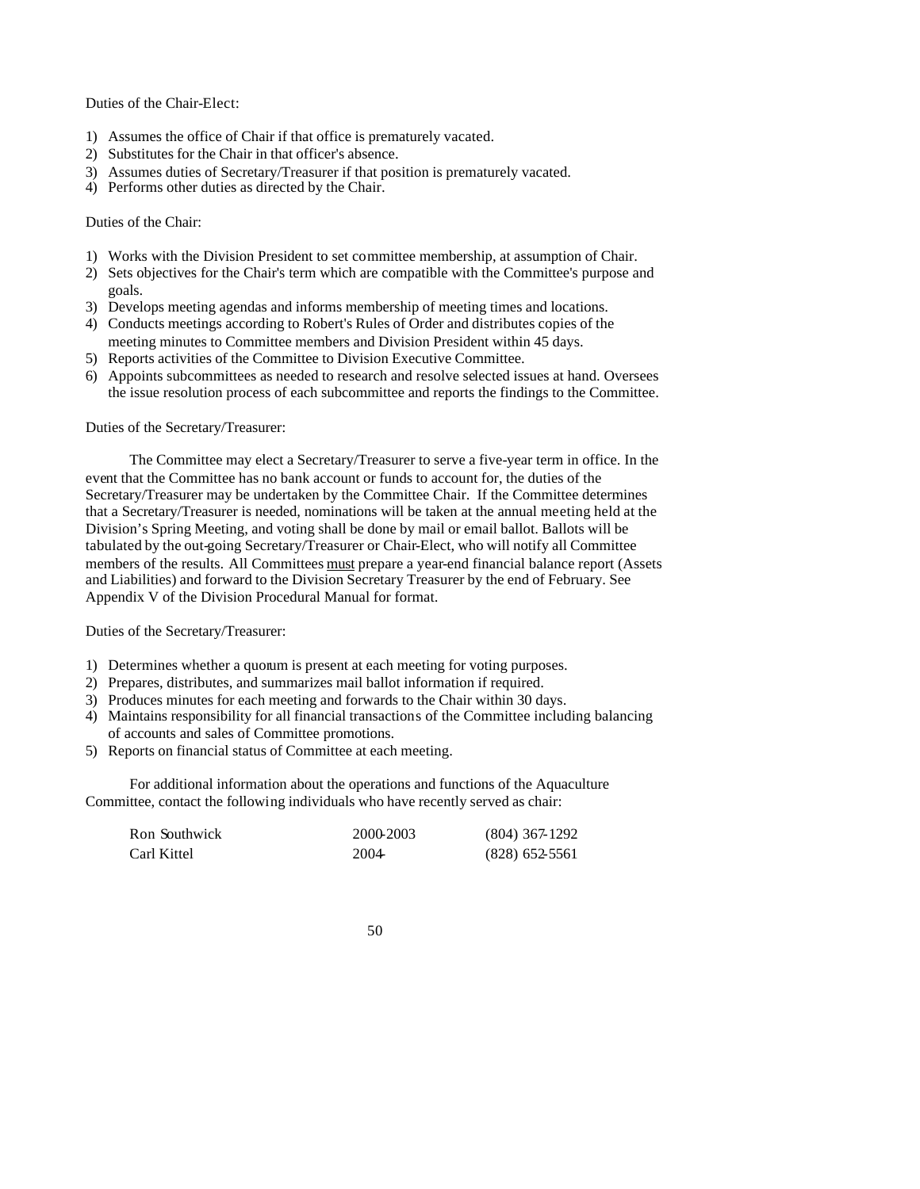Duties of the Chair-Elect:

1) Assumes the office of Chair if that office is prematurely vacated.
2) Substitutes for the Chair in that officer's absence.
3) Assumes duties of Secretary/Treasurer if that position is prematurely vacated.
4) Performs other duties as directed by the Chair.

Duties of the Chair:

1) Works with the Division President to set committee membership, at assumption of Chair.
2) Sets objectives for the Chair's term which are compatible with the Committee's purpose and goals.
3) Develops meeting agendas and informs membership of meeting times and locations.
4) Conducts meetings according to Robert's Rules of Order and distributes copies of the meeting minutes to Committee members and Division President within 45 days.
5) Reports activities of the Committee to Division Executive Committee.
6) Appoints subcommittees as needed to research and resolve selected issues at hand. Oversees the issue resolution process of each subcommittee and reports the findings to the Committee.

Duties of the Secretary/Treasurer:

The Committee may elect a Secretary/Treasurer to serve a five-year term in office. In the event that the Committee has no bank account or funds to account for, the duties of the Secretary/Treasurer may be undertaken by the Committee Chair. If the Committee determines that a Secretary/Treasurer is needed, nominations will be taken at the annual meeting held at the Division's Spring Meeting, and voting shall be done by mail or email ballot. Ballots will be tabulated by the out-going Secretary/Treasurer or Chair-Elect, who will notify all Committee members of the results. All Committees <u>must</u> prepare a year-end financial balance report (Assets and Liabilities) and forward to the Division Secretary Treasurer by the end of February. See Appendix V of the Division Procedural Manual for format.

Duties of the Secretary/Treasurer:

1) Determines whether a quorum is present at each meeting for voting purposes.
2) Prepares, distributes, and summarizes mail ballot information if required.
3) Produces minutes for each meeting and forwards to the Chair within 30 days.
4) Maintains responsibility for all financial transactions of the Committee including balancing of accounts and sales of Committee promotions.
5) Reports on financial status of Committee at each meeting.

For additional information about the operations and functions of the Aquaculture Committee, contact the following individuals who have recently served as chair:

| | | |
|---|---|---|
| Ron Southwick | 2000-2003 | (804) 367-1292 |
| Carl Kittel | 2004- | (828) 652-5561 |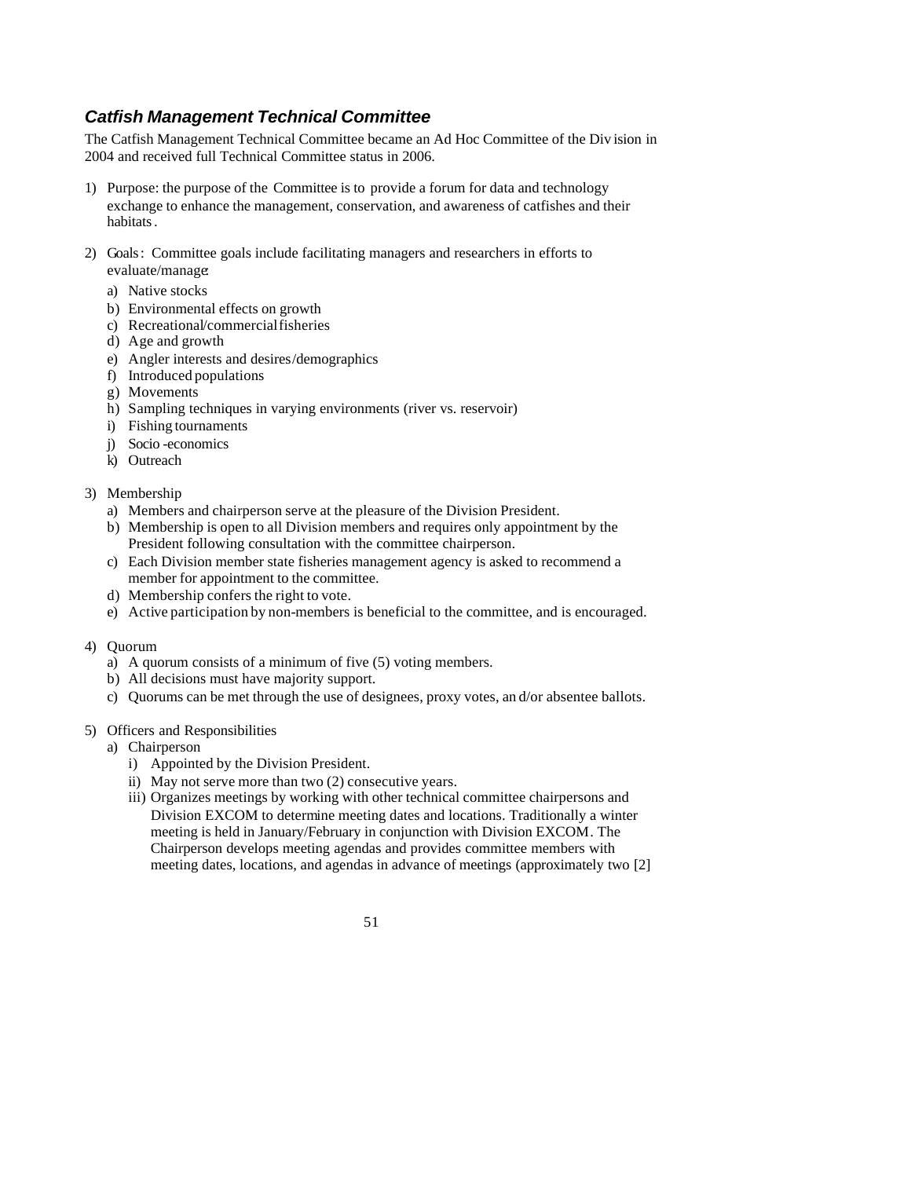### *Catfish Management Technical Committee*

The Catfish Management Technical Committee became an Ad Hoc Committee of the Division in 2004 and received full Technical Committee status in 2006.

1) Purpose: the purpose of the Committee is to provide a forum for data and technology exchange to enhance the management, conservation, and awareness of catfishes and their habitats.

2) Goals: Committee goals include facilitating managers and researchers in efforts to evaluate/manage:
   a) Native stocks
   b) Environmental effects on growth
   c) Recreational/commercial fisheries
   d) Age and growth
   e) Angler interests and desires/demographics
   f) Introduced populations
   g) Movements
   h) Sampling techniques in varying environments (river vs. reservoir)
   i) Fishing tournaments
   j) Socio-economics
   k) Outreach

3) Membership
   a) Members and chairperson serve at the pleasure of the Division President.
   b) Membership is open to all Division members and requires only appointment by the President following consultation with the committee chairperson.
   c) Each Division member state fisheries management agency is asked to recommend a member for appointment to the committee.
   d) Membership confers the right to vote.
   e) Active participation by non-members is beneficial to the committee, and is encouraged.

4) Quorum
   a) A quorum consists of a minimum of five (5) voting members.
   b) All decisions must have majority support.
   c) Quorums can be met through the use of designees, proxy votes, and/or absentee ballots.

5) Officers and Responsibilities
   a) Chairperson
      i) Appointed by the Division President.
      ii) May not serve more than two (2) consecutive years.
      iii) Organizes meetings by working with other technical committee chairpersons and Division EXCOM to determine meeting dates and locations. Traditionally a winter meeting is held in January/February in conjunction with Division EXCOM. The Chairperson develops meeting agendas and provides committee members with meeting dates, locations, and agendas in advance of meetings (approximately two [2]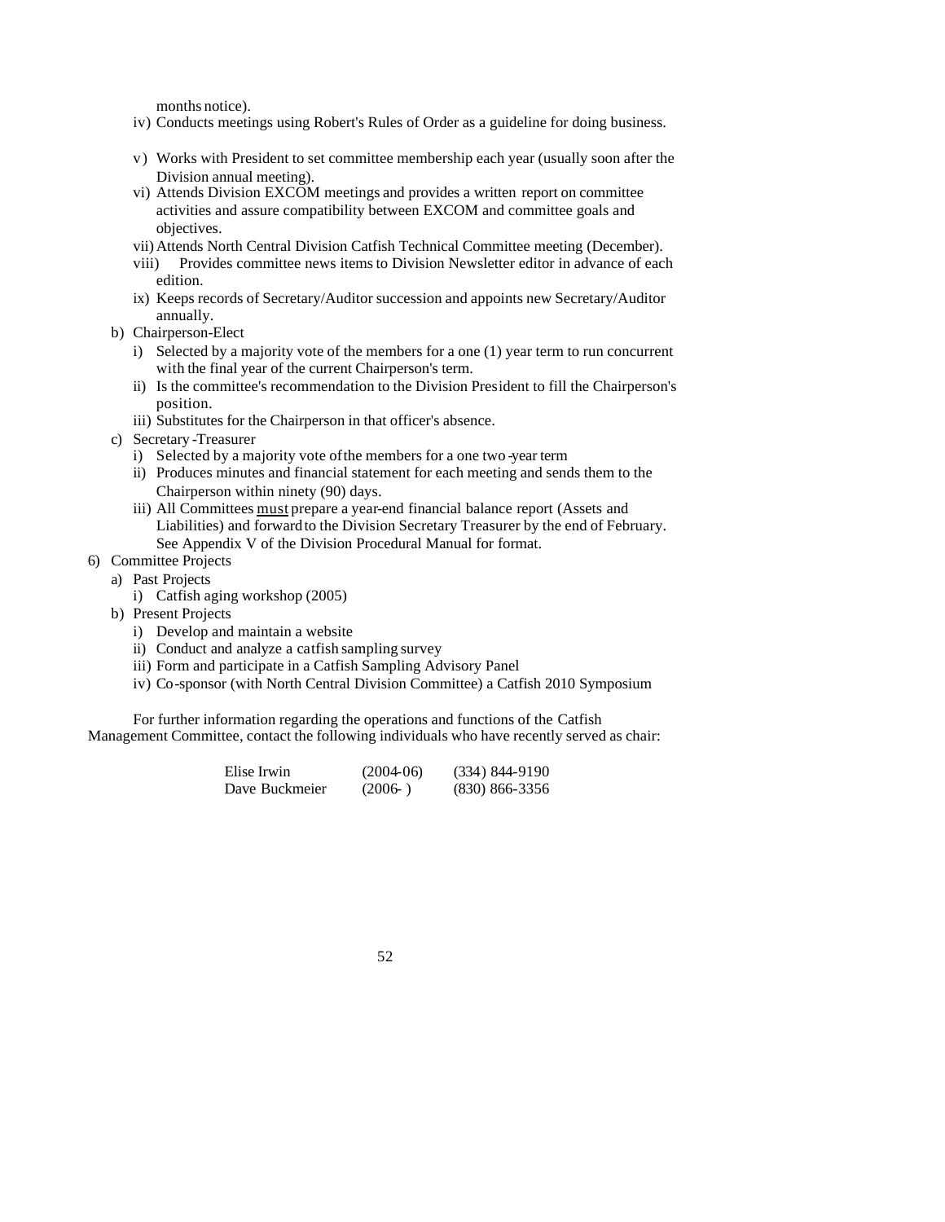months notice).

   iv) Conducts meetings using Robert's Rules of Order as a guideline for doing business.

   v) Works with President to set committee membership each year (usually soon after the Division annual meeting).

   vi) Attends Division EXCOM meetings and provides a written report on committee activities and assure compatibility between EXCOM and committee goals and objectives.

   vii) Attends North Central Division Catfish Technical Committee meeting (December).

   viii) Provides committee news items to Division Newsletter editor in advance of each edition.

   ix) Keeps records of Secretary/Auditor succession and appoints new Secretary/Auditor annually.

b) Chairperson-Elect

   i) Selected by a majority vote of the members for a one (1) year term to run concurrent with the final year of the current Chairperson's term.

   ii) Is the committee's recommendation to the Division President to fill the Chairperson's position.

   iii) Substitutes for the Chairperson in that officer's absence.

c) Secretary-Treasurer

   i) Selected by a majority vote of the members for a one two-year term

   ii) Produces minutes and financial statement for each meeting and sends them to the Chairperson within ninety (90) days.

   iii) All Committees <u>must</u> prepare a year-end financial balance report (Assets and Liabilities) and forward to the Division Secretary Treasurer by the end of February. See Appendix V of the Division Procedural Manual for format.

6) Committee Projects

   a) Past Projects

      i) Catfish aging workshop (2005)

   b) Present Projects

      i) Develop and maintain a website

      ii) Conduct and analyze a catfish sampling survey

      iii) Form and participate in a Catfish Sampling Advisory Panel

      iv) Co-sponsor (with North Central Division Committee) a Catfish 2010 Symposium

For further information regarding the operations and functions of the Catfish Management Committee, contact the following individuals who have recently served as chair:

| | | |
|---|---|---|
| Elise Irwin | (2004-06) | (334) 844-9190 |
| Dave Buckmeier | (2006- ) | (830) 866-3356 |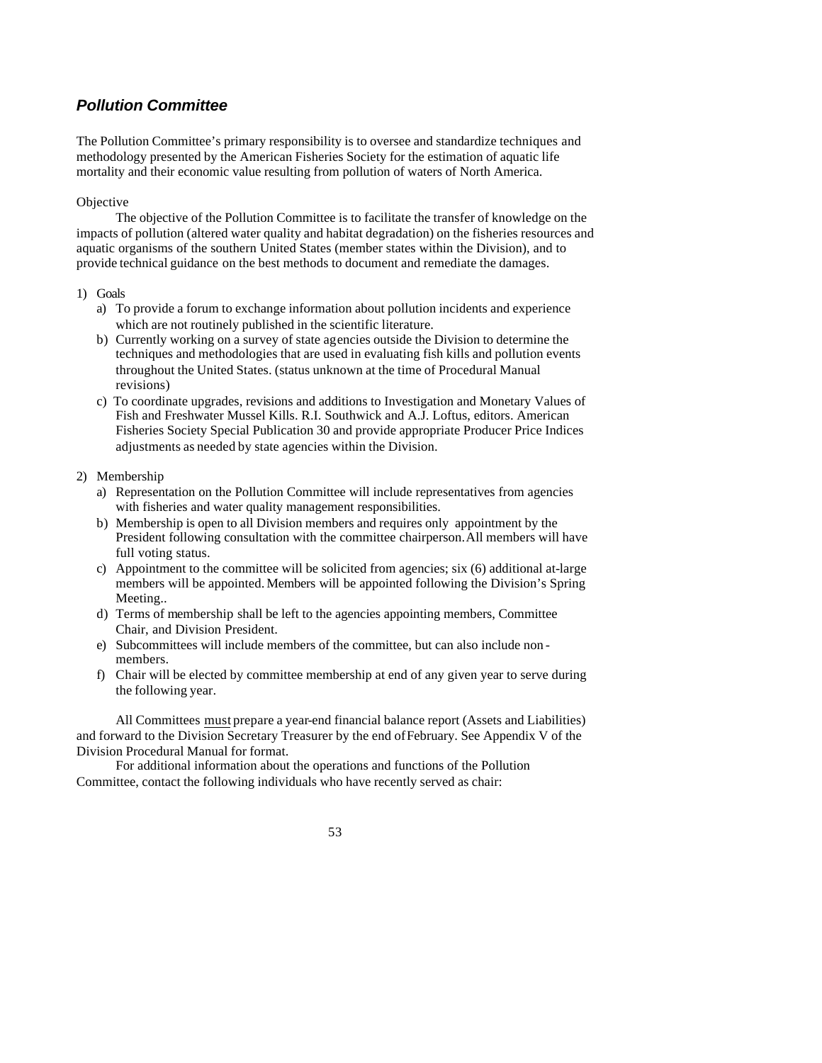## *Pollution Committee*

The Pollution Committee's primary responsibility is to oversee and standardize techniques and methodology presented by the American Fisheries Society for the estimation of aquatic life mortality and their economic value resulting from pollution of waters of North America.

Objective

The objective of the Pollution Committee is to facilitate the transfer of knowledge on the impacts of pollution (altered water quality and habitat degradation) on the fisheries resources and aquatic organisms of the southern United States (member states within the Division), and to provide technical guidance on the best methods to document and remediate the damages.

1) Goals
   a) To provide a forum to exchange information about pollution incidents and experience which are not routinely published in the scientific literature.
   b) Currently working on a survey of state agencies outside the Division to determine the techniques and methodologies that are used in evaluating fish kills and pollution events throughout the United States. (status unknown at the time of Procedural Manual revisions)
   c) To coordinate upgrades, revisions and additions to Investigation and Monetary Values of Fish and Freshwater Mussel Kills. R.I. Southwick and A.J. Loftus, editors. American Fisheries Society Special Publication 30 and provide appropriate Producer Price Indices adjustments as needed by state agencies within the Division.

2) Membership
   a) Representation on the Pollution Committee will include representatives from agencies with fisheries and water quality management responsibilities.
   b) Membership is open to all Division members and requires only appointment by the President following consultation with the committee chairperson. All members will have full voting status.
   c) Appointment to the committee will be solicited from agencies; six (6) additional at-large members will be appointed. Members will be appointed following the Division's Spring Meeting..
   d) Terms of membership shall be left to the agencies appointing members, Committee Chair, and Division President.
   e) Subcommittees will include members of the committee, but can also include non-members.
   f) Chair will be elected by committee membership at end of any given year to serve during the following year.

All Committees must prepare a year-end financial balance report (Assets and Liabilities) and forward to the Division Secretary Treasurer by the end of February. See Appendix V of the Division Procedural Manual for format.

For additional information about the operations and functions of the Pollution Committee, contact the following individuals who have recently served as chair: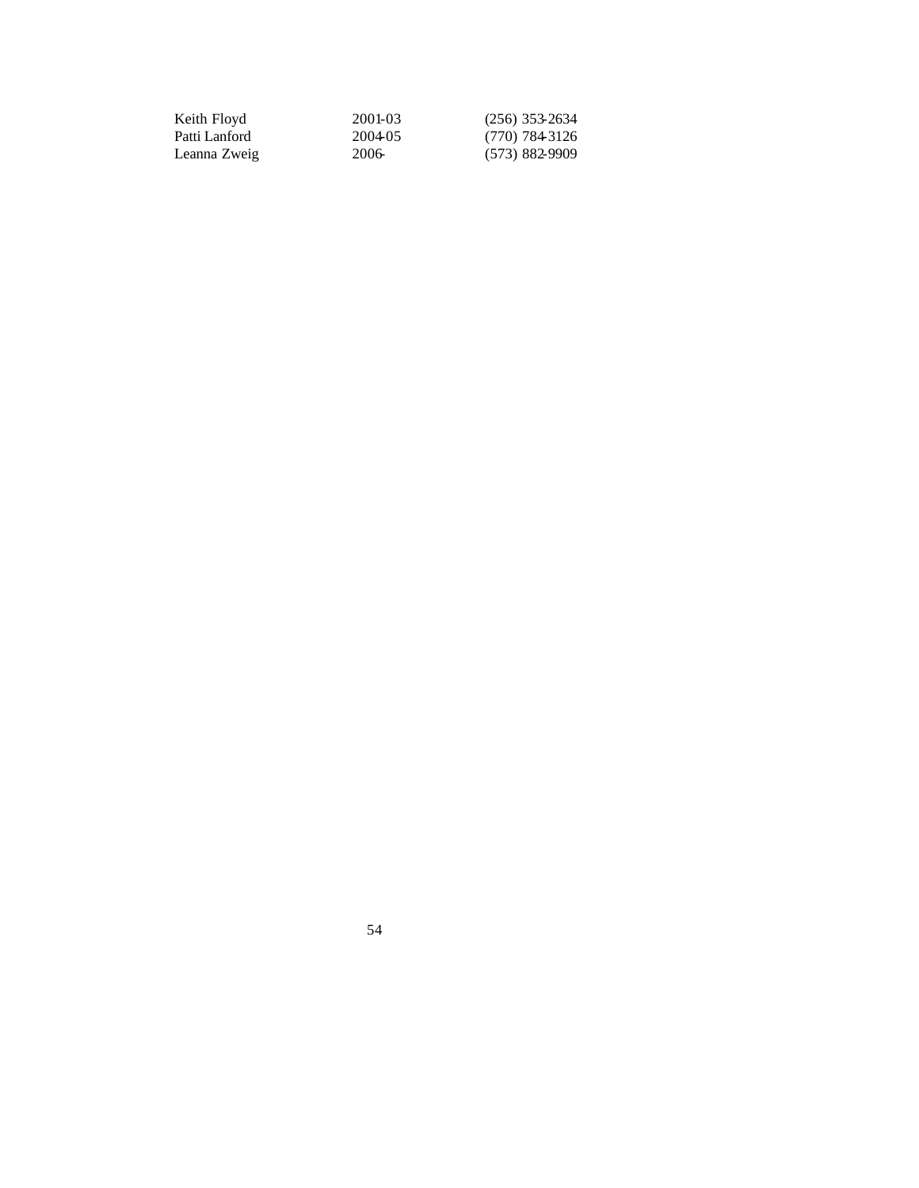| | | |
|---|---|---|
| Keith Floyd | 2001-03 | (256) 353-2634 |
| Patti Lanford | 2004-05 | (770) 784-3126 |
| Leanna Zweig | 2006- | (573) 882-9909 |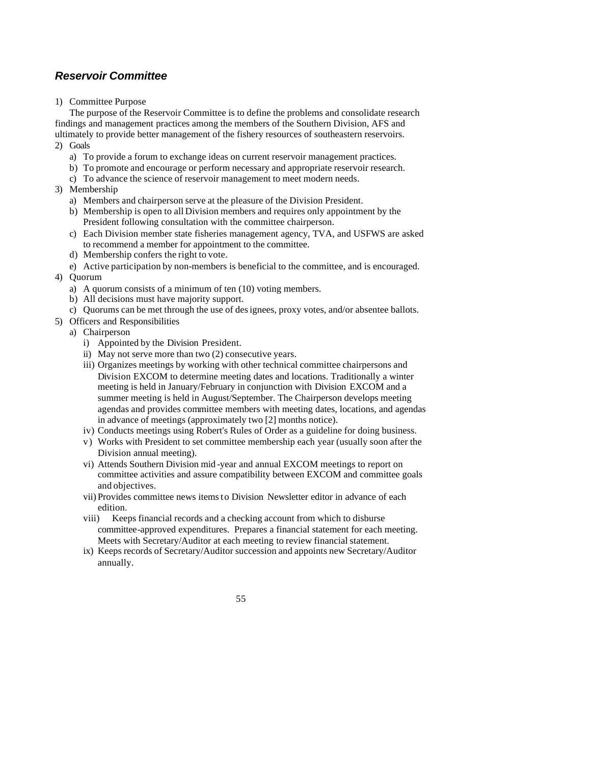## *Reservoir Committee*

1) Committee Purpose

   The purpose of the Reservoir Committee is to define the problems and consolidate research findings and management practices among the members of the Southern Division, AFS and ultimately to provide better management of the fishery resources of southeastern reservoirs.

2) Goals
   a) To provide a forum to exchange ideas on current reservoir management practices.
   b) To promote and encourage or perform necessary and appropriate reservoir research.
   c) To advance the science of reservoir management to meet modern needs.

3) Membership
   a) Members and chairperson serve at the pleasure of the Division President.
   b) Membership is open to all Division members and requires only appointment by the President following consultation with the committee chairperson.
   c) Each Division member state fisheries management agency, TVA, and USFWS are asked to recommend a member for appointment to the committee.
   d) Membership confers the right to vote.
   e) Active participation by non-members is beneficial to the committee, and is encouraged.

4) Quorum
   a) A quorum consists of a minimum of ten (10) voting members.
   b) All decisions must have majority support.
   c) Quorums can be met through the use of designees, proxy votes, and/or absentee ballots.

5) Officers and Responsibilities
   a) Chairperson
      i) Appointed by the Division President.
      ii) May not serve more than two (2) consecutive years.
      iii) Organizes meetings by working with other technical committee chairpersons and Division EXCOM to determine meeting dates and locations. Traditionally a winter meeting is held in January/February in conjunction with Division EXCOM and a summer meeting is held in August/September. The Chairperson develops meeting agendas and provides committee members with meeting dates, locations, and agendas in advance of meetings (approximately two [2] months notice).
      iv) Conducts meetings using Robert's Rules of Order as a guideline for doing business.
      v) Works with President to set committee membership each year (usually soon after the Division annual meeting).
      vi) Attends Southern Division mid-year and annual EXCOM meetings to report on committee activities and assure compatibility between EXCOM and committee goals and objectives.
      vii) Provides committee news items to Division Newsletter editor in advance of each edition.
      viii) Keeps financial records and a checking account from which to disburse committee-approved expenditures. Prepares a financial statement for each meeting. Meets with Secretary/Auditor at each meeting to review financial statement.
      ix) Keeps records of Secretary/Auditor succession and appoints new Secretary/Auditor annually.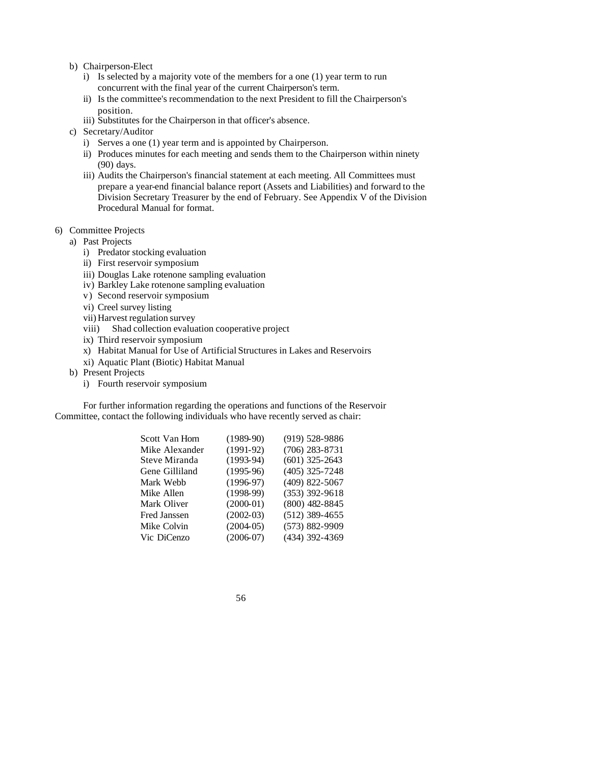b) Chairperson-Elect
   i) Is selected by a majority vote of the members for a one (1) year term to run concurrent with the final year of the current Chairperson's term.
   ii) Is the committee's recommendation to the next President to fill the Chairperson's position.
   iii) Substitutes for the Chairperson in that officer's absence.

c) Secretary/Auditor
   i) Serves a one (1) year term and is appointed by Chairperson.
   ii) Produces minutes for each meeting and sends them to the Chairperson within ninety (90) days.
   iii) Audits the Chairperson's financial statement at each meeting. All Committees must prepare a year-end financial balance report (Assets and Liabilities) and forward to the Division Secretary Treasurer by the end of February. See Appendix V of the Division Procedural Manual for format.

6) Committee Projects
   a) Past Projects
      i) Predator stocking evaluation
      ii) First reservoir symposium
      iii) Douglas Lake rotenone sampling evaluation
      iv) Barkley Lake rotenone sampling evaluation
      v) Second reservoir symposium
      vi) Creel survey listing
      vii) Harvest regulation survey
      viii) Shad collection evaluation cooperative project
      ix) Third reservoir symposium
      x) Habitat Manual for Use of Artificial Structures in Lakes and Reservoirs
      xi) Aquatic Plant (Biotic) Habitat Manual
   b) Present Projects
      i) Fourth reservoir symposium

For further information regarding the operations and functions of the Reservoir Committee, contact the following individuals who have recently served as chair:

| | | |
|---|---|---|
| Scott Van Horn | (1989-90) | (919) 528-9886 |
| Mike Alexander | (1991-92) | (706) 283-8731 |
| Steve Miranda | (1993-94) | (601) 325-2643 |
| Gene Gilliland | (1995-96) | (405) 325-7248 |
| Mark Webb | (1996-97) | (409) 822-5067 |
| Mike Allen | (1998-99) | (353) 392-9618 |
| Mark Oliver | (2000-01) | (800) 482-8845 |
| Fred Janssen | (2002-03) | (512) 389-4655 |
| Mike Colvin | (2004-05) | (573) 882-9909 |
| Vic DiCenzo | (2006-07) | (434) 392-4369 |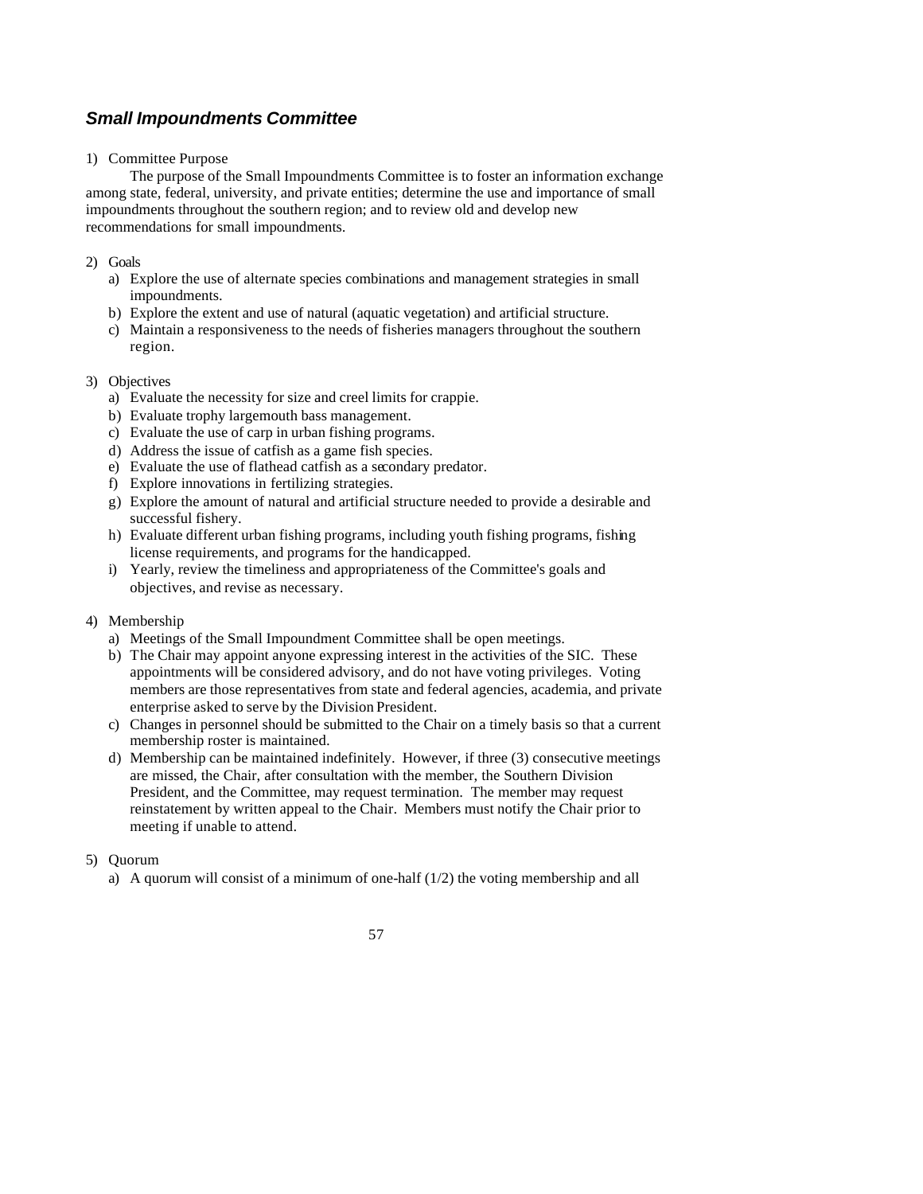## ***Small Impoundments Committee***

1) Committee Purpose

The purpose of the Small Impoundments Committee is to foster an information exchange among state, federal, university, and private entities; determine the use and importance of small impoundments throughout the southern region; and to review old and develop new recommendations for small impoundments.

2) Goals
   a) Explore the use of alternate species combinations and management strategies in small impoundments.
   b) Explore the extent and use of natural (aquatic vegetation) and artificial structure.
   c) Maintain a responsiveness to the needs of fisheries managers throughout the southern region.

3) Objectives
   a) Evaluate the necessity for size and creel limits for crappie.
   b) Evaluate trophy largemouth bass management.
   c) Evaluate the use of carp in urban fishing programs.
   d) Address the issue of catfish as a game fish species.
   e) Evaluate the use of flathead catfish as a secondary predator.
   f) Explore innovations in fertilizing strategies.
   g) Explore the amount of natural and artificial structure needed to provide a desirable and successful fishery.
   h) Evaluate different urban fishing programs, including youth fishing programs, fishing license requirements, and programs for the handicapped.
   i) Yearly, review the timeliness and appropriateness of the Committee's goals and objectives, and revise as necessary.

4) Membership
   a) Meetings of the Small Impoundment Committee shall be open meetings.
   b) The Chair may appoint anyone expressing interest in the activities of the SIC. These appointments will be considered advisory, and do not have voting privileges. Voting members are those representatives from state and federal agencies, academia, and private enterprise asked to serve by the Division President.
   c) Changes in personnel should be submitted to the Chair on a timely basis so that a current membership roster is maintained.
   d) Membership can be maintained indefinitely. However, if three (3) consecutive meetings are missed, the Chair, after consultation with the member, the Southern Division President, and the Committee, may request termination. The member may request reinstatement by written appeal to the Chair. Members must notify the Chair prior to meeting if unable to attend.

5) Quorum
   a) A quorum will consist of a minimum of one-half (1/2) the voting membership and all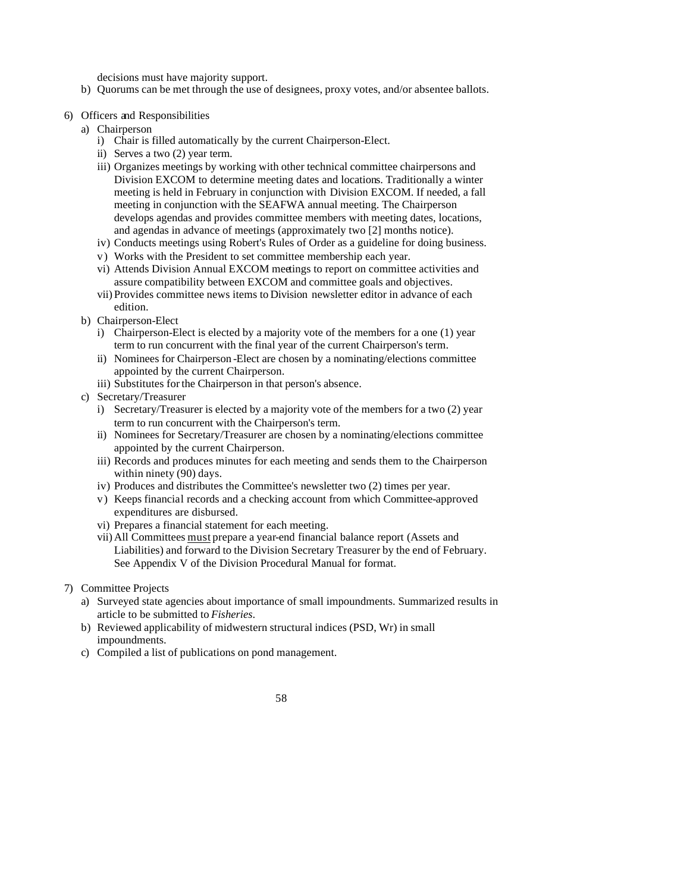decisions must have majority support.

b) Quorums can be met through the use of designees, proxy votes, and/or absentee ballots.

6) Officers and Responsibilities

   a) Chairperson

      i) Chair is filled automatically by the current Chairperson-Elect.

      ii) Serves a two (2) year term.

      iii) Organizes meetings by working with other technical committee chairpersons and Division EXCOM to determine meeting dates and locations. Traditionally a winter meeting is held in February in conjunction with Division EXCOM. If needed, a fall meeting in conjunction with the SEAFWA annual meeting. The Chairperson develops agendas and provides committee members with meeting dates, locations, and agendas in advance of meetings (approximately two [2] months notice).

      iv) Conducts meetings using Robert's Rules of Order as a guideline for doing business.

      v) Works with the President to set committee membership each year.

      vi) Attends Division Annual EXCOM meetings to report on committee activities and assure compatibility between EXCOM and committee goals and objectives.

      vii) Provides committee news items to Division newsletter editor in advance of each edition.

   b) Chairperson-Elect

      i) Chairperson-Elect is elected by a majority vote of the members for a one (1) year term to run concurrent with the final year of the current Chairperson's term.

      ii) Nominees for Chairperson-Elect are chosen by a nominating/elections committee appointed by the current Chairperson.

      iii) Substitutes for the Chairperson in that person's absence.

   c) Secretary/Treasurer

      i) Secretary/Treasurer is elected by a majority vote of the members for a two (2) year term to run concurrent with the Chairperson's term.

      ii) Nominees for Secretary/Treasurer are chosen by a nominating/elections committee appointed by the current Chairperson.

      iii) Records and produces minutes for each meeting and sends them to the Chairperson within ninety (90) days.

      iv) Produces and distributes the Committee's newsletter two (2) times per year.

      v) Keeps financial records and a checking account from which Committee-approved expenditures are disbursed.

      vi) Prepares a financial statement for each meeting.

      vii) All Committees must prepare a year-end financial balance report (Assets and Liabilities) and forward to the Division Secretary Treasurer by the end of February. See Appendix V of the Division Procedural Manual for format.

7) Committee Projects

   a) Surveyed state agencies about importance of small impoundments. Summarized results in article to be submitted to *Fisheries*.

   b) Reviewed applicability of midwestern structural indices (PSD, Wr) in small impoundments.

   c) Compiled a list of publications on pond management.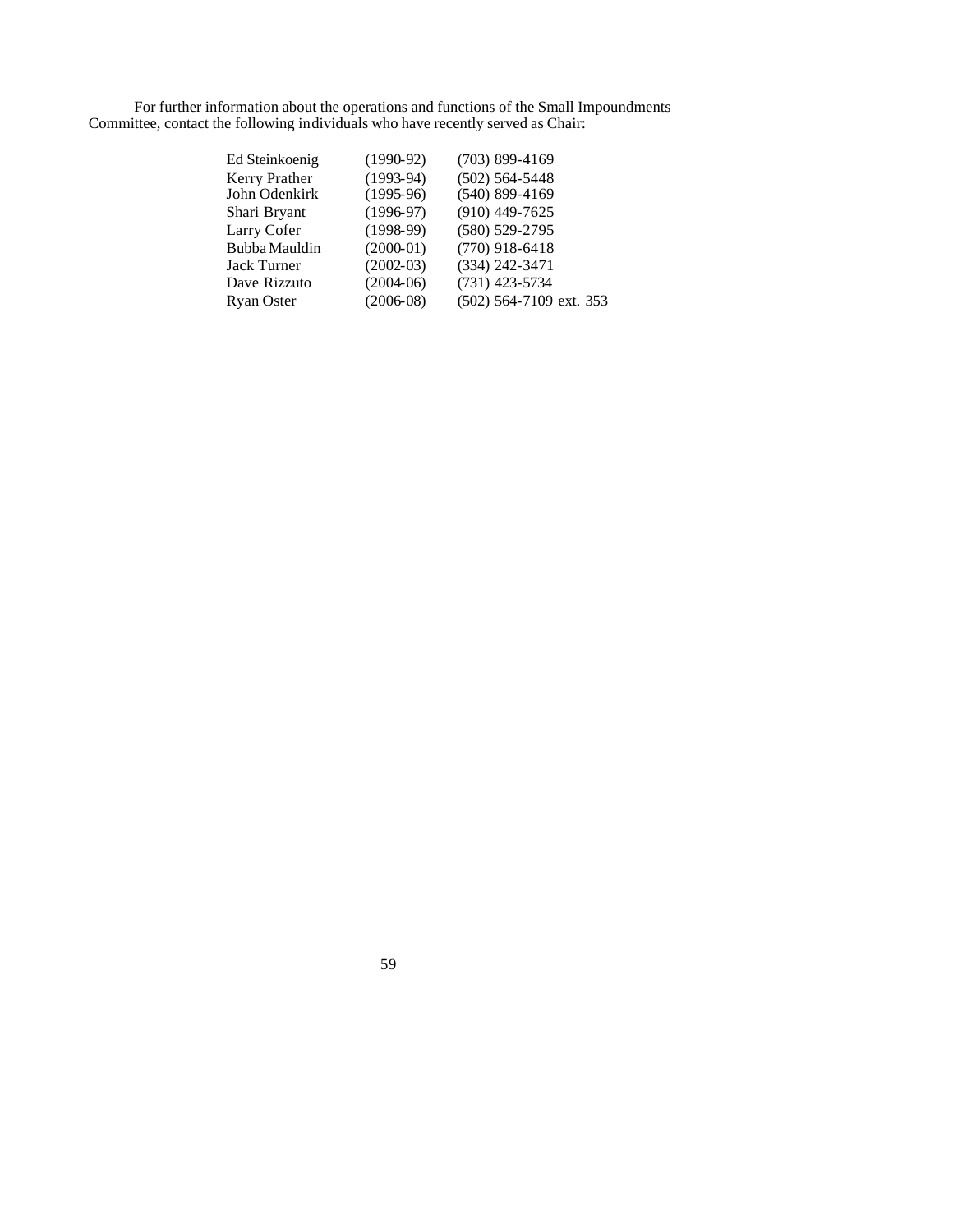For further information about the operations and functions of the Small Impoundments Committee, contact the following individuals who have recently served as Chair:

| | | |
|---|---|---|
| Ed Steinkoenig | (1990-92) | (703) 899-4169 |
| Kerry Prather | (1993-94) | (502) 564-5448 |
| John Odenkirk | (1995-96) | (540) 899-4169 |
| Shari Bryant | (1996-97) | (910) 449-7625 |
| Larry Cofer | (1998-99) | (580) 529-2795 |
| Bubba Mauldin | (2000-01) | (770) 918-6418 |
| Jack Turner | (2002-03) | (334) 242-3471 |
| Dave Rizzuto | (2004-06) | (731) 423-5734 |
| Ryan Oster | (2006-08) | (502) 564-7109 ext. 353 |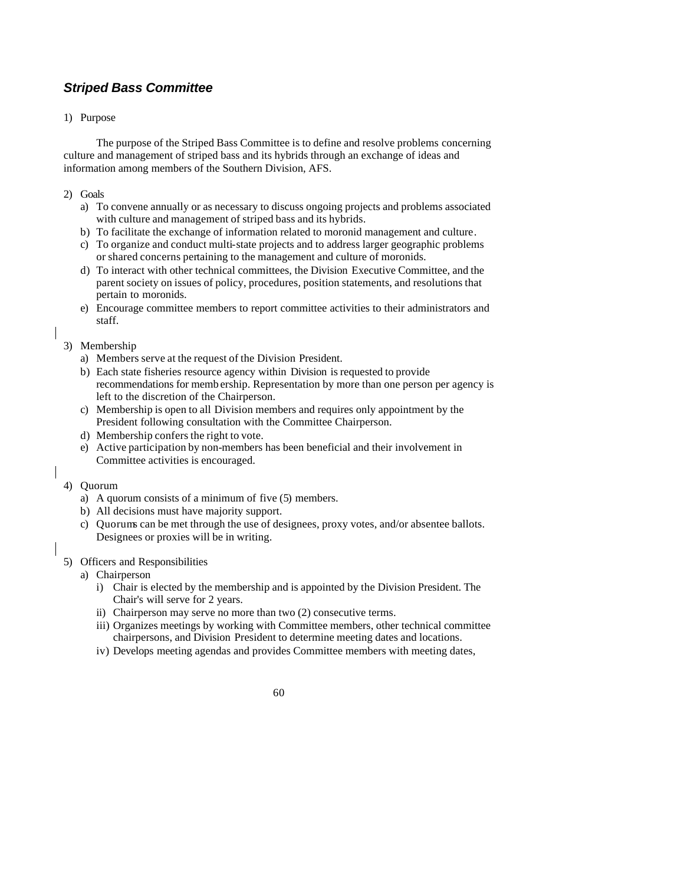## *Striped Bass Committee*

1) Purpose

The purpose of the Striped Bass Committee is to define and resolve problems concerning culture and management of striped bass and its hybrids through an exchange of ideas and information among members of the Southern Division, AFS.

2) Goals
   a) To convene annually or as necessary to discuss ongoing projects and problems associated with culture and management of striped bass and its hybrids.
   b) To facilitate the exchange of information related to moronid management and culture.
   c) To organize and conduct multi-state projects and to address larger geographic problems or shared concerns pertaining to the management and culture of moronids.
   d) To interact with other technical committees, the Division Executive Committee, and the parent society on issues of policy, procedures, position statements, and resolutions that pertain to moronids.
   e) Encourage committee members to report committee activities to their administrators and staff.

3) Membership
   a) Members serve at the request of the Division President.
   b) Each state fisheries resource agency within Division is requested to provide recommendations for memb ership. Representation by more than one person per agency is left to the discretion of the Chairperson.
   c) Membership is open to all Division members and requires only appointment by the President following consultation with the Committee Chairperson.
   d) Membership confers the right to vote.
   e) Active participation by non-members has been beneficial and their involvement in Committee activities is encouraged.

4) Quorum
   a) A quorum consists of a minimum of five (5) members.
   b) All decisions must have majority support.
   c) Quorums can be met through the use of designees, proxy votes, and/or absentee ballots. Designees or proxies will be in writing.

5) Officers and Responsibilities
   a) Chairperson
      i) Chair is elected by the membership and is appointed by the Division President. The Chair's will serve for 2 years.
      ii) Chairperson may serve no more than two (2) consecutive terms.
      iii) Organizes meetings by working with Committee members, other technical committee chairpersons, and Division President to determine meeting dates and locations.
      iv) Develops meeting agendas and provides Committee members with meeting dates,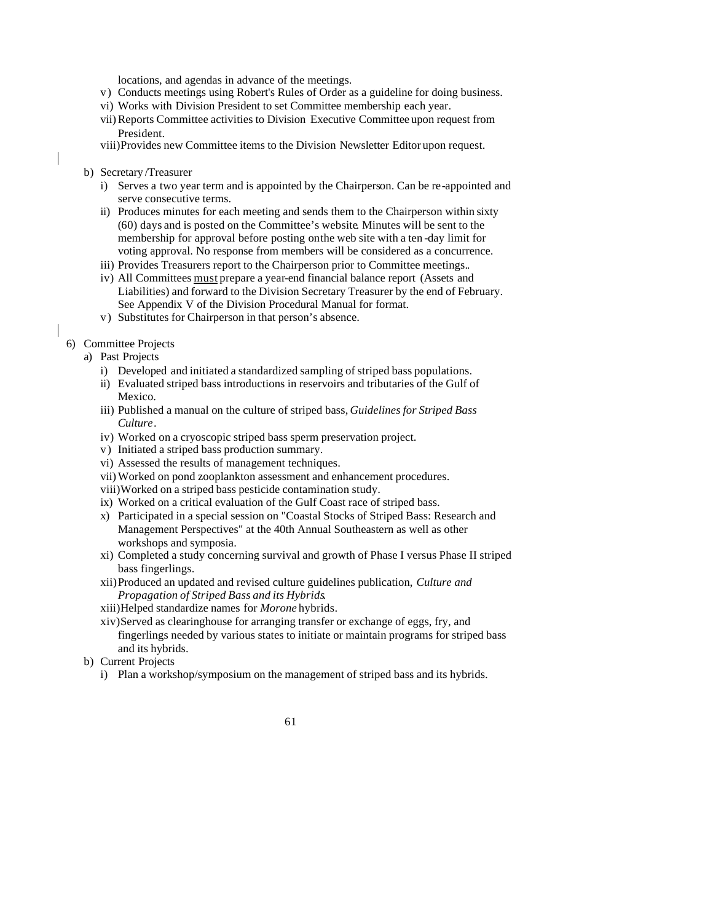locations, and agendas in advance of the meetings.

v) Conducts meetings using Robert's Rules of Order as a guideline for doing business.
vi) Works with Division President to set Committee membership each year.
vii) Reports Committee activities to Division Executive Committee upon request from President.
viii) Provides new Committee items to the Division Newsletter Editor upon request.

b) Secretary /Treasurer
   i) Serves a two year term and is appointed by the Chairperson. Can be re-appointed and serve consecutive terms.
   ii) Produces minutes for each meeting and sends them to the Chairperson within sixty (60) days and is posted on the Committee's website. Minutes will be sent to the membership for approval before posting on the web site with a ten-day limit for voting approval. No response from members will be considered as a concurrence.
   iii) Provides Treasurers report to the Chairperson prior to Committee meetings..
   iv) All Committees must prepare a year-end financial balance report (Assets and Liabilities) and forward to the Division Secretary Treasurer by the end of February. See Appendix V of the Division Procedural Manual for format.
   v) Substitutes for Chairperson in that person's absence.

6) Committee Projects
   a) Past Projects
      i) Developed and initiated a standardized sampling of striped bass populations.
      ii) Evaluated striped bass introductions in reservoirs and tributaries of the Gulf of Mexico.
      iii) Published a manual on the culture of striped bass, *Guidelines for Striped Bass Culture*.
      iv) Worked on a cryoscopic striped bass sperm preservation project.
      v) Initiated a striped bass production summary.
      vi) Assessed the results of management techniques.
      vii) Worked on pond zooplankton assessment and enhancement procedures.
      viii) Worked on a striped bass pesticide contamination study.
      ix) Worked on a critical evaluation of the Gulf Coast race of striped bass.
      x) Participated in a special session on "Coastal Stocks of Striped Bass: Research and Management Perspectives" at the 40th Annual Southeastern as well as other workshops and symposia.
      xi) Completed a study concerning survival and growth of Phase I versus Phase II striped bass fingerlings.
      xii) Produced an updated and revised culture guidelines publication, *Culture and Propagation of Striped Bass and its Hybrids*.
      xiii) Helped standardize names for *Morone* hybrids.
      xiv) Served as clearinghouse for arranging transfer or exchange of eggs, fry, and fingerlings needed by various states to initiate or maintain programs for striped bass and its hybrids.
   b) Current Projects
      i) Plan a workshop/symposium on the management of striped bass and its hybrids.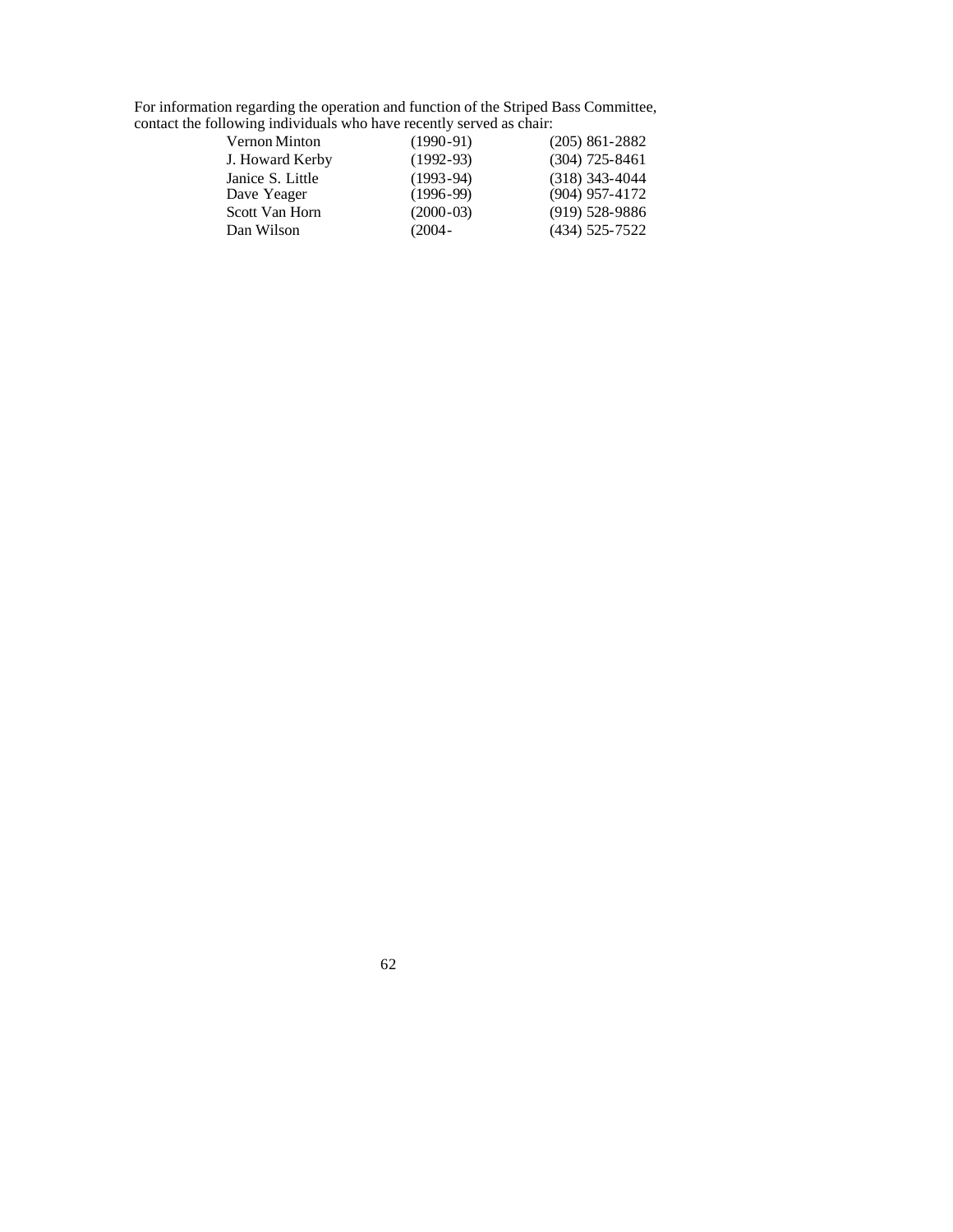For information regarding the operation and function of the Striped Bass Committee, contact the following individuals who have recently served as chair:

| | | |
|---|---|---|
| Vernon Minton | (1990-91) | (205) 861-2882 |
| J. Howard Kerby | (1992-93) | (304) 725-8461 |
| Janice S. Little | (1993-94) | (318) 343-4044 |
| Dave Yeager | (1996-99) | (904) 957-4172 |
| Scott Van Horn | (2000-03) | (919) 528-9886 |
| Dan Wilson | (2004- | (434) 525-7522 |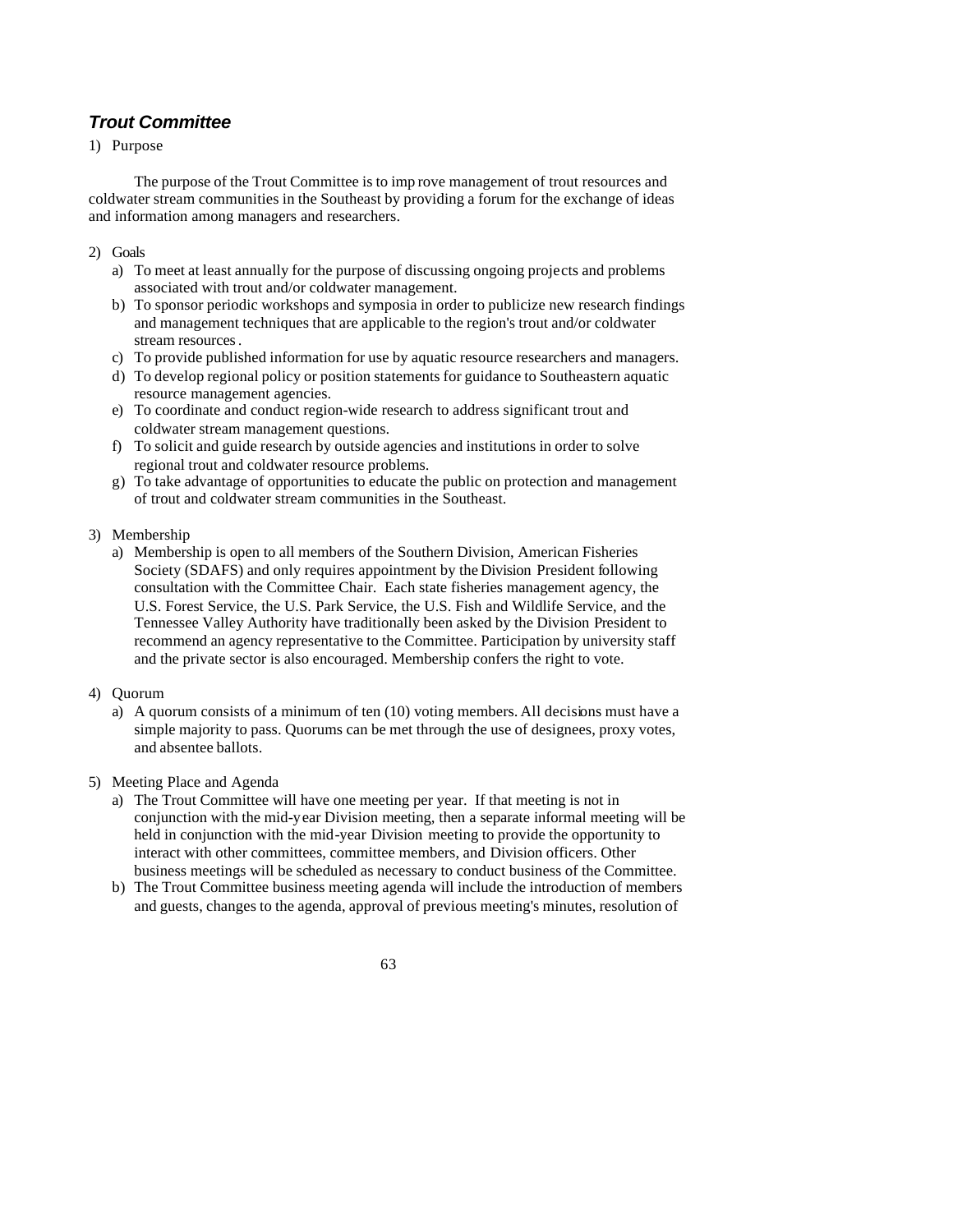## ***Trout Committee***

1) Purpose

The purpose of the Trout Committee is to improve management of trout resources and coldwater stream communities in the Southeast by providing a forum for the exchange of ideas and information among managers and researchers.

2) Goals
   a) To meet at least annually for the purpose of discussing ongoing projects and problems associated with trout and/or coldwater management.
   b) To sponsor periodic workshops and symposia in order to publicize new research findings and management techniques that are applicable to the region's trout and/or coldwater stream resources.
   c) To provide published information for use by aquatic resource researchers and managers.
   d) To develop regional policy or position statements for guidance to Southeastern aquatic resource management agencies.
   e) To coordinate and conduct region-wide research to address significant trout and coldwater stream management questions.
   f) To solicit and guide research by outside agencies and institutions in order to solve regional trout and coldwater resource problems.
   g) To take advantage of opportunities to educate the public on protection and management of trout and coldwater stream communities in the Southeast.

3) Membership
   a) Membership is open to all members of the Southern Division, American Fisheries Society (SDAFS) and only requires appointment by the Division President following consultation with the Committee Chair. Each state fisheries management agency, the U.S. Forest Service, the U.S. Park Service, the U.S. Fish and Wildlife Service, and the Tennessee Valley Authority have traditionally been asked by the Division President to recommend an agency representative to the Committee. Participation by university staff and the private sector is also encouraged. Membership confers the right to vote.

4) Quorum
   a) A quorum consists of a minimum of ten (10) voting members. All decisions must have a simple majority to pass. Quorums can be met through the use of designees, proxy votes, and absentee ballots.

5) Meeting Place and Agenda
   a) The Trout Committee will have one meeting per year. If that meeting is not in conjunction with the mid-year Division meeting, then a separate informal meeting will be held in conjunction with the mid-year Division meeting to provide the opportunity to interact with other committees, committee members, and Division officers. Other business meetings will be scheduled as necessary to conduct business of the Committee.
   b) The Trout Committee business meeting agenda will include the introduction of members and guests, changes to the agenda, approval of previous meeting's minutes, resolution of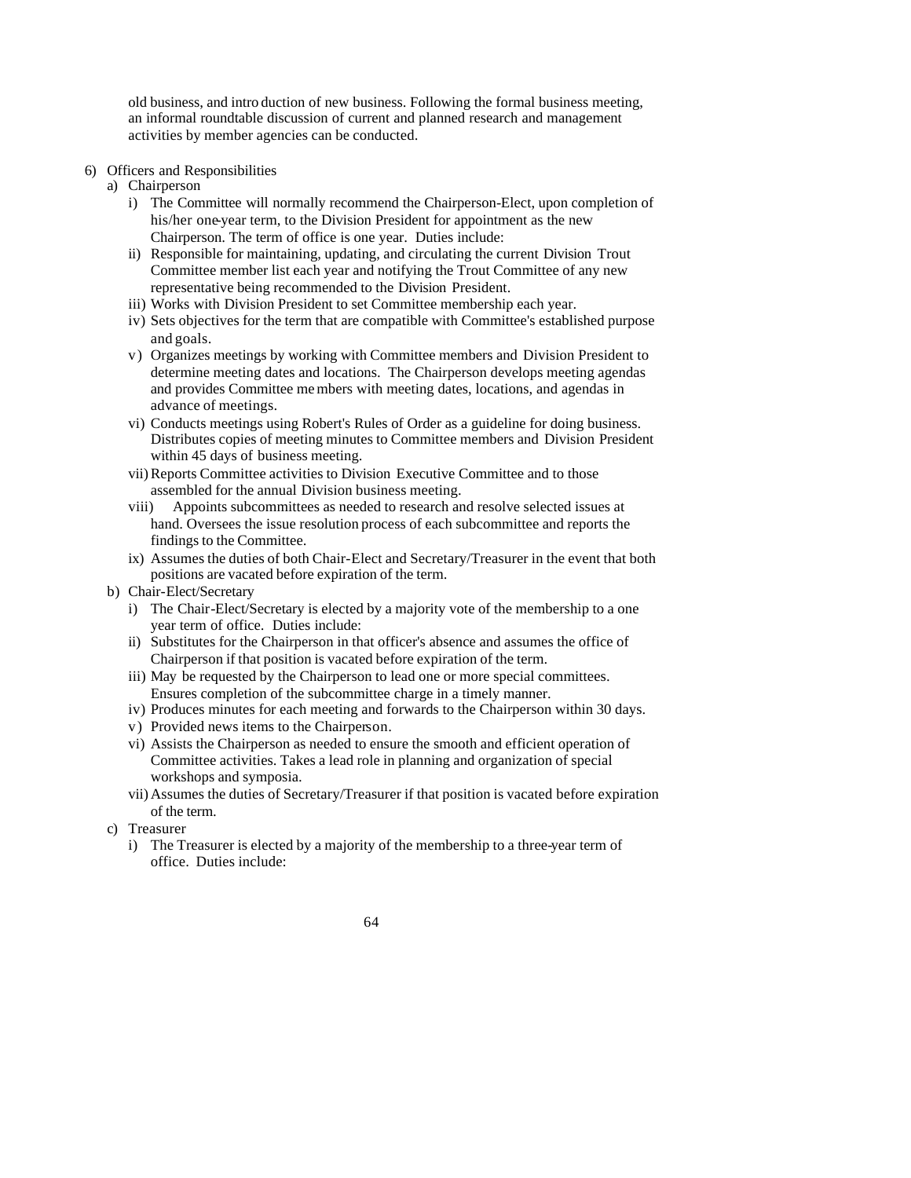old business, and introduction of new business. Following the formal business meeting, an informal roundtable discussion of current and planned research and management activities by member agencies can be conducted.

6) Officers and Responsibilities
   a) Chairperson
      i) The Committee will normally recommend the Chairperson-Elect, upon completion of his/her one-year term, to the Division President for appointment as the new Chairperson. The term of office is one year. Duties include:
      ii) Responsible for maintaining, updating, and circulating the current Division Trout Committee member list each year and notifying the Trout Committee of any new representative being recommended to the Division President.
      iii) Works with Division President to set Committee membership each year.
      iv) Sets objectives for the term that are compatible with Committee's established purpose and goals.
      v) Organizes meetings by working with Committee members and Division President to determine meeting dates and locations. The Chairperson develops meeting agendas and provides Committee members with meeting dates, locations, and agendas in advance of meetings.
      vi) Conducts meetings using Robert's Rules of Order as a guideline for doing business. Distributes copies of meeting minutes to Committee members and Division President within 45 days of business meeting.
      vii) Reports Committee activities to Division Executive Committee and to those assembled for the annual Division business meeting.
      viii) Appoints subcommittees as needed to research and resolve selected issues at hand. Oversees the issue resolution process of each subcommittee and reports the findings to the Committee.
      ix) Assumes the duties of both Chair-Elect and Secretary/Treasurer in the event that both positions are vacated before expiration of the term.
   b) Chair-Elect/Secretary
      i) The Chair-Elect/Secretary is elected by a majority vote of the membership to a one year term of office. Duties include:
      ii) Substitutes for the Chairperson in that officer's absence and assumes the office of Chairperson if that position is vacated before expiration of the term.
      iii) May be requested by the Chairperson to lead one or more special committees. Ensures completion of the subcommittee charge in a timely manner.
      iv) Produces minutes for each meeting and forwards to the Chairperson within 30 days.
      v) Provided news items to the Chairperson.
      vi) Assists the Chairperson as needed to ensure the smooth and efficient operation of Committee activities. Takes a lead role in planning and organization of special workshops and symposia.
      vii) Assumes the duties of Secretary/Treasurer if that position is vacated before expiration of the term.
   c) Treasurer
      i) The Treasurer is elected by a majority of the membership to a three-year term of office. Duties include: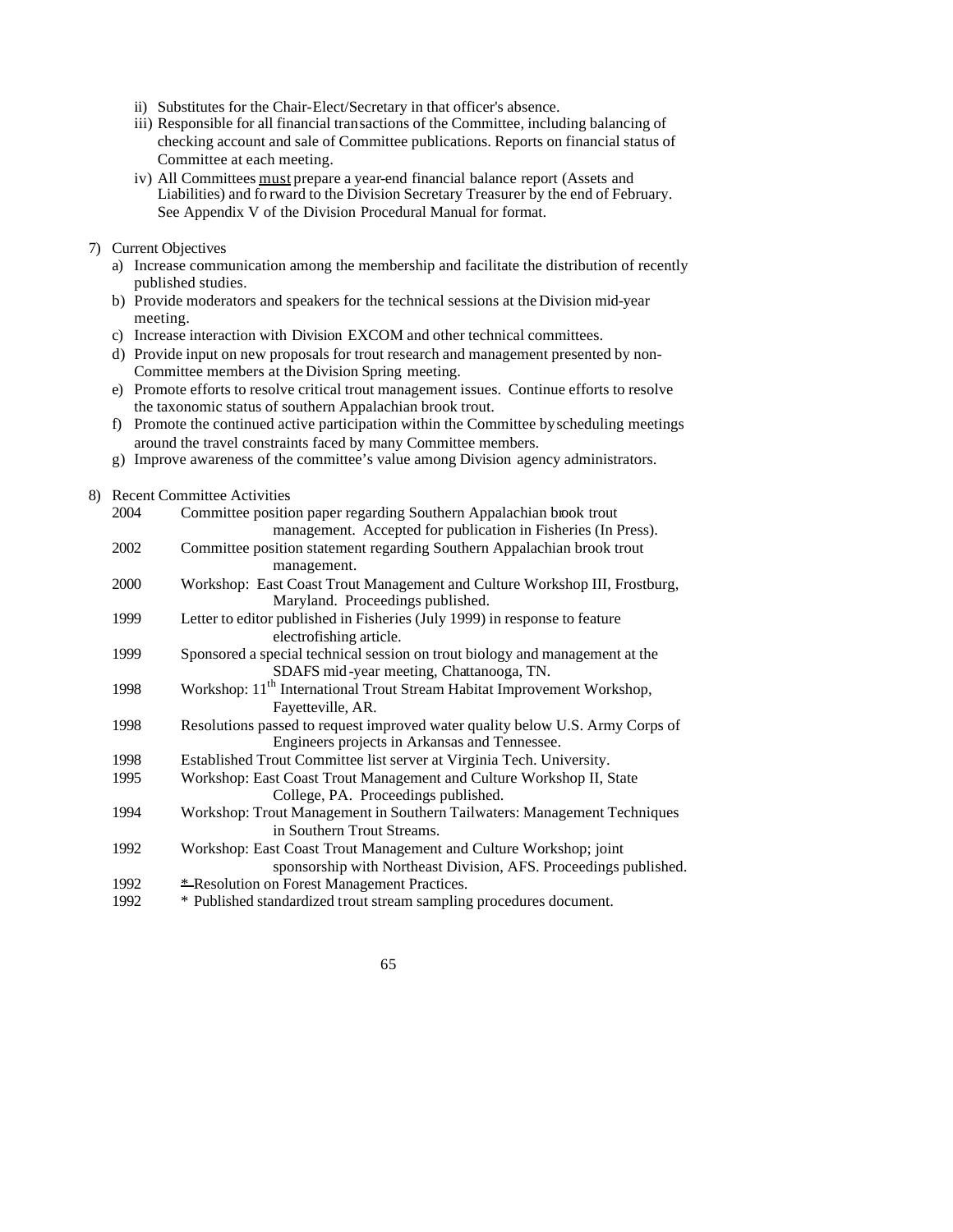ii) Substitutes for the Chair-Elect/Secretary in that officer's absence.

iii) Responsible for all financial transactions of the Committee, including balancing of checking account and sale of Committee publications. Reports on financial status of Committee at each meeting.

iv) All Committees <u>must</u> prepare a year-end financial balance report (Assets and Liabilities) and forward to the Division Secretary Treasurer by the end of February. See Appendix V of the Division Procedural Manual for format.

7) Current Objectives
   a) Increase communication among the membership and facilitate the distribution of recently published studies.
   b) Provide moderators and speakers for the technical sessions at the Division mid-year meeting.
   c) Increase interaction with Division EXCOM and other technical committees.
   d) Provide input on new proposals for trout research and management presented by non-Committee members at the Division Spring meeting.
   e) Promote efforts to resolve critical trout management issues. Continue efforts to resolve the taxonomic status of southern Appalachian brook trout.
   f) Promote the continued active participation within the Committee by scheduling meetings around the travel constraints faced by many Committee members.
   g) Improve awareness of the committee's value among Division agency administrators.

8) Recent Committee Activities

| | |
|---|---|
| 2004 | Committee position paper regarding Southern Appalachian brook trout management. Accepted for publication in Fisheries (In Press). |
| 2002 | Committee position statement regarding Southern Appalachian brook trout management. |
| 2000 | Workshop: East Coast Trout Management and Culture Workshop III, Frostburg, Maryland. Proceedings published. |
| 1999 | Letter to editor published in Fisheries (July 1999) in response to feature electrofishing article. |
| 1999 | Sponsored a special technical session on trout biology and management at the SDAFS mid-year meeting, Chattanooga, TN. |
| 1998 | Workshop: 11th International Trout Stream Habitat Improvement Workshop, Fayetteville, AR. |
| 1998 | Resolutions passed to request improved water quality below U.S. Army Corps of Engineers projects in Arkansas and Tennessee. |
| 1998 | Established Trout Committee list server at Virginia Tech. University. |
| 1995 | Workshop: East Coast Trout Management and Culture Workshop II, State College, PA. Proceedings published. |
| 1994 | Workshop: Trout Management in Southern Tailwaters: Management Techniques in Southern Trout Streams. |
| 1992 | Workshop: East Coast Trout Management and Culture Workshop; joint sponsorship with Northeast Division, AFS. Proceedings published. |
| 1992 | * Resolution on Forest Management Practices. |
| 1992 | * Published standardized trout stream sampling procedures document. |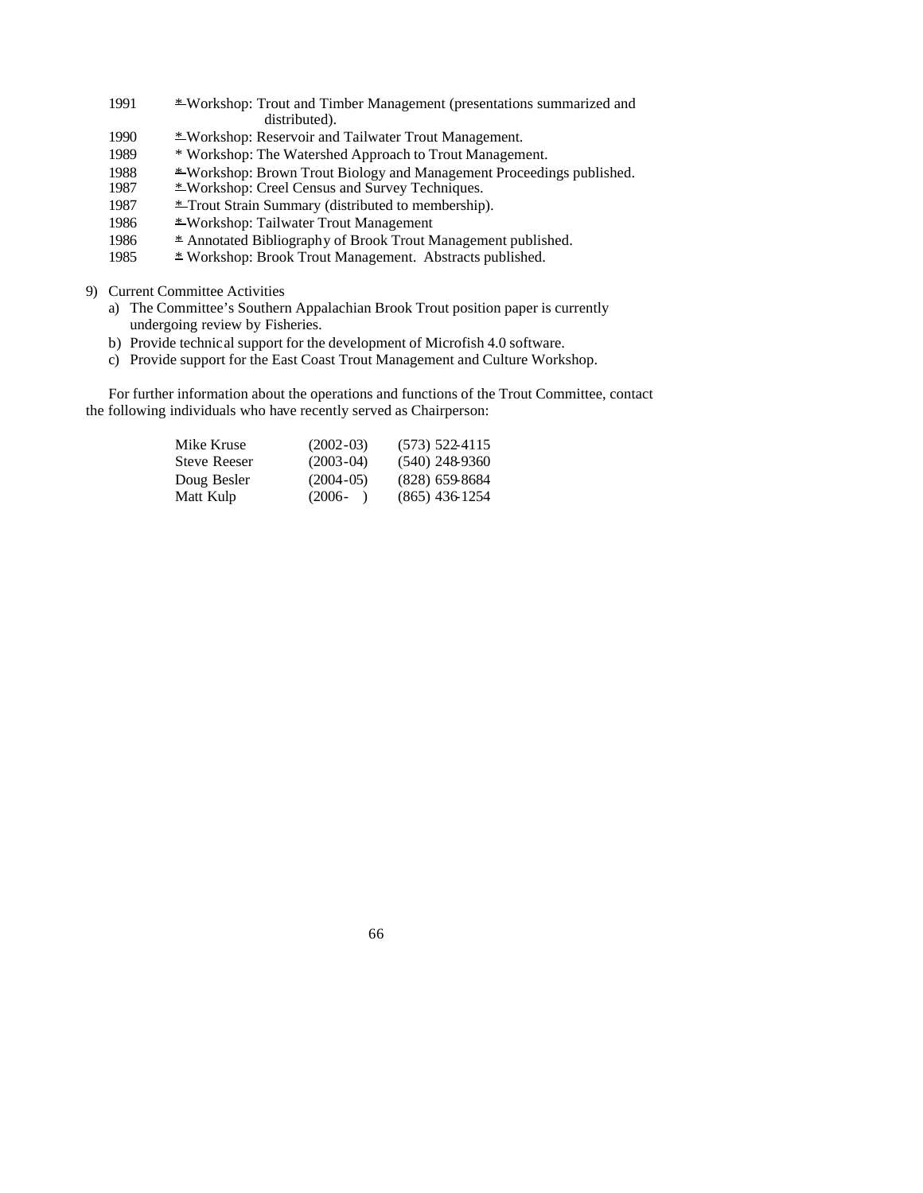1991 * Workshop: Trout and Timber Management (presentations summarized and distributed).
1990 * Workshop: Reservoir and Tailwater Trout Management.
1989 * Workshop: The Watershed Approach to Trout Management.
1988 * Workshop: Brown Trout Biology and Management Proceedings published.
1987 * Workshop: Creel Census and Survey Techniques.
1987 * Trout Strain Summary (distributed to membership).
1986 * Workshop: Tailwater Trout Management
1986 * Annotated Bibliography of Brook Trout Management published.
1985 * Workshop: Brook Trout Management. Abstracts published.

9) Current Committee Activities
   a) The Committee's Southern Appalachian Brook Trout position paper is currently undergoing review by Fisheries.
   b) Provide technical support for the development of Microfish 4.0 software.
   c) Provide support for the East Coast Trout Management and Culture Workshop.

For further information about the operations and functions of the Trout Committee, contact the following individuals who have recently served as Chairperson:

| | | |
|---|---|---|
| Mike Kruse | (2002-03) | (573) 522-4115 |
| Steve Reeser | (2003-04) | (540) 248-9360 |
| Doug Besler | (2004-05) | (828) 659-8684 |
| Matt Kulp | (2006- ) | (865) 436-1254 |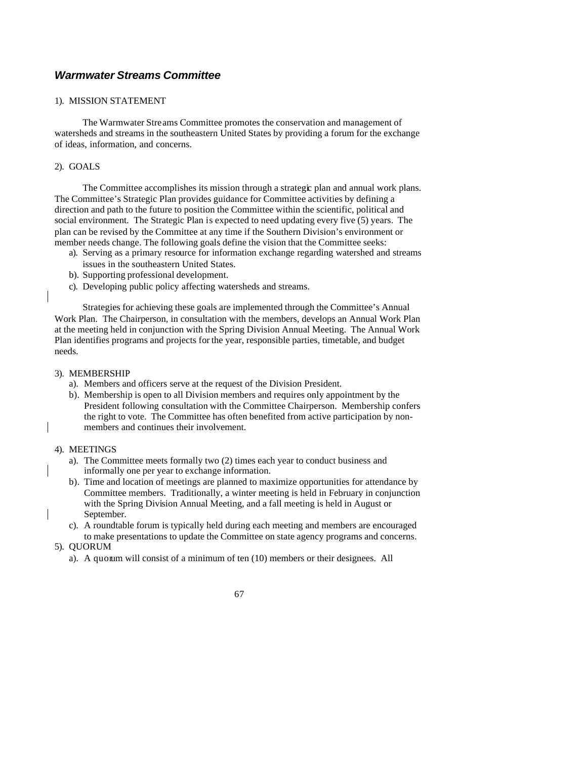## ***Warmwater Streams Committee***

1). MISSION STATEMENT

The Warmwater Streams Committee promotes the conservation and management of watersheds and streams in the southeastern United States by providing a forum for the exchange of ideas, information, and concerns.

2). GOALS

The Committee accomplishes its mission through a strategic plan and annual work plans. The Committee's Strategic Plan provides guidance for Committee activities by defining a direction and path to the future to position the Committee within the scientific, political and social environment. The Strategic Plan is expected to need updating every five (5) years. The plan can be revised by the Committee at any time if the Southern Division's environment or member needs change. The following goals define the vision that the Committee seeks:

- a). Serving as a primary resource for information exchange regarding watershed and streams issues in the southeastern United States.
- b). Supporting professional development.
- c). Developing public policy affecting watersheds and streams.

Strategies for achieving these goals are implemented through the Committee's Annual Work Plan. The Chairperson, in consultation with the members, develops an Annual Work Plan at the meeting held in conjunction with the Spring Division Annual Meeting. The Annual Work Plan identifies programs and projects for the year, responsible parties, timetable, and budget needs.

3). MEMBERSHIP

- a). Members and officers serve at the request of the Division President.
- b). Membership is open to all Division members and requires only appointment by the President following consultation with the Committee Chairperson. Membership confers the right to vote. The Committee has often benefited from active participation by non-members and continues their involvement.

4). MEETINGS

- a). The Committee meets formally two (2) times each year to conduct business and informally one per year to exchange information.
- b). Time and location of meetings are planned to maximize opportunities for attendance by Committee members. Traditionally, a winter meeting is held in February in conjunction with the Spring Division Annual Meeting, and a fall meeting is held in August or September.
- c). A roundtable forum is typically held during each meeting and members are encouraged to make presentations to update the Committee on state agency programs and concerns.

5). QUORUM

- a). A quorum will consist of a minimum of ten (10) members or their designees. All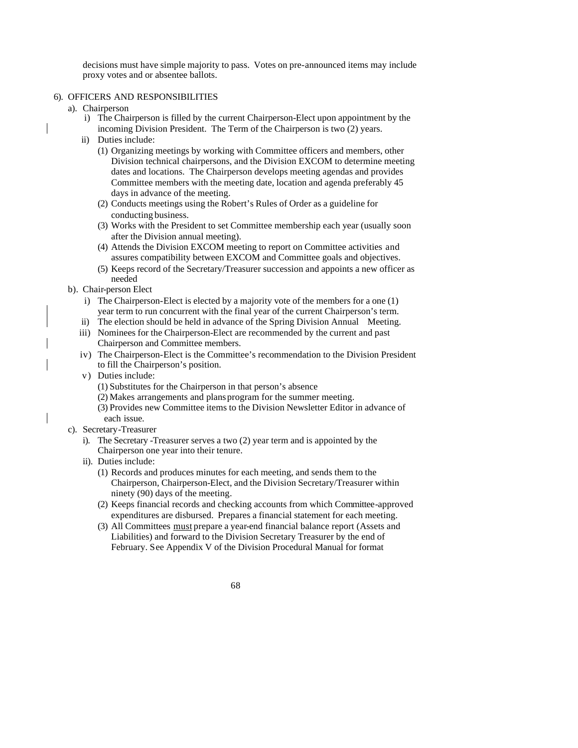decisions must have simple majority to pass. Votes on pre-announced items may include proxy votes and or absentee ballots.

6). OFFICERS AND RESPONSIBILITIES

a). Chairperson

i) The Chairperson is filled by the current Chairperson-Elect upon appointment by the incoming Division President. The Term of the Chairperson is two (2) years.

ii) Duties include:

(1) Organizing meetings by working with Committee officers and members, other Division technical chairpersons, and the Division EXCOM to determine meeting dates and locations. The Chairperson develops meeting agendas and provides Committee members with the meeting date, location and agenda preferably 45 days in advance of the meeting.

(2) Conducts meetings using the Robert's Rules of Order as a guideline for conducting business.

(3) Works with the President to set Committee membership each year (usually soon after the Division annual meeting).

(4) Attends the Division EXCOM meeting to report on Committee activities and assures compatibility between EXCOM and Committee goals and objectives.

(5) Keeps record of the Secretary/Treasurer succession and appoints a new officer as needed

b). Chair-person Elect

i) The Chairperson-Elect is elected by a majority vote of the members for a one (1) year term to run concurrent with the final year of the current Chairperson's term.

ii) The election should be held in advance of the Spring Division Annual Meeting.

iii) Nominees for the Chairperson-Elect are recommended by the current and past Chairperson and Committee members.

iv) The Chairperson-Elect is the Committee's recommendation to the Division President to fill the Chairperson's position.

v) Duties include:

(1) Substitutes for the Chairperson in that person's absence

(2) Makes arrangements and plans program for the summer meeting.

(3) Provides new Committee items to the Division Newsletter Editor in advance of each issue.

c). Secretary-Treasurer

i). The Secretary -Treasurer serves a two (2) year term and is appointed by the Chairperson one year into their tenure.

ii). Duties include:

(1) Records and produces minutes for each meeting, and sends them to the Chairperson, Chairperson-Elect, and the Division Secretary/Treasurer within ninety (90) days of the meeting.

(2) Keeps financial records and checking accounts from which Committee-approved expenditures are disbursed. Prepares a financial statement for each meeting.

(3) All Committees <u>must</u> prepare a year-end financial balance report (Assets and Liabilities) and forward to the Division Secretary Treasurer by the end of February. See Appendix V of the Division Procedural Manual for format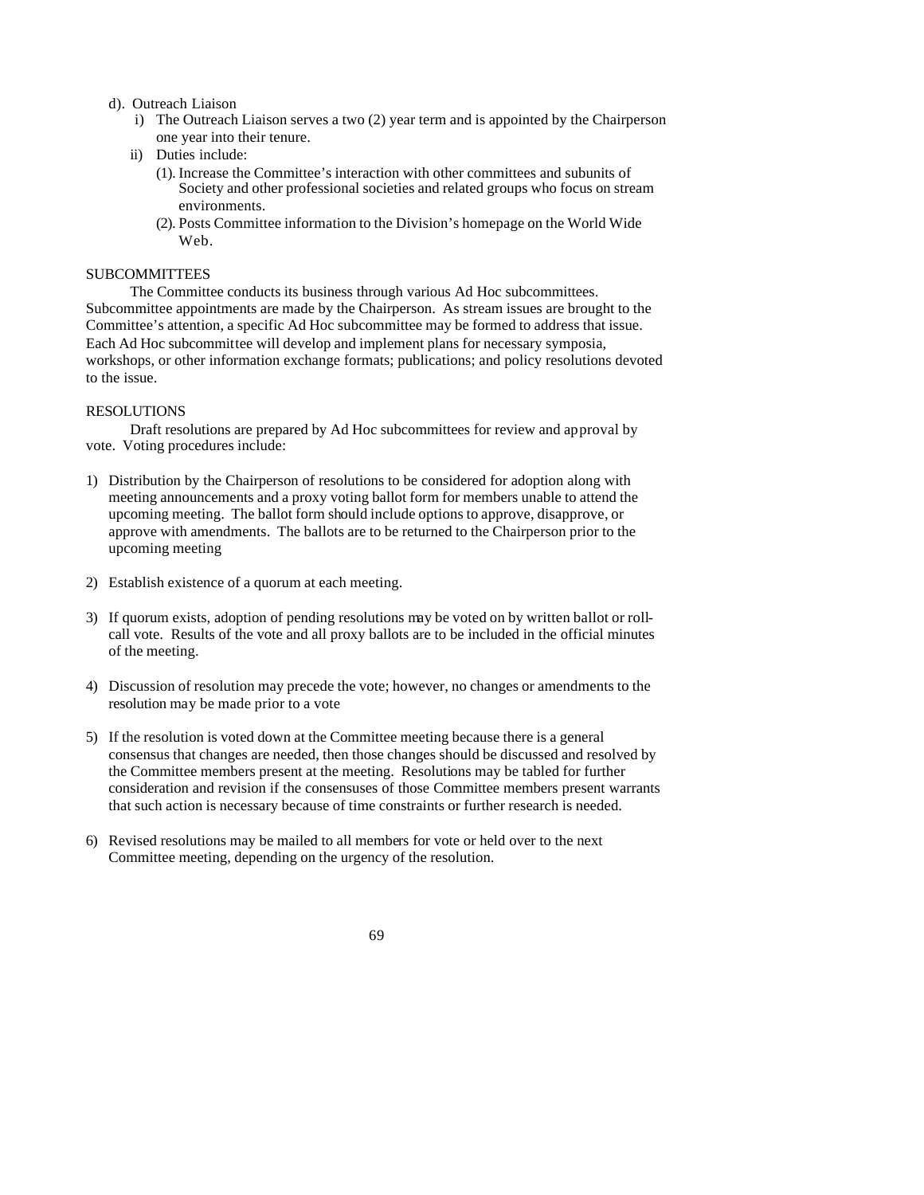d). Outreach Liaison

i) The Outreach Liaison serves a two (2) year term and is appointed by the Chairperson one year into their tenure.

ii) Duties include:

(1). Increase the Committee's interaction with other committees and subunits of Society and other professional societies and related groups who focus on stream environments.

(2). Posts Committee information to the Division's homepage on the World Wide Web.

SUBCOMMITTEES

The Committee conducts its business through various Ad Hoc subcommittees. Subcommittee appointments are made by the Chairperson. As stream issues are brought to the Committee's attention, a specific Ad Hoc subcommittee may be formed to address that issue. Each Ad Hoc subcommittee will develop and implement plans for necessary symposia, workshops, or other information exchange formats; publications; and policy resolutions devoted to the issue.

RESOLUTIONS

Draft resolutions are prepared by Ad Hoc subcommittees for review and approval by vote. Voting procedures include:

1) Distribution by the Chairperson of resolutions to be considered for adoption along with meeting announcements and a proxy voting ballot form for members unable to attend the upcoming meeting. The ballot form should include options to approve, disapprove, or approve with amendments. The ballots are to be returned to the Chairperson prior to the upcoming meeting

2) Establish existence of a quorum at each meeting.

3) If quorum exists, adoption of pending resolutions may be voted on by written ballot or roll-call vote. Results of the vote and all proxy ballots are to be included in the official minutes of the meeting.

4) Discussion of resolution may precede the vote; however, no changes or amendments to the resolution may be made prior to a vote

5) If the resolution is voted down at the Committee meeting because there is a general consensus that changes are needed, then those changes should be discussed and resolved by the Committee members present at the meeting. Resolutions may be tabled for further consideration and revision if the consensuses of those Committee members present warrants that such action is necessary because of time constraints or further research is needed.

6) Revised resolutions may be mailed to all members for vote or held over to the next Committee meeting, depending on the urgency of the resolution.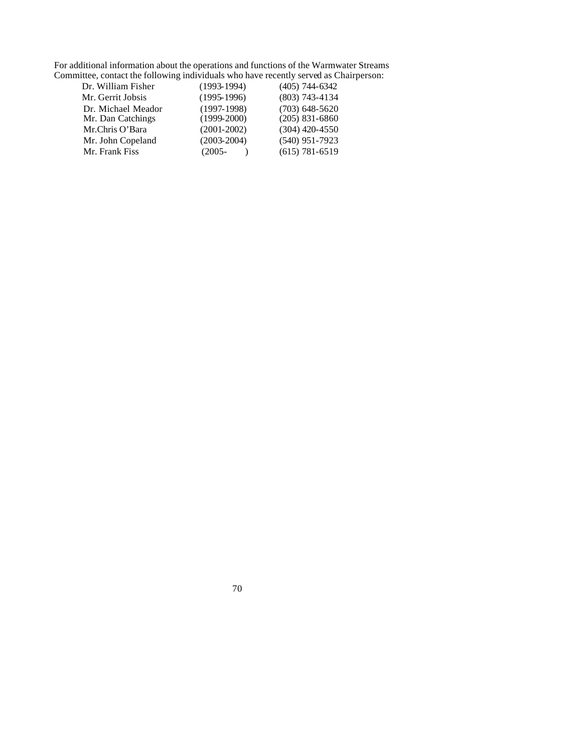For additional information about the operations and functions of the Warmwater Streams Committee, contact the following individuals who have recently served as Chairperson:

| | | |
|---|---|---|
| Dr. William Fisher | (1993-1994) | (405) 744-6342 |
| Mr. Gerrit Jobsis | (1995-1996) | (803) 743-4134 |
| Dr. Michael Meador | (1997-1998) | (703) 648-5620 |
| Mr. Dan Catchings | (1999-2000) | (205) 831-6860 |
| Mr.Chris O'Bara | (2001-2002) | (304) 420-4550 |
| Mr. John Copeland | (2003-2004) | (540) 951-7923 |
| Mr. Frank Fiss | (2005- ) | (615) 781-6519 |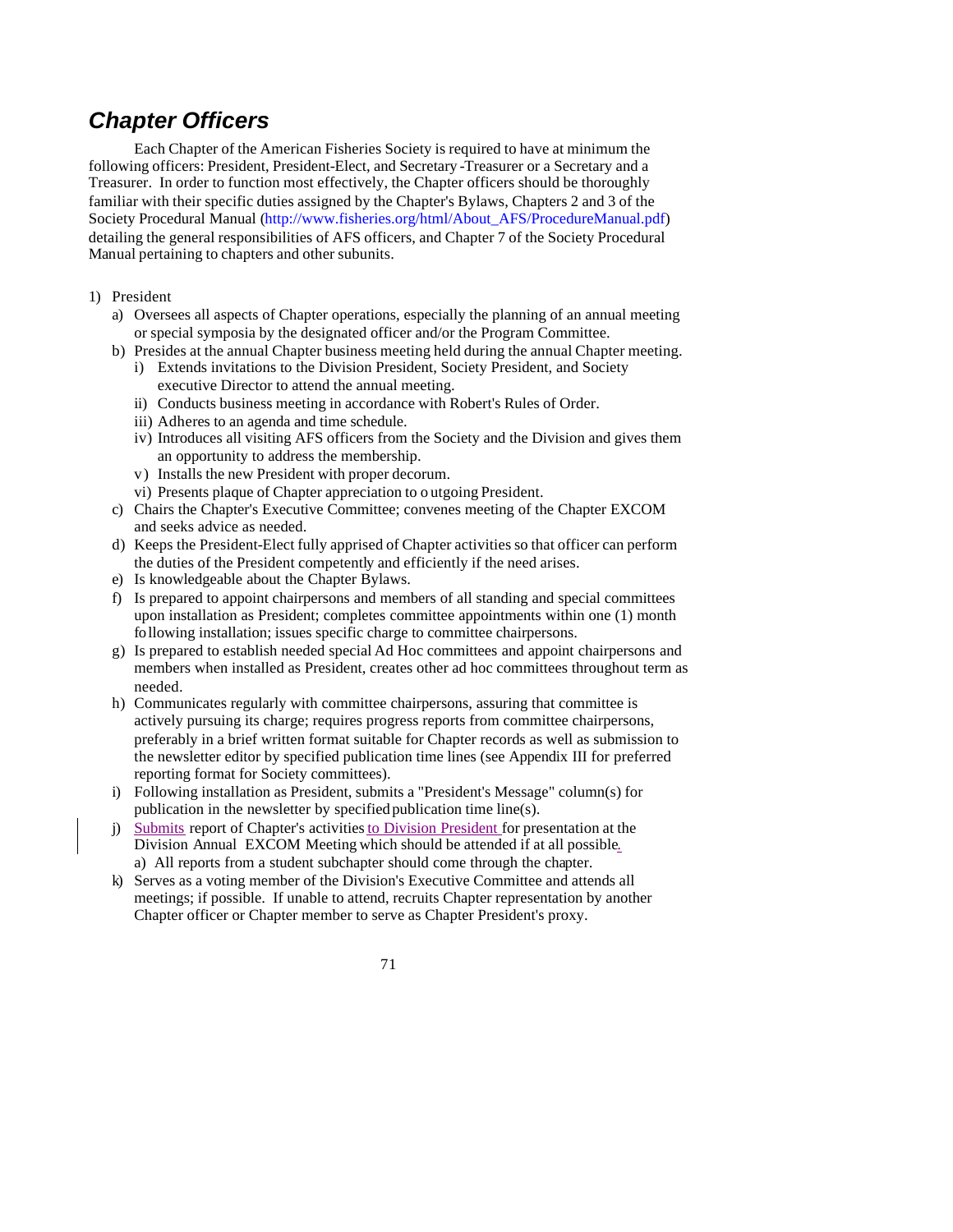## *Chapter Officers*

Each Chapter of the American Fisheries Society is required to have at minimum the following officers: President, President-Elect, and Secretary-Treasurer or a Secretary and a Treasurer. In order to function most effectively, the Chapter officers should be thoroughly familiar with their specific duties assigned by the Chapter's Bylaws, Chapters 2 and 3 of the Society Procedural Manual (http://www.fisheries.org/html/About_AFS/ProcedureManual.pdf) detailing the general responsibilities of AFS officers, and Chapter 7 of the Society Procedural Manual pertaining to chapters and other subunits.

1) President
   a) Oversees all aspects of Chapter operations, especially the planning of an annual meeting or special symposia by the designated officer and/or the Program Committee.
   b) Presides at the annual Chapter business meeting held during the annual Chapter meeting.
      i) Extends invitations to the Division President, Society President, and Society executive Director to attend the annual meeting.
      ii) Conducts business meeting in accordance with Robert's Rules of Order.
      iii) Adheres to an agenda and time schedule.
      iv) Introduces all visiting AFS officers from the Society and the Division and gives them an opportunity to address the membership.
      v) Installs the new President with proper decorum.
      vi) Presents plaque of Chapter appreciation to outgoing President.
   c) Chairs the Chapter's Executive Committee; convenes meeting of the Chapter EXCOM and seeks advice as needed.
   d) Keeps the President-Elect fully apprised of Chapter activities so that officer can perform the duties of the President competently and efficiently if the need arises.
   e) Is knowledgeable about the Chapter Bylaws.
   f) Is prepared to appoint chairpersons and members of all standing and special committees upon installation as President; completes committee appointments within one (1) month following installation; issues specific charge to committee chairpersons.
   g) Is prepared to establish needed special Ad Hoc committees and appoint chairpersons and members when installed as President, creates other ad hoc committees throughout term as needed.
   h) Communicates regularly with committee chairpersons, assuring that committee is actively pursuing its charge; requires progress reports from committee chairpersons, preferably in a brief written format suitable for Chapter records as well as submission to the newsletter editor by specified publication time lines (see Appendix III for preferred reporting format for Society committees).
   i) Following installation as President, submits a "President's Message" column(s) for publication in the newsletter by specified publication time line(s).
   j) Submits report of Chapter's activities to Division President for presentation at the Division Annual EXCOM Meeting which should be attended if at all possible.
      a) All reports from a student subchapter should come through the chapter.
   k) Serves as a voting member of the Division's Executive Committee and attends all meetings; if possible. If unable to attend, recruits Chapter representation by another Chapter officer or Chapter member to serve as Chapter President's proxy.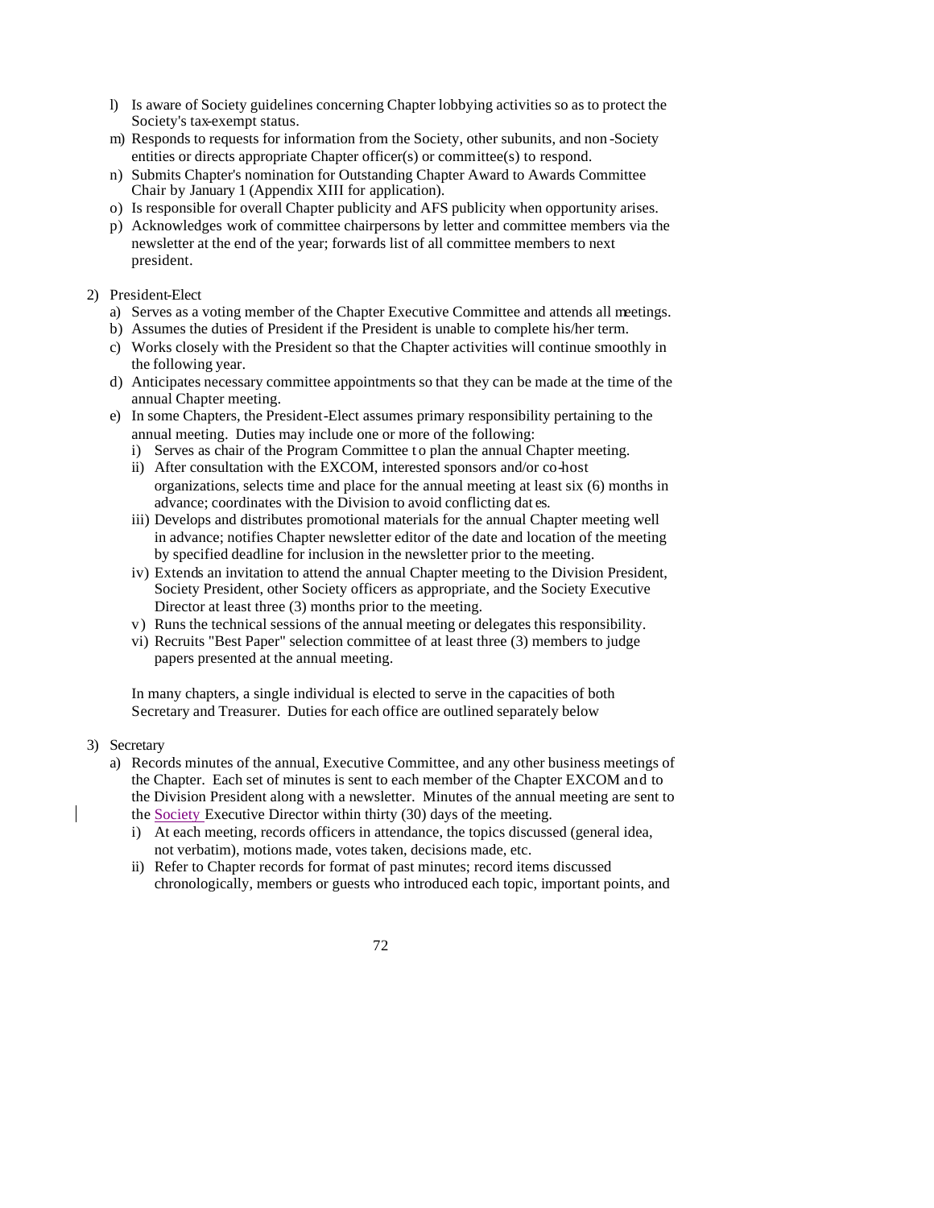l) Is aware of Society guidelines concerning Chapter lobbying activities so as to protect the Society's tax-exempt status.
m) Responds to requests for information from the Society, other subunits, and non-Society entities or directs appropriate Chapter officer(s) or committee(s) to respond.
n) Submits Chapter's nomination for Outstanding Chapter Award to Awards Committee Chair by January 1 (Appendix XIII for application).
o) Is responsible for overall Chapter publicity and AFS publicity when opportunity arises.
p) Acknowledges work of committee chairpersons by letter and committee members via the newsletter at the end of the year; forwards list of all committee members to next president.

2) President-Elect
   a) Serves as a voting member of the Chapter Executive Committee and attends all meetings.
   b) Assumes the duties of President if the President is unable to complete his/her term.
   c) Works closely with the President so that the Chapter activities will continue smoothly in the following year.
   d) Anticipates necessary committee appointments so that they can be made at the time of the annual Chapter meeting.
   e) In some Chapters, the President-Elect assumes primary responsibility pertaining to the annual meeting. Duties may include one or more of the following:
      i) Serves as chair of the Program Committee to plan the annual Chapter meeting.
      ii) After consultation with the EXCOM, interested sponsors and/or co-host organizations, selects time and place for the annual meeting at least six (6) months in advance; coordinates with the Division to avoid conflicting dates.
      iii) Develops and distributes promotional materials for the annual Chapter meeting well in advance; notifies Chapter newsletter editor of the date and location of the meeting by specified deadline for inclusion in the newsletter prior to the meeting.
      iv) Extends an invitation to attend the annual Chapter meeting to the Division President, Society President, other Society officers as appropriate, and the Society Executive Director at least three (3) months prior to the meeting.
      v) Runs the technical sessions of the annual meeting or delegates this responsibility.
      vi) Recruits "Best Paper" selection committee of at least three (3) members to judge papers presented at the annual meeting.

   In many chapters, a single individual is elected to serve in the capacities of both Secretary and Treasurer. Duties for each office are outlined separately below

3) Secretary
   a) Records minutes of the annual, Executive Committee, and any other business meetings of the Chapter. Each set of minutes is sent to each member of the Chapter EXCOM and to the Division President along with a newsletter. Minutes of the annual meeting are sent to the Society Executive Director within thirty (30) days of the meeting.
      i) At each meeting, records officers in attendance, the topics discussed (general idea, not verbatim), motions made, votes taken, decisions made, etc.
      ii) Refer to Chapter records for format of past minutes; record items discussed chronologically, members or guests who introduced each topic, important points, and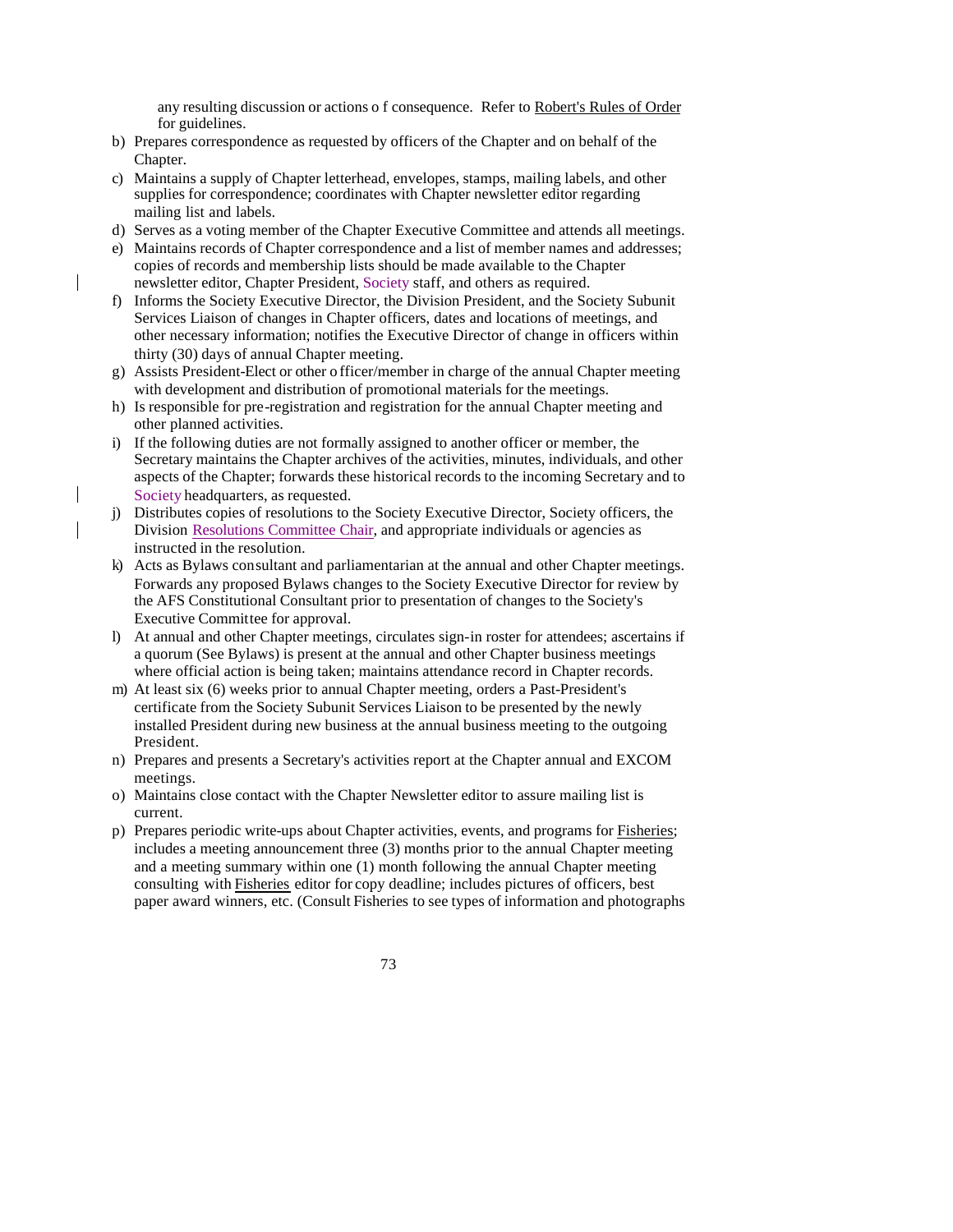any resulting discussion or actions of consequence. Refer to Robert's Rules of Order for guidelines.

b) Prepares correspondence as requested by officers of the Chapter and on behalf of the Chapter.
c) Maintains a supply of Chapter letterhead, envelopes, stamps, mailing labels, and other supplies for correspondence; coordinates with Chapter newsletter editor regarding mailing list and labels.
d) Serves as a voting member of the Chapter Executive Committee and attends all meetings.
e) Maintains records of Chapter correspondence and a list of member names and addresses; copies of records and membership lists should be made available to the Chapter newsletter editor, Chapter President, Society staff, and others as required.
f) Informs the Society Executive Director, the Division President, and the Society Subunit Services Liaison of changes in Chapter officers, dates and locations of meetings, and other necessary information; notifies the Executive Director of change in officers within thirty (30) days of annual Chapter meeting.
g) Assists President-Elect or other officer/member in charge of the annual Chapter meeting with development and distribution of promotional materials for the meetings.
h) Is responsible for pre-registration and registration for the annual Chapter meeting and other planned activities.
i) If the following duties are not formally assigned to another officer or member, the Secretary maintains the Chapter archives of the activities, minutes, individuals, and other aspects of the Chapter; forwards these historical records to the incoming Secretary and to Society headquarters, as requested.
j) Distributes copies of resolutions to the Society Executive Director, Society officers, the Division Resolutions Committee Chair, and appropriate individuals or agencies as instructed in the resolution.
k) Acts as Bylaws consultant and parliamentarian at the annual and other Chapter meetings. Forwards any proposed Bylaws changes to the Society Executive Director for review by the AFS Constitutional Consultant prior to presentation of changes to the Society's Executive Committee for approval.
l) At annual and other Chapter meetings, circulates sign-in roster for attendees; ascertains if a quorum (See Bylaws) is present at the annual and other Chapter business meetings where official action is being taken; maintains attendance record in Chapter records.
m) At least six (6) weeks prior to annual Chapter meeting, orders a Past-President's certificate from the Society Subunit Services Liaison to be presented by the newly installed President during new business at the annual business meeting to the outgoing President.
n) Prepares and presents a Secretary's activities report at the Chapter annual and EXCOM meetings.
o) Maintains close contact with the Chapter Newsletter editor to assure mailing list is current.
p) Prepares periodic write-ups about Chapter activities, events, and programs for Fisheries; includes a meeting announcement three (3) months prior to the annual Chapter meeting and a meeting summary within one (1) month following the annual Chapter meeting consulting with Fisheries editor for copy deadline; includes pictures of officers, best paper award winners, etc. (Consult Fisheries to see types of information and photographs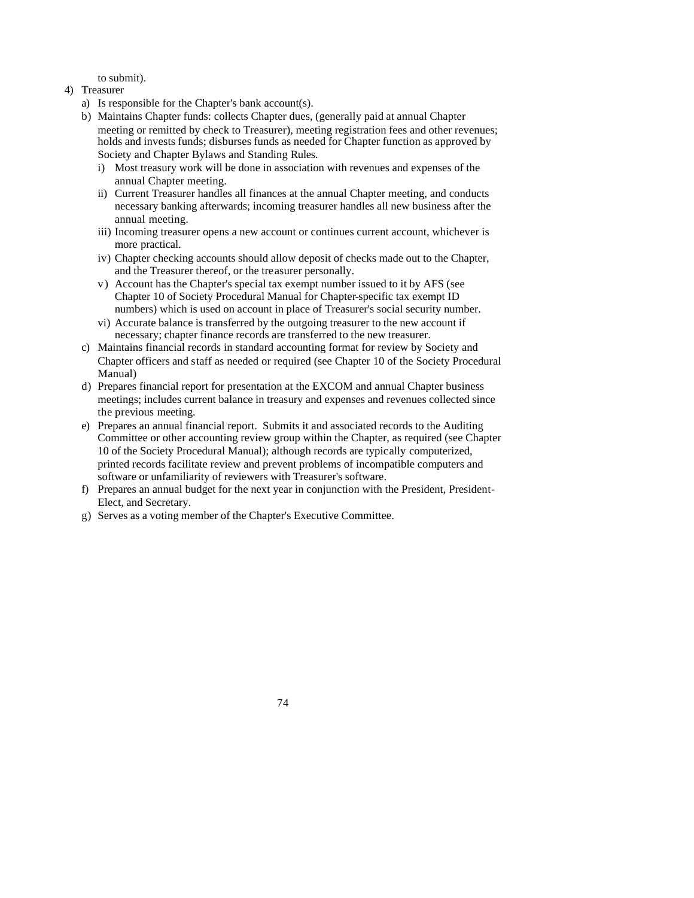to submit).

4) Treasurer
   a) Is responsible for the Chapter's bank account(s).
   b) Maintains Chapter funds: collects Chapter dues, (generally paid at annual Chapter meeting or remitted by check to Treasurer), meeting registration fees and other revenues; holds and invests funds; disburses funds as needed for Chapter function as approved by Society and Chapter Bylaws and Standing Rules.
      i) Most treasury work will be done in association with revenues and expenses of the annual Chapter meeting.
      ii) Current Treasurer handles all finances at the annual Chapter meeting, and conducts necessary banking afterwards; incoming treasurer handles all new business after the annual meeting.
      iii) Incoming treasurer opens a new account or continues current account, whichever is more practical.
      iv) Chapter checking accounts should allow deposit of checks made out to the Chapter, and the Treasurer thereof, or the treasurer personally.
      v) Account has the Chapter's special tax exempt number issued to it by AFS (see Chapter 10 of Society Procedural Manual for Chapter-specific tax exempt ID numbers) which is used on account in place of Treasurer's social security number.
      vi) Accurate balance is transferred by the outgoing treasurer to the new account if necessary; chapter finance records are transferred to the new treasurer.
   c) Maintains financial records in standard accounting format for review by Society and Chapter officers and staff as needed or required (see Chapter 10 of the Society Procedural Manual)
   d) Prepares financial report for presentation at the EXCOM and annual Chapter business meetings; includes current balance in treasury and expenses and revenues collected since the previous meeting.
   e) Prepares an annual financial report. Submits it and associated records to the Auditing Committee or other accounting review group within the Chapter, as required (see Chapter 10 of the Society Procedural Manual); although records are typically computerized, printed records facilitate review and prevent problems of incompatible computers and software or unfamiliarity of reviewers with Treasurer's software.
   f) Prepares an annual budget for the next year in conjunction with the President, President-Elect, and Secretary.
   g) Serves as a voting member of the Chapter's Executive Committee.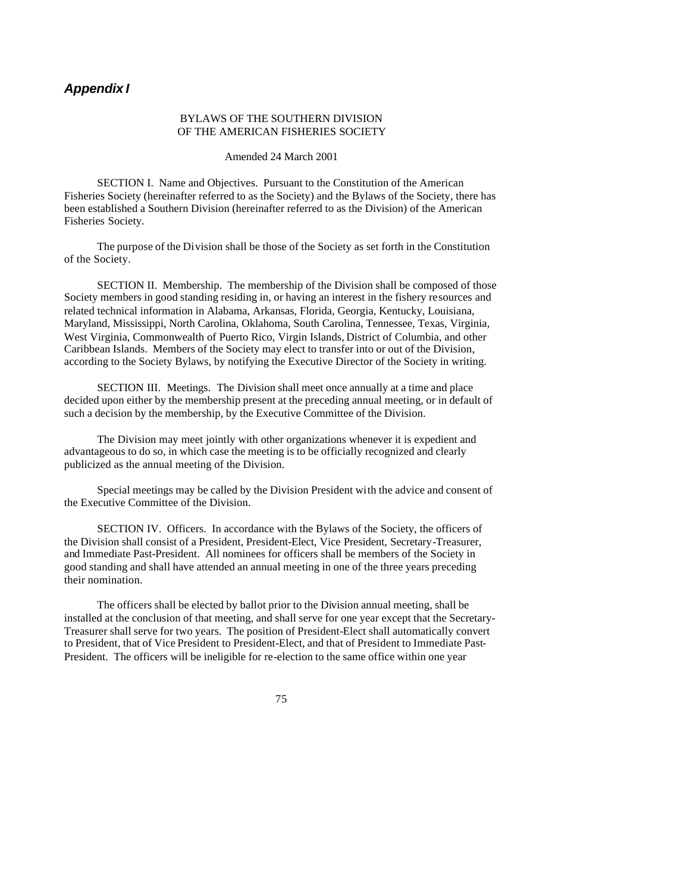## *Appendix I*

BYLAWS OF THE SOUTHERN DIVISION
OF THE AMERICAN FISHERIES SOCIETY

Amended 24 March 2001

SECTION I. Name and Objectives. Pursuant to the Constitution of the American Fisheries Society (hereinafter referred to as the Society) and the Bylaws of the Society, there has been established a Southern Division (hereinafter referred to as the Division) of the American Fisheries Society.

The purpose of the Division shall be those of the Society as set forth in the Constitution of the Society.

SECTION II. Membership. The membership of the Division shall be composed of those Society members in good standing residing in, or having an interest in the fishery resources and related technical information in Alabama, Arkansas, Florida, Georgia, Kentucky, Louisiana, Maryland, Mississippi, North Carolina, Oklahoma, South Carolina, Tennessee, Texas, Virginia, West Virginia, Commonwealth of Puerto Rico, Virgin Islands, District of Columbia, and other Caribbean Islands. Members of the Society may elect to transfer into or out of the Division, according to the Society Bylaws, by notifying the Executive Director of the Society in writing.

SECTION III. Meetings. The Division shall meet once annually at a time and place decided upon either by the membership present at the preceding annual meeting, or in default of such a decision by the membership, by the Executive Committee of the Division.

The Division may meet jointly with other organizations whenever it is expedient and advantageous to do so, in which case the meeting is to be officially recognized and clearly publicized as the annual meeting of the Division.

Special meetings may be called by the Division President with the advice and consent of the Executive Committee of the Division.

SECTION IV. Officers. In accordance with the Bylaws of the Society, the officers of the Division shall consist of a President, President-Elect, Vice President, Secretary-Treasurer, and Immediate Past-President. All nominees for officers shall be members of the Society in good standing and shall have attended an annual meeting in one of the three years preceding their nomination.

The officers shall be elected by ballot prior to the Division annual meeting, shall be installed at the conclusion of that meeting, and shall serve for one year except that the Secretary-Treasurer shall serve for two years. The position of President-Elect shall automatically convert to President, that of Vice President to President-Elect, and that of President to Immediate Past-President. The officers will be ineligible for re-election to the same office within one year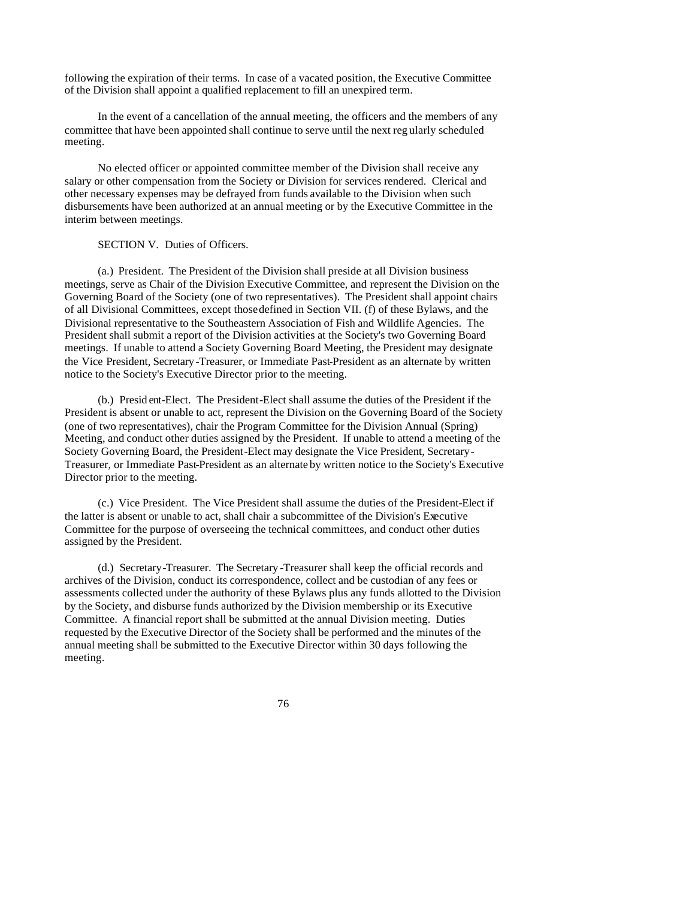following the expiration of their terms. In case of a vacated position, the Executive Committee of the Division shall appoint a qualified replacement to fill an unexpired term.

In the event of a cancellation of the annual meeting, the officers and the members of any committee that have been appointed shall continue to serve until the next regularly scheduled meeting.

No elected officer or appointed committee member of the Division shall receive any salary or other compensation from the Society or Division for services rendered. Clerical and other necessary expenses may be defrayed from funds available to the Division when such disbursements have been authorized at an annual meeting or by the Executive Committee in the interim between meetings.

SECTION V. Duties of Officers.

(a.) President. The President of the Division shall preside at all Division business meetings, serve as Chair of the Division Executive Committee, and represent the Division on the Governing Board of the Society (one of two representatives). The President shall appoint chairs of all Divisional Committees, except those defined in Section VII. (f) of these Bylaws, and the Divisional representative to the Southeastern Association of Fish and Wildlife Agencies. The President shall submit a report of the Division activities at the Society's two Governing Board meetings. If unable to attend a Society Governing Board Meeting, the President may designate the Vice President, Secretary-Treasurer, or Immediate Past-President as an alternate by written notice to the Society's Executive Director prior to the meeting.

(b.) President-Elect. The President-Elect shall assume the duties of the President if the President is absent or unable to act, represent the Division on the Governing Board of the Society (one of two representatives), chair the Program Committee for the Division Annual (Spring) Meeting, and conduct other duties assigned by the President. If unable to attend a meeting of the Society Governing Board, the President-Elect may designate the Vice President, Secretary-Treasurer, or Immediate Past-President as an alternate by written notice to the Society's Executive Director prior to the meeting.

(c.) Vice President. The Vice President shall assume the duties of the President-Elect if the latter is absent or unable to act, shall chair a subcommittee of the Division's Executive Committee for the purpose of overseeing the technical committees, and conduct other duties assigned by the President.

(d.) Secretary-Treasurer. The Secretary-Treasurer shall keep the official records and archives of the Division, conduct its correspondence, collect and be custodian of any fees or assessments collected under the authority of these Bylaws plus any funds allotted to the Division by the Society, and disburse funds authorized by the Division membership or its Executive Committee. A financial report shall be submitted at the annual Division meeting. Duties requested by the Executive Director of the Society shall be performed and the minutes of the annual meeting shall be submitted to the Executive Director within 30 days following the meeting.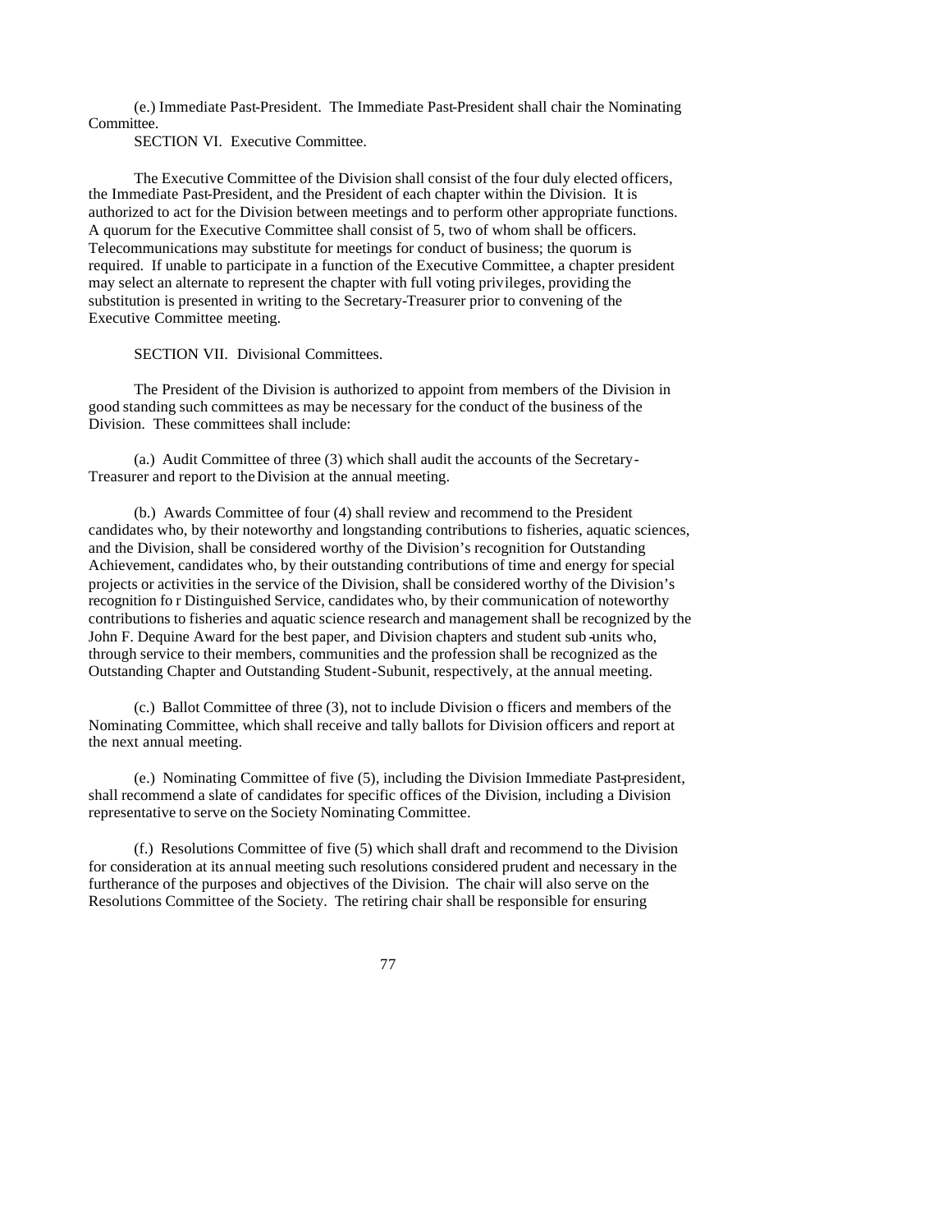(e.) Immediate Past-President. The Immediate Past-President shall chair the Nominating Committee.

SECTION VI. Executive Committee.

The Executive Committee of the Division shall consist of the four duly elected officers, the Immediate Past-President, and the President of each chapter within the Division. It is authorized to act for the Division between meetings and to perform other appropriate functions. A quorum for the Executive Committee shall consist of 5, two of whom shall be officers. Telecommunications may substitute for meetings for conduct of business; the quorum is required. If unable to participate in a function of the Executive Committee, a chapter president may select an alternate to represent the chapter with full voting privileges, providing the substitution is presented in writing to the Secretary-Treasurer prior to convening of the Executive Committee meeting.

SECTION VII. Divisional Committees.

The President of the Division is authorized to appoint from members of the Division in good standing such committees as may be necessary for the conduct of the business of the Division. These committees shall include:

(a.) Audit Committee of three (3) which shall audit the accounts of the Secretary-Treasurer and report to the Division at the annual meeting.

(b.) Awards Committee of four (4) shall review and recommend to the President candidates who, by their noteworthy and longstanding contributions to fisheries, aquatic sciences, and the Division, shall be considered worthy of the Division's recognition for Outstanding Achievement, candidates who, by their outstanding contributions of time and energy for special projects or activities in the service of the Division, shall be considered worthy of the Division's recognition for Distinguished Service, candidates who, by their communication of noteworthy contributions to fisheries and aquatic science research and management shall be recognized by the John F. Dequine Award for the best paper, and Division chapters and student sub-units who, through service to their members, communities and the profession shall be recognized as the Outstanding Chapter and Outstanding Student-Subunit, respectively, at the annual meeting.

(c.) Ballot Committee of three (3), not to include Division officers and members of the Nominating Committee, which shall receive and tally ballots for Division officers and report at the next annual meeting.

(e.) Nominating Committee of five (5), including the Division Immediate Past-president, shall recommend a slate of candidates for specific offices of the Division, including a Division representative to serve on the Society Nominating Committee.

(f.) Resolutions Committee of five (5) which shall draft and recommend to the Division for consideration at its annual meeting such resolutions considered prudent and necessary in the furtherance of the purposes and objectives of the Division. The chair will also serve on the Resolutions Committee of the Society. The retiring chair shall be responsible for ensuring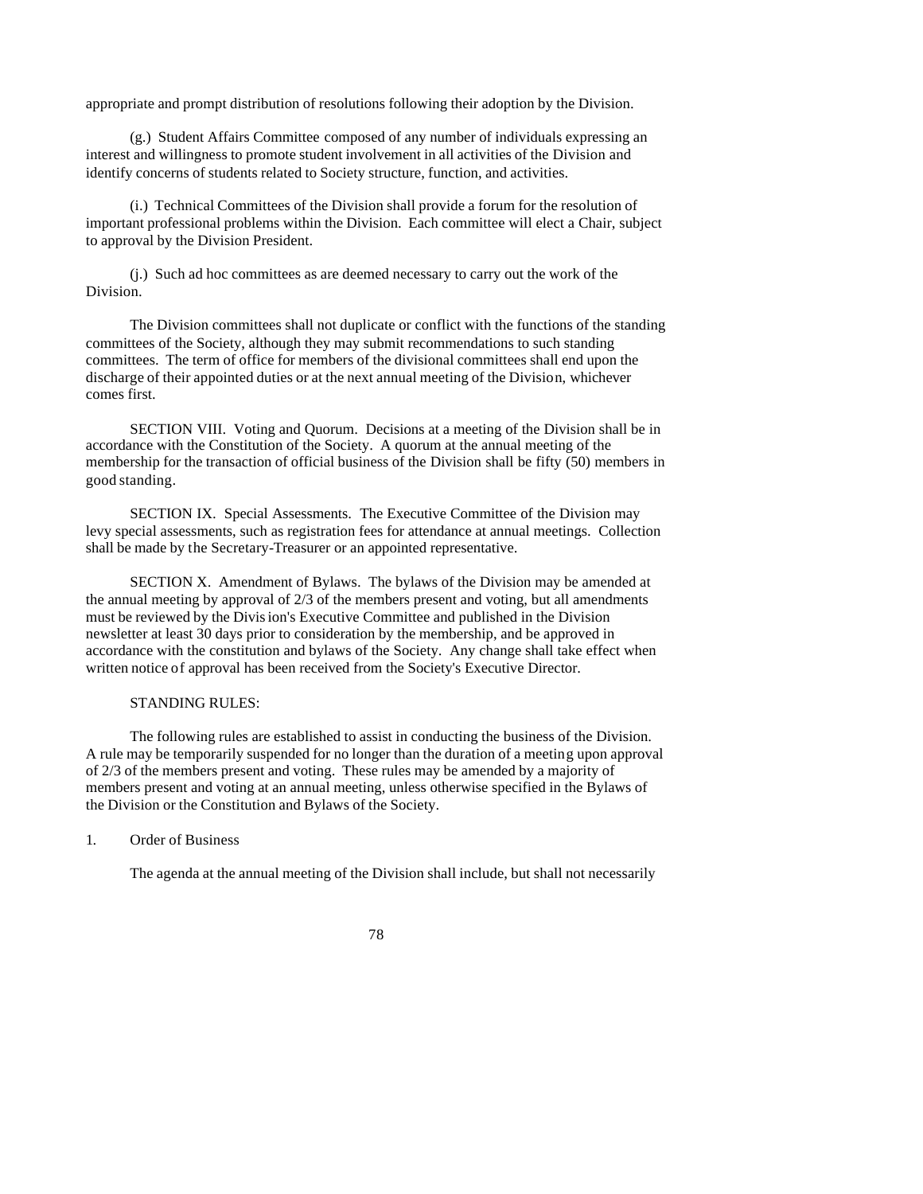appropriate and prompt distribution of resolutions following their adoption by the Division.

(g.) Student Affairs Committee composed of any number of individuals expressing an interest and willingness to promote student involvement in all activities of the Division and identify concerns of students related to Society structure, function, and activities.

(i.) Technical Committees of the Division shall provide a forum for the resolution of important professional problems within the Division. Each committee will elect a Chair, subject to approval by the Division President.

(j.) Such ad hoc committees as are deemed necessary to carry out the work of the Division.

The Division committees shall not duplicate or conflict with the functions of the standing committees of the Society, although they may submit recommendations to such standing committees. The term of office for members of the divisional committees shall end upon the discharge of their appointed duties or at the next annual meeting of the Division, whichever comes first.

SECTION VIII. Voting and Quorum. Decisions at a meeting of the Division shall be in accordance with the Constitution of the Society. A quorum at the annual meeting of the membership for the transaction of official business of the Division shall be fifty (50) members in good standing.

SECTION IX. Special Assessments. The Executive Committee of the Division may levy special assessments, such as registration fees for attendance at annual meetings. Collection shall be made by the Secretary-Treasurer or an appointed representative.

SECTION X. Amendment of Bylaws. The bylaws of the Division may be amended at the annual meeting by approval of 2/3 of the members present and voting, but all amendments must be reviewed by the Division's Executive Committee and published in the Division newsletter at least 30 days prior to consideration by the membership, and be approved in accordance with the constitution and bylaws of the Society. Any change shall take effect when written notice of approval has been received from the Society's Executive Director.

STANDING RULES:

The following rules are established to assist in conducting the business of the Division. A rule may be temporarily suspended for no longer than the duration of a meeting upon approval of 2/3 of the members present and voting. These rules may be amended by a majority of members present and voting at an annual meeting, unless otherwise specified in the Bylaws of the Division or the Constitution and Bylaws of the Society.

1. Order of Business

The agenda at the annual meeting of the Division shall include, but shall not necessarily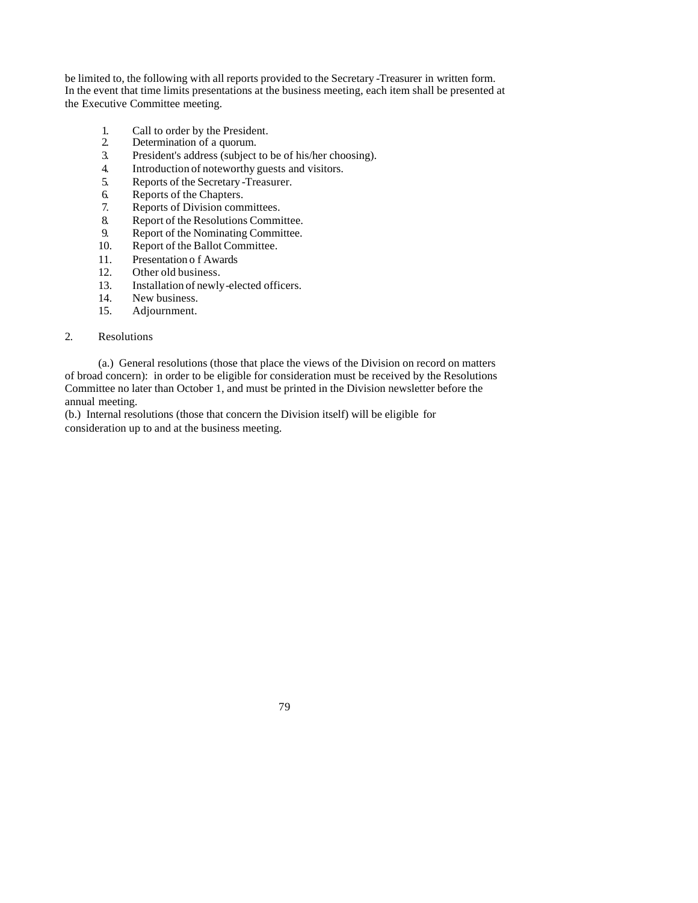be limited to, the following with all reports provided to the Secretary-Treasurer in written form. In the event that time limits presentations at the business meeting, each item shall be presented at the Executive Committee meeting.

1. Call to order by the President.
2. Determination of a quorum.
3. President's address (subject to be of his/her choosing).
4. Introduction of noteworthy guests and visitors.
5. Reports of the Secretary-Treasurer.
6. Reports of the Chapters.
7. Reports of Division committees.
8. Report of the Resolutions Committee.
9. Report of the Nominating Committee.
10. Report of the Ballot Committee.
11. Presentation o f Awards
12. Other old business.
13. Installation of newly-elected officers.
14. New business.
15. Adjournment.

2. Resolutions

(a.) General resolutions (those that place the views of the Division on record on matters of broad concern): in order to be eligible for consideration must be received by the Resolutions Committee no later than October 1, and must be printed in the Division newsletter before the annual meeting.

(b.) Internal resolutions (those that concern the Division itself) will be eligible for consideration up to and at the business meeting.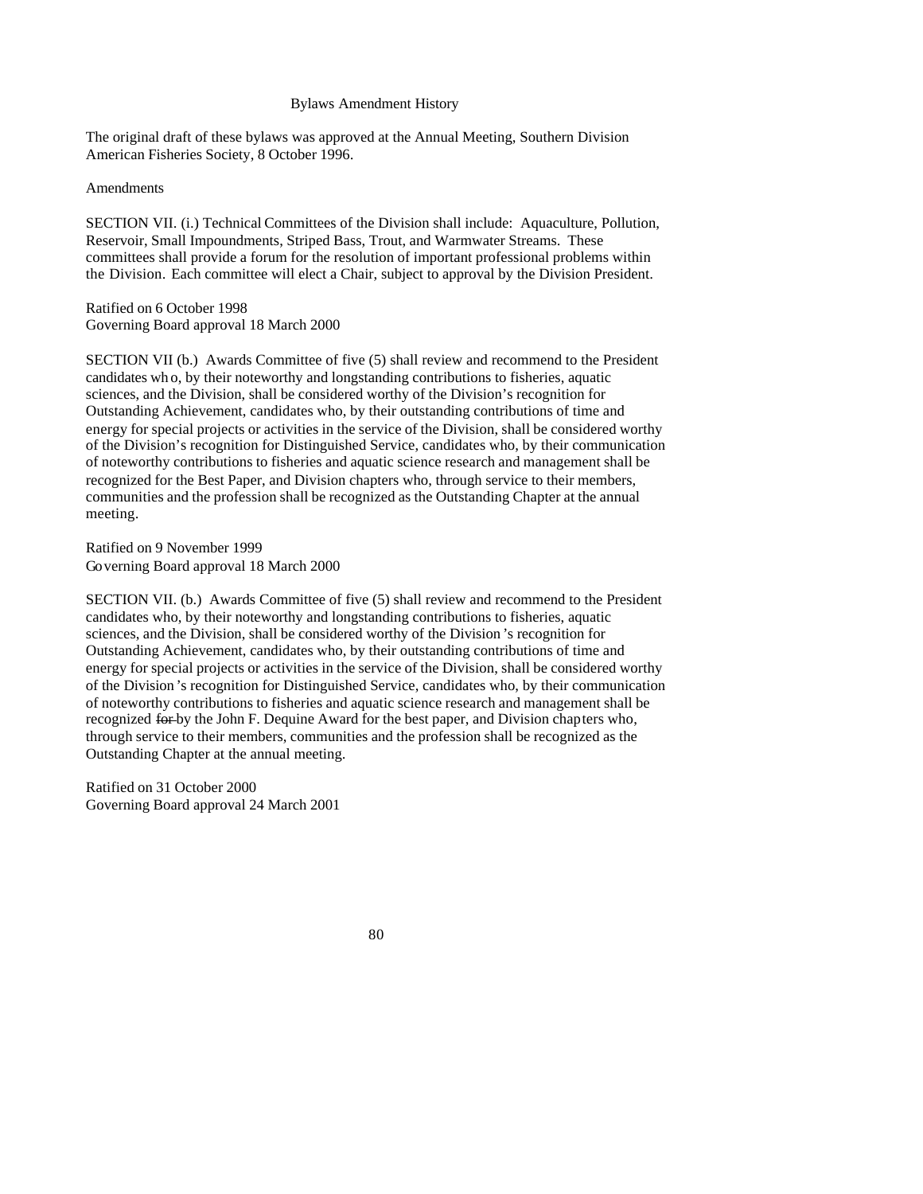# Bylaws Amendment History

The original draft of these bylaws was approved at the Annual Meeting, Southern Division American Fisheries Society, 8 October 1996.

Amendments

SECTION VII. (i.) Technical Committees of the Division shall include: Aquaculture, Pollution, Reservoir, Small Impoundments, Striped Bass, Trout, and Warmwater Streams. These committees shall provide a forum for the resolution of important professional problems within the Division. Each committee will elect a Chair, subject to approval by the Division President.

Ratified on 6 October 1998
Governing Board approval 18 March 2000

SECTION VII (b.) Awards Committee of five (5) shall review and recommend to the President candidates who, by their noteworthy and longstanding contributions to fisheries, aquatic sciences, and the Division, shall be considered worthy of the Division's recognition for Outstanding Achievement, candidates who, by their outstanding contributions of time and energy for special projects or activities in the service of the Division, shall be considered worthy of the Division's recognition for Distinguished Service, candidates who, by their communication of noteworthy contributions to fisheries and aquatic science research and management shall be recognized for the Best Paper, and Division chapters who, through service to their members, communities and the profession shall be recognized as the Outstanding Chapter at the annual meeting.

Ratified on 9 November 1999
Governing Board approval 18 March 2000

SECTION VII. (b.) Awards Committee of five (5) shall review and recommend to the President candidates who, by their noteworthy and longstanding contributions to fisheries, aquatic sciences, and the Division, shall be considered worthy of the Division's recognition for Outstanding Achievement, candidates who, by their outstanding contributions of time and energy for special projects or activities in the service of the Division, shall be considered worthy of the Division's recognition for Distinguished Service, candidates who, by their communication of noteworthy contributions to fisheries and aquatic science research and management shall be recognized ~~for~~ by the John F. Dequine Award for the best paper, and Division chapters who, through service to their members, communities and the profession shall be recognized as the Outstanding Chapter at the annual meeting.

Ratified on 31 October 2000
Governing Board approval 24 March 2001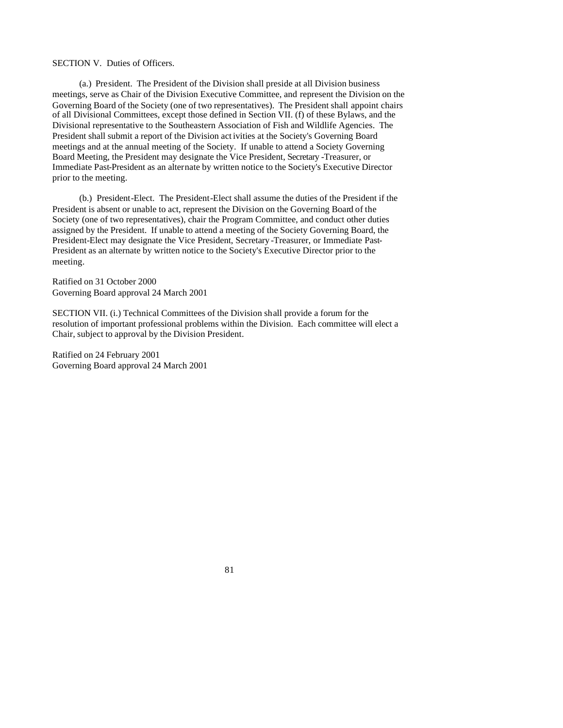SECTION V. Duties of Officers.

(a.) President. The President of the Division shall preside at all Division business meetings, serve as Chair of the Division Executive Committee, and represent the Division on the Governing Board of the Society (one of two representatives). The President shall appoint chairs of all Divisional Committees, except those defined in Section VII. (f) of these Bylaws, and the Divisional representative to the Southeastern Association of Fish and Wildlife Agencies. The President shall submit a report of the Division activities at the Society's Governing Board meetings and at the annual meeting of the Society. If unable to attend a Society Governing Board Meeting, the President may designate the Vice President, Secretary-Treasurer, or Immediate Past-President as an alternate by written notice to the Society's Executive Director prior to the meeting.

(b.) President-Elect. The President-Elect shall assume the duties of the President if the President is absent or unable to act, represent the Division on the Governing Board of the Society (one of two representatives), chair the Program Committee, and conduct other duties assigned by the President. If unable to attend a meeting of the Society Governing Board, the President-Elect may designate the Vice President, Secretary-Treasurer, or Immediate Past-President as an alternate by written notice to the Society's Executive Director prior to the meeting.

Ratified on 31 October 2000
Governing Board approval 24 March 2001

SECTION VII. (i.) Technical Committees of the Division shall provide a forum for the resolution of important professional problems within the Division. Each committee will elect a Chair, subject to approval by the Division President.

Ratified on 24 February 2001
Governing Board approval 24 March 2001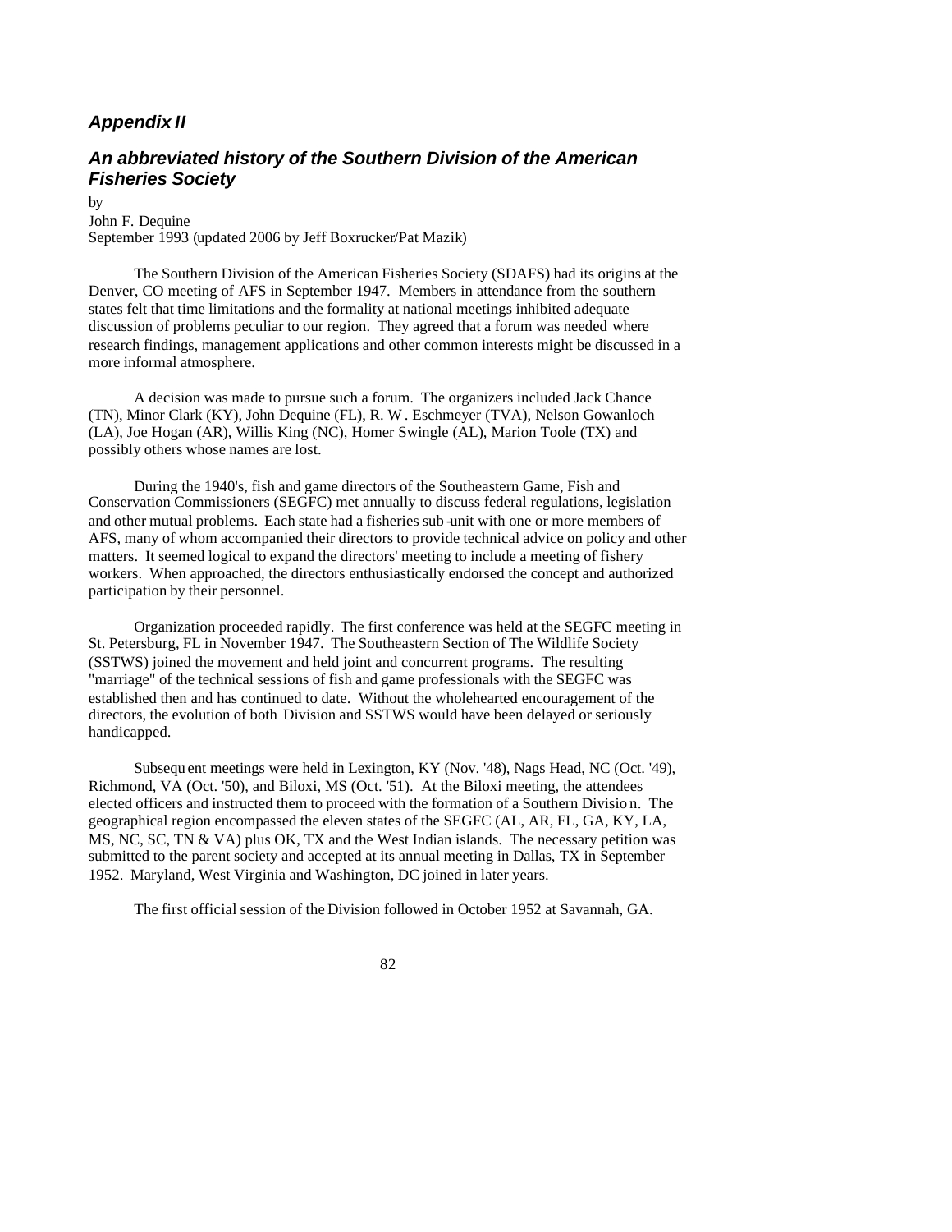## *Appendix II*

## *An abbreviated history of the Southern Division of the American Fisheries Society*

by
John F. Dequine
September 1993 (updated 2006 by Jeff Boxrucker/Pat Mazik)

The Southern Division of the American Fisheries Society (SDAFS) had its origins at the Denver, CO meeting of AFS in September 1947. Members in attendance from the southern states felt that time limitations and the formality at national meetings inhibited adequate discussion of problems peculiar to our region. They agreed that a forum was needed where research findings, management applications and other common interests might be discussed in a more informal atmosphere.

A decision was made to pursue such a forum. The organizers included Jack Chance (TN), Minor Clark (KY), John Dequine (FL), R. W. Eschmeyer (TVA), Nelson Gowanloch (LA), Joe Hogan (AR), Willis King (NC), Homer Swingle (AL), Marion Toole (TX) and possibly others whose names are lost.

During the 1940's, fish and game directors of the Southeastern Game, Fish and Conservation Commissioners (SEGFC) met annually to discuss federal regulations, legislation and other mutual problems. Each state had a fisheries sub-unit with one or more members of AFS, many of whom accompanied their directors to provide technical advice on policy and other matters. It seemed logical to expand the directors' meeting to include a meeting of fishery workers. When approached, the directors enthusiastically endorsed the concept and authorized participation by their personnel.

Organization proceeded rapidly. The first conference was held at the SEGFC meeting in St. Petersburg, FL in November 1947. The Southeastern Section of The Wildlife Society (SSTWS) joined the movement and held joint and concurrent programs. The resulting "marriage" of the technical sessions of fish and game professionals with the SEGFC was established then and has continued to date. Without the wholehearted encouragement of the directors, the evolution of both Division and SSTWS would have been delayed or seriously handicapped.

Subsequent meetings were held in Lexington, KY (Nov. '48), Nags Head, NC (Oct. '49), Richmond, VA (Oct. '50), and Biloxi, MS (Oct. '51). At the Biloxi meeting, the attendees elected officers and instructed them to proceed with the formation of a Southern Division. The geographical region encompassed the eleven states of the SEGFC (AL, AR, FL, GA, KY, LA, MS, NC, SC, TN & VA) plus OK, TX and the West Indian islands. The necessary petition was submitted to the parent society and accepted at its annual meeting in Dallas, TX in September 1952. Maryland, West Virginia and Washington, DC joined in later years.

The first official session of the Division followed in October 1952 at Savannah, GA.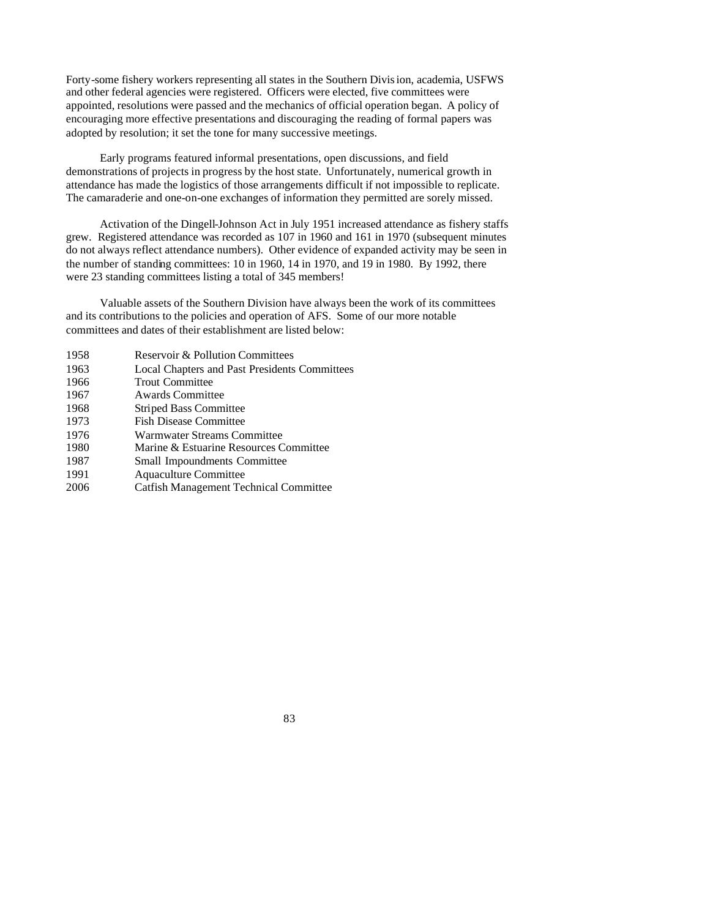Forty-some fishery workers representing all states in the Southern Division, academia, USFWS and other federal agencies were registered. Officers were elected, five committees were appointed, resolutions were passed and the mechanics of official operation began. A policy of encouraging more effective presentations and discouraging the reading of formal papers was adopted by resolution; it set the tone for many successive meetings.

Early programs featured informal presentations, open discussions, and field demonstrations of projects in progress by the host state. Unfortunately, numerical growth in attendance has made the logistics of those arrangements difficult if not impossible to replicate. The camaraderie and one-on-one exchanges of information they permitted are sorely missed.

Activation of the Dingell-Johnson Act in July 1951 increased attendance as fishery staffs grew. Registered attendance was recorded as 107 in 1960 and 161 in 1970 (subsequent minutes do not always reflect attendance numbers). Other evidence of expanded activity may be seen in the number of standing committees: 10 in 1960, 14 in 1970, and 19 in 1980. By 1992, there were 23 standing committees listing a total of 345 members!

Valuable assets of the Southern Division have always been the work of its committees and its contributions to the policies and operation of AFS. Some of our more notable committees and dates of their establishment are listed below:

| | |
|---|---|
| 1958 | Reservoir & Pollution Committees |
| 1963 | Local Chapters and Past Presidents Committees |
| 1966 | Trout Committee |
| 1967 | Awards Committee |
| 1968 | Striped Bass Committee |
| 1973 | Fish Disease Committee |
| 1976 | Warmwater Streams Committee |
| 1980 | Marine & Estuarine Resources Committee |
| 1987 | Small Impoundments Committee |
| 1991 | Aquaculture Committee |
| 2006 | Catfish Management Technical Committee |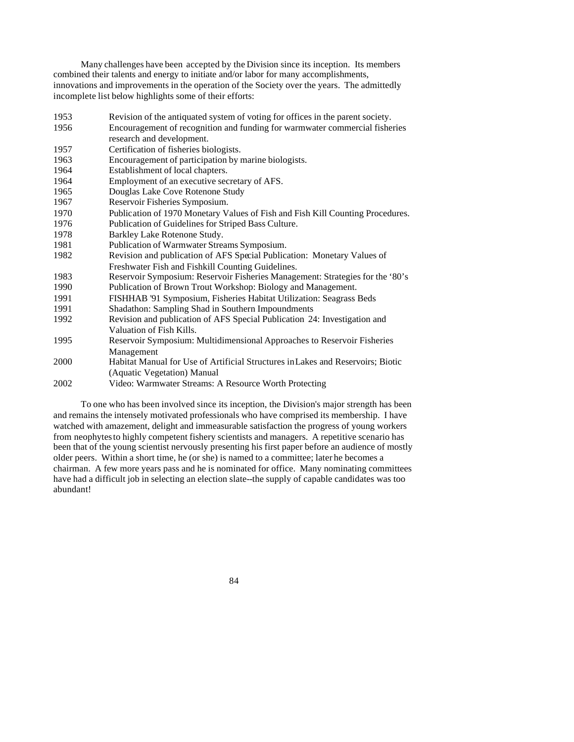Many challenges have been accepted by the Division since its inception. Its members combined their talents and energy to initiate and/or labor for many accomplishments, innovations and improvements in the operation of the Society over the years. The admittedly incomplete list below highlights some of their efforts:

| | |
|---|---|
| 1953 | Revision of the antiquated system of voting for offices in the parent society. |
| 1956 | Encouragement of recognition and funding for warmwater commercial fisheries research and development. |
| 1957 | Certification of fisheries biologists. |
| 1963 | Encouragement of participation by marine biologists. |
| 1964 | Establishment of local chapters. |
| 1964 | Employment of an executive secretary of AFS. |
| 1965 | Douglas Lake Cove Rotenone Study |
| 1967 | Reservoir Fisheries Symposium. |
| 1970 | Publication of 1970 Monetary Values of Fish and Fish Kill Counting Procedures. |
| 1976 | Publication of Guidelines for Striped Bass Culture. |
| 1978 | Barkley Lake Rotenone Study. |
| 1981 | Publication of Warmwater Streams Symposium. |
| 1982 | Revision and publication of AFS Special Publication: Monetary Values of Freshwater Fish and Fishkill Counting Guidelines. |
| 1983 | Reservoir Symposium: Reservoir Fisheries Management: Strategies for the '80's |
| 1990 | Publication of Brown Trout Workshop: Biology and Management. |
| 1991 | FISHHAB '91 Symposium, Fisheries Habitat Utilization: Seagrass Beds |
| 1991 | Shadathon: Sampling Shad in Southern Impoundments |
| 1992 | Revision and publication of AFS Special Publication 24: Investigation and Valuation of Fish Kills. |
| 1995 | Reservoir Symposium: Multidimensional Approaches to Reservoir Fisheries Management |
| 2000 | Habitat Manual for Use of Artificial Structures in Lakes and Reservoirs; Biotic (Aquatic Vegetation) Manual |
| 2002 | Video: Warmwater Streams: A Resource Worth Protecting |

To one who has been involved since its inception, the Division's major strength has been and remains the intensely motivated professionals who have comprised its membership. I have watched with amazement, delight and immeasurable satisfaction the progress of young workers from neophytes to highly competent fishery scientists and managers. A repetitive scenario has been that of the young scientist nervously presenting his first paper before an audience of mostly older peers. Within a short time, he (or she) is named to a committee; later he becomes a chairman. A few more years pass and he is nominated for office. Many nominating committees have had a difficult job in selecting an election slate--the supply of capable candidates was too abundant!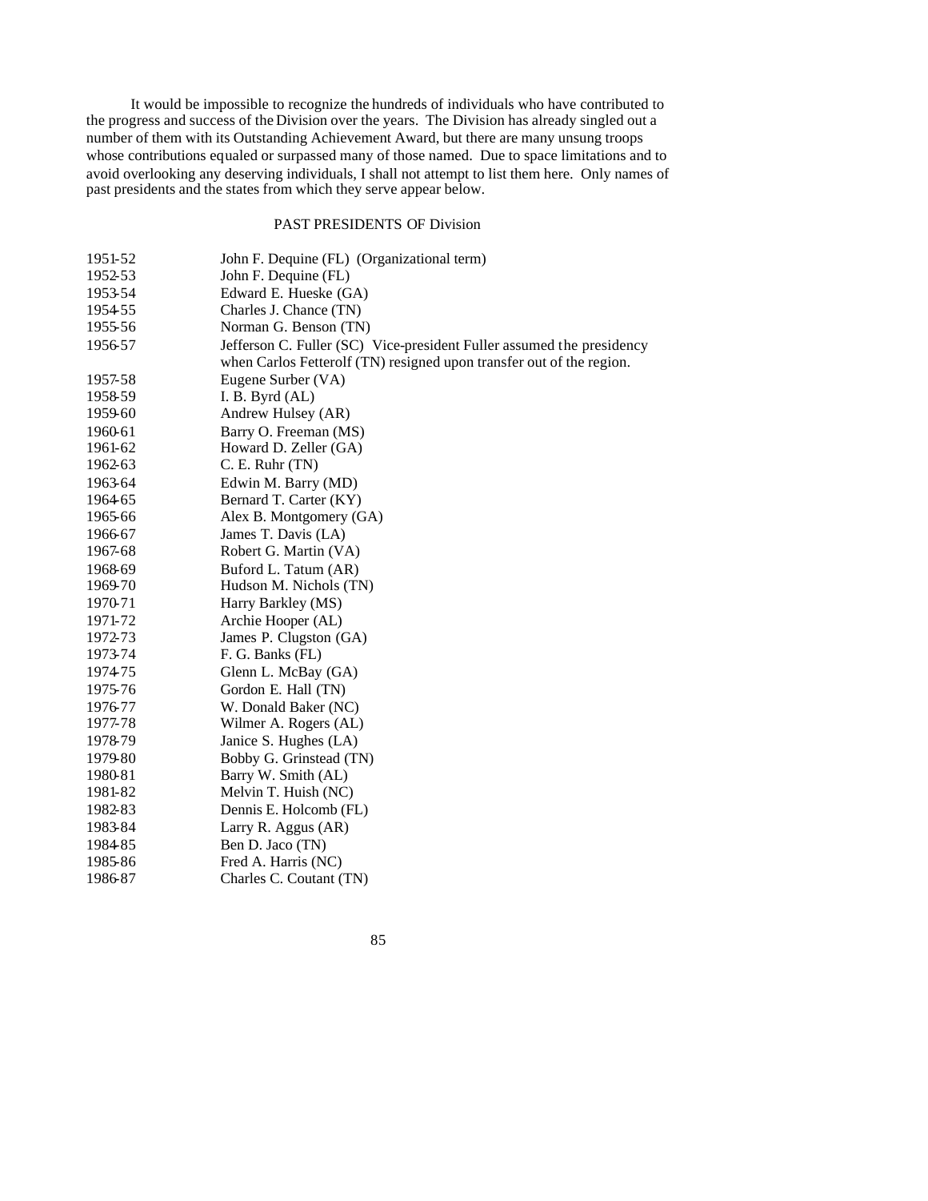It would be impossible to recognize the hundreds of individuals who have contributed to the progress and success of the Division over the years. The Division has already singled out a number of them with its Outstanding Achievement Award, but there are many unsung troops whose contributions equaled or surpassed many of those named. Due to space limitations and to avoid overlooking any deserving individuals, I shall not attempt to list them here. Only names of past presidents and the states from which they serve appear below.

## PAST PRESIDENTS OF Division

| | |
|---|---|
| 1951-52 | John F. Dequine (FL) (Organizational term) |
| 1952-53 | John F. Dequine (FL) |
| 1953-54 | Edward E. Hueske (GA) |
| 1954-55 | Charles J. Chance (TN) |
| 1955-56 | Norman G. Benson (TN) |
| 1956-57 | Jefferson C. Fuller (SC) Vice-president Fuller assumed the presidency when Carlos Fetterolf (TN) resigned upon transfer out of the region. |
| 1957-58 | Eugene Surber (VA) |
| 1958-59 | I. B. Byrd (AL) |
| 1959-60 | Andrew Hulsey (AR) |
| 1960-61 | Barry O. Freeman (MS) |
| 1961-62 | Howard D. Zeller (GA) |
| 1962-63 | C. E. Ruhr (TN) |
| 1963-64 | Edwin M. Barry (MD) |
| 1964-65 | Bernard T. Carter (KY) |
| 1965-66 | Alex B. Montgomery (GA) |
| 1966-67 | James T. Davis (LA) |
| 1967-68 | Robert G. Martin (VA) |
| 1968-69 | Buford L. Tatum (AR) |
| 1969-70 | Hudson M. Nichols (TN) |
| 1970-71 | Harry Barkley (MS) |
| 1971-72 | Archie Hooper (AL) |
| 1972-73 | James P. Clugston (GA) |
| 1973-74 | F. G. Banks (FL) |
| 1974-75 | Glenn L. McBay (GA) |
| 1975-76 | Gordon E. Hall (TN) |
| 1976-77 | W. Donald Baker (NC) |
| 1977-78 | Wilmer A. Rogers (AL) |
| 1978-79 | Janice S. Hughes (LA) |
| 1979-80 | Bobby G. Grinstead (TN) |
| 1980-81 | Barry W. Smith (AL) |
| 1981-82 | Melvin T. Huish (NC) |
| 1982-83 | Dennis E. Holcomb (FL) |
| 1983-84 | Larry R. Aggus (AR) |
| 1984-85 | Ben D. Jaco (TN) |
| 1985-86 | Fred A. Harris (NC) |
| 1986-87 | Charles C. Coutant (TN) |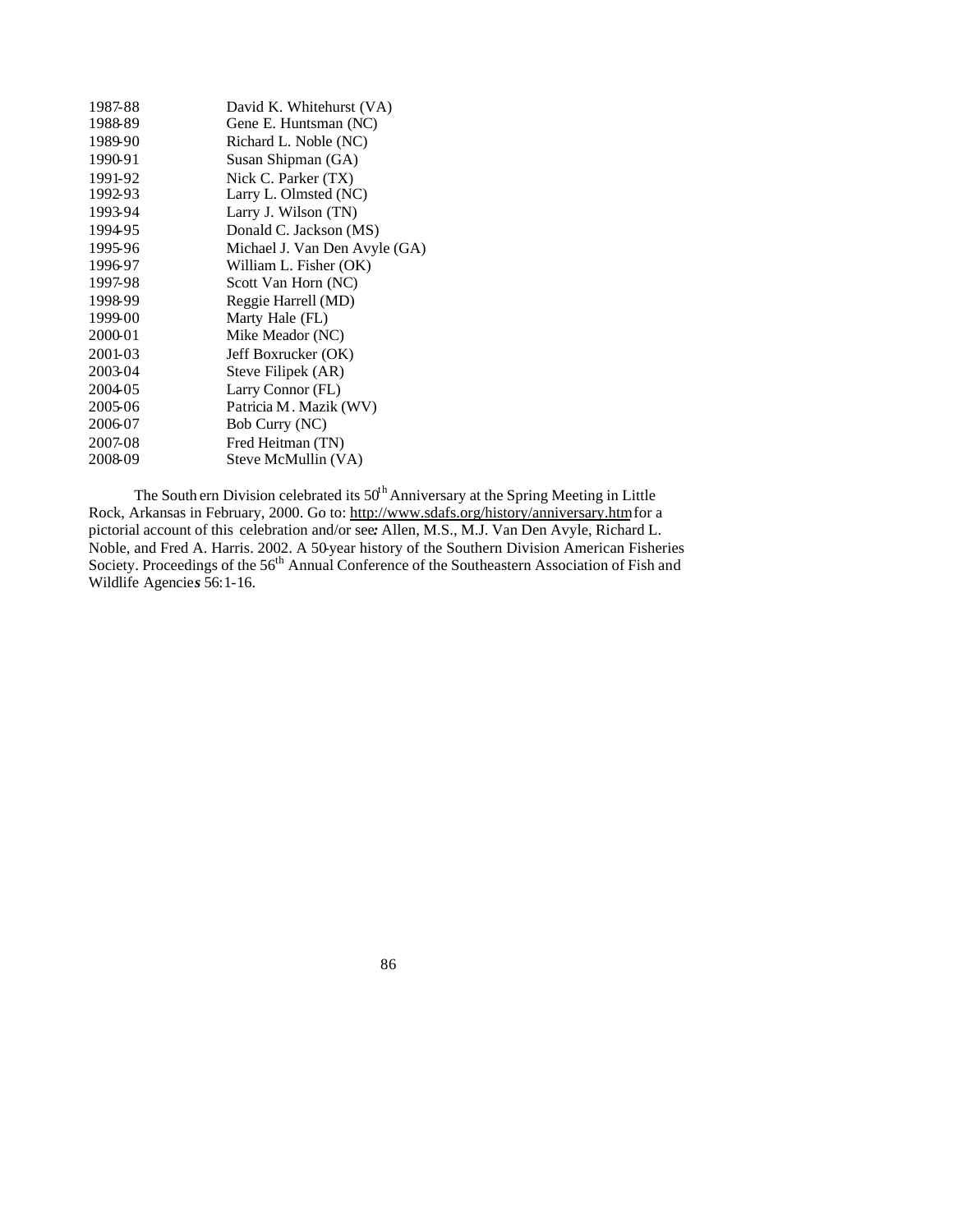| | |
|---|---|
| 1987-88 | David K. Whitehurst (VA) |
| 1988-89 | Gene E. Huntsman (NC) |
| 1989-90 | Richard L. Noble (NC) |
| 1990-91 | Susan Shipman (GA) |
| 1991-92 | Nick C. Parker (TX) |
| 1992-93 | Larry L. Olmsted (NC) |
| 1993-94 | Larry J. Wilson (TN) |
| 1994-95 | Donald C. Jackson (MS) |
| 1995-96 | Michael J. Van Den Avyle (GA) |
| 1996-97 | William L. Fisher (OK) |
| 1997-98 | Scott Van Horn (NC) |
| 1998-99 | Reggie Harrell (MD) |
| 1999-00 | Marty Hale (FL) |
| 2000-01 | Mike Meador (NC) |
| 2001-03 | Jeff Boxrucker (OK) |
| 2003-04 | Steve Filipek (AR) |
| 2004-05 | Larry Connor (FL) |
| 2005-06 | Patricia M. Mazik (WV) |
| 2006-07 | Bob Curry (NC) |
| 2007-08 | Fred Heitman (TN) |
| 2008-09 | Steve McMullin (VA) |

The Southern Division celebrated its 50th Anniversary at the Spring Meeting in Little Rock, Arkansas in February, 2000. Go to: http://www.sdafs.org/history/anniversary.htm for a pictorial account of this celebration and/or see: Allen, M.S., M.J. Van Den Avyle, Richard L. Noble, and Fred A. Harris. 2002. A 50-year history of the Southern Division American Fisheries Society. Proceedings of the 56th Annual Conference of the Southeastern Association of Fish and Wildlife Agencies 56:1-16.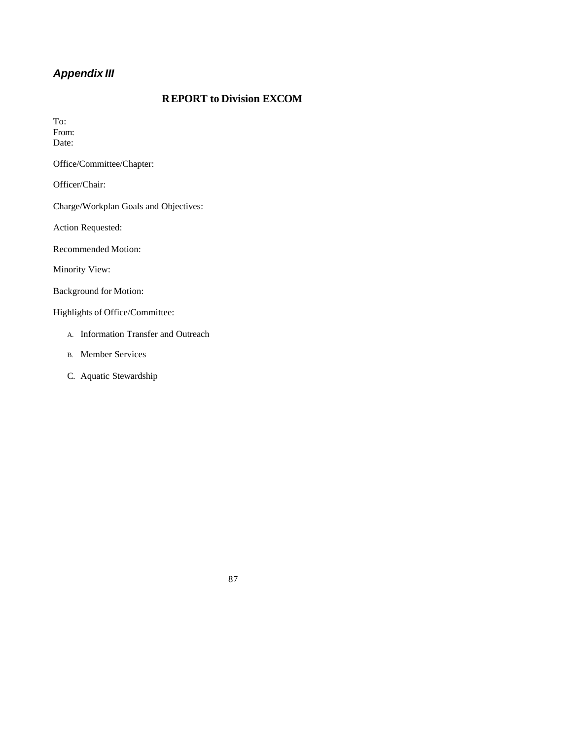*Appendix III*

## REPORT to Division EXCOM

To:
From:
Date:

Office/Committee/Chapter:

Officer/Chair:

Charge/Workplan Goals and Objectives:

Action Requested:

Recommended Motion:

Minority View:

Background for Motion:

Highlights of Office/Committee:

A. Information Transfer and Outreach

B. Member Services

C. Aquatic Stewardship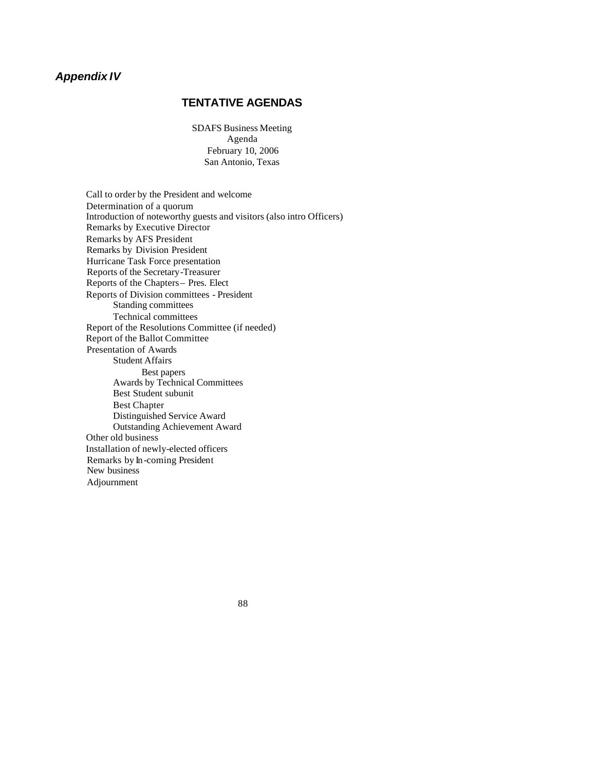*Appendix IV*

## TENTATIVE AGENDAS

SDAFS Business Meeting
Agenda
February 10, 2006
San Antonio, Texas

- Call to order by the President and welcome
- Determination of a quorum
- Introduction of noteworthy guests and visitors (also intro Officers)
- Remarks by Executive Director
- Remarks by AFS President
- Remarks by Division President
- Hurricane Task Force presentation
- Reports of the Secretary-Treasurer
- Reports of the Chapters – Pres. Elect
- Reports of Division committees - President
    - Standing committees
    - Technical committees
- Report of the Resolutions Committee (if needed)
- Report of the Ballot Committee
- Presentation of Awards
    - Student Affairs
        - Best papers
    - Awards by Technical Committees
    - Best Student subunit
    - Best Chapter
    - Distinguished Service Award
    - Outstanding Achievement Award
- Other old business
- Installation of newly-elected officers
- Remarks by In-coming President
- New business
- Adjournment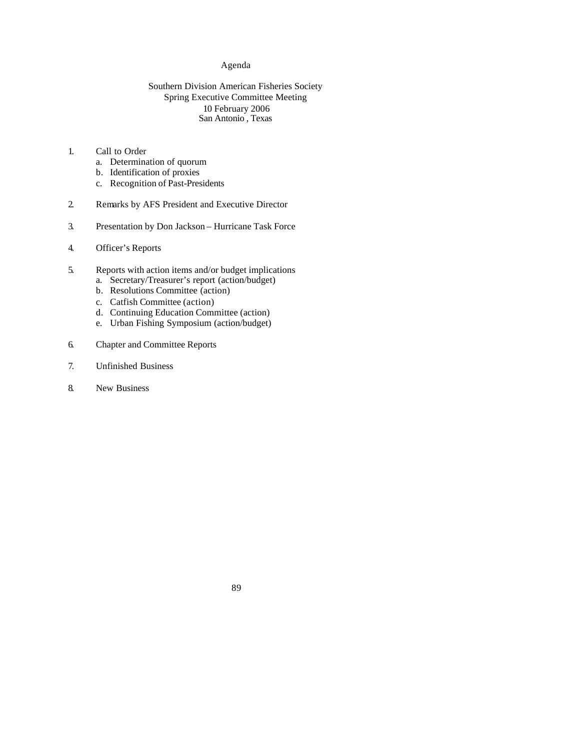# Agenda

## Southern Division American Fisheries Society
## Spring Executive Committee Meeting
## 10 February 2006
## San Antonio , Texas

1. Call to Order
   a. Determination of quorum
   b. Identification of proxies
   c. Recognition of Past-Presidents

2. Remarks by AFS President and Executive Director

3. Presentation by Don Jackson – Hurricane Task Force

4. Officer's Reports

5. Reports with action items and/or budget implications
   a. Secretary/Treasurer's report (action/budget)
   b. Resolutions Committee (action)
   c. Catfish Committee (action)
   d. Continuing Education Committee (action)
   e. Urban Fishing Symposium (action/budget)

6. Chapter and Committee Reports

7. Unfinished Business

8. New Business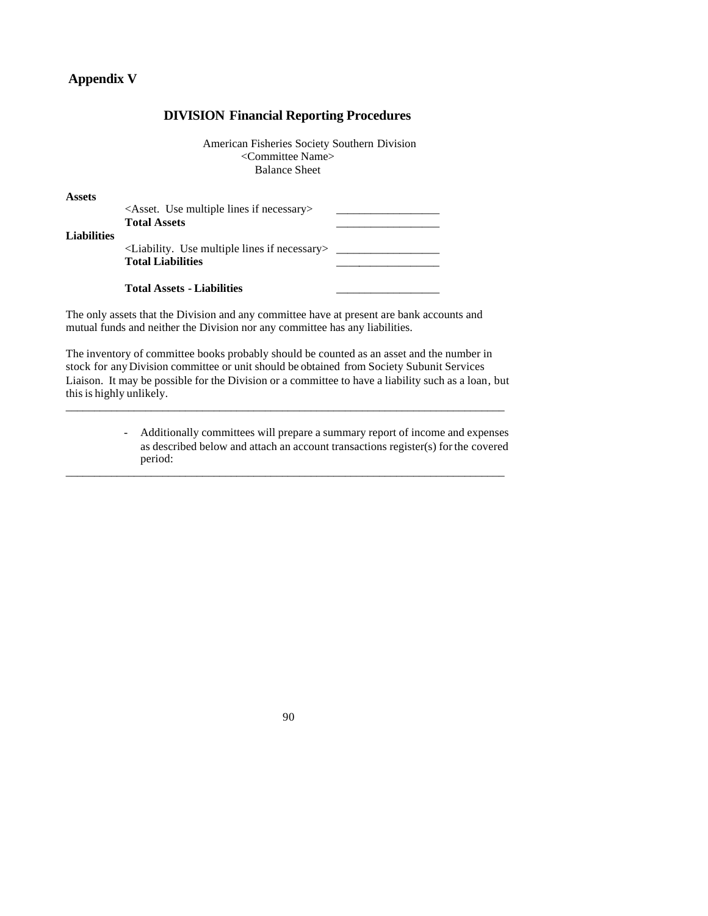## Appendix V

### DIVISION Financial Reporting Procedures

American Fisheries Society Southern Division
<Committee Name>
Balance Sheet

| | | |
|---|---|---|
| **Assets** | | |
| | <Asset. Use multiple lines if necessary> | ________________ |
| | **Total Assets** | ________________ |
| **Liabilities** | | |
| | <Liability. Use multiple lines if necessary> | ________________ |
| | **Total Liabilities** | ________________ |
| | **Total Assets - Liabilities** | ________________ |

The only assets that the Division and any committee have at present are bank accounts and mutual funds and neither the Division nor any committee has any liabilities.

The inventory of committee books probably should be counted as an asset and the number in stock for any Division committee or unit should be obtained from Society Subunit Services Liaison. It may be possible for the Division or a committee to have a liability such as a loan, but this is highly unlikely.

---

- Additionally committees will prepare a summary report of income and expenses as described below and attach an account transactions register(s) for the covered period:

---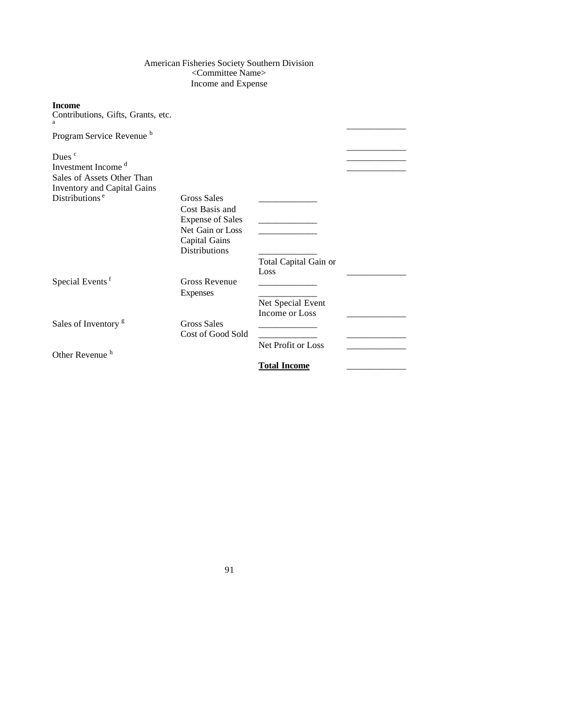American Fisheries Society Southern Division
<Committee Name>
Income and Expense

**Income**

| | | | |
|---|---|---|---|
| Contributions, Gifts, Grants, etc. [a] | | | _____________ |
| Program Service Revenue [b] | | | _____________ |
| Dues [c] | | | _____________ |
| Investment Income [d] | | | _____________ |
| Sales of Assets Other Than Inventory and Capital Gains Distributions [e] | Gross Sales | _____________ | |
| | Cost Basis and Expense of Sales | _____________ | |
| | Net Gain or Loss | _____________ | |
| | Capital Gains Distributions | _____________ | |
| | | Total Capital Gain or Loss | _____________ |
| Special Events [f] | Gross Revenue | _____________ | |
| | Expenses | _____________ | |
| | | Net Special Event Income or Loss | _____________ |
| Sales of Inventory [g] | Gross Sales | _____________ | |
| | Cost of Good Sold | _____________ | _____________ |
| | | Net Profit or Loss | _____________ |
| Other Revenue [h] | | | |
| | | **Total Income** | _____________ |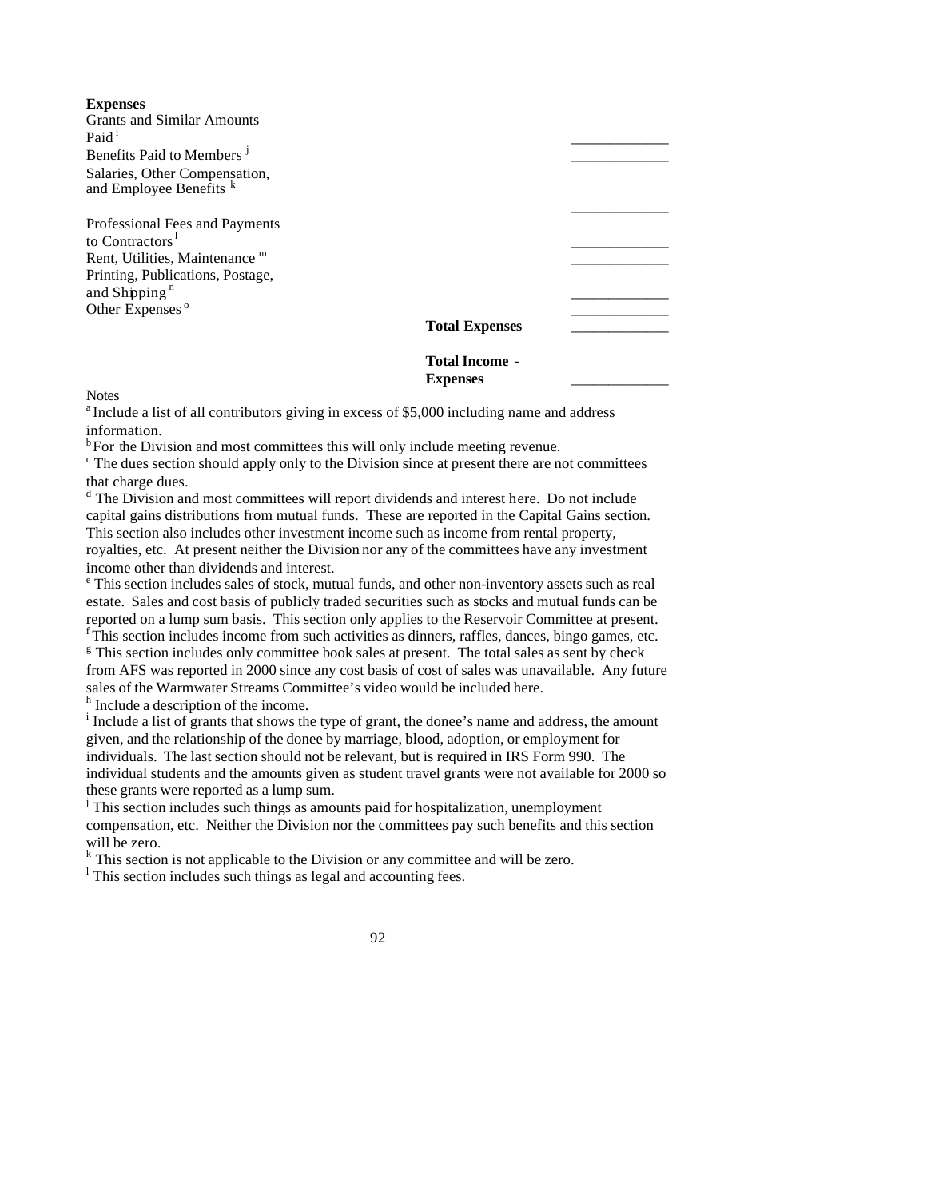**Expenses**

| | | |
|---|---|---|
| Grants and Similar Amounts Paid[i] | | _____________ |
| Benefits Paid to Members[j] | | _____________ |
| Salaries, Other Compensation, and Employee Benefits[k] | | _____________ |
| Professional Fees and Payments to Contractors[l] | | _____________ |
| Rent, Utilities, Maintenance[m] | | _____________ |
| Printing, Publications, Postage, and Shipping[n] | | _____________ |
| Other Expenses[o] | | _____________ |
| | **Total Expenses** | _____________ |
| | **Total Income - Expenses** | _____________ |

Notes

[a] Include a list of all contributors giving in excess of $5,000 including name and address information.

[b] For the Division and most committees this will only include meeting revenue.

[c] The dues section should apply only to the Division since at present there are not committees that charge dues.

[d] The Division and most committees will report dividends and interest here. Do not include capital gains distributions from mutual funds. These are reported in the Capital Gains section. This section also includes other investment income such as income from rental property, royalties, etc. At present neither the Division nor any of the committees have any investment income other than dividends and interest.

[e] This section includes sales of stock, mutual funds, and other non-inventory assets such as real estate. Sales and cost basis of publicly traded securities such as stocks and mutual funds can be reported on a lump sum basis. This section only applies to the Reservoir Committee at present.

[f] This section includes income from such activities as dinners, raffles, dances, bingo games, etc.

[g] This section includes only committee book sales at present. The total sales as sent by check from AFS was reported in 2000 since any cost basis of cost of sales was unavailable. Any future sales of the Warmwater Streams Committee's video would be included here.

[h] Include a description of the income.

[i] Include a list of grants that shows the type of grant, the donee's name and address, the amount given, and the relationship of the donee by marriage, blood, adoption, or employment for individuals. The last section should not be relevant, but is required in IRS Form 990. The individual students and the amounts given as student travel grants were not available for 2000 so these grants were reported as a lump sum.

[j] This section includes such things as amounts paid for hospitalization, unemployment compensation, etc. Neither the Division nor the committees pay such benefits and this section will be zero.

[k] This section is not applicable to the Division or any committee and will be zero.

[l] This section includes such things as legal and accounting fees.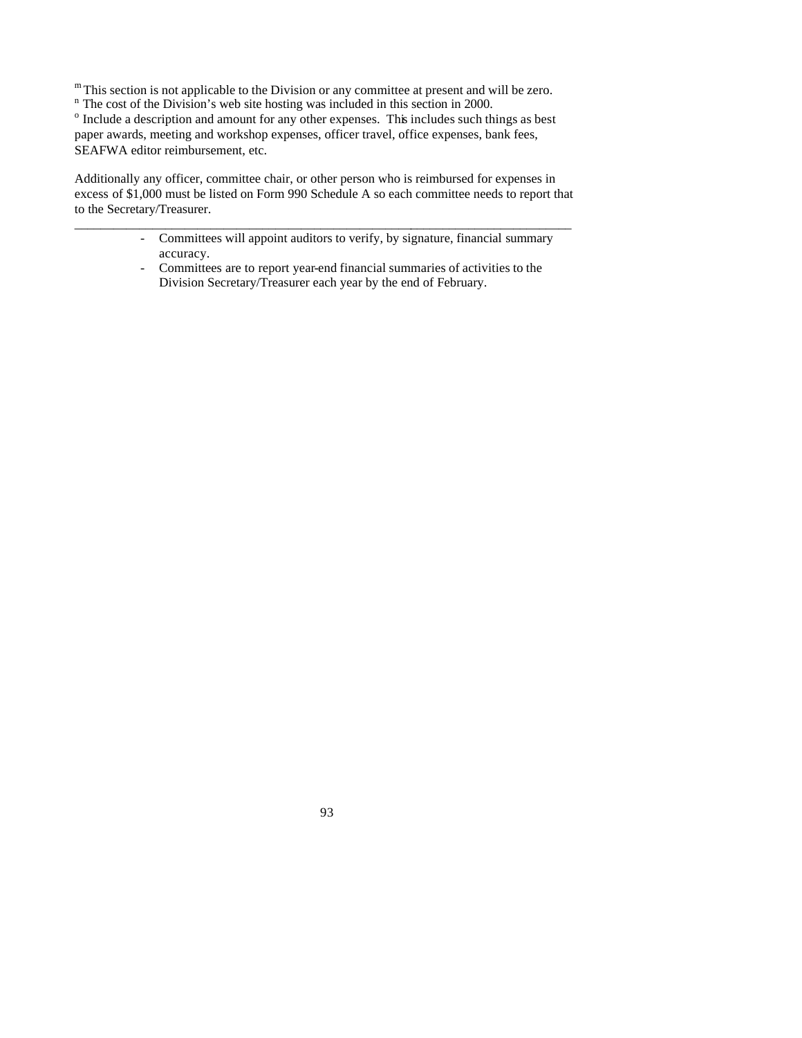[m] This section is not applicable to the Division or any committee at present and will be zero.
[n] The cost of the Division's web site hosting was included in this section in 2000.
[o] Include a description and amount for any other expenses. This includes such things as best paper awards, meeting and workshop expenses, officer travel, office expenses, bank fees, SEAFWA editor reimbursement, etc.

Additionally any officer, committee chair, or other person who is reimbursed for expenses in excess of $1,000 must be listed on Form 990 Schedule A so each committee needs to report that to the Secretary/Treasurer.

---

- Committees will appoint auditors to verify, by signature, financial summary accuracy.
- Committees are to report year-end financial summaries of activities to the Division Secretary/Treasurer each year by the end of February.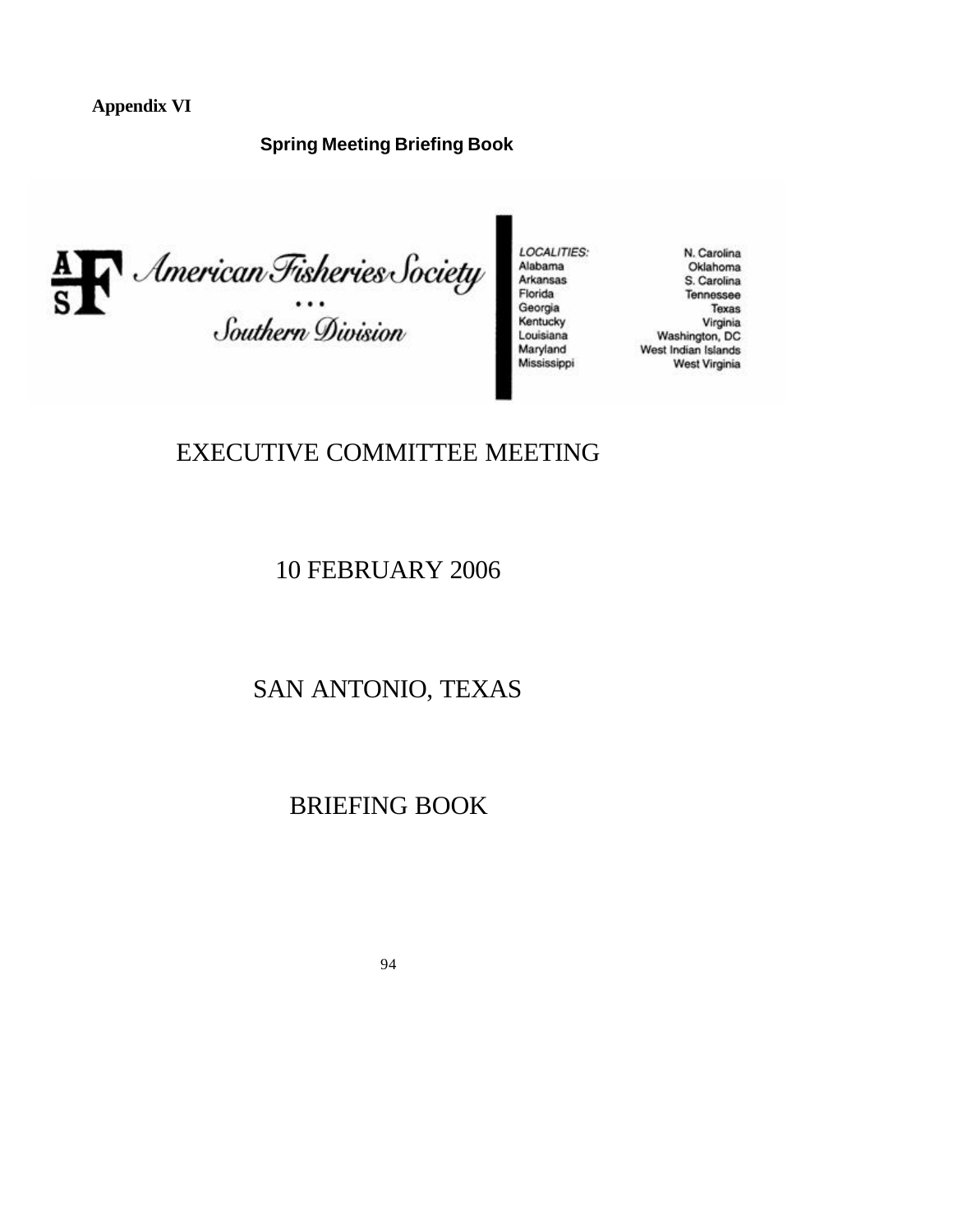**Appendix VI**

**Spring Meeting Briefing Book**

American Fisheries Society
...
Southern Division

LOCALITIES:
Alabama
Arkansas
Florida
Georgia
Kentucky
Louisiana
Maryland
Mississippi
N. Carolina
Oklahoma
S. Carolina
Tennessee
Texas
Virginia
Washington, DC
West Indian Islands
West Virginia

# EXECUTIVE COMMITTEE MEETING

# 10 FEBRUARY 2006

# SAN ANTONIO, TEXAS

# BRIEFING BOOK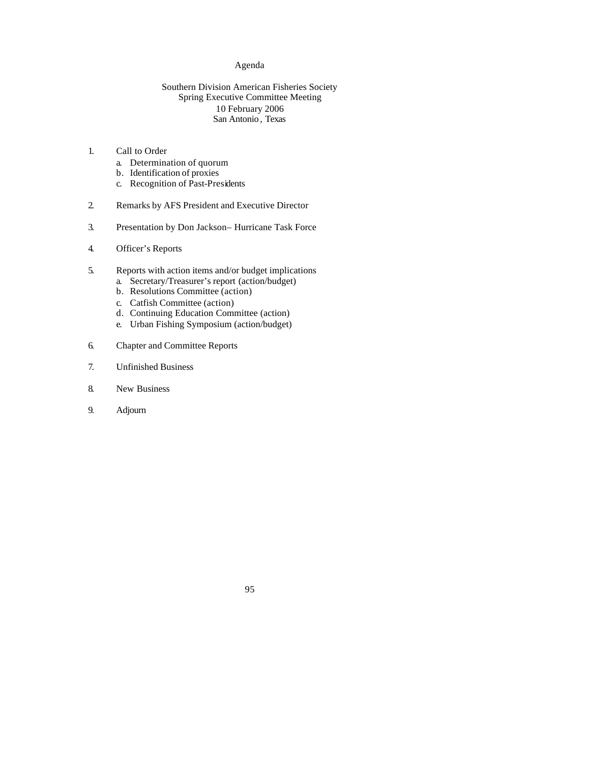# Agenda

Southern Division American Fisheries Society
Spring Executive Committee Meeting
10 February 2006
San Antonio, Texas

1. Call to Order
   a. Determination of quorum
   b. Identification of proxies
   c. Recognition of Past-Presidents

2. Remarks by AFS President and Executive Director

3. Presentation by Don Jackson– Hurricane Task Force

4. Officer's Reports

5. Reports with action items and/or budget implications
   a. Secretary/Treasurer's report (action/budget)
   b. Resolutions Committee (action)
   c. Catfish Committee (action)
   d. Continuing Education Committee (action)
   e. Urban Fishing Symposium (action/budget)

6. Chapter and Committee Reports

7. Unfinished Business

8. New Business

9. Adjourn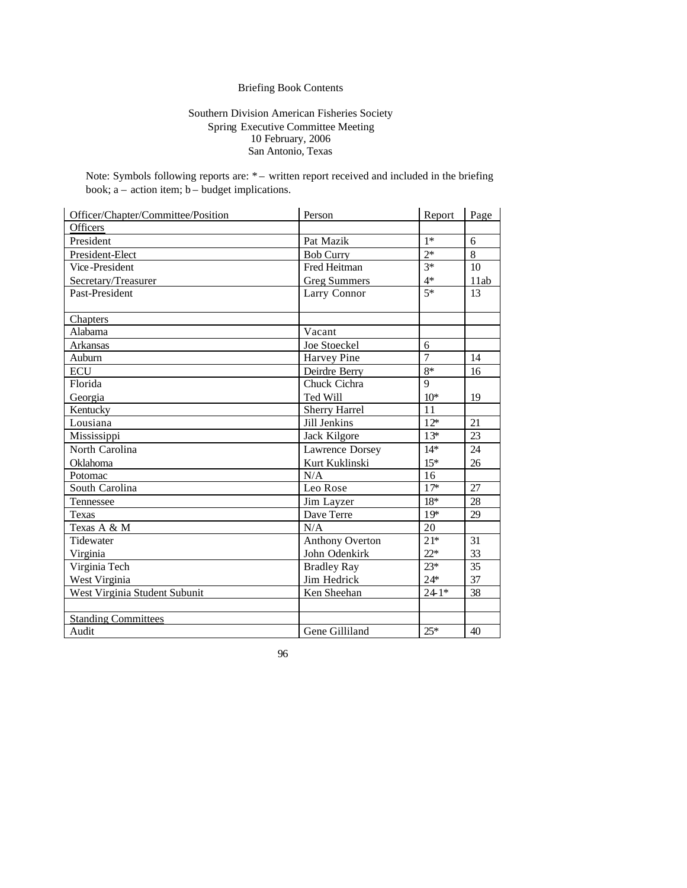Briefing Book Contents

Southern Division American Fisheries Society
Spring Executive Committee Meeting
10 February, 2006
San Antonio, Texas

Note: Symbols following reports are: * – written report received and included in the briefing book; a – action item; b – budget implications.

| Officer/Chapter/Committee/Position | Person | Report | Page |
|---|---|---|---|
| Officers | | | |
| President | Pat Mazik | 1* | 6 |
| President-Elect | Bob Curry | 2* | 8 |
| Vice-President | Fred Heitman | 3* | 10 |
| Secretary/Treasurer | Greg Summers | 4* | 11ab |
| Past-President | Larry Connor | 5* | 13 |
| | | | |
| Chapters | | | |
| Alabama | Vacant | | |
| Arkansas | Joe Stoeckel | 6 | |
| Auburn | Harvey Pine | 7 | 14 |
| ECU | Deirdre Berry | 8* | 16 |
| Florida | Chuck Cichra | 9 | |
| Georgia | Ted Will | 10* | 19 |
| Kentucky | Sherry Harrel | 11 | |
| Lousiana | Jill Jenkins | 12* | 21 |
| Mississippi | Jack Kilgore | 13* | 23 |
| North Carolina | Lawrence Dorsey | 14* | 24 |
| Oklahoma | Kurt Kuklinski | 15* | 26 |
| Potomac | N/A | 16 | |
| South Carolina | Leo Rose | 17* | 27 |
| Tennessee | Jim Layzer | 18* | 28 |
| Texas | Dave Terre | 19* | 29 |
| Texas A & M | N/A | 20 | |
| Tidewater | Anthony Overton | 21* | 31 |
| Virginia | John Odenkirk | 22* | 33 |
| Virginia Tech | Bradley Ray | 23* | 35 |
| West Virginia | Jim Hedrick | 24* | 37 |
| West Virginia Student Subunit | Ken Sheehan | 24-1* | 38 |
| | | | |
| Standing Committees | | | |
| Audit | Gene Gilliland | 25* | 40 |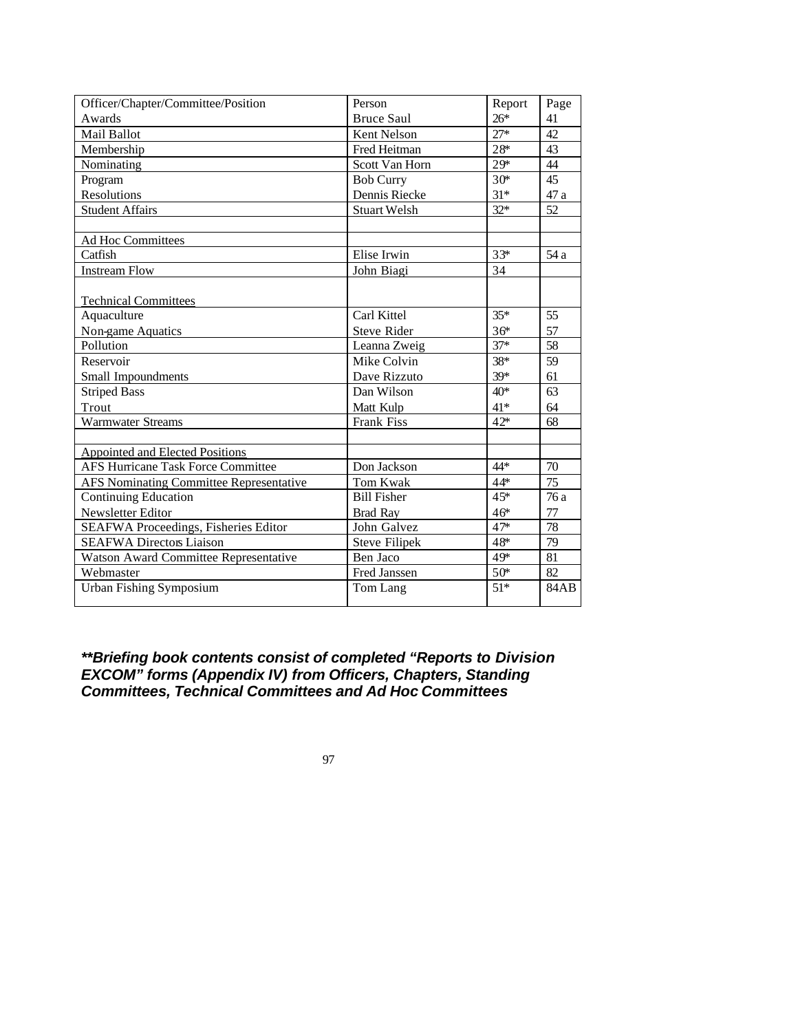| Officer/Chapter/Committee/Position | Person | Report | Page |
|---|---|---|---|
| Awards | Bruce Saul | 26* | 41 |
| Mail Ballot | Kent Nelson | 27* | 42 |
| Membership | Fred Heitman | 28* | 43 |
| Nominating | Scott Van Horn | 29* | 44 |
| Program | Bob Curry | 30* | 45 |
| Resolutions | Dennis Riecke | 31* | 47 a |
| Student Affairs | Stuart Welsh | 32* | 52 |
| | | | |
| Ad Hoc Committees | | | |
| Catfish | Elise Irwin | 33* | 54 a |
| Instream Flow | John Biagi | 34 | |
| | | | |
| Technical Committees | | | |
| Aquaculture | Carl Kittel | 35* | 55 |
| Non-game Aquatics | Steve Rider | 36* | 57 |
| Pollution | Leanna Zweig | 37* | 58 |
| Reservoir | Mike Colvin | 38* | 59 |
| Small Impoundments | Dave Rizzuto | 39* | 61 |
| Striped Bass | Dan Wilson | 40* | 63 |
| Trout | Matt Kulp | 41* | 64 |
| Warmwater Streams | Frank Fiss | 42* | 68 |
| | | | |
| Appointed and Elected Positions | | | |
| AFS Hurricane Task Force Committee | Don Jackson | 44* | 70 |
| AFS Nominating Committee Representative | Tom Kwak | 44* | 75 |
| Continuing Education | Bill Fisher | 45* | 76 a |
| Newsletter Editor | Brad Ray | 46* | 77 |
| SEAFWA Proceedings, Fisheries Editor | John Galvez | 47* | 78 |
| SEAFWA Directors Liaison | Steve Filipek | 48* | 79 |
| Watson Award Committee Representative | Ben Jaco | 49* | 81 |
| Webmaster | Fred Janssen | 50* | 82 |
| Urban Fishing Symposium | Tom Lang | 51* | 84AB |

***\*\*Briefing book contents consist of completed "Reports to Division EXCOM" forms (Appendix IV) from Officers, Chapters, Standing Committees, Technical Committees and Ad Hoc Committees***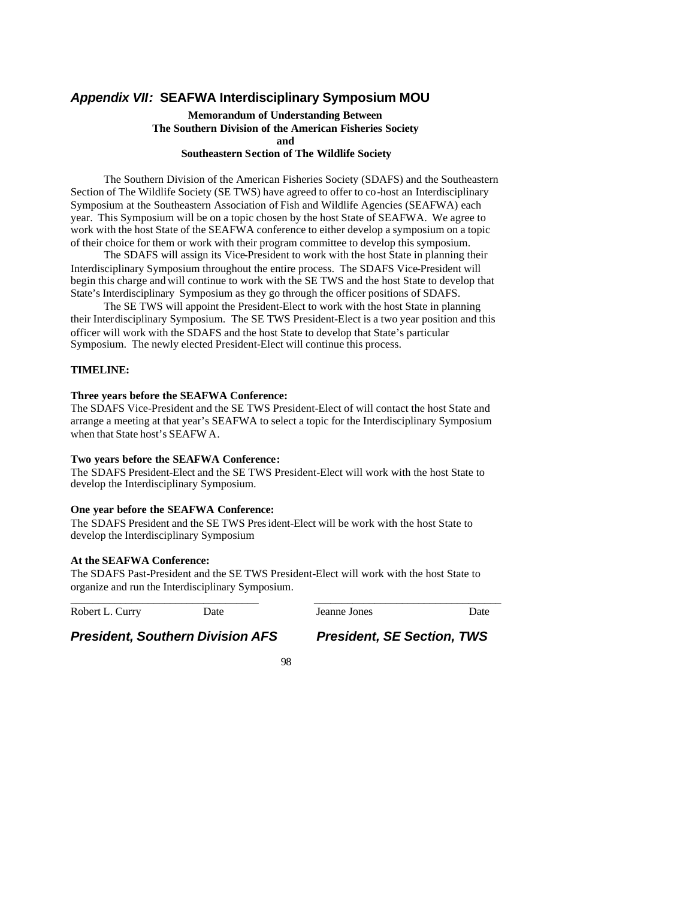## *Appendix VII:* SEAFWA Interdisciplinary Symposium MOU

**Memorandum of Understanding Between**
**The Southern Division of the American Fisheries Society**
**and**
**Southeastern Section of The Wildlife Society**

The Southern Division of the American Fisheries Society (SDAFS) and the Southeastern Section of The Wildlife Society (SE TWS) have agreed to offer to co-host an Interdisciplinary Symposium at the Southeastern Association of Fish and Wildlife Agencies (SEAFWA) each year. This Symposium will be on a topic chosen by the host State of SEAFWA. We agree to work with the host State of the SEAFWA conference to either develop a symposium on a topic of their choice for them or work with their program committee to develop this symposium.

The SDAFS will assign its Vice-President to work with the host State in planning their Interdisciplinary Symposium throughout the entire process. The SDAFS Vice-President will begin this charge and will continue to work with the SE TWS and the host State to develop that State's Interdisciplinary Symposium as they go through the officer positions of SDAFS.

The SE TWS will appoint the President-Elect to work with the host State in planning their Interdisciplinary Symposium. The SE TWS President-Elect is a two year position and this officer will work with the SDAFS and the host State to develop that State's particular Symposium. The newly elected President-Elect will continue this process.

**TIMELINE:**

**Three years before the SEAFWA Conference:**
The SDAFS Vice-President and the SE TWS President-Elect of will contact the host State and arrange a meeting at that year's SEAFWA to select a topic for the Interdisciplinary Symposium when that State host's SEAFWA.

**Two years before the SEAFWA Conference:**
The SDAFS President-Elect and the SE TWS President-Elect will work with the host State to develop the Interdisciplinary Symposium.

**One year before the SEAFWA Conference:**
The SDAFS President and the SE TWS President-Elect will be work with the host State to develop the Interdisciplinary Symposium

**At the SEAFWA Conference:**
The SDAFS Past-President and the SE TWS President-Elect will work with the host State to organize and run the Interdisciplinary Symposium.

| ______________________________ | | ______________________________ | |
|---|---|---|---|
| Robert L. Curry | Date | Jeanne Jones | Date |
| ***President, Southern Division AFS*** | | ***President, SE Section, TWS*** | |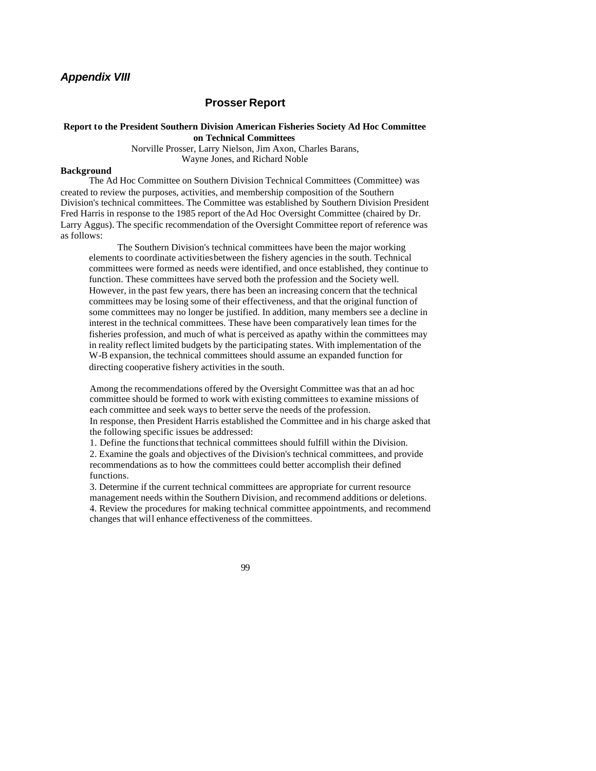## *Appendix VIII*

# Prosser Report

**Report to the President Southern Division American Fisheries Society Ad Hoc Committee on Technical Committees**

Norville Prosser, Larry Nielson, Jim Axon, Charles Barans, Wayne Jones, and Richard Noble

### Background

The Ad Hoc Committee on Southern Division Technical Committees (Committee) was created to review the purposes, activities, and membership composition of the Southern Division's technical committees. The Committee was established by Southern Division President Fred Harris in response to the 1985 report of the Ad Hoc Oversight Committee (chaired by Dr. Larry Aggus). The specific recommendation of the Oversight Committee report of reference was as follows:

> The Southern Division's technical committees have been the major working elements to coordinate activities between the fishery agencies in the south. Technical committees were formed as needs were identified, and once established, they continue to function. These committees have served both the profession and the Society well. However, in the past few years, there has been an increasing concern that the technical committees may be losing some of their effectiveness, and that the original function of some committees may no longer be justified. In addition, many members see a decline in interest in the technical committees. These have been comparatively lean times for the fisheries profession, and much of what is perceived as apathy within the committees may in reality reflect limited budgets by the participating states. With implementation of the W-B expansion, the technical committees should assume an expanded function for directing cooperative fishery activities in the south.

Among the recommendations offered by the Oversight Committee was that an ad hoc committee should be formed to work with existing committees to examine missions of each committee and seek ways to better serve the needs of the profession.

In response, then President Harris established the Committee and in his charge asked that the following specific issues be addressed:

1. Define the functions that technical committees should fulfill within the Division.
2. Examine the goals and objectives of the Division's technical committees, and provide recommendations as to how the committees could better accomplish their defined functions.
3. Determine if the current technical committees are appropriate for current resource management needs within the Southern Division, and recommend additions or deletions.
4. Review the procedures for making technical committee appointments, and recommend changes that will enhance effectiveness of the committees.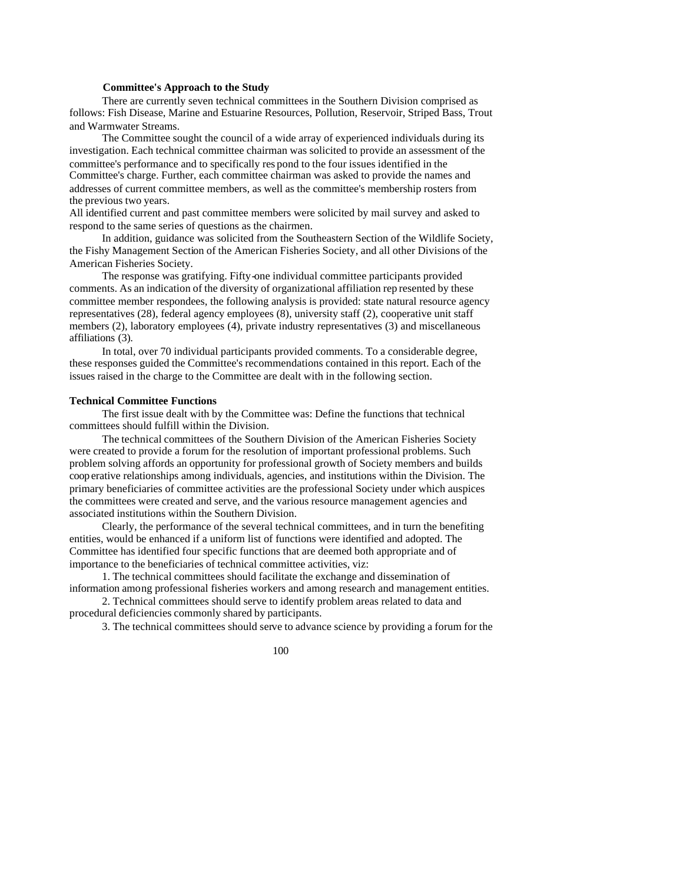### Committee's Approach to the Study

There are currently seven technical committees in the Southern Division comprised as follows: Fish Disease, Marine and Estuarine Resources, Pollution, Reservoir, Striped Bass, Trout and Warmwater Streams.

The Committee sought the council of a wide array of experienced individuals during its investigation. Each technical committee chairman was solicited to provide an assessment of the committee's performance and to specifically respond to the four issues identified in the Committee's charge. Further, each committee chairman was asked to provide the names and addresses of current committee members, as well as the committee's membership rosters from the previous two years.

All identified current and past committee members were solicited by mail survey and asked to respond to the same series of questions as the chairmen.

In addition, guidance was solicited from the Southeastern Section of the Wildlife Society, the Fishy Management Section of the American Fisheries Society, and all other Divisions of the American Fisheries Society.

The response was gratifying. Fifty-one individual committee participants provided comments. As an indication of the diversity of organizational affiliation represented by these committee member respondees, the following analysis is provided: state natural resource agency representatives (28), federal agency employees (8), university staff (2), cooperative unit staff members (2), laboratory employees (4), private industry representatives (3) and miscellaneous affiliations (3).

In total, over 70 individual participants provided comments. To a considerable degree, these responses guided the Committee's recommendations contained in this report. Each of the issues raised in the charge to the Committee are dealt with in the following section.

### Technical Committee Functions

The first issue dealt with by the Committee was: Define the functions that technical committees should fulfill within the Division.

The technical committees of the Southern Division of the American Fisheries Society were created to provide a forum for the resolution of important professional problems. Such problem solving affords an opportunity for professional growth of Society members and builds cooperative relationships among individuals, agencies, and institutions within the Division. The primary beneficiaries of committee activities are the professional Society under which auspices the committees were created and serve, and the various resource management agencies and associated institutions within the Southern Division.

Clearly, the performance of the several technical committees, and in turn the benefiting entities, would be enhanced if a uniform list of functions were identified and adopted. The Committee has identified four specific functions that are deemed both appropriate and of importance to the beneficiaries of technical committee activities, viz:

1. The technical committees should facilitate the exchange and dissemination of information among professional fisheries workers and among research and management entities.

2. Technical committees should serve to identify problem areas related to data and procedural deficiencies commonly shared by participants.

3. The technical committees should serve to advance science by providing a forum for the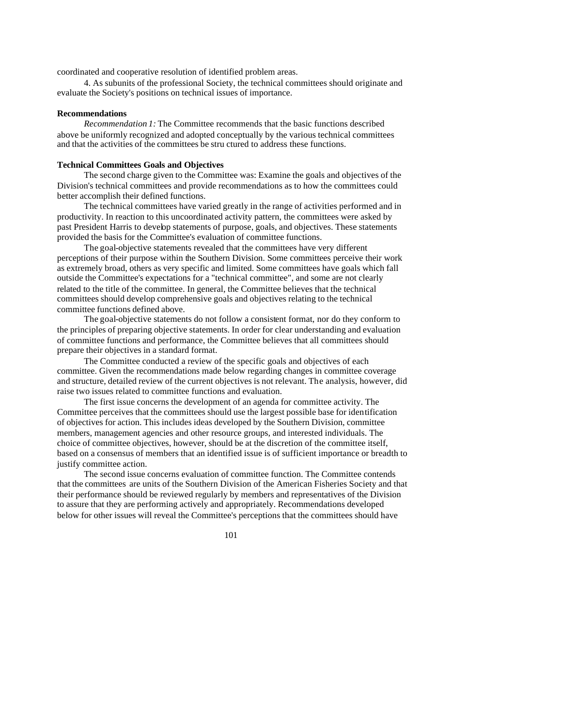coordinated and cooperative resolution of identified problem areas.

4. As subunits of the professional Society, the technical committees should originate and evaluate the Society's positions on technical issues of importance.

**Recommendations**

*Recommendation 1:* The Committee recommends that the basic functions described above be uniformly recognized and adopted conceptually by the various technical committees and that the activities of the committees be structured to address these functions.

**Technical Committees Goals and Objectives**

The second charge given to the Committee was: Examine the goals and objectives of the Division's technical committees and provide recommendations as to how the committees could better accomplish their defined functions.

The technical committees have varied greatly in the range of activities performed and in productivity. In reaction to this uncoordinated activity pattern, the committees were asked by past President Harris to develop statements of purpose, goals, and objectives. These statements provided the basis for the Committee's evaluation of committee functions.

The goal-objective statements revealed that the committees have very different perceptions of their purpose within the Southern Division. Some committees perceive their work as extremely broad, others as very specific and limited. Some committees have goals which fall outside the Committee's expectations for a "technical committee", and some are not clearly related to the title of the committee. In general, the Committee believes that the technical committees should develop comprehensive goals and objectives relating to the technical committee functions defined above.

The goal-objective statements do not follow a consistent format, nor do they conform to the principles of preparing objective statements. In order for clear understanding and evaluation of committee functions and performance, the Committee believes that all committees should prepare their objectives in a standard format.

The Committee conducted a review of the specific goals and objectives of each committee. Given the recommendations made below regarding changes in committee coverage and structure, detailed review of the current objectives is not relevant. The analysis, however, did raise two issues related to committee functions and evaluation.

The first issue concerns the development of an agenda for committee activity. The Committee perceives that the committees should use the largest possible base for identification of objectives for action. This includes ideas developed by the Southern Division, committee members, management agencies and other resource groups, and interested individuals. The choice of committee objectives, however, should be at the discretion of the committee itself, based on a consensus of members that an identified issue is of sufficient importance or breadth to justify committee action.

The second issue concerns evaluation of committee function. The Committee contends that the committees are units of the Southern Division of the American Fisheries Society and that their performance should be reviewed regularly by members and representatives of the Division to assure that they are performing actively and appropriately. Recommendations developed below for other issues will reveal the Committee's perceptions that the committees should have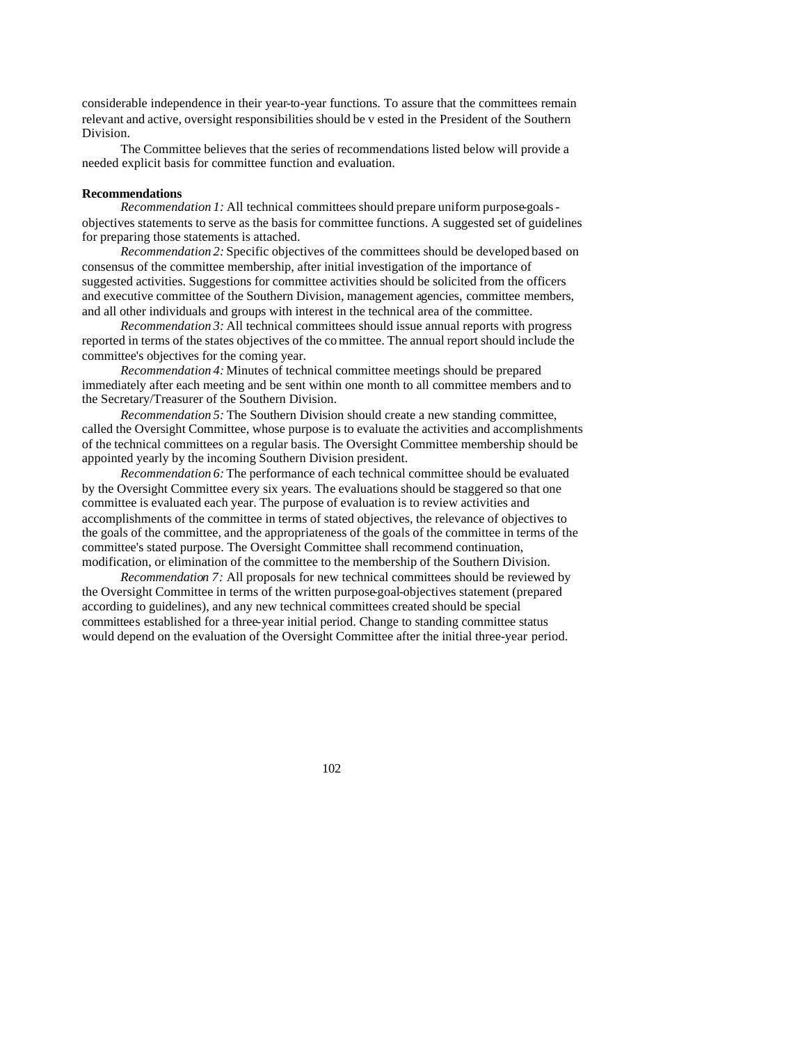considerable independence in their year-to-year functions. To assure that the committees remain relevant and active, oversight responsibilities should be v ested in the President of the Southern Division.

The Committee believes that the series of recommendations listed below will provide a needed explicit basis for committee function and evaluation.

**Recommendations**

*Recommendation 1:* All technical committees should prepare uniform purpose-goals-objectives statements to serve as the basis for committee functions. A suggested set of guidelines for preparing those statements is attached.

*Recommendation 2:* Specific objectives of the committees should be developed based on consensus of the committee membership, after initial investigation of the importance of suggested activities. Suggestions for committee activities should be solicited from the officers and executive committee of the Southern Division, management agencies, committee members, and all other individuals and groups with interest in the technical area of the committee.

*Recommendation 3:* All technical committees should issue annual reports with progress reported in terms of the states objectives of the co mmittee. The annual report should include the committee's objectives for the coming year.

*Recommendation 4:* Minutes of technical committee meetings should be prepared immediately after each meeting and be sent within one month to all committee members and to the Secretary/Treasurer of the Southern Division.

*Recommendation 5:* The Southern Division should create a new standing committee, called the Oversight Committee, whose purpose is to evaluate the activities and accomplishments of the technical committees on a regular basis. The Oversight Committee membership should be appointed yearly by the incoming Southern Division president.

*Recommendation 6:* The performance of each technical committee should be evaluated by the Oversight Committee every six years. The evaluations should be staggered so that one committee is evaluated each year. The purpose of evaluation is to review activities and accomplishments of the committee in terms of stated objectives, the relevance of objectives to the goals of the committee, and the appropriateness of the goals of the committee in terms of the committee's stated purpose. The Oversight Committee shall recommend continuation, modification, or elimination of the committee to the membership of the Southern Division.

*Recommendation 7:* All proposals for new technical committees should be reviewed by the Oversight Committee in terms of the written purpose-goal-objectives statement (prepared according to guidelines), and any new technical committees created should be special committees established for a three-year initial period. Change to standing committee status would depend on the evaluation of the Oversight Committee after the initial three-year period.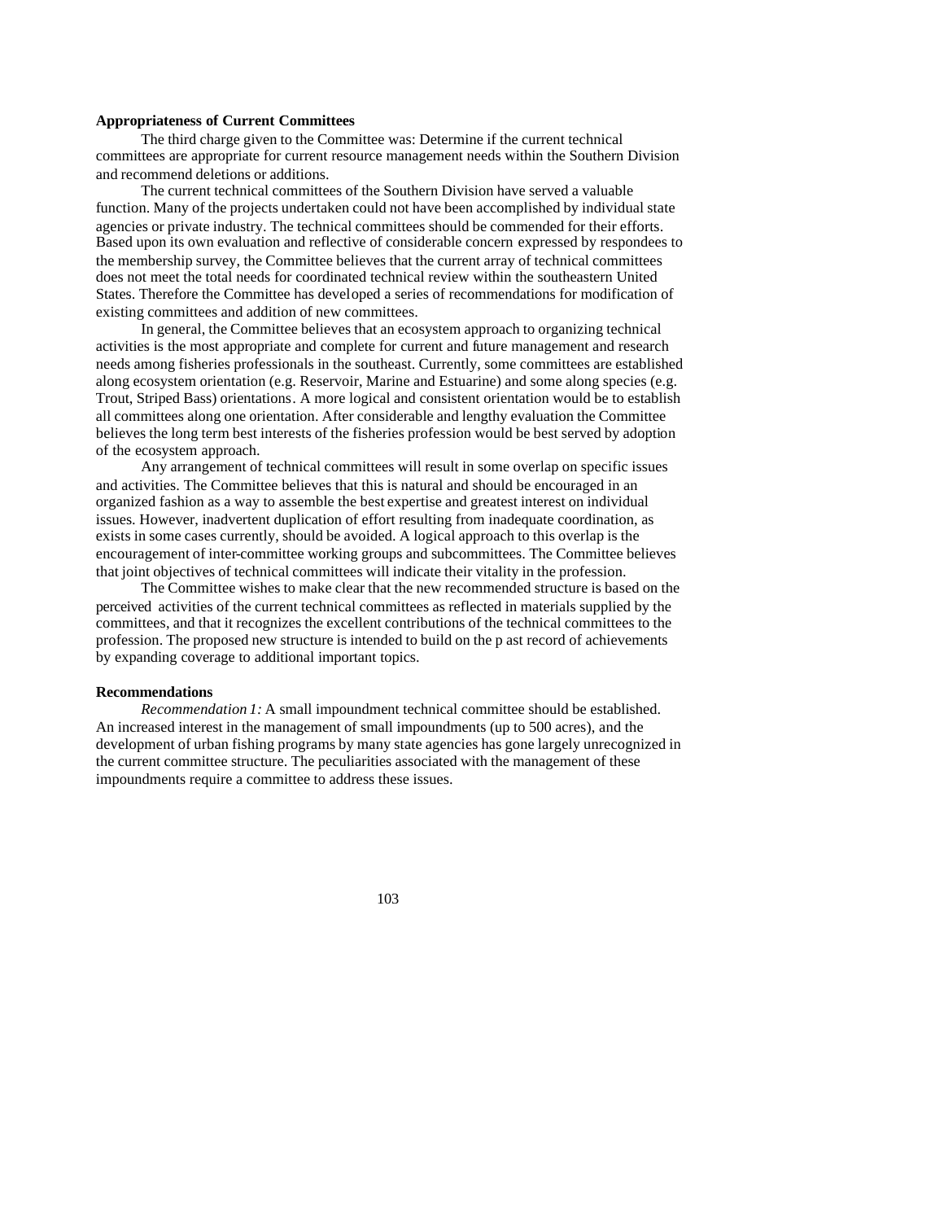**Appropriateness of Current Committees**

The third charge given to the Committee was: Determine if the current technical committees are appropriate for current resource management needs within the Southern Division and recommend deletions or additions.

The current technical committees of the Southern Division have served a valuable function. Many of the projects undertaken could not have been accomplished by individual state agencies or private industry. The technical committees should be commended for their efforts. Based upon its own evaluation and reflective of considerable concern expressed by respondees to the membership survey, the Committee believes that the current array of technical committees does not meet the total needs for coordinated technical review within the southeastern United States. Therefore the Committee has developed a series of recommendations for modification of existing committees and addition of new committees.

In general, the Committee believes that an ecosystem approach to organizing technical activities is the most appropriate and complete for current and future management and research needs among fisheries professionals in the southeast. Currently, some committees are established along ecosystem orientation (e.g. Reservoir, Marine and Estuarine) and some along species (e.g. Trout, Striped Bass) orientations. A more logical and consistent orientation would be to establish all committees along one orientation. After considerable and lengthy evaluation the Committee believes the long term best interests of the fisheries profession would be best served by adoption of the ecosystem approach.

Any arrangement of technical committees will result in some overlap on specific issues and activities. The Committee believes that this is natural and should be encouraged in an organized fashion as a way to assemble the best expertise and greatest interest on individual issues. However, inadvertent duplication of effort resulting from inadequate coordination, as exists in some cases currently, should be avoided. A logical approach to this overlap is the encouragement of inter-committee working groups and subcommittees. The Committee believes that joint objectives of technical committees will indicate their vitality in the profession.

The Committee wishes to make clear that the new recommended structure is based on the perceived activities of the current technical committees as reflected in materials supplied by the committees, and that it recognizes the excellent contributions of the technical committees to the profession. The proposed new structure is intended to build on the p ast record of achievements by expanding coverage to additional important topics.

**Recommendations**

*Recommendation 1:* A small impoundment technical committee should be established. An increased interest in the management of small impoundments (up to 500 acres), and the development of urban fishing programs by many state agencies has gone largely unrecognized in the current committee structure. The peculiarities associated with the management of these impoundments require a committee to address these issues.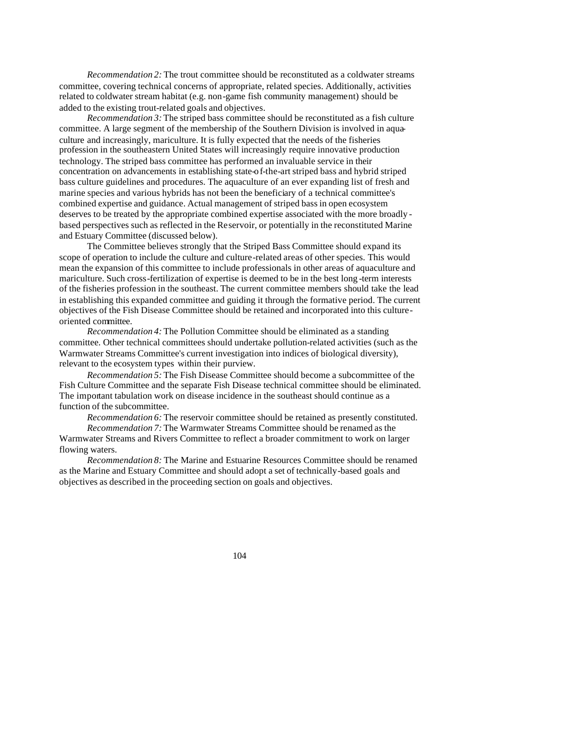*Recommendation 2:* The trout committee should be reconstituted as a coldwater streams committee, covering technical concerns of appropriate, related species. Additionally, activities related to coldwater stream habitat (e.g. non-game fish community management) should be added to the existing trout-related goals and objectives.

*Recommendation 3:* The striped bass committee should be reconstituted as a fish culture committee. A large segment of the membership of the Southern Division is involved in aquaculture and increasingly, mariculture. It is fully expected that the needs of the fisheries profession in the southeastern United States will increasingly require innovative production technology. The striped bass committee has performed an invaluable service in their concentration on advancements in establishing state-of-the-art striped bass and hybrid striped bass culture guidelines and procedures. The aquaculture of an ever expanding list of fresh and marine species and various hybrids has not been the beneficiary of a technical committee's combined expertise and guidance. Actual management of striped bass in open ecosystem deserves to be treated by the appropriate combined expertise associated with the more broadly-based perspectives such as reflected in the Reservoir, or potentially in the reconstituted Marine and Estuary Committee (discussed below).

The Committee believes strongly that the Striped Bass Committee should expand its scope of operation to include the culture and culture-related areas of other species. This would mean the expansion of this committee to include professionals in other areas of aquaculture and mariculture. Such cross-fertilization of expertise is deemed to be in the best long-term interests of the fisheries profession in the southeast. The current committee members should take the lead in establishing this expanded committee and guiding it through the formative period. The current objectives of the Fish Disease Committee should be retained and incorporated into this culture-oriented committee.

*Recommendation 4:* The Pollution Committee should be eliminated as a standing committee. Other technical committees should undertake pollution-related activities (such as the Warmwater Streams Committee's current investigation into indices of biological diversity), relevant to the ecosystem types within their purview.

*Recommendation 5:* The Fish Disease Committee should become a subcommittee of the Fish Culture Committee and the separate Fish Disease technical committee should be eliminated. The important tabulation work on disease incidence in the southeast should continue as a function of the subcommittee.

*Recommendation 6:* The reservoir committee should be retained as presently constituted.

*Recommendation 7:* The Warmwater Streams Committee should be renamed as the Warmwater Streams and Rivers Committee to reflect a broader commitment to work on larger flowing waters.

*Recommendation 8:* The Marine and Estuarine Resources Committee should be renamed as the Marine and Estuary Committee and should adopt a set of technically-based goals and objectives as described in the proceeding section on goals and objectives.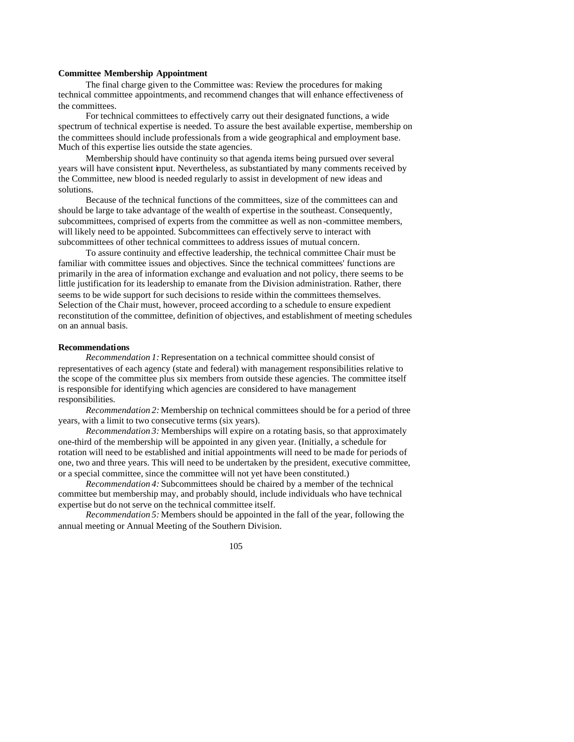**Committee Membership Appointment**

The final charge given to the Committee was: Review the procedures for making technical committee appointments, and recommend changes that will enhance effectiveness of the committees.

For technical committees to effectively carry out their designated functions, a wide spectrum of technical expertise is needed. To assure the best available expertise, membership on the committees should include professionals from a wide geographical and employment base. Much of this expertise lies outside the state agencies.

Membership should have continuity so that agenda items being pursued over several years will have consistent input. Nevertheless, as substantiated by many comments received by the Committee, new blood is needed regularly to assist in development of new ideas and solutions.

Because of the technical functions of the committees, size of the committees can and should be large to take advantage of the wealth of expertise in the southeast. Consequently, subcommittees, comprised of experts from the committee as well as non-committee members, will likely need to be appointed. Subcommittees can effectively serve to interact with subcommittees of other technical committees to address issues of mutual concern.

To assure continuity and effective leadership, the technical committee Chair must be familiar with committee issues and objectives. Since the technical committees' functions are primarily in the area of information exchange and evaluation and not policy, there seems to be little justification for its leadership to emanate from the Division administration. Rather, there seems to be wide support for such decisions to reside within the committees themselves. Selection of the Chair must, however, proceed according to a schedule to ensure expedient reconstitution of the committee, definition of objectives, and establishment of meeting schedules on an annual basis.

**Recommendations**

*Recommendation 1:* Representation on a technical committee should consist of representatives of each agency (state and federal) with management responsibilities relative to the scope of the committee plus six members from outside these agencies. The committee itself is responsible for identifying which agencies are considered to have management responsibilities.

*Recommendation 2:* Membership on technical committees should be for a period of three years, with a limit to two consecutive terms (six years).

*Recommendation 3:* Memberships will expire on a rotating basis, so that approximately one-third of the membership will be appointed in any given year. (Initially, a schedule for rotation will need to be established and initial appointments will need to be made for periods of one, two and three years. This will need to be undertaken by the president, executive committee, or a special committee, since the committee will not yet have been constituted.)

*Recommendation 4:* Subcommittees should be chaired by a member of the technical committee but membership may, and probably should, include individuals who have technical expertise but do not serve on the technical committee itself.

*Recommendation 5:* Members should be appointed in the fall of the year, following the annual meeting or Annual Meeting of the Southern Division.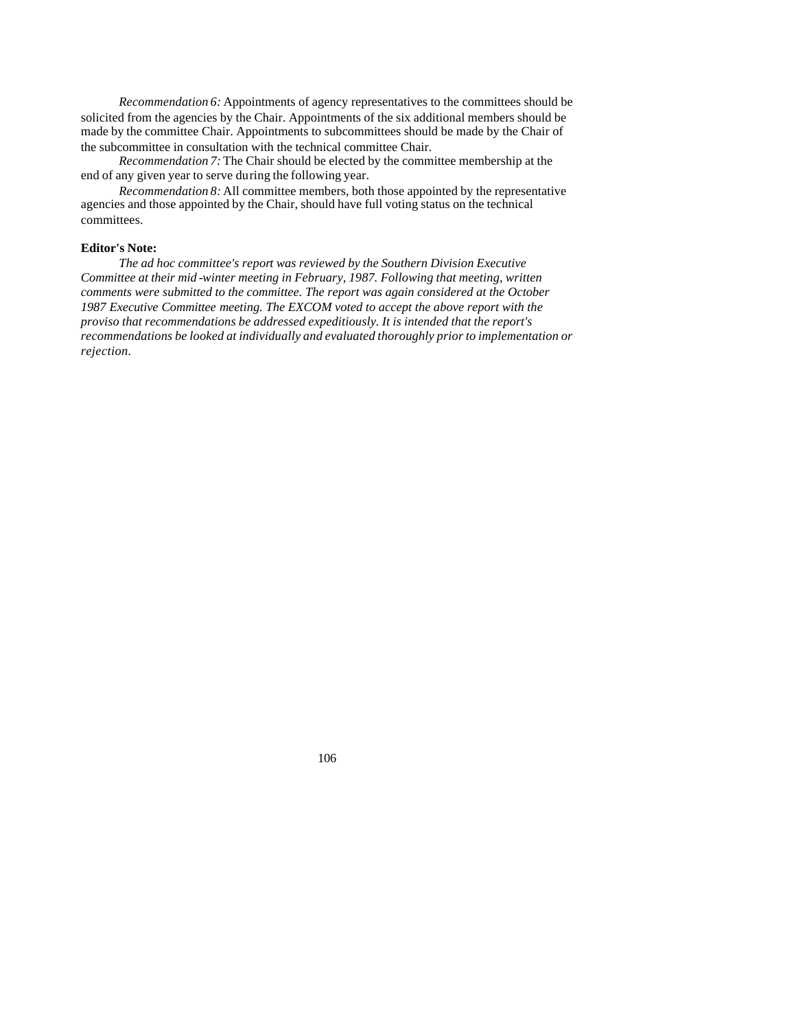*Recommendation 6:* Appointments of agency representatives to the committees should be solicited from the agencies by the Chair. Appointments of the six additional members should be made by the committee Chair. Appointments to subcommittees should be made by the Chair of the subcommittee in consultation with the technical committee Chair.

*Recommendation 7:* The Chair should be elected by the committee membership at the end of any given year to serve during the following year.

*Recommendation 8:* All committee members, both those appointed by the representative agencies and those appointed by the Chair, should have full voting status on the technical committees.

**Editor's Note:**

*The ad hoc committee's report was reviewed by the Southern Division Executive Committee at their mid-winter meeting in February, 1987. Following that meeting, written comments were submitted to the committee. The report was again considered at the October 1987 Executive Committee meeting. The EXCOM voted to accept the above report with the proviso that recommendations be addressed expeditiously. It is intended that the report's recommendations be looked at individually and evaluated thoroughly prior to implementation or rejection.*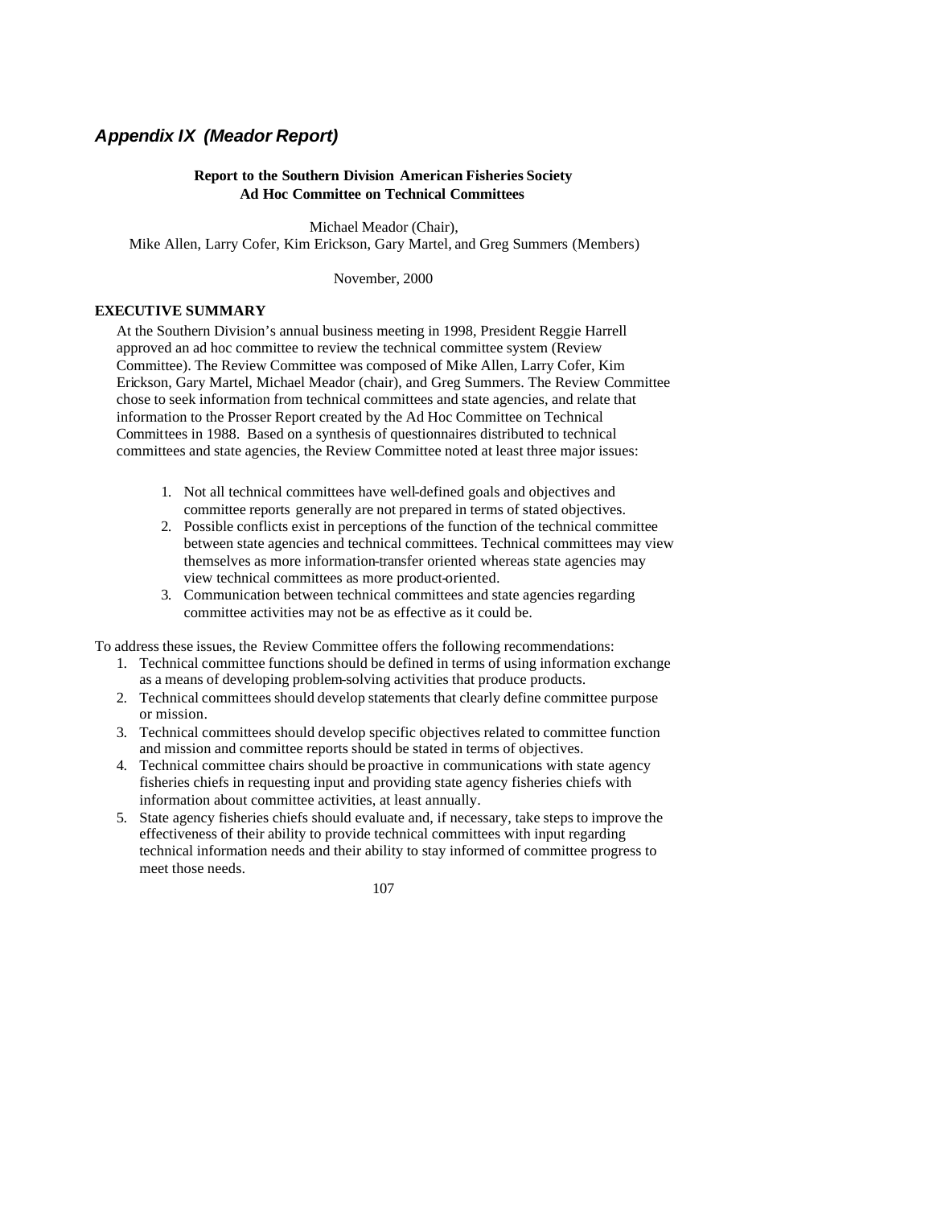## *Appendix IX (Meador Report)*

**Report to the Southern Division American Fisheries Society**
**Ad Hoc Committee on Technical Committees**

Michael Meador (Chair),
Mike Allen, Larry Cofer, Kim Erickson, Gary Martel, and Greg Summers (Members)

November, 2000

### EXECUTIVE SUMMARY

At the Southern Division's annual business meeting in 1998, President Reggie Harrell approved an ad hoc committee to review the technical committee system (Review Committee). The Review Committee was composed of Mike Allen, Larry Cofer, Kim Erickson, Gary Martel, Michael Meador (chair), and Greg Summers. The Review Committee chose to seek information from technical committees and state agencies, and relate that information to the Prosser Report created by the Ad Hoc Committee on Technical Committees in 1988. Based on a synthesis of questionnaires distributed to technical committees and state agencies, the Review Committee noted at least three major issues:

1. Not all technical committees have well-defined goals and objectives and committee reports generally are not prepared in terms of stated objectives.
2. Possible conflicts exist in perceptions of the function of the technical committee between state agencies and technical committees. Technical committees may view themselves as more information-transfer oriented whereas state agencies may view technical committees as more product-oriented.
3. Communication between technical committees and state agencies regarding committee activities may not be as effective as it could be.

To address these issues, the Review Committee offers the following recommendations:

1. Technical committee functions should be defined in terms of using information exchange as a means of developing problem-solving activities that produce products.
2. Technical committees should develop statements that clearly define committee purpose or mission.
3. Technical committees should develop specific objectives related to committee function and mission and committee reports should be stated in terms of objectives.
4. Technical committee chairs should be proactive in communications with state agency fisheries chiefs in requesting input and providing state agency fisheries chiefs with information about committee activities, at least annually.
5. State agency fisheries chiefs should evaluate and, if necessary, take steps to improve the effectiveness of their ability to provide technical committees with input regarding technical information needs and their ability to stay informed of committee progress to meet those needs.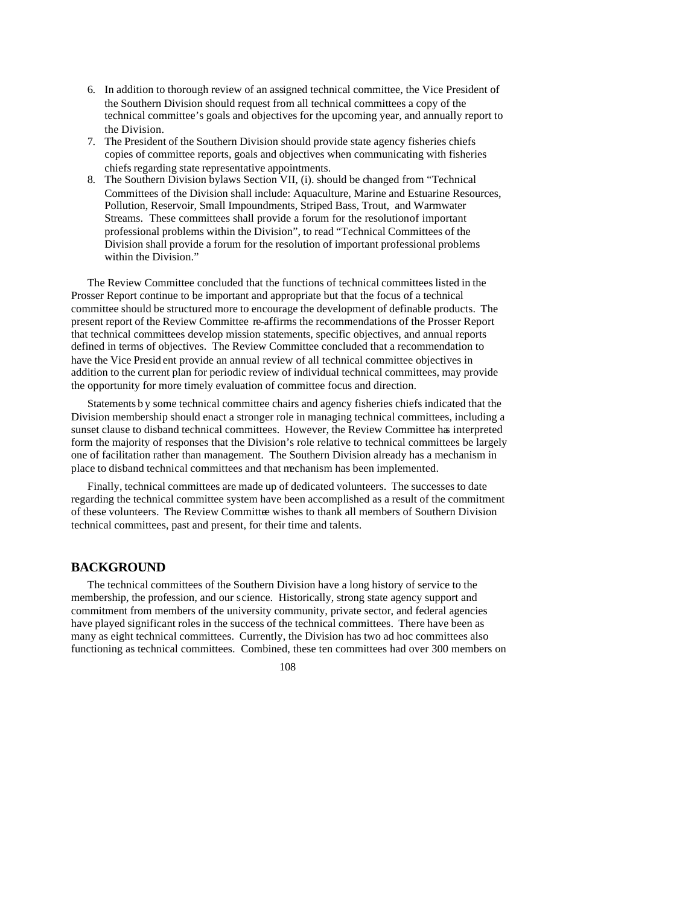6. In addition to thorough review of an assigned technical committee, the Vice President of the Southern Division should request from all technical committees a copy of the technical committee's goals and objectives for the upcoming year, and annually report to the Division.
7. The President of the Southern Division should provide state agency fisheries chiefs copies of committee reports, goals and objectives when communicating with fisheries chiefs regarding state representative appointments.
8. The Southern Division bylaws Section VII, (i). should be changed from "Technical Committees of the Division shall include: Aquaculture, Marine and Estuarine Resources, Pollution, Reservoir, Small Impoundments, Striped Bass, Trout, and Warmwater Streams. These committees shall provide a forum for the resolution of important professional problems within the Division", to read "Technical Committees of the Division shall provide a forum for the resolution of important professional problems within the Division."

The Review Committee concluded that the functions of technical committees listed in the Prosser Report continue to be important and appropriate but that the focus of a technical committee should be structured more to encourage the development of definable products. The present report of the Review Committee re-affirms the recommendations of the Prosser Report that technical committees develop mission statements, specific objectives, and annual reports defined in terms of objectives. The Review Committee concluded that a recommendation to have the Vice President provide an annual review of all technical committee objectives in addition to the current plan for periodic review of individual technical committees, may provide the opportunity for more timely evaluation of committee focus and direction.

Statements by some technical committee chairs and agency fisheries chiefs indicated that the Division membership should enact a stronger role in managing technical committees, including a sunset clause to disband technical committees. However, the Review Committee has interpreted form the majority of responses that the Division's role relative to technical committees be largely one of facilitation rather than management. The Southern Division already has a mechanism in place to disband technical committees and that mechanism has been implemented.

Finally, technical committees are made up of dedicated volunteers. The successes to date regarding the technical committee system have been accomplished as a result of the commitment of these volunteers. The Review Committee wishes to thank all members of Southern Division technical committees, past and present, for their time and talents.

## BACKGROUND

The technical committees of the Southern Division have a long history of service to the membership, the profession, and our science. Historically, strong state agency support and commitment from members of the university community, private sector, and federal agencies have played significant roles in the success of the technical committees. There have been as many as eight technical committees. Currently, the Division has two ad hoc committees also functioning as technical committees. Combined, these ten committees had over 300 members on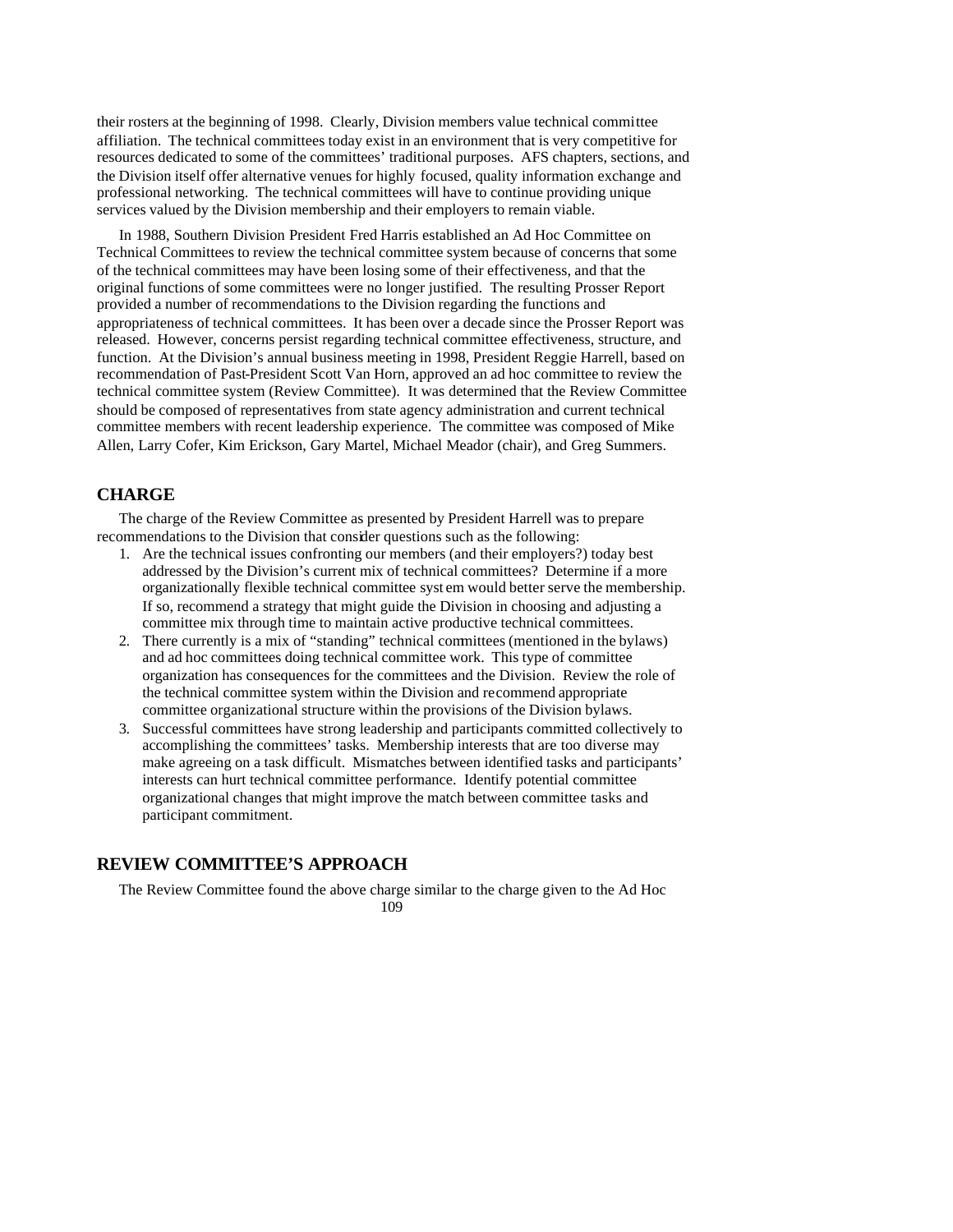their rosters at the beginning of 1998. Clearly, Division members value technical committee affiliation. The technical committees today exist in an environment that is very competitive for resources dedicated to some of the committees' traditional purposes. AFS chapters, sections, and the Division itself offer alternative venues for highly focused, quality information exchange and professional networking. The technical committees will have to continue providing unique services valued by the Division membership and their employers to remain viable.

In 1988, Southern Division President Fred Harris established an Ad Hoc Committee on Technical Committees to review the technical committee system because of concerns that some of the technical committees may have been losing some of their effectiveness, and that the original functions of some committees were no longer justified. The resulting Prosser Report provided a number of recommendations to the Division regarding the functions and appropriateness of technical committees. It has been over a decade since the Prosser Report was released. However, concerns persist regarding technical committee effectiveness, structure, and function. At the Division's annual business meeting in 1998, President Reggie Harrell, based on recommendation of Past-President Scott Van Horn, approved an ad hoc committee to review the technical committee system (Review Committee). It was determined that the Review Committee should be composed of representatives from state agency administration and current technical committee members with recent leadership experience. The committee was composed of Mike Allen, Larry Cofer, Kim Erickson, Gary Martel, Michael Meador (chair), and Greg Summers.

## CHARGE

The charge of the Review Committee as presented by President Harrell was to prepare recommendations to the Division that consider questions such as the following:

1. Are the technical issues confronting our members (and their employers?) today best addressed by the Division's current mix of technical committees? Determine if a more organizationally flexible technical committee system would better serve the membership. If so, recommend a strategy that might guide the Division in choosing and adjusting a committee mix through time to maintain active productive technical committees.
2. There currently is a mix of "standing" technical committees (mentioned in the bylaws) and ad hoc committees doing technical committee work. This type of committee organization has consequences for the committees and the Division. Review the role of the technical committee system within the Division and recommend appropriate committee organizational structure within the provisions of the Division bylaws.
3. Successful committees have strong leadership and participants committed collectively to accomplishing the committees' tasks. Membership interests that are too diverse may make agreeing on a task difficult. Mismatches between identified tasks and participants' interests can hurt technical committee performance. Identify potential committee organizational changes that might improve the match between committee tasks and participant commitment.

## REVIEW COMMITTEE'S APPROACH

The Review Committee found the above charge similar to the charge given to the Ad Hoc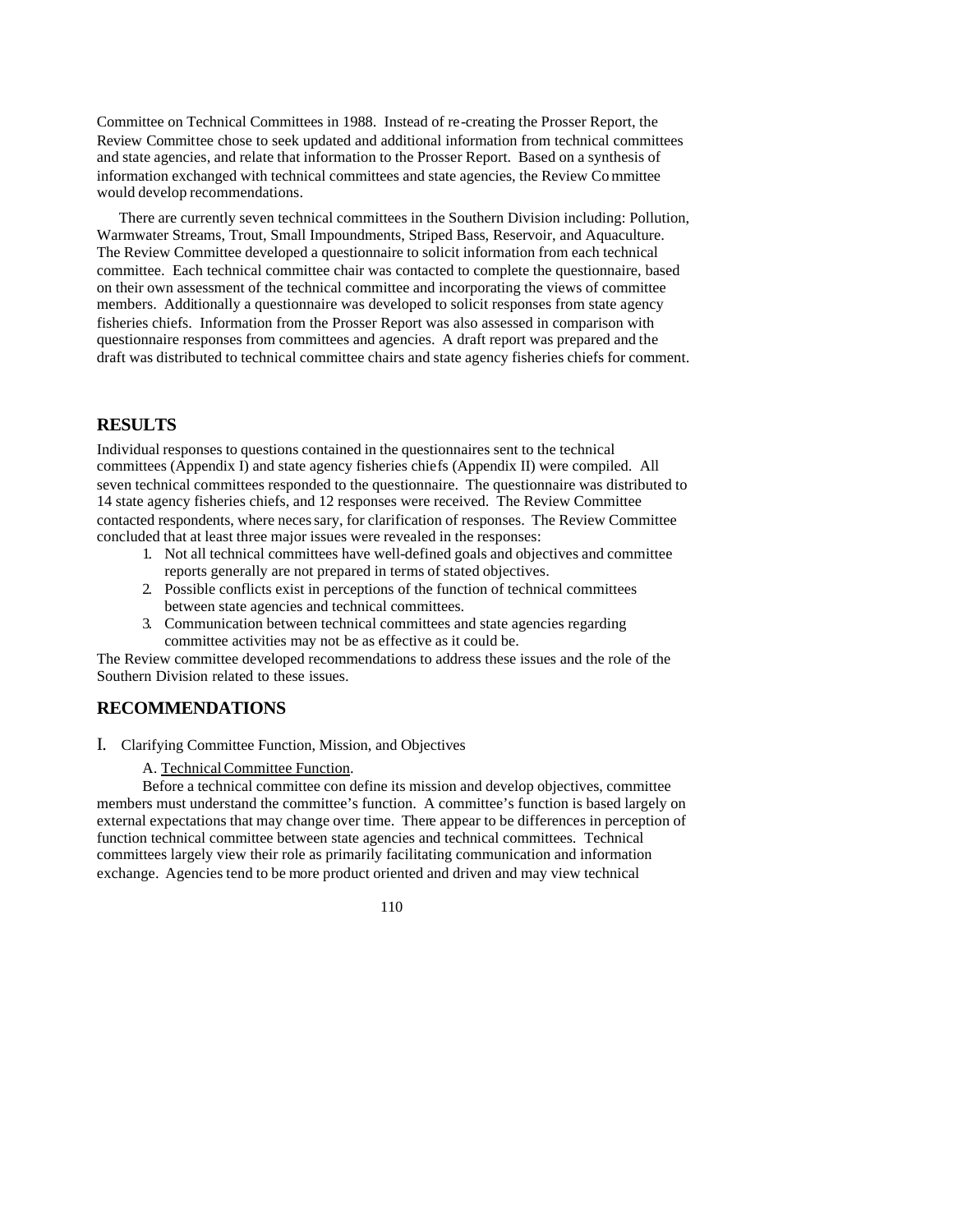Committee on Technical Committees in 1988. Instead of re-creating the Prosser Report, the Review Committee chose to seek updated and additional information from technical committees and state agencies, and relate that information to the Prosser Report. Based on a synthesis of information exchanged with technical committees and state agencies, the Review Committee would develop recommendations.

There are currently seven technical committees in the Southern Division including: Pollution, Warmwater Streams, Trout, Small Impoundments, Striped Bass, Reservoir, and Aquaculture. The Review Committee developed a questionnaire to solicit information from each technical committee. Each technical committee chair was contacted to complete the questionnaire, based on their own assessment of the technical committee and incorporating the views of committee members. Additionally a questionnaire was developed to solicit responses from state agency fisheries chiefs. Information from the Prosser Report was also assessed in comparison with questionnaire responses from committees and agencies. A draft report was prepared and the draft was distributed to technical committee chairs and state agency fisheries chiefs for comment.

## RESULTS

Individual responses to questions contained in the questionnaires sent to the technical committees (Appendix I) and state agency fisheries chiefs (Appendix II) were compiled. All seven technical committees responded to the questionnaire. The questionnaire was distributed to 14 state agency fisheries chiefs, and 12 responses were received. The Review Committee contacted respondents, where necessary, for clarification of responses. The Review Committee concluded that at least three major issues were revealed in the responses:

1. Not all technical committees have well-defined goals and objectives and committee reports generally are not prepared in terms of stated objectives.
2. Possible conflicts exist in perceptions of the function of technical committees between state agencies and technical committees.
3. Communication between technical committees and state agencies regarding committee activities may not be as effective as it could be.

The Review committee developed recommendations to address these issues and the role of the Southern Division related to these issues.

## RECOMMENDATIONS

I. Clarifying Committee Function, Mission, and Objectives

A. Technical Committee Function.

Before a technical committee con define its mission and develop objectives, committee members must understand the committee's function. A committee's function is based largely on external expectations that may change over time. There appear to be differences in perception of function technical committee between state agencies and technical committees. Technical committees largely view their role as primarily facilitating communication and information exchange. Agencies tend to be more product oriented and driven and may view technical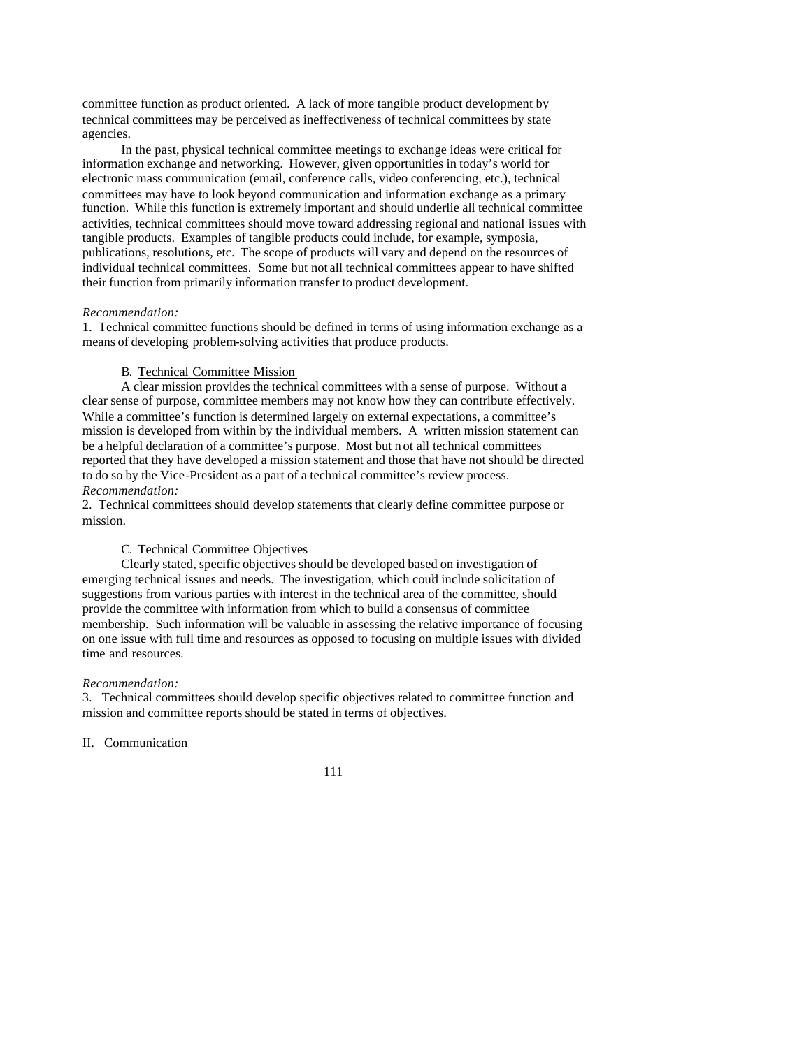committee function as product oriented. A lack of more tangible product development by technical committees may be perceived as ineffectiveness of technical committees by state agencies.

In the past, physical technical committee meetings to exchange ideas were critical for information exchange and networking. However, given opportunities in today's world for electronic mass communication (email, conference calls, video conferencing, etc.), technical committees may have to look beyond communication and information exchange as a primary function. While this function is extremely important and should underlie all technical committee activities, technical committees should move toward addressing regional and national issues with tangible products. Examples of tangible products could include, for example, symposia, publications, resolutions, etc. The scope of products will vary and depend on the resources of individual technical committees. Some but not all technical committees appear to have shifted their function from primarily information transfer to product development.

*Recommendation:*

1. Technical committee functions should be defined in terms of using information exchange as a means of developing problem-solving activities that produce products.

B. Technical Committee Mission

A clear mission provides the technical committees with a sense of purpose. Without a clear sense of purpose, committee members may not know how they can contribute effectively. While a committee's function is determined largely on external expectations, a committee's mission is developed from within by the individual members. A written mission statement can be a helpful declaration of a committee's purpose. Most but not all technical committees reported that they have developed a mission statement and those that have not should be directed to do so by the Vice-President as a part of a technical committee's review process.

*Recommendation:*

2. Technical committees should develop statements that clearly define committee purpose or mission.

C. Technical Committee Objectives

Clearly stated, specific objectives should be developed based on investigation of emerging technical issues and needs. The investigation, which could include solicitation of suggestions from various parties with interest in the technical area of the committee, should provide the committee with information from which to build a consensus of committee membership. Such information will be valuable in assessing the relative importance of focusing on one issue with full time and resources as opposed to focusing on multiple issues with divided time and resources.

*Recommendation:*

3. Technical committees should develop specific objectives related to committee function and mission and committee reports should be stated in terms of objectives.

II. Communication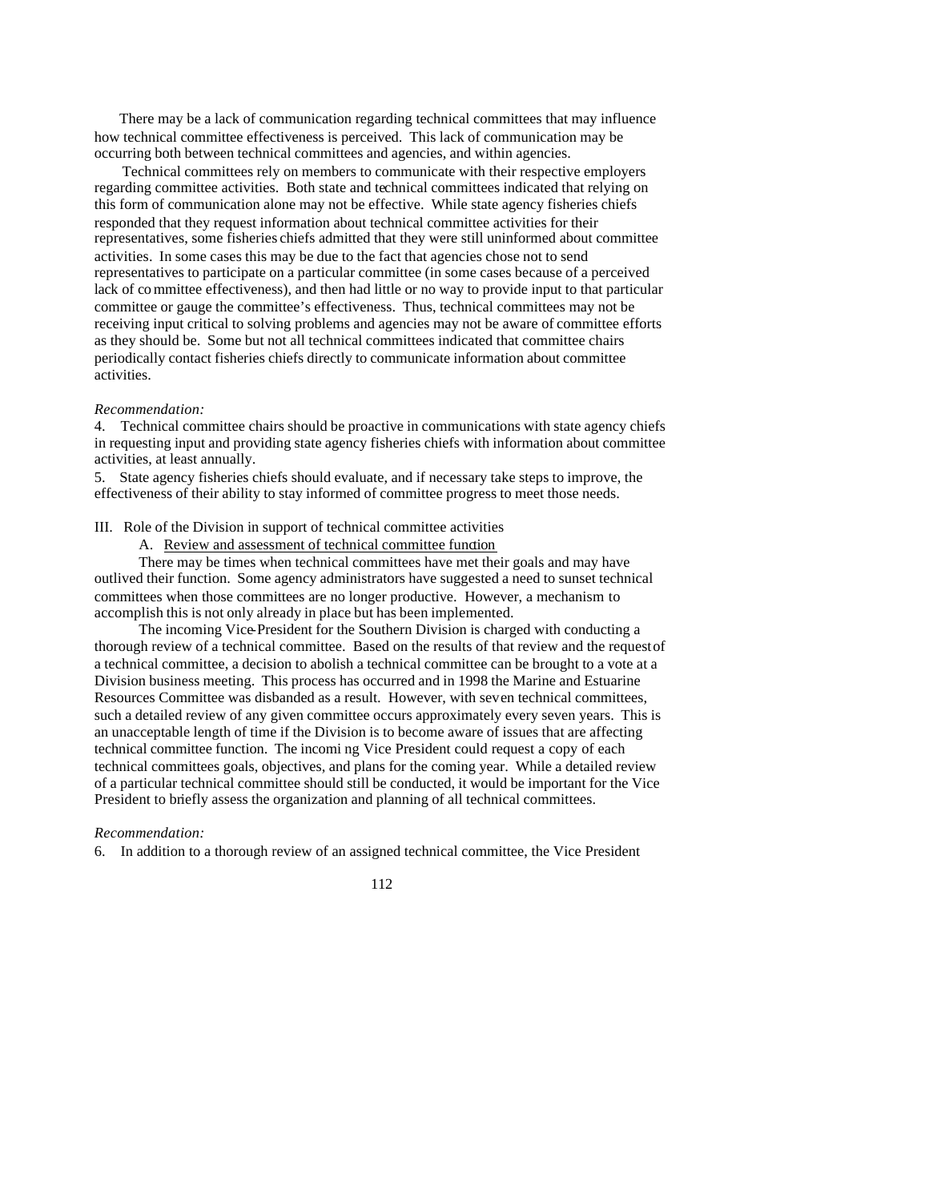There may be a lack of communication regarding technical committees that may influence how technical committee effectiveness is perceived. This lack of communication may be occurring both between technical committees and agencies, and within agencies.

Technical committees rely on members to communicate with their respective employers regarding committee activities. Both state and technical committees indicated that relying on this form of communication alone may not be effective. While state agency fisheries chiefs responded that they request information about technical committee activities for their representatives, some fisheries chiefs admitted that they were still uninformed about committee activities. In some cases this may be due to the fact that agencies chose not to send representatives to participate on a particular committee (in some cases because of a perceived lack of committee effectiveness), and then had little or no way to provide input to that particular committee or gauge the committee's effectiveness. Thus, technical committees may not be receiving input critical to solving problems and agencies may not be aware of committee efforts as they should be. Some but not all technical committees indicated that committee chairs periodically contact fisheries chiefs directly to communicate information about committee activities.

*Recommendation:*

4. Technical committee chairs should be proactive in communications with state agency chiefs in requesting input and providing state agency fisheries chiefs with information about committee activities, at least annually.
5. State agency fisheries chiefs should evaluate, and if necessary take steps to improve, the effectiveness of their ability to stay informed of committee progress to meet those needs.

III. Role of the Division in support of technical committee activities

A. Review and assessment of technical committee function

There may be times when technical committees have met their goals and may have outlived their function. Some agency administrators have suggested a need to sunset technical committees when those committees are no longer productive. However, a mechanism to accomplish this is not only already in place but has been implemented.

The incoming Vice-President for the Southern Division is charged with conducting a thorough review of a technical committee. Based on the results of that review and the request of a technical committee, a decision to abolish a technical committee can be brought to a vote at a Division business meeting. This process has occurred and in 1998 the Marine and Estuarine Resources Committee was disbanded as a result. However, with seven technical committees, such a detailed review of any given committee occurs approximately every seven years. This is an unacceptable length of time if the Division is to become aware of issues that are affecting technical committee function. The incoming Vice President could request a copy of each technical committees goals, objectives, and plans for the coming year. While a detailed review of a particular technical committee should still be conducted, it would be important for the Vice President to briefly assess the organization and planning of all technical committees.

*Recommendation:*

6. In addition to a thorough review of an assigned technical committee, the Vice President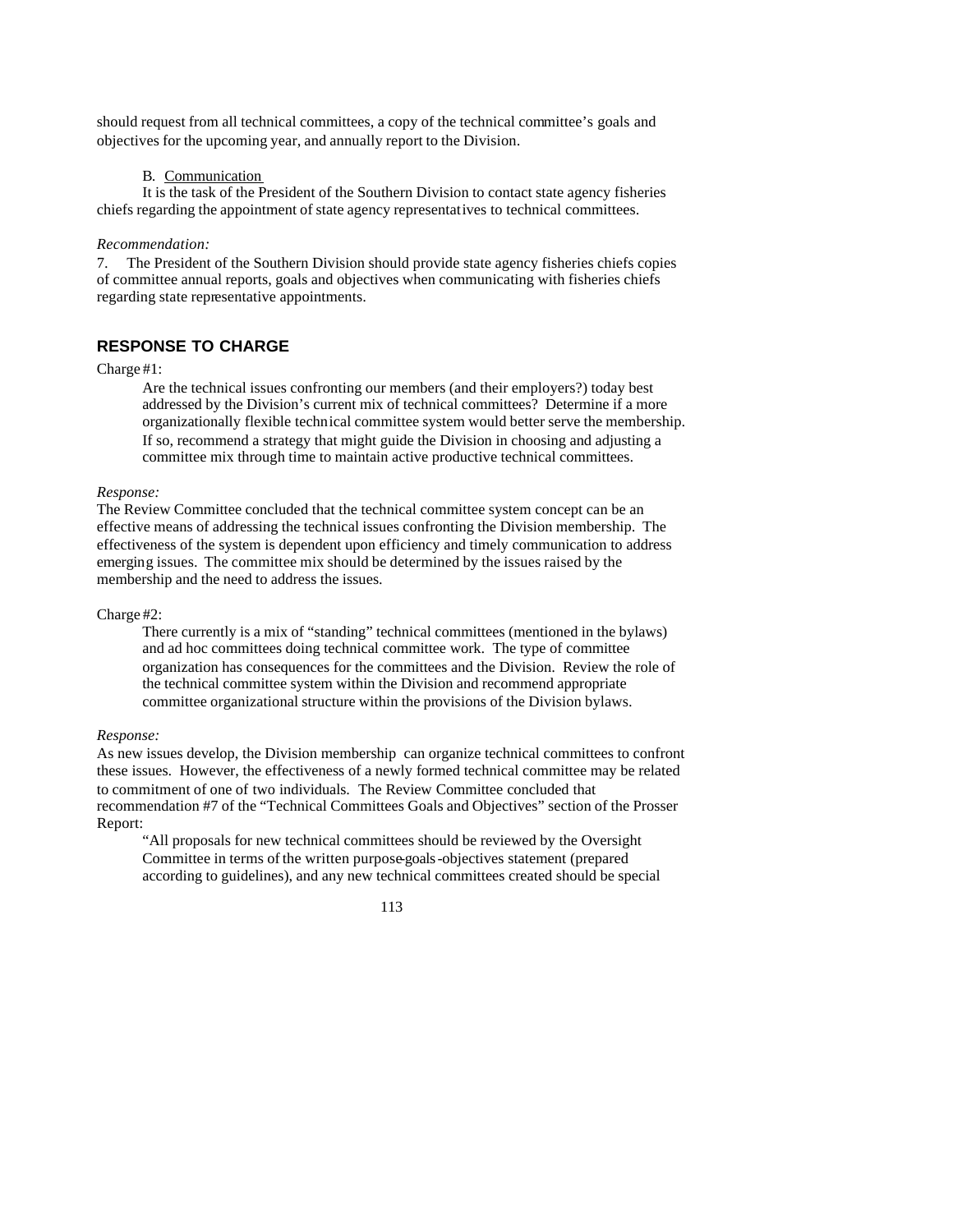should request from all technical committees, a copy of the technical committee's goals and objectives for the upcoming year, and annually report to the Division.

B. Communication

It is the task of the President of the Southern Division to contact state agency fisheries chiefs regarding the appointment of state agency representatives to technical committees.

*Recommendation:*

7. The President of the Southern Division should provide state agency fisheries chiefs copies of committee annual reports, goals and objectives when communicating with fisheries chiefs regarding state representative appointments.

## RESPONSE TO CHARGE

Charge #1:

> Are the technical issues confronting our members (and their employers?) today best addressed by the Division's current mix of technical committees? Determine if a more organizationally flexible technical committee system would better serve the membership. If so, recommend a strategy that might guide the Division in choosing and adjusting a committee mix through time to maintain active productive technical committees.

*Response:*

The Review Committee concluded that the technical committee system concept can be an effective means of addressing the technical issues confronting the Division membership. The effectiveness of the system is dependent upon efficiency and timely communication to address emerging issues. The committee mix should be determined by the issues raised by the membership and the need to address the issues.

Charge #2:

> There currently is a mix of "standing" technical committees (mentioned in the bylaws) and ad hoc committees doing technical committee work. The type of committee organization has consequences for the committees and the Division. Review the role of the technical committee system within the Division and recommend appropriate committee organizational structure within the provisions of the Division bylaws.

*Response:*

As new issues develop, the Division membership can organize technical committees to confront these issues. However, the effectiveness of a newly formed technical committee may be related to commitment of one of two individuals. The Review Committee concluded that recommendation #7 of the "Technical Committees Goals and Objectives" section of the Prosser Report:

> "All proposals for new technical committees should be reviewed by the Oversight Committee in terms of the written purpose-goals-objectives statement (prepared according to guidelines), and any new technical committees created should be special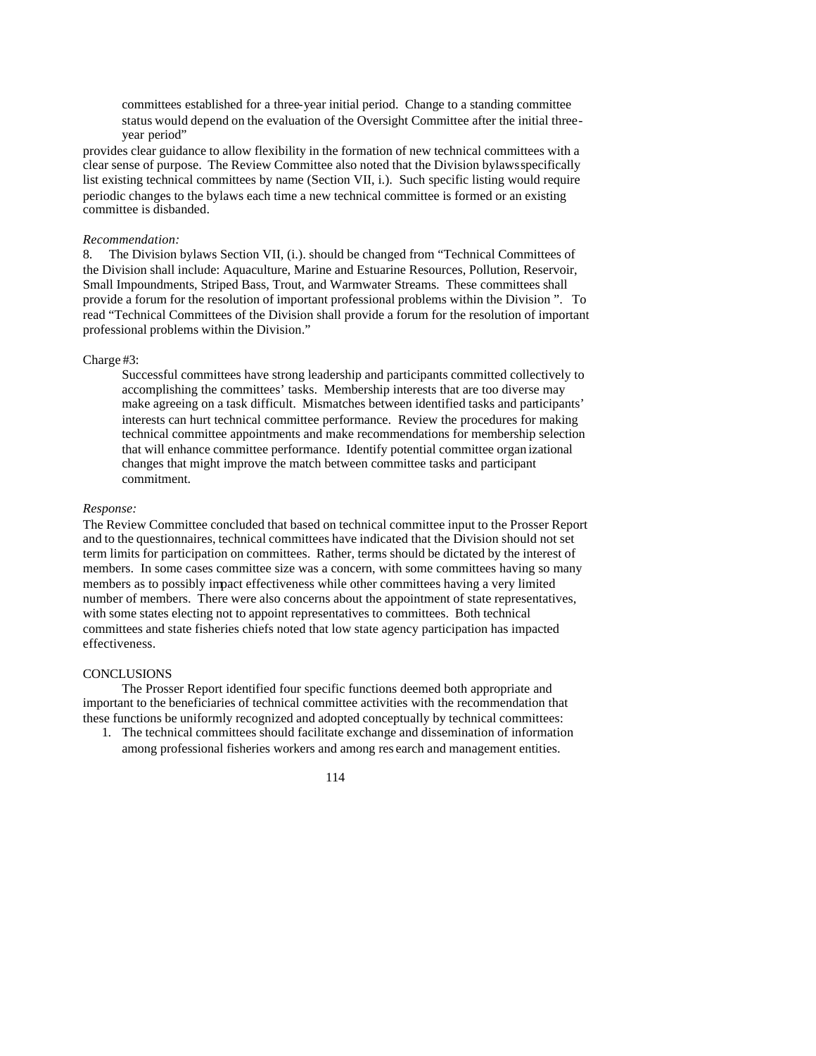> committees established for a three-year initial period. Change to a standing committee status would depend on the evaluation of the Oversight Committee after the initial three-year period"

provides clear guidance to allow flexibility in the formation of new technical committees with a clear sense of purpose. The Review Committee also noted that the Division bylaws specifically list existing technical committees by name (Section VII, i.). Such specific listing would require periodic changes to the bylaws each time a new technical committee is formed or an existing committee is disbanded.

*Recommendation:*

8. The Division bylaws Section VII, (i.). should be changed from "Technical Committees of the Division shall include: Aquaculture, Marine and Estuarine Resources, Pollution, Reservoir, Small Impoundments, Striped Bass, Trout, and Warmwater Streams. These committees shall provide a forum for the resolution of important professional problems within the Division ". To read "Technical Committees of the Division shall provide a forum for the resolution of important professional problems within the Division."

Charge #3:

> Successful committees have strong leadership and participants committed collectively to accomplishing the committees' tasks. Membership interests that are too diverse may make agreeing on a task difficult. Mismatches between identified tasks and participants' interests can hurt technical committee performance. Review the procedures for making technical committee appointments and make recommendations for membership selection that will enhance committee performance. Identify potential committee organizational changes that might improve the match between committee tasks and participant commitment.

*Response:*

The Review Committee concluded that based on technical committee input to the Prosser Report and to the questionnaires, technical committees have indicated that the Division should not set term limits for participation on committees. Rather, terms should be dictated by the interest of members. In some cases committee size was a concern, with some committees having so many members as to possibly impact effectiveness while other committees having a very limited number of members. There were also concerns about the appointment of state representatives, with some states electing not to appoint representatives to committees. Both technical committees and state fisheries chiefs noted that low state agency participation has impacted effectiveness.

CONCLUSIONS

The Prosser Report identified four specific functions deemed both appropriate and important to the beneficiaries of technical committee activities with the recommendation that these functions be uniformly recognized and adopted conceptually by technical committees:

1. The technical committees should facilitate exchange and dissemination of information among professional fisheries workers and among research and management entities.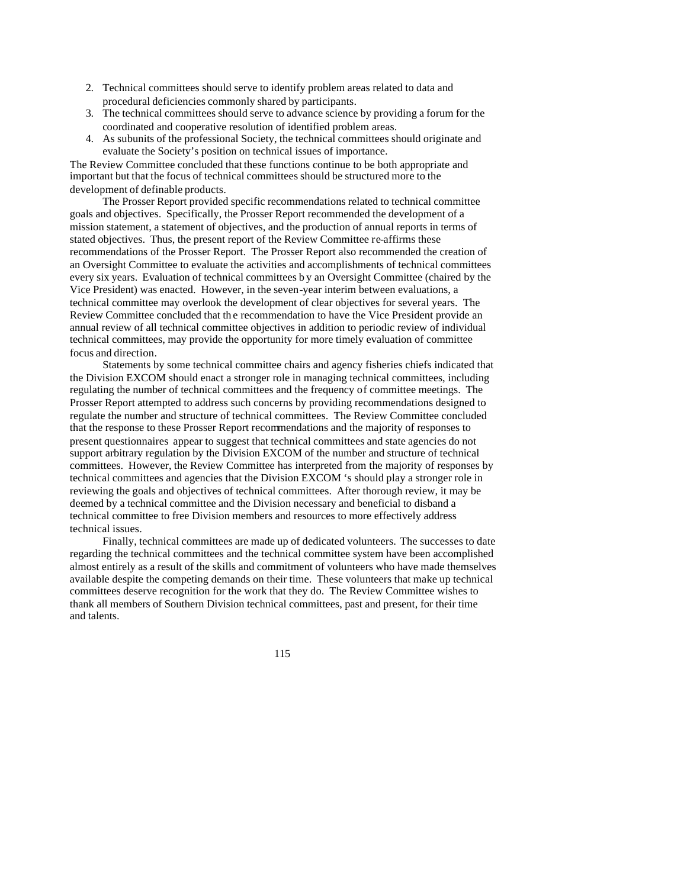2. Technical committees should serve to identify problem areas related to data and procedural deficiencies commonly shared by participants.
3. The technical committees should serve to advance science by providing a forum for the coordinated and cooperative resolution of identified problem areas.
4. As subunits of the professional Society, the technical committees should originate and evaluate the Society's position on technical issues of importance.

The Review Committee concluded that these functions continue to be both appropriate and important but that the focus of technical committees should be structured more to the development of definable products.

The Prosser Report provided specific recommendations related to technical committee goals and objectives. Specifically, the Prosser Report recommended the development of a mission statement, a statement of objectives, and the production of annual reports in terms of stated objectives. Thus, the present report of the Review Committee re-affirms these recommendations of the Prosser Report. The Prosser Report also recommended the creation of an Oversight Committee to evaluate the activities and accomplishments of technical committees every six years. Evaluation of technical committees by an Oversight Committee (chaired by the Vice President) was enacted. However, in the seven-year interim between evaluations, a technical committee may overlook the development of clear objectives for several years. The Review Committee concluded that the recommendation to have the Vice President provide an annual review of all technical committee objectives in addition to periodic review of individual technical committees, may provide the opportunity for more timely evaluation of committee focus and direction.

Statements by some technical committee chairs and agency fisheries chiefs indicated that the Division EXCOM should enact a stronger role in managing technical committees, including regulating the number of technical committees and the frequency of committee meetings. The Prosser Report attempted to address such concerns by providing recommendations designed to regulate the number and structure of technical committees. The Review Committee concluded that the response to these Prosser Report recommendations and the majority of responses to present questionnaires appear to suggest that technical committees and state agencies do not support arbitrary regulation by the Division EXCOM of the number and structure of technical committees. However, the Review Committee has interpreted from the majority of responses by technical committees and agencies that the Division EXCOM 's should play a stronger role in reviewing the goals and objectives of technical committees. After thorough review, it may be deemed by a technical committee and the Division necessary and beneficial to disband a technical committee to free Division members and resources to more effectively address technical issues.

Finally, technical committees are made up of dedicated volunteers. The successes to date regarding the technical committees and the technical committee system have been accomplished almost entirely as a result of the skills and commitment of volunteers who have made themselves available despite the competing demands on their time. These volunteers that make up technical committees deserve recognition for the work that they do. The Review Committee wishes to thank all members of Southern Division technical committees, past and present, for their time and talents.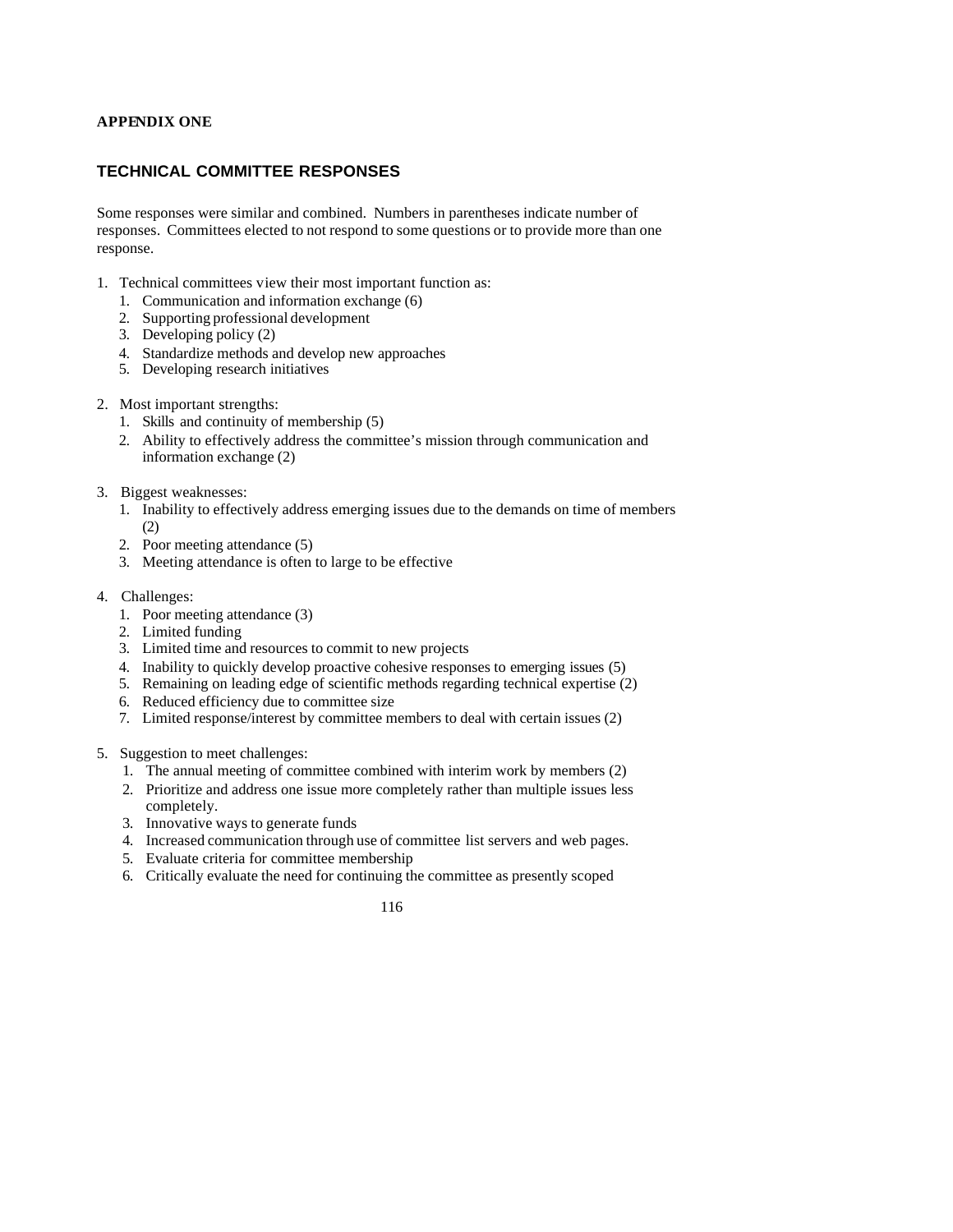**APPENDIX ONE**

## TECHNICAL COMMITTEE RESPONSES

Some responses were similar and combined. Numbers in parentheses indicate number of responses. Committees elected to not respond to some questions or to provide more than one response.

1. Technical committees view their most important function as:
    1. Communication and information exchange (6)
    2. Supporting professional development
    3. Developing policy (2)
    4. Standardize methods and develop new approaches
    5. Developing research initiatives

2. Most important strengths:
    1. Skills and continuity of membership (5)
    2. Ability to effectively address the committee's mission through communication and information exchange (2)

3. Biggest weaknesses:
    1. Inability to effectively address emerging issues due to the demands on time of members (2)
    2. Poor meeting attendance (5)
    3. Meeting attendance is often to large to be effective

4. Challenges:
    1. Poor meeting attendance (3)
    2. Limited funding
    3. Limited time and resources to commit to new projects
    4. Inability to quickly develop proactive cohesive responses to emerging issues (5)
    5. Remaining on leading edge of scientific methods regarding technical expertise (2)
    6. Reduced efficiency due to committee size
    7. Limited response/interest by committee members to deal with certain issues (2)

5. Suggestion to meet challenges:
    1. The annual meeting of committee combined with interim work by members (2)
    2. Prioritize and address one issue more completely rather than multiple issues less completely.
    3. Innovative ways to generate funds
    4. Increased communication through use of committee list servers and web pages.
    5. Evaluate criteria for committee membership
    6. Critically evaluate the need for continuing the committee as presently scoped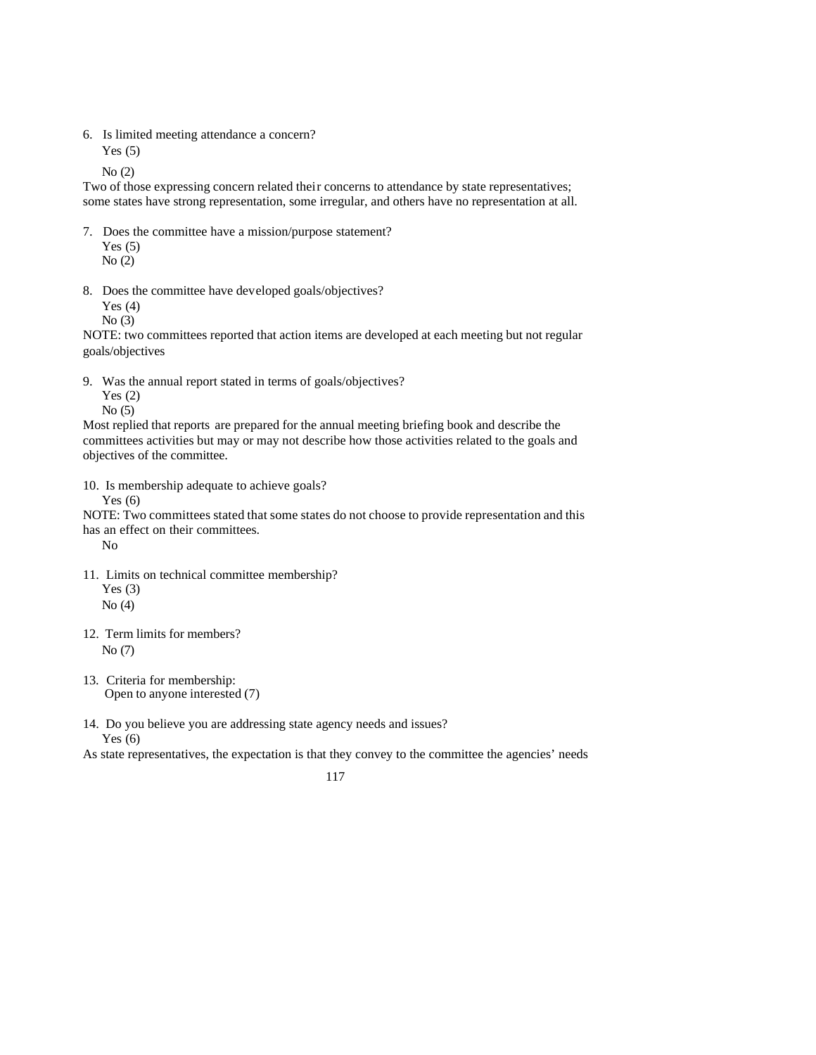6. Is limited meeting attendance a concern?
   Yes (5)
   No (2)

Two of those expressing concern related their concerns to attendance by state representatives; some states have strong representation, some irregular, and others have no representation at all.

7. Does the committee have a mission/purpose statement?
   Yes (5)
   No (2)

8. Does the committee have developed goals/objectives?
   Yes (4)
   No (3)

NOTE: two committees reported that action items are developed at each meeting but not regular goals/objectives

9. Was the annual report stated in terms of goals/objectives?
   Yes (2)
   No (5)

Most replied that reports are prepared for the annual meeting briefing book and describe the committees activities but may or may not describe how those activities related to the goals and objectives of the committee.

10. Is membership adequate to achieve goals?
    Yes (6)

NOTE: Two committees stated that some states do not choose to provide representation and this has an effect on their committees.

    No

11. Limits on technical committee membership?
    Yes (3)
    No (4)

12. Term limits for members?
    No (7)

13. Criteria for membership:
    Open to anyone interested (7)

14. Do you believe you are addressing state agency needs and issues?
    Yes (6)

As state representatives, the expectation is that they convey to the committee the agencies' needs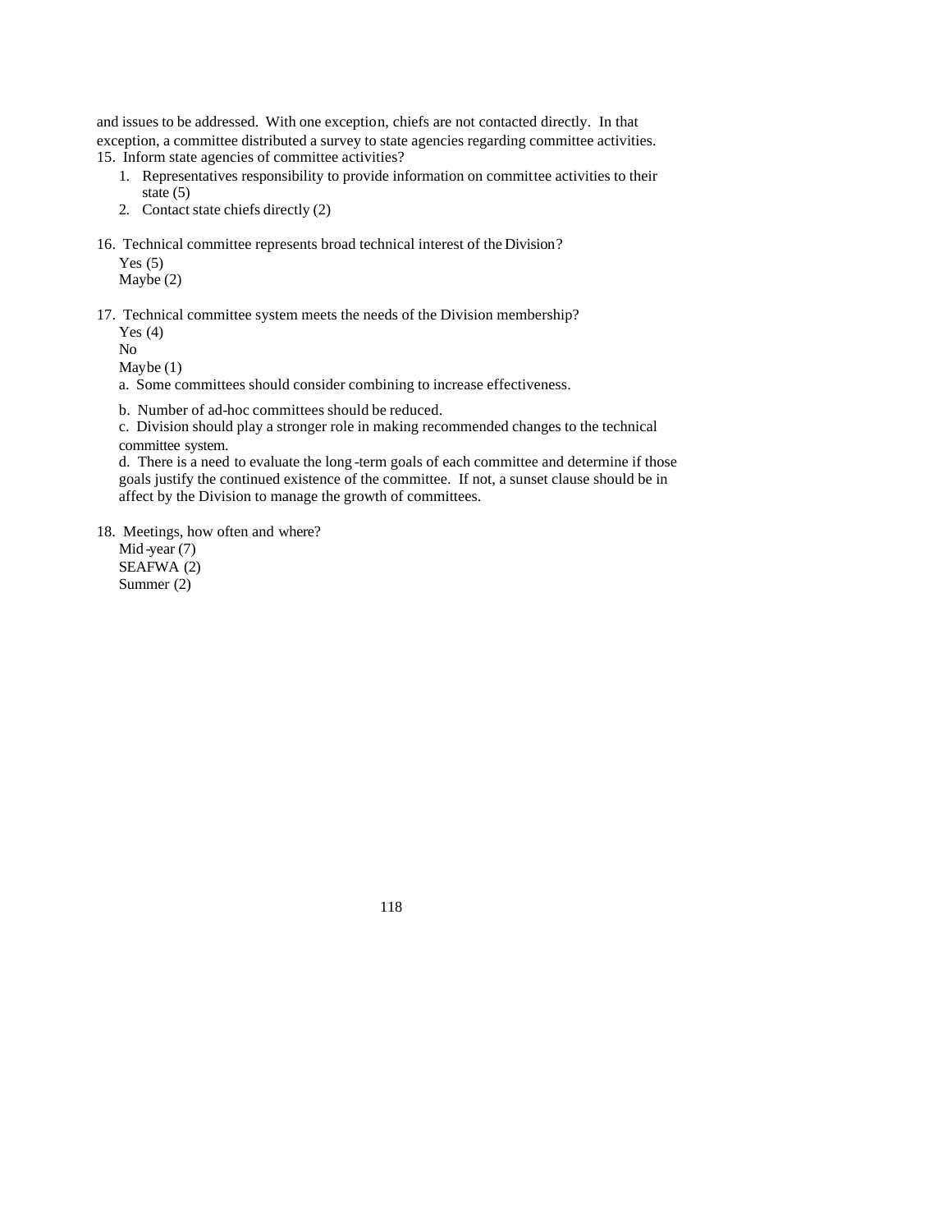and issues to be addressed. With one exception, chiefs are not contacted directly. In that exception, a committee distributed a survey to state agencies regarding committee activities.

15. Inform state agencies of committee activities?
    1. Representatives responsibility to provide information on committee activities to their state (5)
    2. Contact state chiefs directly (2)

16. Technical committee represents broad technical interest of the Division?

    Yes (5)
    Maybe (2)

17. Technical committee system meets the needs of the Division membership?

    Yes (4)
    No
    Maybe (1)

    a. Some committees should consider combining to increase effectiveness.

    b. Number of ad-hoc committees should be reduced.

    c. Division should play a stronger role in making recommended changes to the technical committee system.

    d. There is a need to evaluate the long-term goals of each committee and determine if those goals justify the continued existence of the committee. If not, a sunset clause should be in affect by the Division to manage the growth of committees.

18. Meetings, how often and where?

    Mid-year (7)
    SEAFWA (2)
    Summer (2)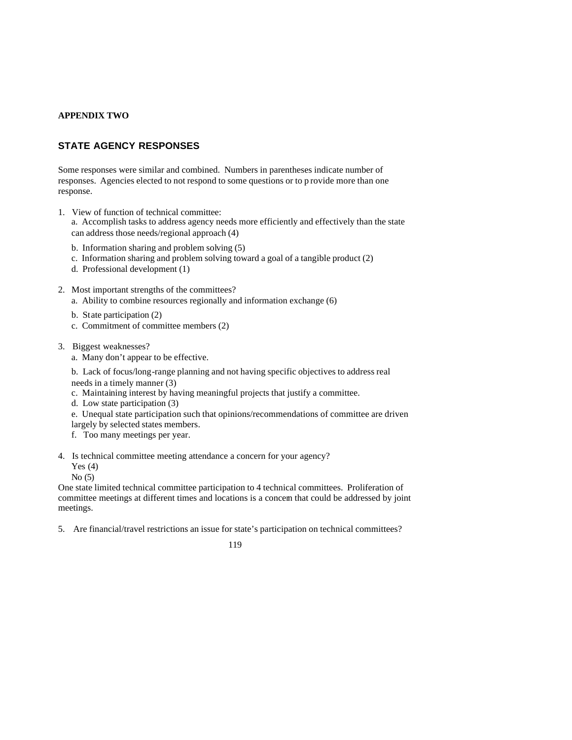**APPENDIX TWO**

## STATE AGENCY RESPONSES

Some responses were similar and combined. Numbers in parentheses indicate number of responses. Agencies elected to not respond to some questions or to provide more than one response.

1. View of function of technical committee:
   a. Accomplish tasks to address agency needs more efficiently and effectively than the state can address those needs/regional approach (4)
   b. Information sharing and problem solving (5)
   c. Information sharing and problem solving toward a goal of a tangible product (2)
   d. Professional development (1)

2. Most important strengths of the committees?
   a. Ability to combine resources regionally and information exchange (6)
   b. State participation (2)
   c. Commitment of committee members (2)

3. Biggest weaknesses?
   a. Many don't appear to be effective.
   b. Lack of focus/long-range planning and not having specific objectives to address real needs in a timely manner (3)
   c. Maintaining interest by having meaningful projects that justify a committee.
   d. Low state participation (3)
   e. Unequal state participation such that opinions/recommendations of committee are driven largely by selected states members.
   f. Too many meetings per year.

4. Is technical committee meeting attendance a concern for your agency?
   Yes (4)
   No (5)

One state limited technical committee participation to 4 technical committees. Proliferation of committee meetings at different times and locations is a concern that could be addressed by joint meetings.

5. Are financial/travel restrictions an issue for state's participation on technical committees?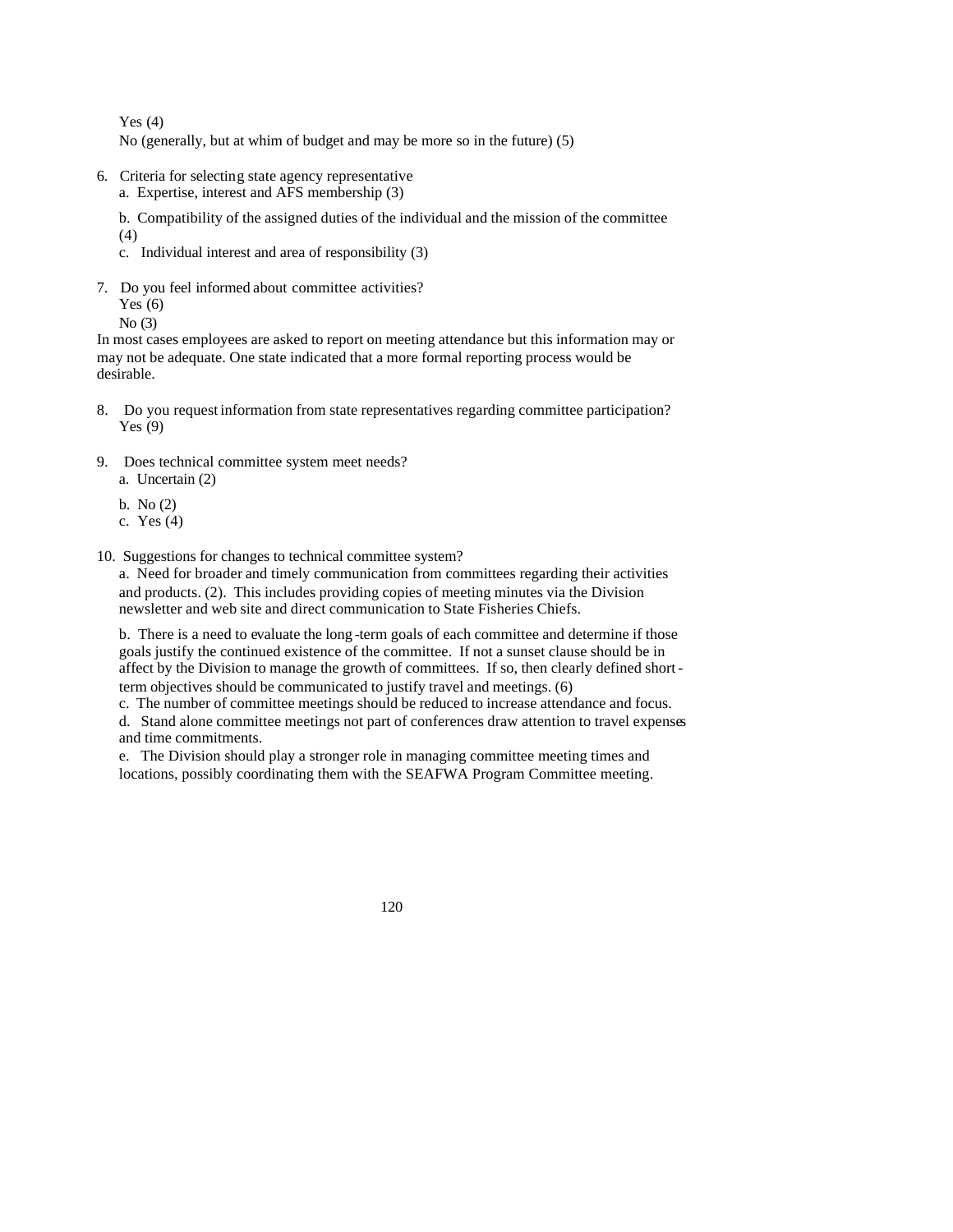Yes (4)
No (generally, but at whim of budget and may be more so in the future) (5)

6. Criteria for selecting state agency representative
   a. Expertise, interest and AFS membership (3)

   b. Compatibility of the assigned duties of the individual and the mission of the committee (4)
   c. Individual interest and area of responsibility (3)

7. Do you feel informed about committee activities?
   Yes (6)
   No (3)

In most cases employees are asked to report on meeting attendance but this information may or may not be adequate. One state indicated that a more formal reporting process would be desirable.

8. Do you request information from state representatives regarding committee participation?
   Yes (9)

9. Does technical committee system meet needs?
   a. Uncertain (2)

   b. No (2)
   c. Yes (4)

10. Suggestions for changes to technical committee system?
   a. Need for broader and timely communication from committees regarding their activities and products. (2). This includes providing copies of meeting minutes via the Division newsletter and web site and direct communication to State Fisheries Chiefs.

   b. There is a need to evaluate the long-term goals of each committee and determine if those goals justify the continued existence of the committee. If not a sunset clause should be in affect by the Division to manage the growth of committees. If so, then clearly defined short-term objectives should be communicated to justify travel and meetings. (6)
   c. The number of committee meetings should be reduced to increase attendance and focus.
   d. Stand alone committee meetings not part of conferences draw attention to travel expenses and time commitments.
   e. The Division should play a stronger role in managing committee meeting times and locations, possibly coordinating them with the SEAFWA Program Committee meeting.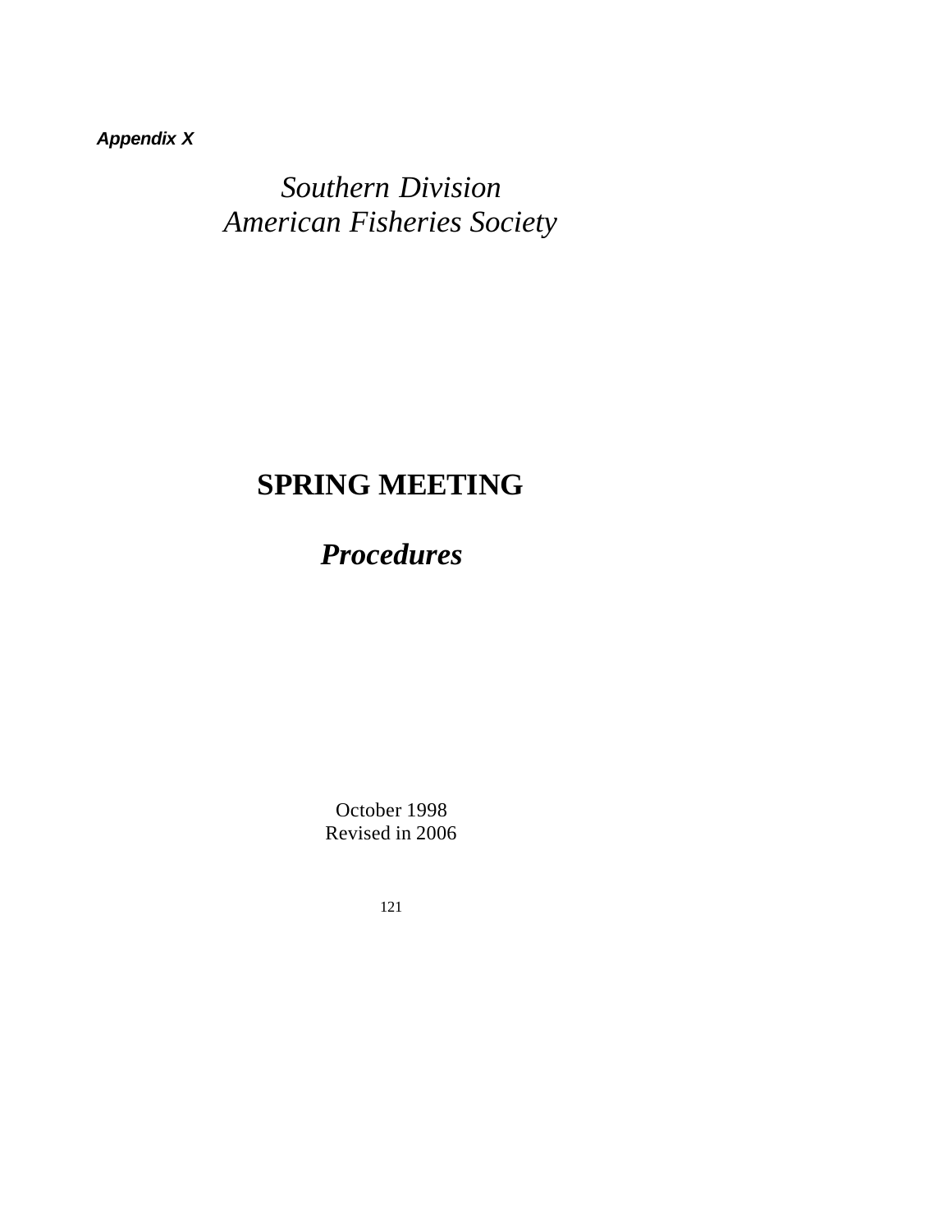***Appendix X***

*Southern Division*
*American Fisheries Society*

# SPRING MEETING

## *Procedures*

October 1998
Revised in 2006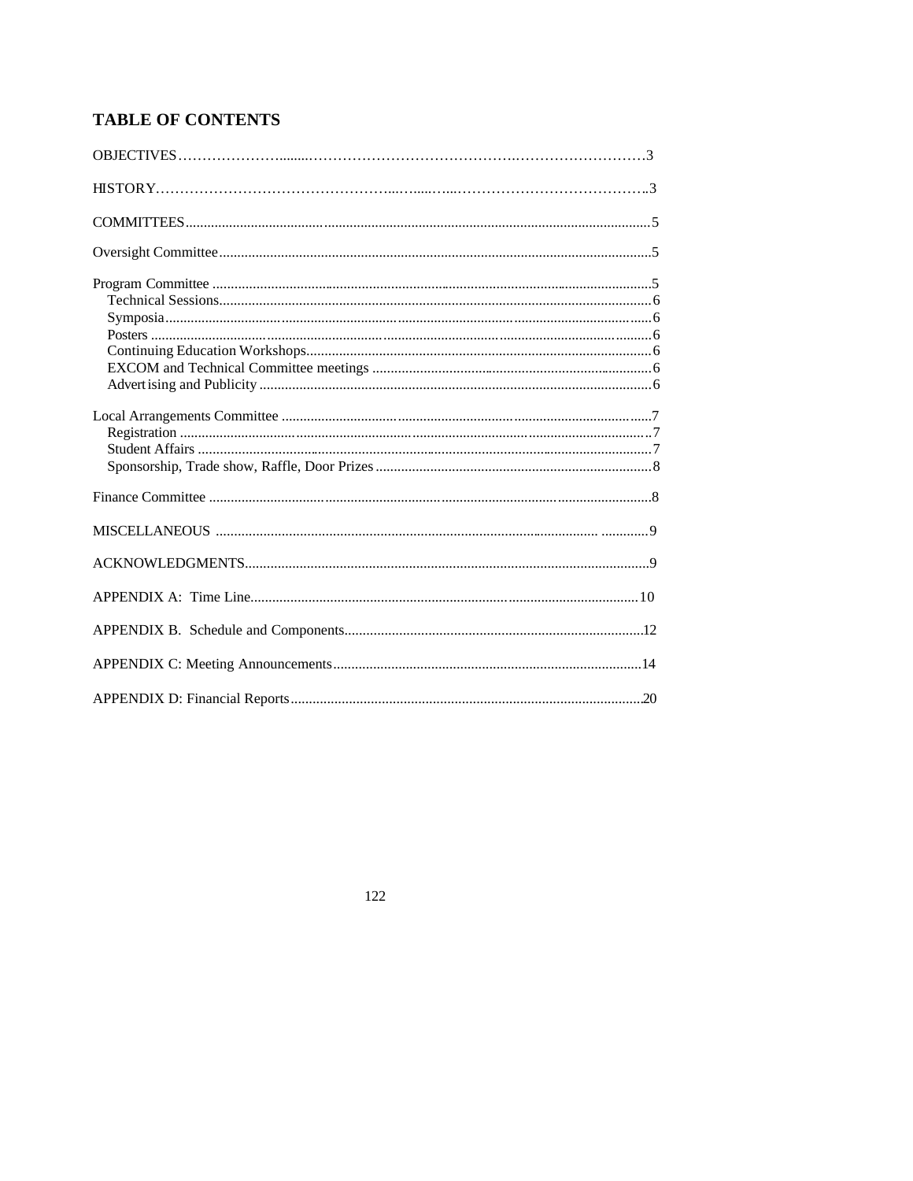## TABLE OF CONTENTS

OBJECTIVES ........................................................................................................................3

HISTORY ...............................................................................................................................3

COMMITTEES ......................................................................................................................5

Oversight Committee .............................................................................................................5

Program Committee ...............................................................................................................5
- Technical Sessions ...............................................................................................................6
- Symposia ...............................................................................................................................6
- Posters ...................................................................................................................................6
- Continuing Education Workshops .......................................................................................6
- EXCOM and Technical Committee meetings ......................................................................6
- Advertising and Publicity .....................................................................................................6

Local Arrangements Committee ...........................................................................................7
- Registration ...........................................................................................................................7
- Student Affairs ......................................................................................................................7
- Sponsorship, Trade show, Raffle, Door Prizes ....................................................................8

Finance Committee ................................................................................................................8

MISCELLANEOUS ...............................................................................................................9

ACKNOWLEDGMENTS ......................................................................................................9

APPENDIX A: Time Line ....................................................................................................10

APPENDIX B. Schedule and Components ...........................................................................12

APPENDIX C: Meeting Announcements .............................................................................14

APPENDIX D: Financial Reports .........................................................................................20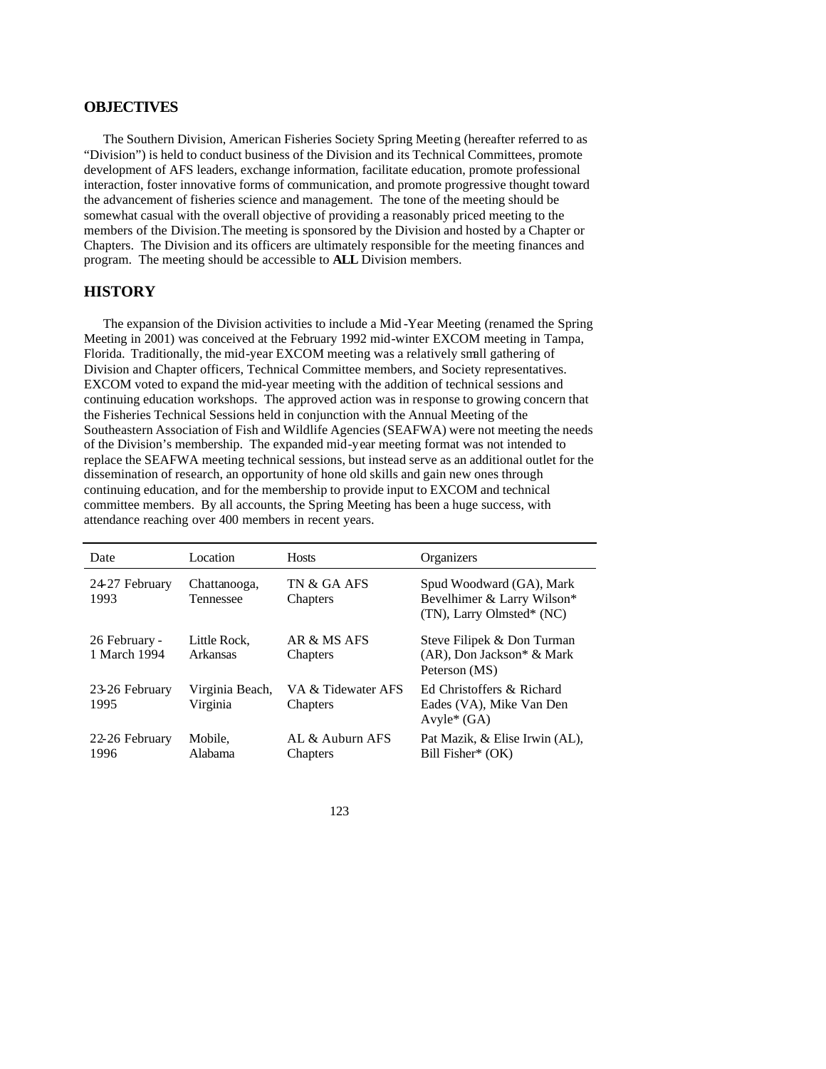## OBJECTIVES

The Southern Division, American Fisheries Society Spring Meeting (hereafter referred to as "Division") is held to conduct business of the Division and its Technical Committees, promote development of AFS leaders, exchange information, facilitate education, promote professional interaction, foster innovative forms of communication, and promote progressive thought toward the advancement of fisheries science and management. The tone of the meeting should be somewhat casual with the overall objective of providing a reasonably priced meeting to the members of the Division. The meeting is sponsored by the Division and hosted by a Chapter or Chapters. The Division and its officers are ultimately responsible for the meeting finances and program. The meeting should be accessible to **ALL** Division members.

## HISTORY

The expansion of the Division activities to include a Mid-Year Meeting (renamed the Spring Meeting in 2001) was conceived at the February 1992 mid-winter EXCOM meeting in Tampa, Florida. Traditionally, the mid-year EXCOM meeting was a relatively small gathering of Division and Chapter officers, Technical Committee members, and Society representatives. EXCOM voted to expand the mid-year meeting with the addition of technical sessions and continuing education workshops. The approved action was in response to growing concern that the Fisheries Technical Sessions held in conjunction with the Annual Meeting of the Southeastern Association of Fish and Wildlife Agencies (SEAFWA) were not meeting the needs of the Division's membership. The expanded mid-year meeting format was not intended to replace the SEAFWA meeting technical sessions, but instead serve as an additional outlet for the dissemination of research, an opportunity of hone old skills and gain new ones through continuing education, and for the membership to provide input to EXCOM and technical committee members. By all accounts, the Spring Meeting has been a huge success, with attendance reaching over 400 members in recent years.

| Date | Location | Hosts | Organizers |
|---|---|---|---|
| 24-27 February 1993 | Chattanooga, Tennessee | TN & GA AFS Chapters | Spud Woodward (GA), Mark Bevelhimer & Larry Wilson* (TN), Larry Olmsted* (NC) |
| 26 February - 1 March 1994 | Little Rock, Arkansas | AR & MS AFS Chapters | Steve Filipek & Don Turman (AR), Don Jackson* & Mark Peterson (MS) |
| 23-26 February 1995 | Virginia Beach, Virginia | VA & Tidewater AFS Chapters | Ed Christoffers & Richard Eades (VA), Mike Van Den Avyle* (GA) |
| 22-26 February 1996 | Mobile, Alabama | AL & Auburn AFS Chapters | Pat Mazik, & Elise Irwin (AL), Bill Fisher* (OK) |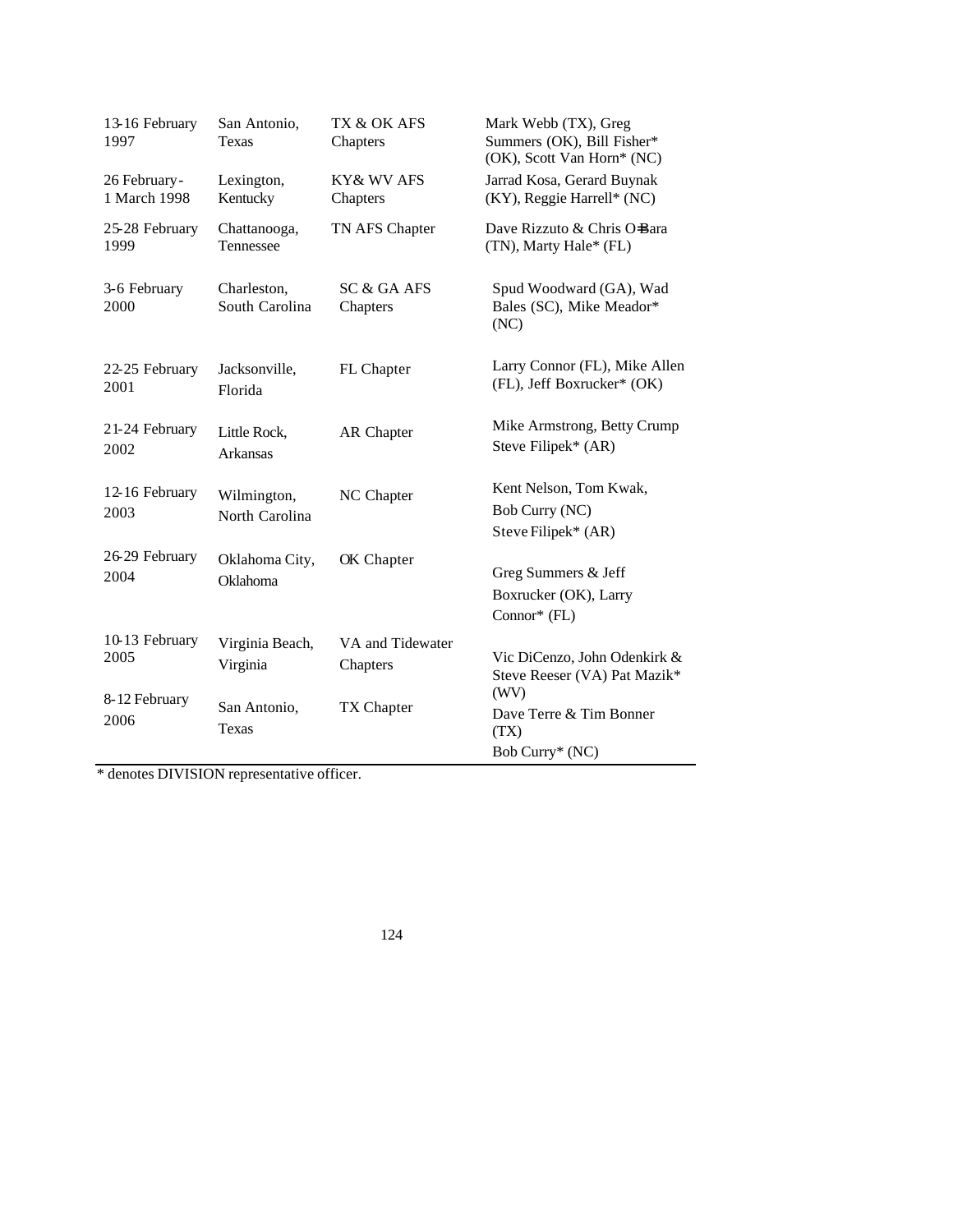| | | | |
|---|---|---|---|
| 13-16 February 1997 | San Antonio, Texas | TX & OK AFS Chapters | Mark Webb (TX), Greg Summers (OK), Bill Fisher* (OK), Scott Van Horn* (NC) |
| 26 February - 1 March 1998 | Lexington, Kentucky | KY& WV AFS Chapters | Jarrad Kosa, Gerard Buynak (KY), Reggie Harrell* (NC) |
| 25-28 February 1999 | Chattanooga, Tennessee | TN AFS Chapter | Dave Rizzuto & Chris O=Bara (TN), Marty Hale* (FL) |
| 3-6 February 2000 | Charleston, South Carolina | SC & GA AFS Chapters | Spud Woodward (GA), Wad Bales (SC), Mike Meador* (NC) |
| 22-25 February 2001 | Jacksonville, Florida | FL Chapter | Larry Connor (FL), Mike Allen (FL), Jeff Boxrucker* (OK) |
| 21-24 February 2002 | Little Rock, Arkansas | AR Chapter | Mike Armstrong, Betty Crump Steve Filipek* (AR) |
| 12-16 February 2003 | Wilmington, North Carolina | NC Chapter | Kent Nelson, Tom Kwak, Bob Curry (NC) Steve Filipek* (AR) |
| 26-29 February 2004 | Oklahoma City, Oklahoma | OK Chapter | Greg Summers & Jeff Boxrucker (OK), Larry Connor* (FL) |
| 10-13 February 2005 | Virginia Beach, Virginia | VA and Tidewater Chapters | Vic DiCenzo, John Odenkirk & Steve Reeser (VA) Pat Mazik* (WV) |
| 8-12 February 2006 | San Antonio, Texas | TX Chapter | Dave Terre & Tim Bonner (TX) Bob Curry* (NC) |

* denotes DIVISION representative officer.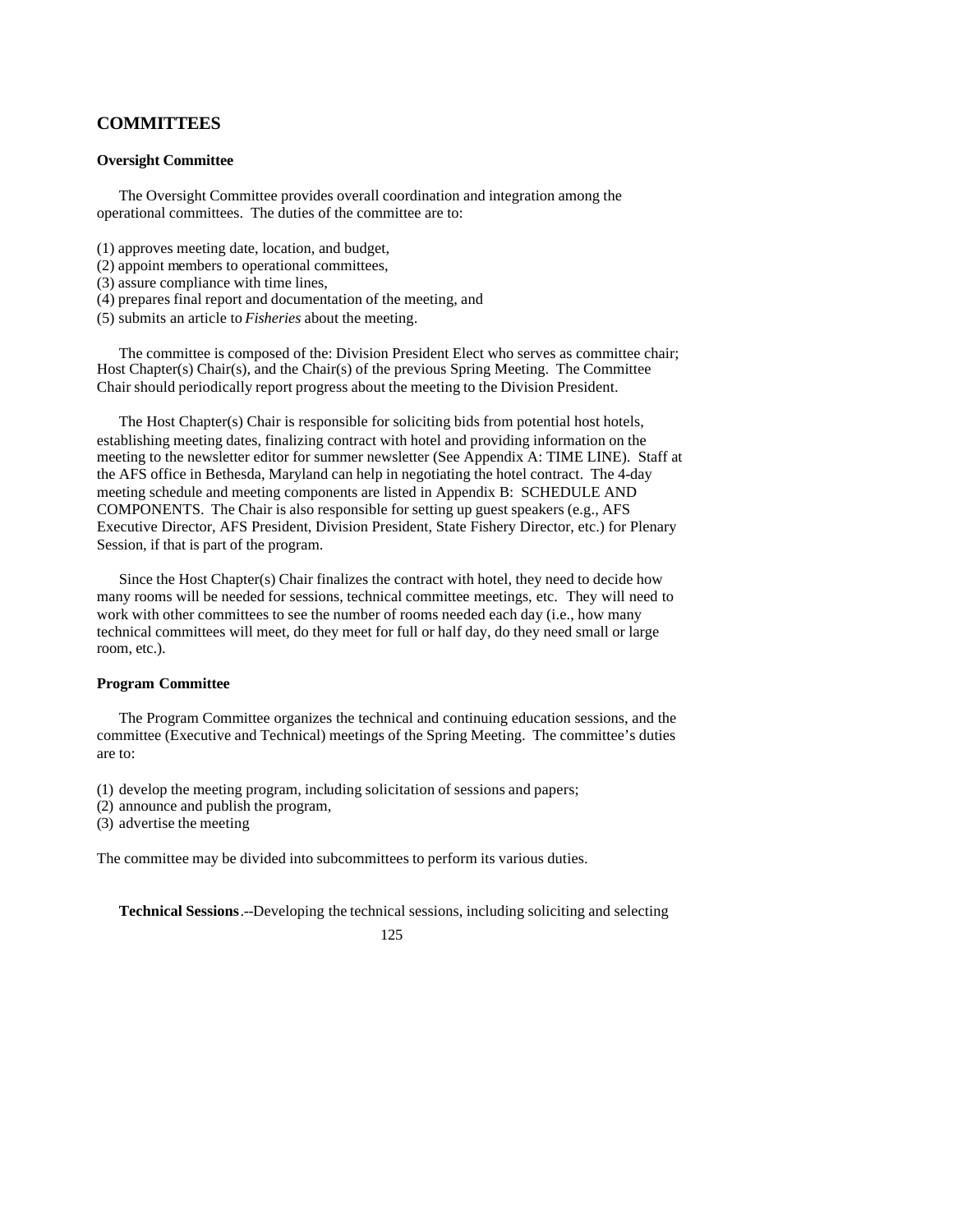## COMMITTEES

### Oversight Committee

The Oversight Committee provides overall coordination and integration among the operational committees. The duties of the committee are to:

(1) approves meeting date, location, and budget,
(2) appoint members to operational committees,
(3) assure compliance with time lines,
(4) prepares final report and documentation of the meeting, and
(5) submits an article to *Fisheries* about the meeting.

The committee is composed of the: Division President Elect who serves as committee chair; Host Chapter(s) Chair(s), and the Chair(s) of the previous Spring Meeting. The Committee Chair should periodically report progress about the meeting to the Division President.

The Host Chapter(s) Chair is responsible for soliciting bids from potential host hotels, establishing meeting dates, finalizing contract with hotel and providing information on the meeting to the newsletter editor for summer newsletter (See Appendix A: TIME LINE). Staff at the AFS office in Bethesda, Maryland can help in negotiating the hotel contract. The 4-day meeting schedule and meeting components are listed in Appendix B: SCHEDULE AND COMPONENTS. The Chair is also responsible for setting up guest speakers (e.g., AFS Executive Director, AFS President, Division President, State Fishery Director, etc.) for Plenary Session, if that is part of the program.

Since the Host Chapter(s) Chair finalizes the contract with hotel, they need to decide how many rooms will be needed for sessions, technical committee meetings, etc. They will need to work with other committees to see the number of rooms needed each day (i.e., how many technical committees will meet, do they meet for full or half day, do they need small or large room, etc.).

### Program Committee

The Program Committee organizes the technical and continuing education sessions, and the committee (Executive and Technical) meetings of the Spring Meeting. The committee's duties are to:

(1) develop the meeting program, including solicitation of sessions and papers;
(2) announce and publish the program,
(3) advertise the meeting

The committee may be divided into subcommittees to perform its various duties.

**Technical Sessions**.--Developing the technical sessions, including soliciting and selecting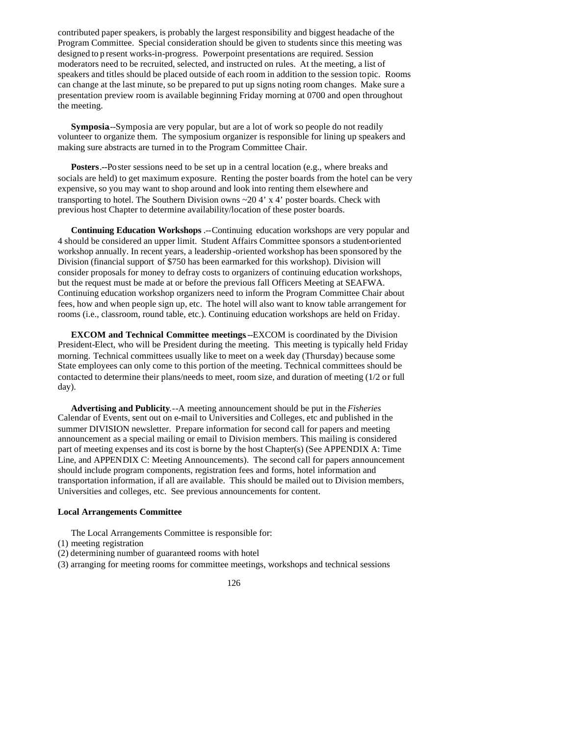contributed paper speakers, is probably the largest responsibility and biggest headache of the Program Committee. Special consideration should be given to students since this meeting was designed to present works-in-progress. Powerpoint presentations are required. Session moderators need to be recruited, selected, and instructed on rules. At the meeting, a list of speakers and titles should be placed outside of each room in addition to the session topic. Rooms can change at the last minute, so be prepared to put up signs noting room changes. Make sure a presentation preview room is available beginning Friday morning at 0700 and open throughout the meeting.

**Symposia**--Symposia are very popular, but are a lot of work so people do not readily volunteer to organize them. The symposium organizer is responsible for lining up speakers and making sure abstracts are turned in to the Program Committee Chair.

**Posters**.--Poster sessions need to be set up in a central location (e.g., where breaks and socials are held) to get maximum exposure. Renting the poster boards from the hotel can be very expensive, so you may want to shop around and look into renting them elsewhere and transporting to hotel. The Southern Division owns ~20 4' x 4' poster boards. Check with previous host Chapter to determine availability/location of these poster boards.

**Continuing Education Workshops** .--Continuing education workshops are very popular and 4 should be considered an upper limit. Student Affairs Committee sponsors a student-oriented workshop annually. In recent years, a leadership-oriented workshop has been sponsored by the Division (financial support of $750 has been earmarked for this workshop). Division will consider proposals for money to defray costs to organizers of continuing education workshops, but the request must be made at or before the previous fall Officers Meeting at SEAFWA. Continuing education workshop organizers need to inform the Program Committee Chair about fees, how and when people sign up, etc. The hotel will also want to know table arrangement for rooms (i.e., classroom, round table, etc.). Continuing education workshops are held on Friday.

**EXCOM and Technical Committee meetings**.--EXCOM is coordinated by the Division President-Elect, who will be President during the meeting. This meeting is typically held Friday morning. Technical committees usually like to meet on a week day (Thursday) because some State employees can only come to this portion of the meeting. Technical committees should be contacted to determine their plans/needs to meet, room size, and duration of meeting (1/2 or full day).

**Advertising and Publicity**.--A meeting announcement should be put in the *Fisheries* Calendar of Events, sent out on e-mail to Universities and Colleges, etc and published in the summer DIVISION newsletter. Prepare information for second call for papers and meeting announcement as a special mailing or email to Division members. This mailing is considered part of meeting expenses and its cost is borne by the host Chapter(s) (See APPENDIX A: Time Line, and APPENDIX C: Meeting Announcements). The second call for papers announcement should include program components, registration fees and forms, hotel information and transportation information, if all are available. This should be mailed out to Division members, Universities and colleges, etc. See previous announcements for content.

**Local Arrangements Committee**

The Local Arrangements Committee is responsible for:

(1) meeting registration
(2) determining number of guaranteed rooms with hotel
(3) arranging for meeting rooms for committee meetings, workshops and technical sessions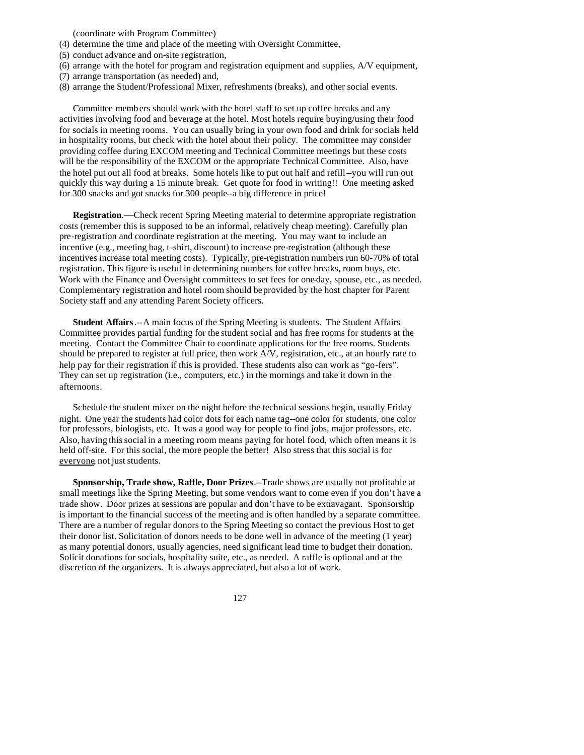(coordinate with Program Committee)

(4) determine the time and place of the meeting with Oversight Committee,
(5) conduct advance and on-site registration,
(6) arrange with the hotel for program and registration equipment and supplies, A/V equipment,
(7) arrange transportation (as needed) and,
(8) arrange the Student/Professional Mixer, refreshments (breaks), and other social events.

Committee members should work with the hotel staff to set up coffee breaks and any activities involving food and beverage at the hotel. Most hotels require buying/using their food for socials in meeting rooms. You can usually bring in your own food and drink for socials held in hospitality rooms, but check with the hotel about their policy. The committee may consider providing coffee during EXCOM meeting and Technical Committee meetings but these costs will be the responsibility of the EXCOM or the appropriate Technical Committee. Also, have the hotel put out all food at breaks. Some hotels like to put out half and refill--you will run out quickly this way during a 15 minute break. Get quote for food in writing!! One meeting asked for 300 snacks and got snacks for 300 people--a big difference in price!

**Registration**.—Check recent Spring Meeting material to determine appropriate registration costs (remember this is supposed to be an informal, relatively cheap meeting). Carefully plan pre-registration and coordinate registration at the meeting. You may want to include an incentive (e.g., meeting bag, t-shirt, discount) to increase pre-registration (although these incentives increase total meeting costs). Typically, pre-registration numbers run 60-70% of total registration. This figure is useful in determining numbers for coffee breaks, room buys, etc. Work with the Finance and Oversight committees to set fees for one-day, spouse, etc., as needed. Complementary registration and hotel room should be provided by the host chapter for Parent Society staff and any attending Parent Society officers.

**Student Affairs**.--A main focus of the Spring Meeting is students. The Student Affairs Committee provides partial funding for the student social and has free rooms for students at the meeting. Contact the Committee Chair to coordinate applications for the free rooms. Students should be prepared to register at full price, then work A/V, registration, etc., at an hourly rate to help pay for their registration if this is provided. These students also can work as "go-fers". They can set up registration (i.e., computers, etc.) in the mornings and take it down in the afternoons.

Schedule the student mixer on the night before the technical sessions begin, usually Friday night. One year the students had color dots for each name tag--one color for students, one color for professors, biologists, etc. It was a good way for people to find jobs, major professors, etc. Also, having this social in a meeting room means paying for hotel food, which often means it is held off-site. For this social, the more people the better! Also stress that this social is for <u>everyone</u>, not just students.

**Sponsorship, Trade show, Raffle, Door Prizes**.--Trade shows are usually not profitable at small meetings like the Spring Meeting, but some vendors want to come even if you don't have a trade show. Door prizes at sessions are popular and don't have to be extravagant. Sponsorship is important to the financial success of the meeting and is often handled by a separate committee. There are a number of regular donors to the Spring Meeting so contact the previous Host to get their donor list. Solicitation of donors needs to be done well in advance of the meeting (1 year) as many potential donors, usually agencies, need significant lead time to budget their donation. Solicit donations for socials, hospitality suite, etc., as needed. A raffle is optional and at the discretion of the organizers. It is always appreciated, but also a lot of work.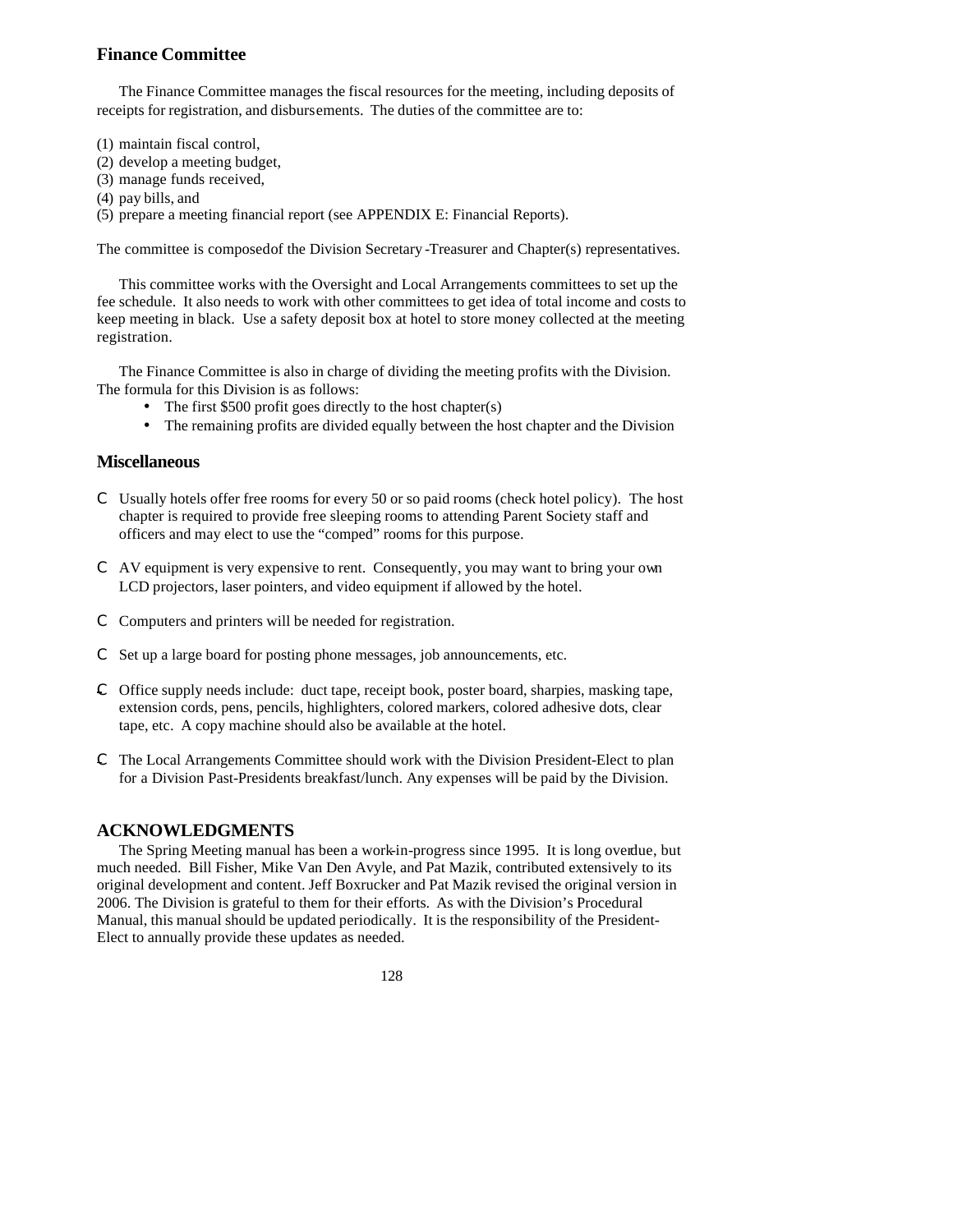## Finance Committee

The Finance Committee manages the fiscal resources for the meeting, including deposits of receipts for registration, and disbursements. The duties of the committee are to:

(1) maintain fiscal control,
(2) develop a meeting budget,
(3) manage funds received,
(4) pay bills, and
(5) prepare a meeting financial report (see APPENDIX E: Financial Reports).

The committee is composed of the Division Secretary-Treasurer and Chapter(s) representatives.

This committee works with the Oversight and Local Arrangements committees to set up the fee schedule. It also needs to work with other committees to get idea of total income and costs to keep meeting in black. Use a safety deposit box at hotel to store money collected at the meeting registration.

The Finance Committee is also in charge of dividing the meeting profits with the Division. The formula for this Division is as follows:

- The first $500 profit goes directly to the host chapter(s)
- The remaining profits are divided equally between the host chapter and the Division

## Miscellaneous

- Usually hotels offer free rooms for every 50 or so paid rooms (check hotel policy). The host chapter is required to provide free sleeping rooms to attending Parent Society staff and officers and may elect to use the "comped" rooms for this purpose.
- AV equipment is very expensive to rent. Consequently, you may want to bring your own LCD projectors, laser pointers, and video equipment if allowed by the hotel.
- Computers and printers will be needed for registration.
- Set up a large board for posting phone messages, job announcements, etc.
- Office supply needs include: duct tape, receipt book, poster board, sharpies, masking tape, extension cords, pens, pencils, highlighters, colored markers, colored adhesive dots, clear tape, etc. A copy machine should also be available at the hotel.
- The Local Arrangements Committee should work with the Division President-Elect to plan for a Division Past-Presidents breakfast/lunch. Any expenses will be paid by the Division.

## ACKNOWLEDGMENTS

The Spring Meeting manual has been a work-in-progress since 1995. It is long overdue, but much needed. Bill Fisher, Mike Van Den Avyle, and Pat Mazik, contributed extensively to its original development and content. Jeff Boxrucker and Pat Mazik revised the original version in 2006. The Division is grateful to them for their efforts. As with the Division's Procedural Manual, this manual should be updated periodically. It is the responsibility of the President-Elect to annually provide these updates as needed.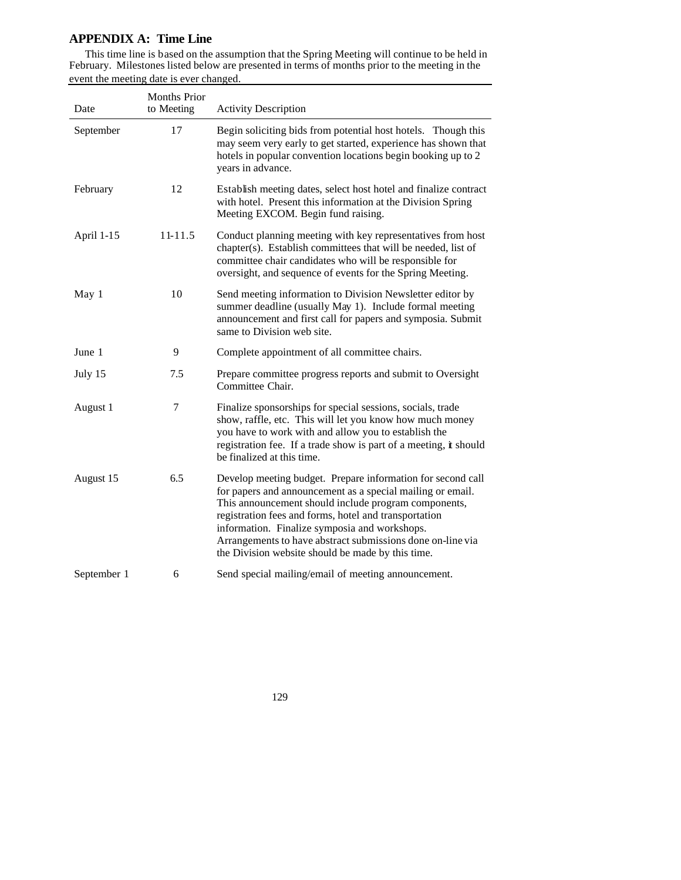## APPENDIX A: Time Line

This time line is based on the assumption that the Spring Meeting will continue to be held in February. Milestones listed below are presented in terms of months prior to the meeting in the event the meeting date is ever changed.

| Date | Months Prior to Meeting | Activity Description |
|---|---|---|
| September | 17 | Begin soliciting bids from potential host hotels. Though this may seem very early to get started, experience has shown that hotels in popular convention locations begin booking up to 2 years in advance. |
| February | 12 | Establish meeting dates, select host hotel and finalize contract with hotel. Present this information at the Division Spring Meeting EXCOM. Begin fund raising. |
| April 1-15 | 11-11.5 | Conduct planning meeting with key representatives from host chapter(s). Establish committees that will be needed, list of committee chair candidates who will be responsible for oversight, and sequence of events for the Spring Meeting. |
| May 1 | 10 | Send meeting information to Division Newsletter editor by summer deadline (usually May 1). Include formal meeting announcement and first call for papers and symposia. Submit same to Division web site. |
| June 1 | 9 | Complete appointment of all committee chairs. |
| July 15 | 7.5 | Prepare committee progress reports and submit to Oversight Committee Chair. |
| August 1 | 7 | Finalize sponsorships for special sessions, socials, trade show, raffle, etc. This will let you know how much money you have to work with and allow you to establish the registration fee. If a trade show is part of a meeting, it should be finalized at this time. |
| August 15 | 6.5 | Develop meeting budget. Prepare information for second call for papers and announcement as a special mailing or email. This announcement should include program components, registration fees and forms, hotel and transportation information. Finalize symposia and workshops. Arrangements to have abstract submissions done on-line via the Division website should be made by this time. |
| September 1 | 6 | Send special mailing/email of meeting announcement. |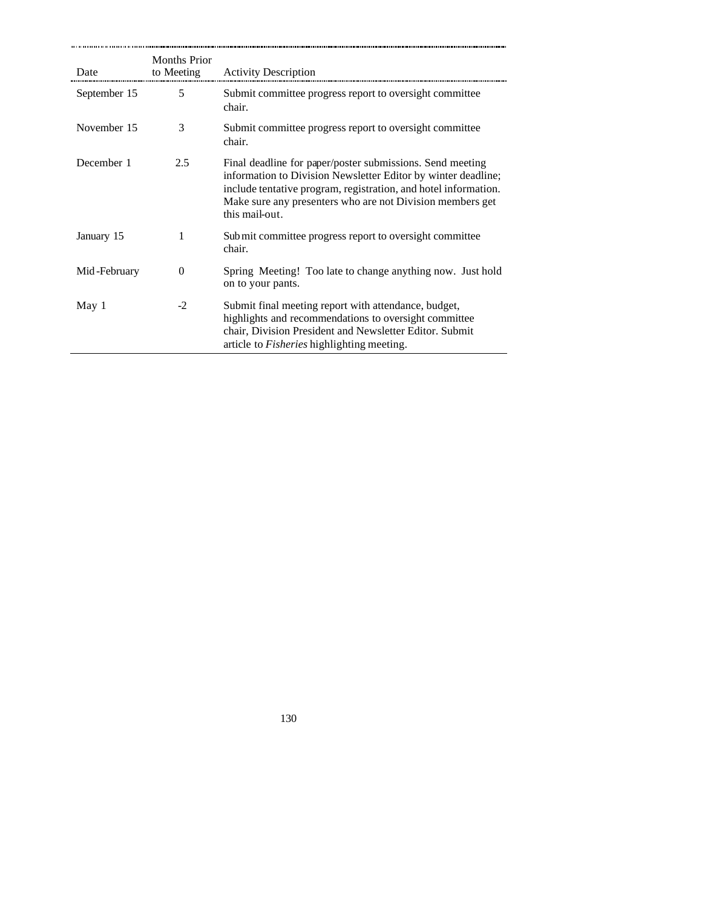| Date | Months Prior to Meeting | Activity Description |
|---|---|---|
| September 15 | 5 | Submit committee progress report to oversight committee chair. |
| November 15 | 3 | Submit committee progress report to oversight committee chair. |
| December 1 | 2.5 | Final deadline for paper/poster submissions. Send meeting information to Division Newsletter Editor by winter deadline; include tentative program, registration, and hotel information. Make sure any presenters who are not Division members get this mail-out. |
| January 15 | 1 | Submit committee progress report to oversight committee chair. |
| Mid-February | 0 | Spring Meeting! Too late to change anything now. Just hold on to your pants. |
| May 1 | -2 | Submit final meeting report with attendance, budget, highlights and recommendations to oversight committee chair, Division President and Newsletter Editor. Submit article to *Fisheries* highlighting meeting. |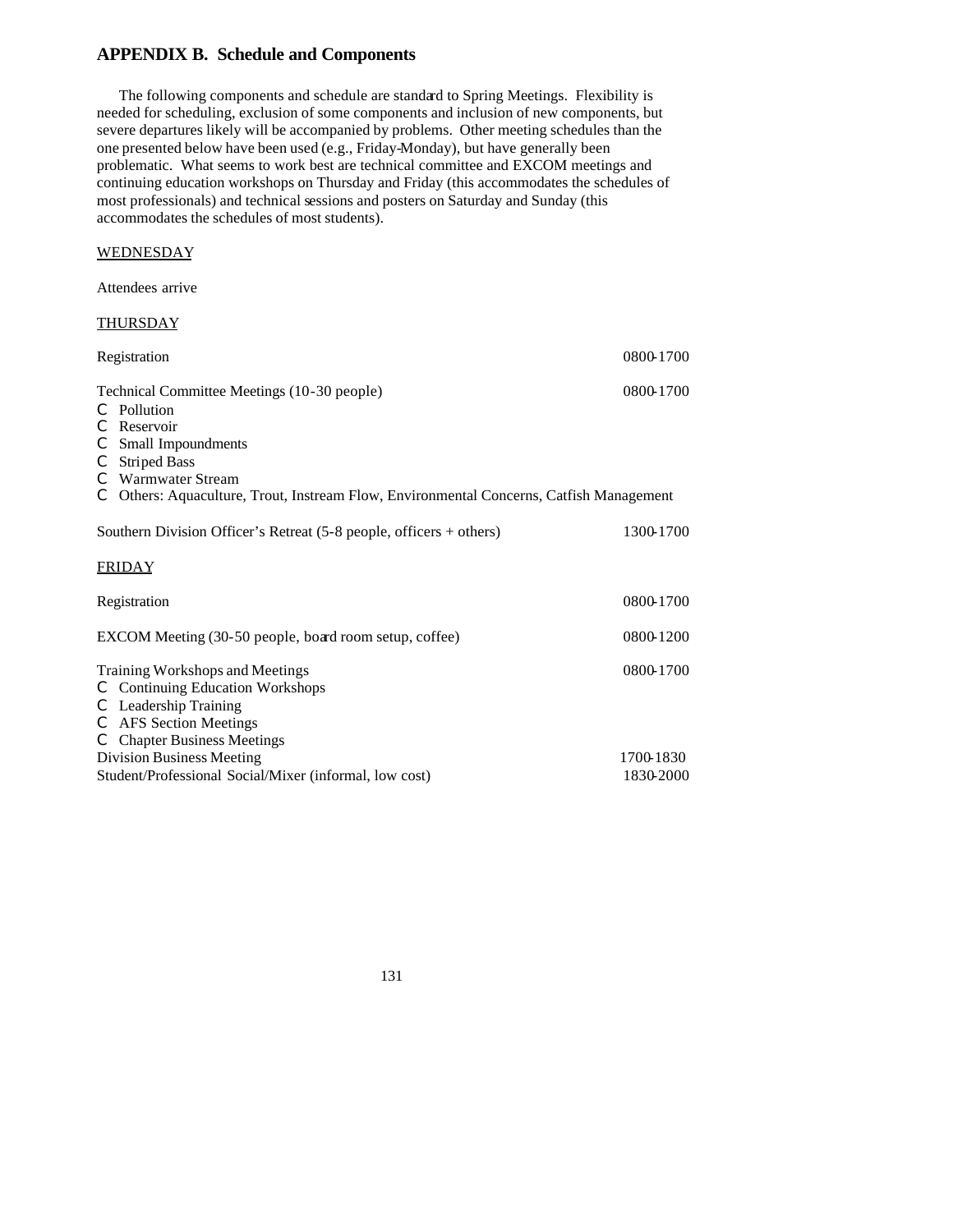## APPENDIX B. Schedule and Components

The following components and schedule are standard to Spring Meetings. Flexibility is needed for scheduling, exclusion of some components and inclusion of new components, but severe departures likely will be accompanied by problems. Other meeting schedules than the one presented below have been used (e.g., Friday-Monday), but have generally been problematic. What seems to work best are technical committee and EXCOM meetings and continuing education workshops on Thursday and Friday (this accommodates the schedules of most professionals) and technical sessions and posters on Saturday and Sunday (this accommodates the schedules of most students).

WEDNESDAY

Attendees arrive

THURSDAY

| | |
|---|---|
| Registration | 0800-1700 |
| Technical Committee Meetings (10-30 people) | 0800-1700 |

- Pollution
- Reservoir
- Small Impoundments
- Striped Bass
- Warmwater Stream
- Others: Aquaculture, Trout, Instream Flow, Environmental Concerns, Catfish Management

| | |
|---|---|
| Southern Division Officer's Retreat (5-8 people, officers + others) | 1300-1700 |

FRIDAY

| | |
|---|---|
| Registration | 0800-1700 |
| EXCOM Meeting (30-50 people, board room setup, coffee) | 0800-1200 |
| Training Workshops and Meetings | 0800-1700 |

- Continuing Education Workshops
- Leadership Training
- AFS Section Meetings
- Chapter Business Meetings

| | |
|---|---|
| Division Business Meeting | 1700-1830 |
| Student/Professional Social/Mixer (informal, low cost) | 1830-2000 |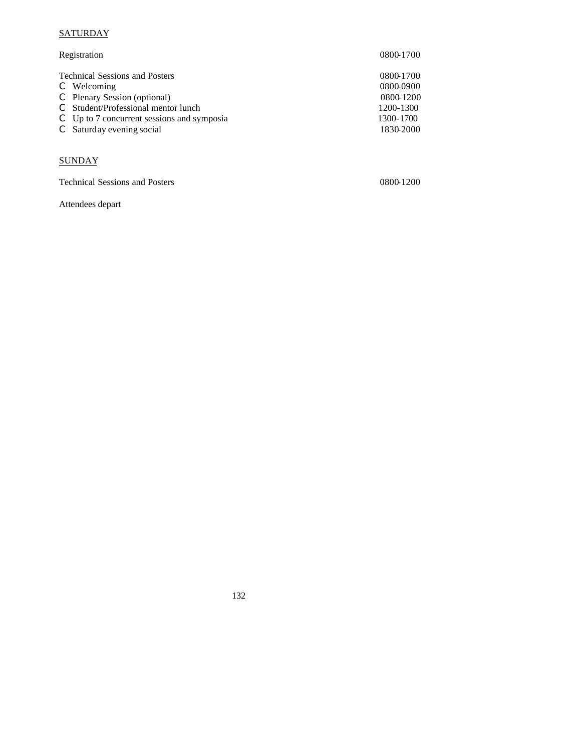SATURDAY

| | |
|---|---|
| Registration | 0800-1700 |
| Technical Sessions and Posters | 0800-1700 |
| - Welcoming | 0800-0900 |
| - Plenary Session (optional) | 0800-1200 |
| - Student/Professional mentor lunch | 1200-1300 |
| - Up to 7 concurrent sessions and symposia | 1300-1700 |
| - Saturday evening social | 1830-2000 |

SUNDAY

| | |
|---|---|
| Technical Sessions and Posters | 0800-1200 |

Attendees depart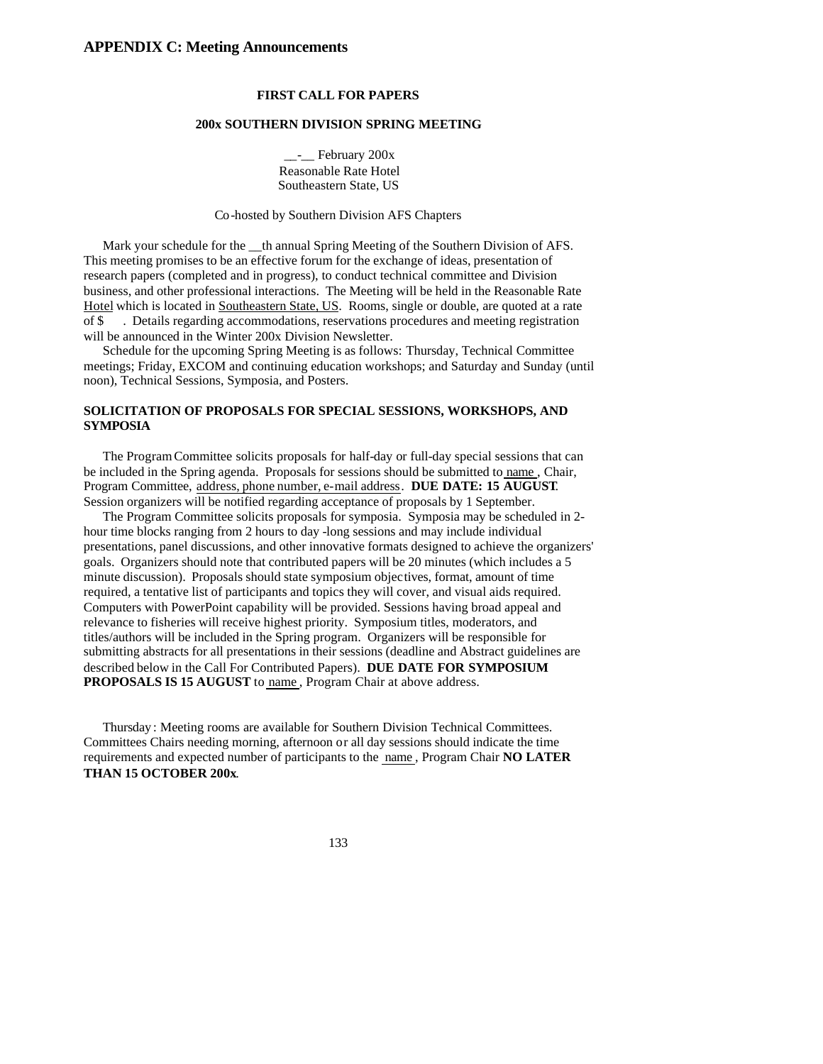# APPENDIX C: Meeting Announcements

## FIRST CALL FOR PAPERS

## 200x SOUTHERN DIVISION SPRING MEETING

__-__ February 200x
Reasonable Rate Hotel
Southeastern State, US

Co-hosted by Southern Division AFS Chapters

Mark your schedule for the __th annual Spring Meeting of the Southern Division of AFS. This meeting promises to be an effective forum for the exchange of ideas, presentation of research papers (completed and in progress), to conduct technical committee and Division business, and other professional interactions. The Meeting will be held in the Reasonable Rate Hotel which is located in Southeastern State, US. Rooms, single or double, are quoted at a rate of $ . Details regarding accommodations, reservations procedures and meeting registration will be announced in the Winter 200x Division Newsletter.

Schedule for the upcoming Spring Meeting is as follows: Thursday, Technical Committee meetings; Friday, EXCOM and continuing education workshops; and Saturday and Sunday (until noon), Technical Sessions, Symposia, and Posters.

## SOLICITATION OF PROPOSALS FOR SPECIAL SESSIONS, WORKSHOPS, AND SYMPOSIA

The Program Committee solicits proposals for half-day or full-day special sessions that can be included in the Spring agenda. Proposals for sessions should be submitted to name, Chair, Program Committee, address, phone number, e-mail address. **DUE DATE: 15 AUGUST**. Session organizers will be notified regarding acceptance of proposals by 1 September.

The Program Committee solicits proposals for symposia. Symposia may be scheduled in 2-hour time blocks ranging from 2 hours to day-long sessions and may include individual presentations, panel discussions, and other innovative formats designed to achieve the organizers' goals. Organizers should note that contributed papers will be 20 minutes (which includes a 5 minute discussion). Proposals should state symposium objectives, format, amount of time required, a tentative list of participants and topics they will cover, and visual aids required. Computers with PowerPoint capability will be provided. Sessions having broad appeal and relevance to fisheries will receive highest priority. Symposium titles, moderators, and titles/authors will be included in the Spring program. Organizers will be responsible for submitting abstracts for all presentations in their sessions (deadline and Abstract guidelines are described below in the Call For Contributed Papers). **DUE DATE FOR SYMPOSIUM PROPOSALS IS 15 AUGUST** to name, Program Chair at above address.

Thursday: Meeting rooms are available for Southern Division Technical Committees. Committees Chairs needing morning, afternoon or all day sessions should indicate the time requirements and expected number of participants to the name, Program Chair **NO LATER THAN 15 OCTOBER 200x**.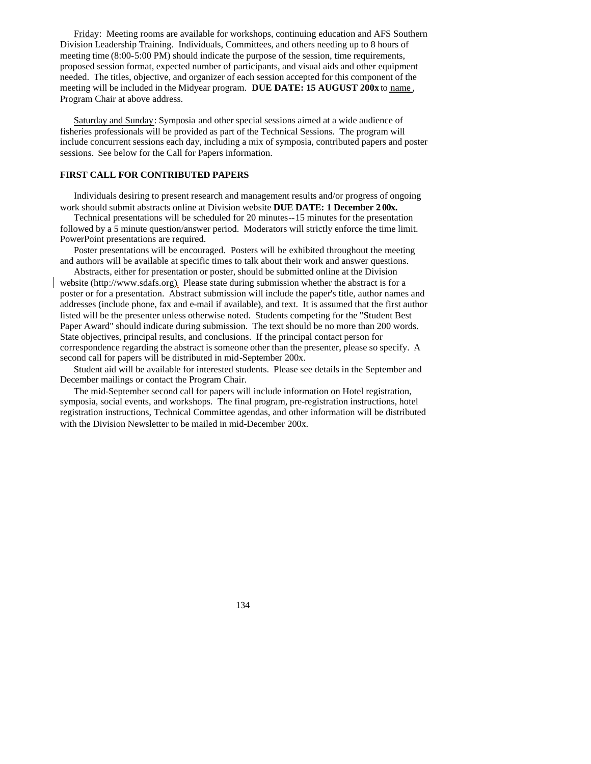Friday: Meeting rooms are available for workshops, continuing education and AFS Southern Division Leadership Training. Individuals, Committees, and others needing up to 8 hours of meeting time (8:00-5:00 PM) should indicate the purpose of the session, time requirements, proposed session format, expected number of participants, and visual aids and other equipment needed. The titles, objective, and organizer of each session accepted for this component of the meeting will be included in the Midyear program. **DUE DATE: 15 AUGUST 200x** to name , Program Chair at above address.

Saturday and Sunday: Symposia and other special sessions aimed at a wide audience of fisheries professionals will be provided as part of the Technical Sessions. The program will include concurrent sessions each day, including a mix of symposia, contributed papers and poster sessions. See below for the Call for Papers information.

**FIRST CALL FOR CONTRIBUTED PAPERS**

Individuals desiring to present research and management results and/or progress of ongoing work should submit abstracts online at Division website **DUE DATE: 1 December 2 00x.**

Technical presentations will be scheduled for 20 minutes--15 minutes for the presentation followed by a 5 minute question/answer period. Moderators will strictly enforce the time limit. PowerPoint presentations are required.

Poster presentations will be encouraged. Posters will be exhibited throughout the meeting and authors will be available at specific times to talk about their work and answer questions.

Abstracts, either for presentation or poster, should be submitted online at the Division website (http://www.sdafs.org). Please state during submission whether the abstract is for a poster or for a presentation. Abstract submission will include the paper's title, author names and addresses (include phone, fax and e-mail if available), and text. It is assumed that the first author listed will be the presenter unless otherwise noted. Students competing for the "Student Best Paper Award" should indicate during submission. The text should be no more than 200 words. State objectives, principal results, and conclusions. If the principal contact person for correspondence regarding the abstract is someone other than the presenter, please so specify. A second call for papers will be distributed in mid-September 200x.

Student aid will be available for interested students. Please see details in the September and December mailings or contact the Program Chair.

The mid-September second call for papers will include information on Hotel registration, symposia, social events, and workshops. The final program, pre-registration instructions, hotel registration instructions, Technical Committee agendas, and other information will be distributed with the Division Newsletter to be mailed in mid-December 200x.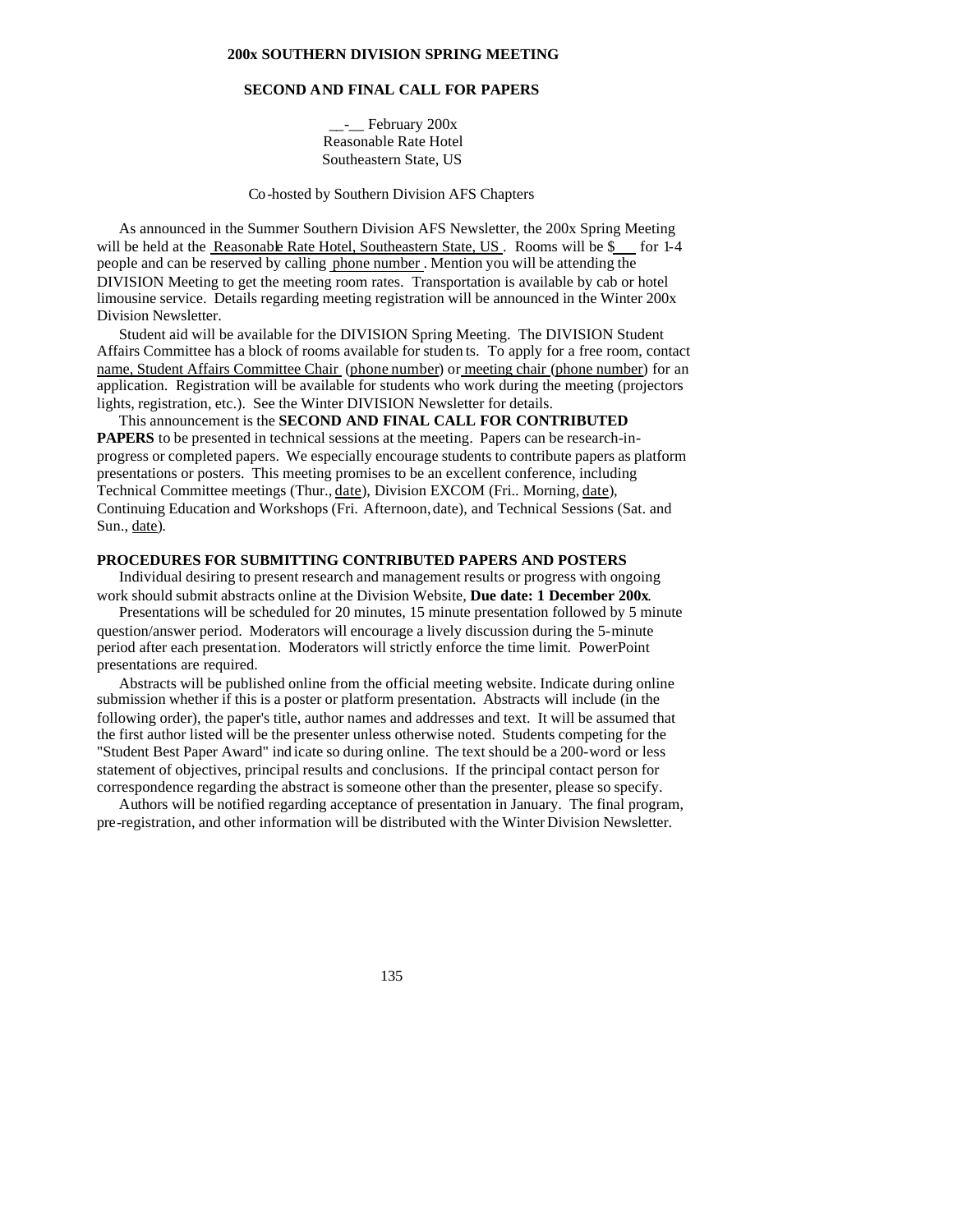**200x SOUTHERN DIVISION SPRING MEETING**

**SECOND AND FINAL CALL FOR PAPERS**

__-__ February 200x
Reasonable Rate Hotel
Southeastern State, US

Co-hosted by Southern Division AFS Chapters

As announced in the Summer Southern Division AFS Newsletter, the 200x Spring Meeting will be held at the Reasonable Rate Hotel, Southeastern State, US. Rooms will be $___ for 1-4 people and can be reserved by calling phone number. Mention you will be attending the DIVISION Meeting to get the meeting room rates. Transportation is available by cab or hotel limousine service. Details regarding meeting registration will be announced in the Winter 200x Division Newsletter.

Student aid will be available for the DIVISION Spring Meeting. The DIVISION Student Affairs Committee has a block of rooms available for students. To apply for a free room, contact name, Student Affairs Committee Chair (phone number) or meeting chair (phone number) for an application. Registration will be available for students who work during the meeting (projectors lights, registration, etc.). See the Winter DIVISION Newsletter for details.

This announcement is the **SECOND AND FINAL CALL FOR CONTRIBUTED PAPERS** to be presented in technical sessions at the meeting. Papers can be research-in-progress or completed papers. We especially encourage students to contribute papers as platform presentations or posters. This meeting promises to be an excellent conference, including Technical Committee meetings (Thur., date), Division EXCOM (Fri.. Morning, date), Continuing Education and Workshops (Fri. Afternoon, date), and Technical Sessions (Sat. and Sun., date).

**PROCEDURES FOR SUBMITTING CONTRIBUTED PAPERS AND POSTERS**

Individual desiring to present research and management results or progress with ongoing work should submit abstracts online at the Division Website, **Due date: 1 December 200x**.

Presentations will be scheduled for 20 minutes, 15 minute presentation followed by 5 minute question/answer period. Moderators will encourage a lively discussion during the 5-minute period after each presentation. Moderators will strictly enforce the time limit. PowerPoint presentations are required.

Abstracts will be published online from the official meeting website. Indicate during online submission whether if this is a poster or platform presentation. Abstracts will include (in the following order), the paper's title, author names and addresses and text. It will be assumed that the first author listed will be the presenter unless otherwise noted. Students competing for the "Student Best Paper Award" indicate so during online. The text should be a 200-word or less statement of objectives, principal results and conclusions. If the principal contact person for correspondence regarding the abstract is someone other than the presenter, please so specify.

Authors will be notified regarding acceptance of presentation in January. The final program, pre-registration, and other information will be distributed with the Winter Division Newsletter.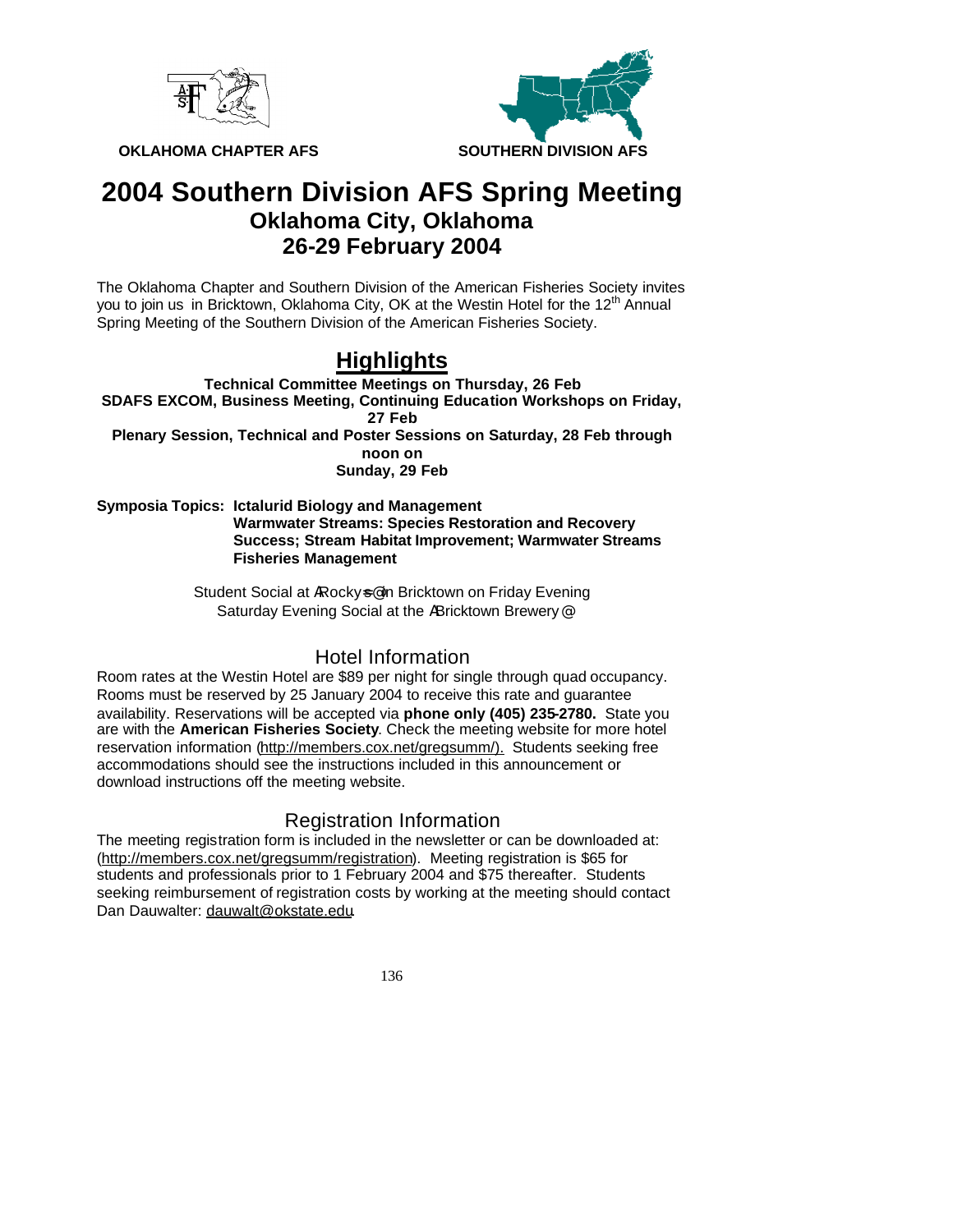**OKLAHOMA CHAPTER AFS** **SOUTHERN DIVISION AFS**

# 2004 Southern Division AFS Spring Meeting

## Oklahoma City, Oklahoma

## 26-29 February 2004

The Oklahoma Chapter and Southern Division of the American Fisheries Society invites you to join us in Bricktown, Oklahoma City, OK at the Westin Hotel for the 12th Annual Spring Meeting of the Southern Division of the American Fisheries Society.

## Highlights

**Technical Committee Meetings on Thursday, 26 Feb**
**SDAFS EXCOM, Business Meeting, Continuing Education Workshops on Friday, 27 Feb**
**Plenary Session, Technical and Poster Sessions on Saturday, 28 Feb through noon on Sunday, 29 Feb**

**Symposia Topics: Ictalurid Biology and Management**
**Warmwater Streams: Species Restoration and Recovery Success; Stream Habitat Improvement; Warmwater Streams Fisheries Management**

Student Social at ARocky=s@ in Bricktown on Friday Evening
Saturday Evening Social at the ABricktown Brewery@

### Hotel Information

Room rates at the Westin Hotel are $89 per night for single through quad occupancy. Rooms must be reserved by 25 January 2004 to receive this rate and guarantee availability. Reservations will be accepted via **phone only (405) 235-2780.** State you are with the **American Fisheries Society**. Check the meeting website for more hotel reservation information (http://members.cox.net/gregsumm/). Students seeking free accommodations should see the instructions included in this announcement or download instructions off the meeting website.

### Registration Information

The meeting registration form is included in the newsletter or can be downloaded at: (http://members.cox.net/gregsumm/registration). Meeting registration is $65 for students and professionals prior to 1 February 2004 and $75 thereafter. Students seeking reimbursement of registration costs by working at the meeting should contact Dan Dauwalter: dauwalt@okstate.edu.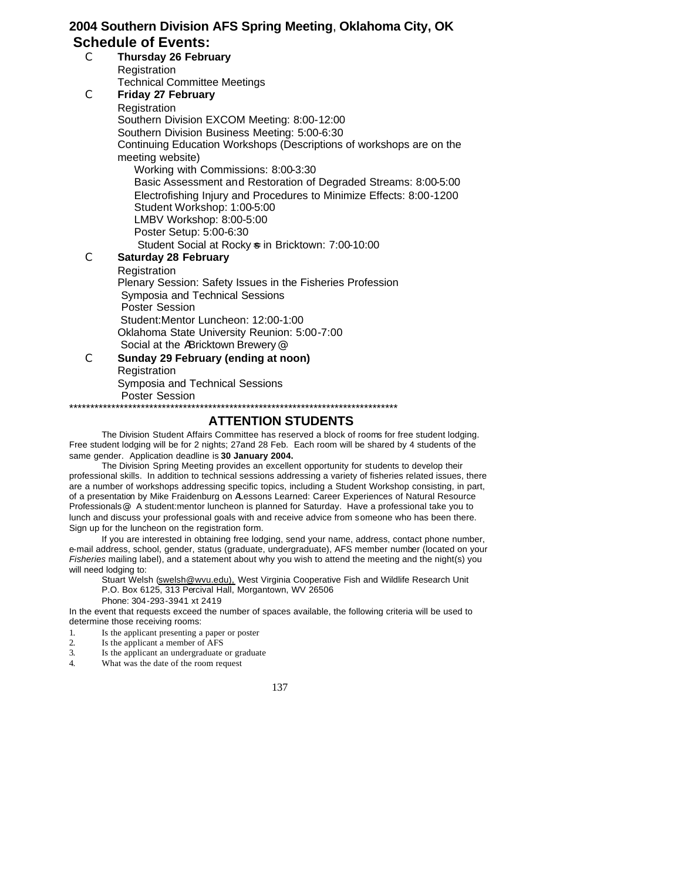# 2004 Southern Division AFS Spring Meeting, Oklahoma City, OK

## Schedule of Events:

- **Thursday 26 February**
  - Registration
  - Technical Committee Meetings
- **Friday 27 February**
  - Registration
  - Southern Division EXCOM Meeting: 8:00-12:00
  - Southern Division Business Meeting: 5:00-6:30
  - Continuing Education Workshops (Descriptions of workshops are on the meeting website)
    - Working with Commissions: 8:00-3:30
    - Basic Assessment and Restoration of Degraded Streams: 8:00-5:00
    - Electrofishing Injury and Procedures to Minimize Effects: 8:00-1200
    - Student Workshop: 1:00-5:00
    - LMBV Workshop: 8:00-5:00
    - Poster Setup: 5:00-6:30
    - Student Social at Rocky=s in Bricktown: 7:00-10:00
- **Saturday 28 February**
  - Registration
  - Plenary Session: Safety Issues in the Fisheries Profession
  - Symposia and Technical Sessions
  - Poster Session
  - Student:Mentor Luncheon: 12:00-1:00
  - Oklahoma State University Reunion: 5:00-7:00
  - Social at the ABricktown Brewery@
- **Sunday 29 February (ending at noon)**
  - Registration
  - Symposia and Technical Sessions
  - Poster Session

*******************************************************************************

## ATTENTION STUDENTS

The Division Student Affairs Committee has reserved a block of rooms for free student lodging. Free student lodging will be for 2 nights; 27and 28 Feb. Each room will be shared by 4 students of the same gender. Application deadline is **30 January 2004.**

The Division Spring Meeting provides an excellent opportunity for students to develop their professional skills. In addition to technical sessions addressing a variety of fisheries related issues, there are a number of workshops addressing specific topics, including a Student Workshop consisting, in part, of a presentation by Mike Fraidenburg on ALessons Learned: Career Experiences of Natural Resource Professionals@ A student:mentor luncheon is planned for Saturday. Have a professional take you to lunch and discuss your professional goals with and receive advice from someone who has been there. Sign up for the luncheon on the registration form.

If you are interested in obtaining free lodging, send your name, address, contact phone number, e-mail address, school, gender, status (graduate, undergraduate), AFS member number (located on your *Fisheries* mailing label), and a statement about why you wish to attend the meeting and the night(s) you will need lodging to:

Stuart Welsh (swelsh@wvu.edu), West Virginia Cooperative Fish and Wildlife Research Unit
P.O. Box 6125, 313 Percival Hall, Morgantown, WV 26506
Phone: 304-293-3941 xt 2419

In the event that requests exceed the number of spaces available, the following criteria will be used to determine those receiving rooms:

1. Is the applicant presenting a paper or poster
2. Is the applicant a member of AFS
3. Is the applicant an undergraduate or graduate
4. What was the date of the room request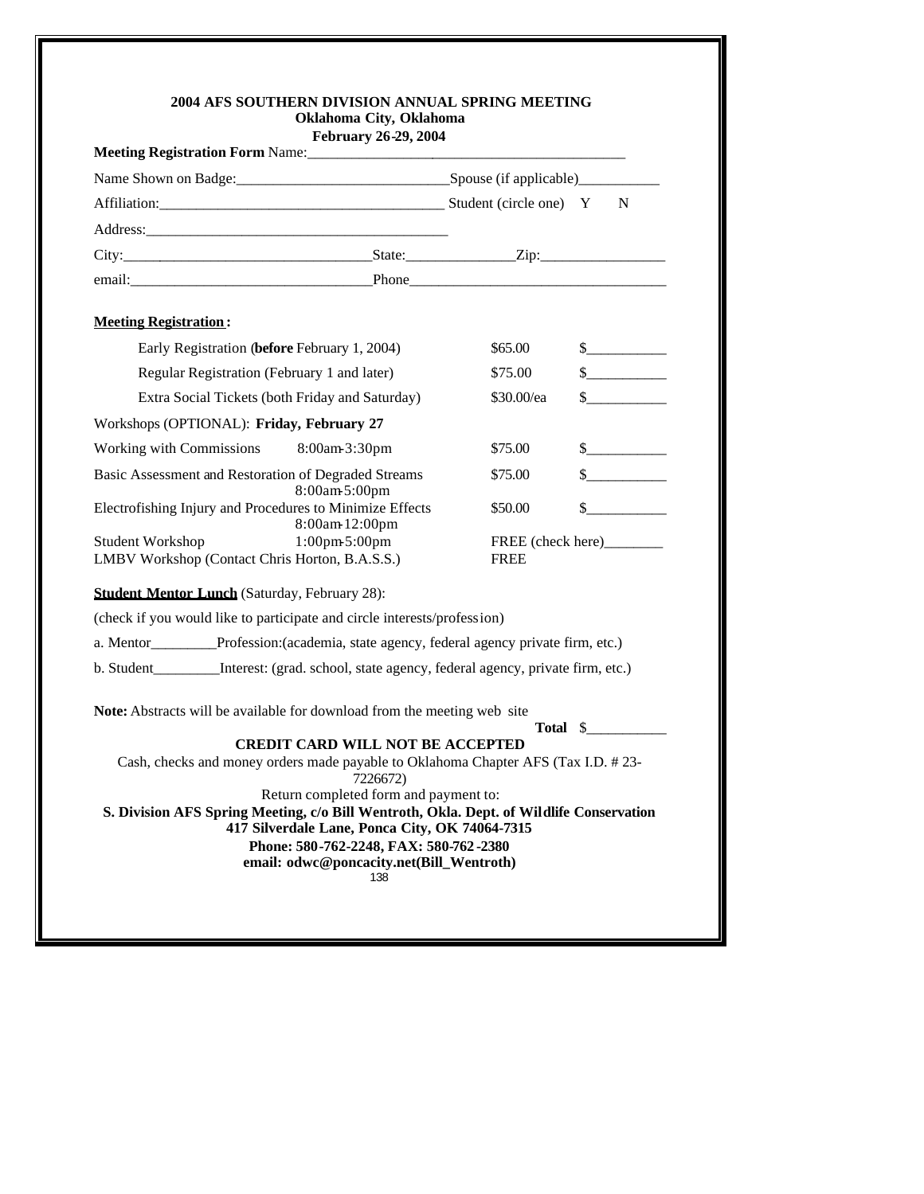**2004 AFS SOUTHERN DIVISION ANNUAL SPRING MEETING**
**Oklahoma City, Oklahoma**
**February 26-29, 2004**

**Meeting Registration Form** Name:_______________________________________________

Name Shown on Badge:_____________________________Spouse (if applicable)___________

Affiliation:______________________________________ Student (circle one) Y N

Address:__________________________________________

City:_________________________________State:______________Zip:_________________

email:________________________________Phone___________________________________

**Meeting Registration:**

| | | |
|---|---|---|
| Early Registration (**before** February 1, 2004) | \$65.00 | \$__________ |
| Regular Registration (February 1 and later) | \$75.00 | \$__________ |
| Extra Social Tickets (both Friday and Saturday) | \$30.00/ea | \$__________ |

Workshops (OPTIONAL): **Friday, February 27**

| | | | |
|---|---|---|---|
| Working with Commissions | 8:00am-3:30pm | \$75.00 | \$__________ |
| Basic Assessment and Restoration of Degraded Streams | 8:00am-5:00pm | \$75.00 | \$__________ |
| Electrofishing Injury and Procedures to Minimize Effects | 8:00am-12:00pm | \$50.00 | \$__________ |
| Student Workshop | 1:00pm-5:00pm | FREE (check here)________ | |
| LMBV Workshop (Contact Chris Horton, B.A.S.S.) | | FREE | |

**Student Mentor Lunch** (Saturday, February 28):

(check if you would like to participate and circle interests/profession)

a. Mentor_________Profession:(academia, state agency, federal agency private firm, etc.)

b. Student_________Interest: (grad. school, state agency, federal agency, private firm, etc.)

**Note:** Abstracts will be available for download from the meeting web site

**Total** \$__________

**CREDIT CARD WILL NOT BE ACCEPTED**

Cash, checks and money orders made payable to Oklahoma Chapter AFS (Tax I.D. # 23-7226672)

Return completed form and payment to:

**S. Division AFS Spring Meeting, c/o Bill Wentroth, Okla. Dept. of Wildlife Conservation**
**417 Silverdale Lane, Ponca City, OK 74064-7315**
**Phone: 580-762-2248, FAX: 580-762-2380**
**email: odwc@poncacity.net(Bill_Wentroth)**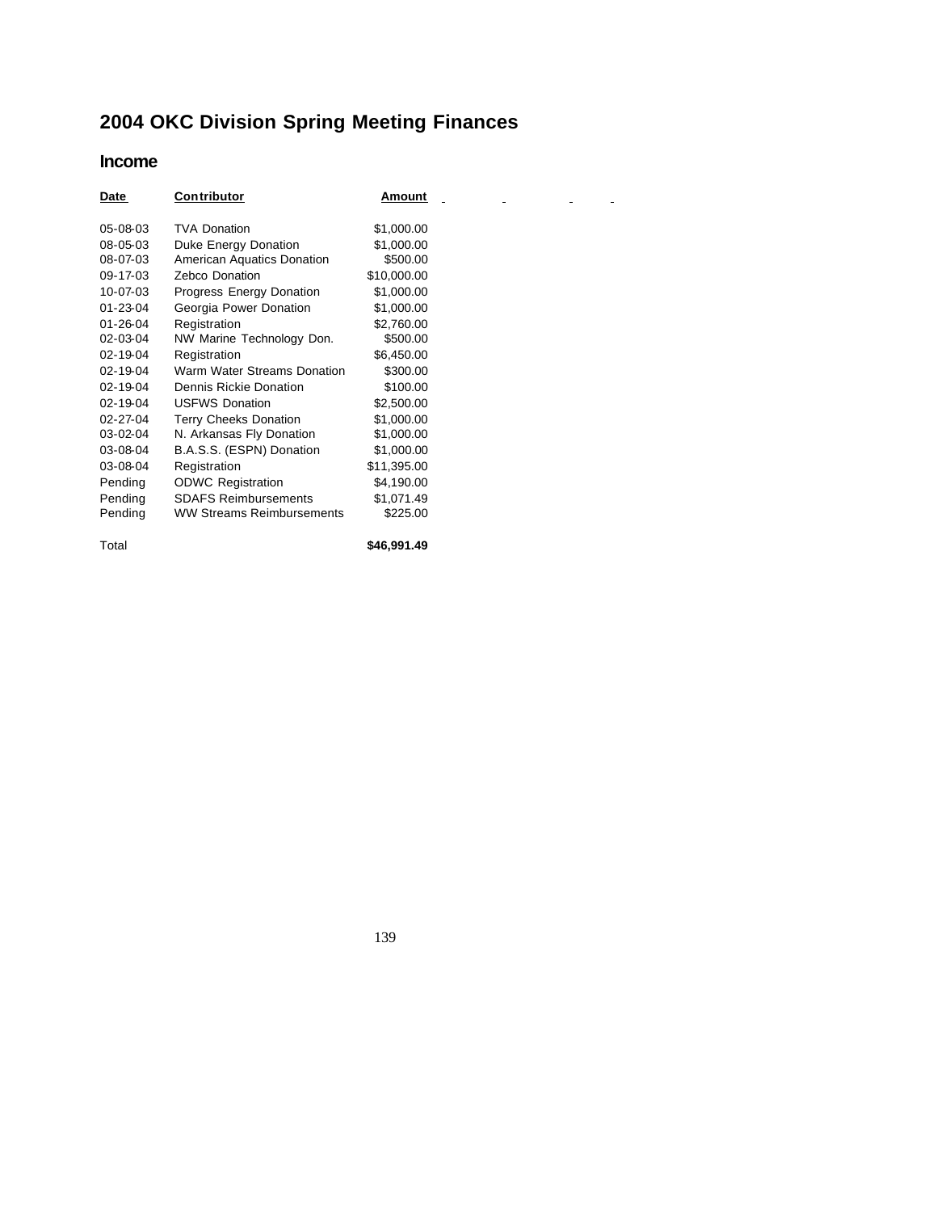# 2004 OKC Division Spring Meeting Finances

## Income

| Date | Contributor | Amount |
|---|---|---|
| 05-08-03 | TVA Donation | $1,000.00 |
| 08-05-03 | Duke Energy Donation | $1,000.00 |
| 08-07-03 | American Aquatics Donation | $500.00 |
| 09-17-03 | Zebco Donation | $10,000.00 |
| 10-07-03 | Progress Energy Donation | $1,000.00 |
| 01-23-04 | Georgia Power Donation | $1,000.00 |
| 01-26-04 | Registration | $2,760.00 |
| 02-03-04 | NW Marine Technology Don. | $500.00 |
| 02-19-04 | Registration | $6,450.00 |
| 02-19-04 | Warm Water Streams Donation | $300.00 |
| 02-19-04 | Dennis Rickie Donation | $100.00 |
| 02-19-04 | USFWS Donation | $2,500.00 |
| 02-27-04 | Terry Cheeks Donation | $1,000.00 |
| 03-02-04 | N. Arkansas Fly Donation | $1,000.00 |
| 03-08-04 | B.A.S.S. (ESPN) Donation | $1,000.00 |
| 03-08-04 | Registration | $11,395.00 |
| Pending | ODWC Registration | $4,190.00 |
| Pending | SDAFS Reimbursements | $1,071.49 |
| Pending | WW Streams Reimbursements | $225.00 |
| Total | | **$46,991.49** |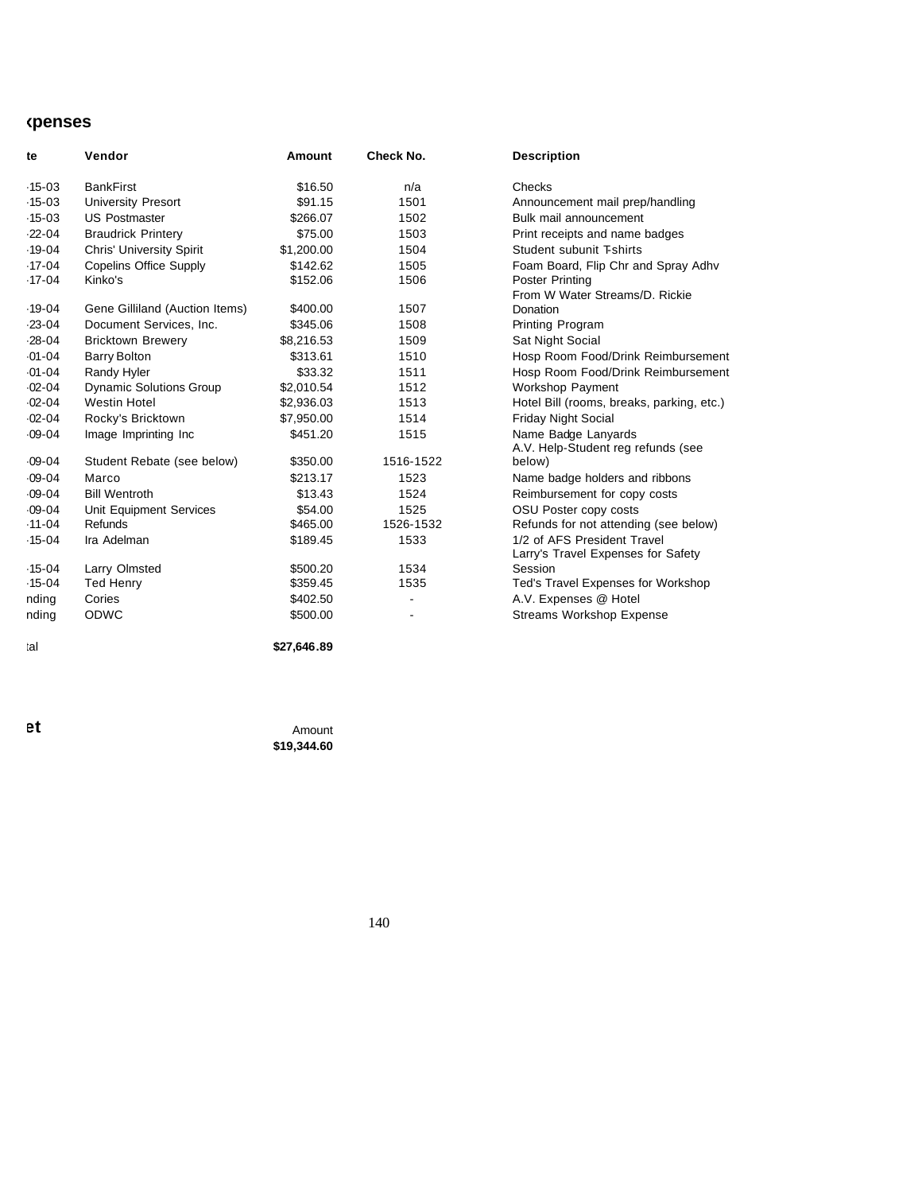## ‹penses

| te | Vendor | Amount | Check No. | Description |
|---|---|---|---|---|
| ·15-03 | BankFirst | $16.50 | n/a | Checks |
| ·15-03 | University Presort | $91.15 | 1501 | Announcement mail prep/handling |
| ·15-03 | US Postmaster | $266.07 | 1502 | Bulk mail announcement |
| ·22-04 | Braudrick Printery | $75.00 | 1503 | Print receipts and name badges |
| ·19-04 | Chris' University Spirit | $1,200.00 | 1504 | Student subunit T-shirts |
| ·17-04 | Copelins Office Supply | $142.62 | 1505 | Foam Board, Flip Chr and Spray Adhv |
| ·17-04 | Kinko's | $152.06 | 1506 | Poster Printing |
| ·19-04 | Gene Gilliland (Auction Items) | $400.00 | 1507 | From W Water Streams/D. Rickie Donation |
| ·23-04 | Document Services, Inc. | $345.06 | 1508 | Printing Program |
| ·28-04 | Bricktown Brewery | $8,216.53 | 1509 | Sat Night Social |
| ·01-04 | Barry Bolton | $313.61 | 1510 | Hosp Room Food/Drink Reimbursement |
| ·01-04 | Randy Hyler | $33.32 | 1511 | Hosp Room Food/Drink Reimbursement |
| ·02-04 | Dynamic Solutions Group | $2,010.54 | 1512 | Workshop Payment |
| ·02-04 | Westin Hotel | $2,936.03 | 1513 | Hotel Bill (rooms, breaks, parking, etc.) |
| ·02-04 | Rocky's Bricktown | $7,950.00 | 1514 | Friday Night Social |
| ·09-04 | Image Imprinting Inc | $451.20 | 1515 | Name Badge Lanyards |
| ·09-04 | Student Rebate (see below) | $350.00 | 1516-1522 | A.V. Help-Student reg refunds (see below) |
| ·09-04 | Marco | $213.17 | 1523 | Name badge holders and ribbons |
| ·09-04 | Bill Wentroth | $13.43 | 1524 | Reimbursement for copy costs |
| ·09-04 | Unit Equipment Services | $54.00 | 1525 | OSU Poster copy costs |
| ·11-04 | Refunds | $465.00 | 1526-1532 | Refunds for not attending (see below) |
| ·15-04 | Ira Adelman | $189.45 | 1533 | 1/2 of AFS President Travel |
| ·15-04 | Larry Olmsted | $500.20 | 1534 | Larry's Travel Expenses for Safety Session |
| ·15-04 | Ted Henry | $359.45 | 1535 | Ted's Travel Expenses for Workshop |
| nding | Cories | $402.50 | - | A.V. Expenses @ Hotel |
| nding | ODWC | $500.00 | - | Streams Workshop Expense |
| tal | | **$27,646.89** | | |

| **et** | Amount |
|---|---|
| | **$19,344.60** |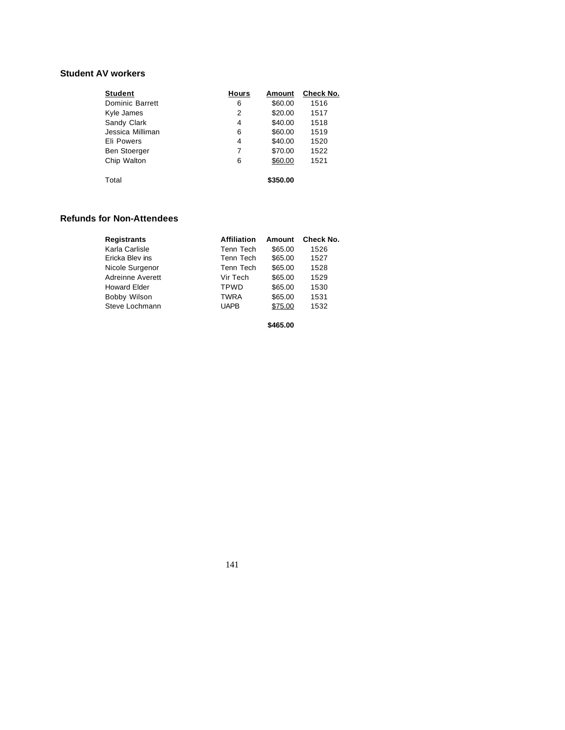### Student AV workers

| Student | Hours | Amount | Check No. |
|---|---|---|---|
| Dominic Barrett | 6 | $60.00 | 1516 |
| Kyle James | 2 | $20.00 | 1517 |
| Sandy Clark | 4 | $40.00 | 1518 |
| Jessica Milliman | 6 | $60.00 | 1519 |
| Eli Powers | 4 | $40.00 | 1520 |
| Ben Stoerger | 7 | $70.00 | 1522 |
| Chip Walton | 6 | $60.00 | 1521 |
| Total | | **$350.00** | |

### Refunds for Non-Attendees

| Registrants | Affiliation | Amount | Check No. |
|---|---|---|---|
| Karla Carlisle | Tenn Tech | $65.00 | 1526 |
| Ericka Blevins | Tenn Tech | $65.00 | 1527 |
| Nicole Surgenor | Tenn Tech | $65.00 | 1528 |
| Adreinne Averett | Vir Tech | $65.00 | 1529 |
| Howard Elder | TPWD | $65.00 | 1530 |
| Bobby Wilson | TWRA | $65.00 | 1531 |
| Steve Lochmann | UAPB | $75.00 | 1532 |
| | | **$465.00** | |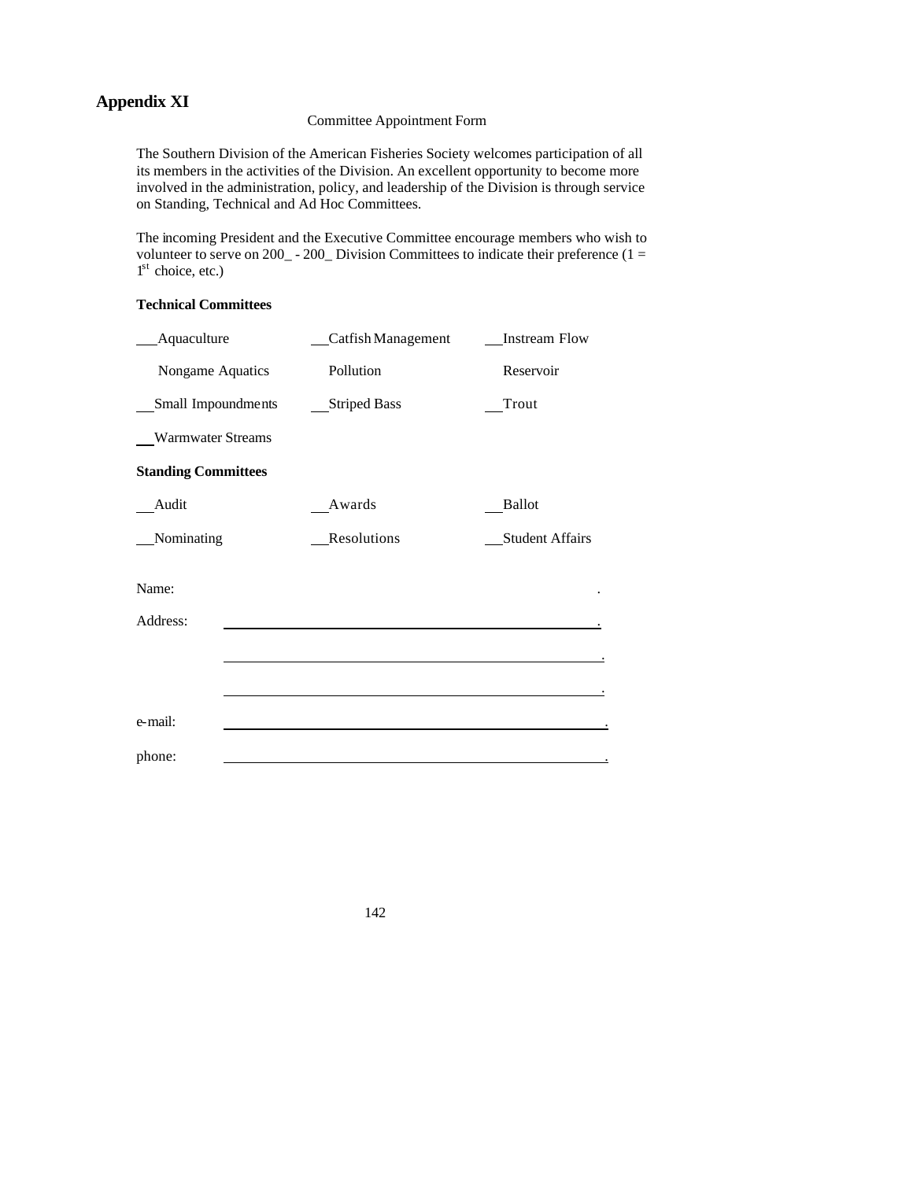# Appendix XI

Committee Appointment Form

The Southern Division of the American Fisheries Society welcomes participation of all its members in the activities of the Division. An excellent opportunity to become more involved in the administration, policy, and leadership of the Division is through service on Standing, Technical and Ad Hoc Committees.

The incoming President and the Executive Committee encourage members who wish to volunteer to serve on 200_ - 200_ Division Committees to indicate their preference (1 = 1st choice, etc.)

**Technical Committees**

| | | |
|---|---|---|
| \_\_Aquaculture | \_\_Catfish Management | \_\_Instream Flow |
| Nongame Aquatics | Pollution | Reservoir |
| \_\_Small Impoundments | \_\_Striped Bass | \_\_Trout |
| \_\_Warmwater Streams | | |

**Standing Committees**

| | | |
|---|---|---|
| \_\_Audit | \_\_Awards | \_\_Ballot |
| \_\_Nominating | \_\_Resolutions | \_\_Student Affairs |

Name: .

Address: \_\_\_\_\_\_\_\_\_\_\_\_\_\_\_\_\_\_\_\_\_\_\_\_\_\_\_\_\_\_\_\_\_\_\_\_\_\_\_\_\_\_\_\_.

\_\_\_\_\_\_\_\_\_\_\_\_\_\_\_\_\_\_\_\_\_\_\_\_\_\_\_\_\_\_\_\_\_\_\_\_\_\_\_\_\_\_\_\_.

\_\_\_\_\_\_\_\_\_\_\_\_\_\_\_\_\_\_\_\_\_\_\_\_\_\_\_\_\_\_\_\_\_\_\_\_\_\_\_\_\_\_\_\_.

e-mail: \_\_\_\_\_\_\_\_\_\_\_\_\_\_\_\_\_\_\_\_\_\_\_\_\_\_\_\_\_\_\_\_\_\_\_\_\_\_\_\_\_\_\_\_.

phone: \_\_\_\_\_\_\_\_\_\_\_\_\_\_\_\_\_\_\_\_\_\_\_\_\_\_\_\_\_\_\_\_\_\_\_\_\_\_\_\_\_\_\_\_.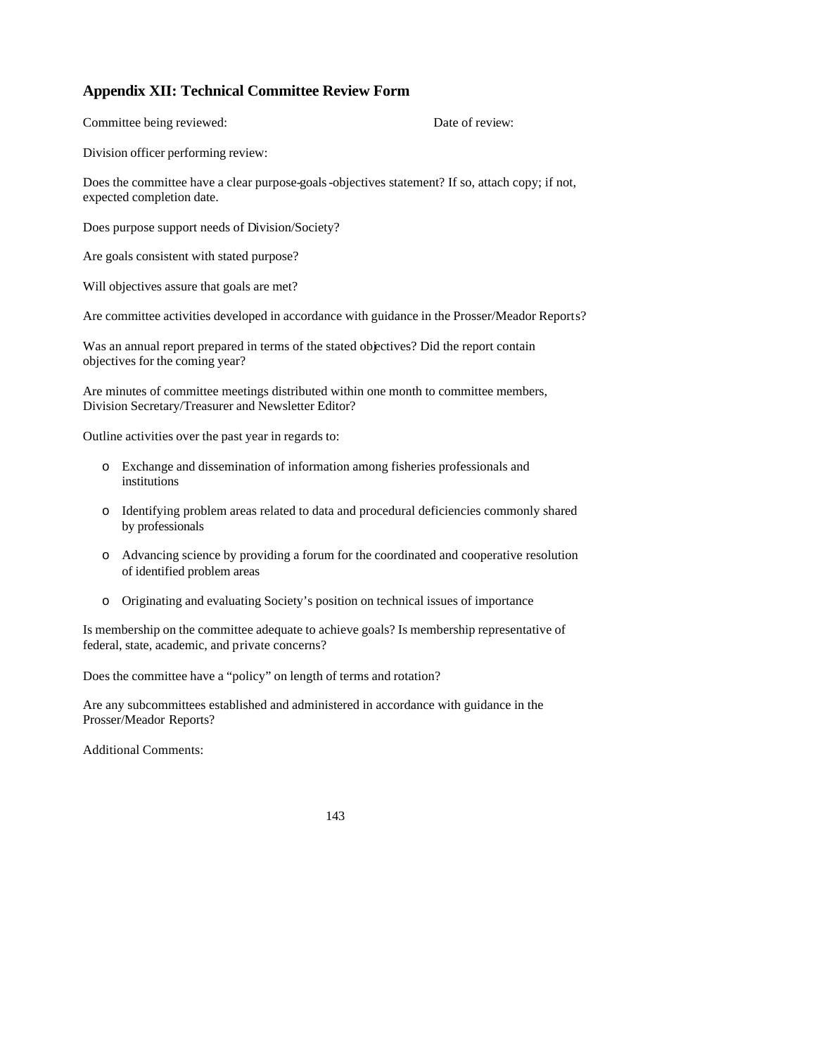## Appendix XII: Technical Committee Review Form

Committee being reviewed: Date of review:

Division officer performing review:

Does the committee have a clear purpose-goals-objectives statement? If so, attach copy; if not, expected completion date.

Does purpose support needs of Division/Society?

Are goals consistent with stated purpose?

Will objectives assure that goals are met?

Are committee activities developed in accordance with guidance in the Prosser/Meador Reports?

Was an annual report prepared in terms of the stated objectives? Did the report contain objectives for the coming year?

Are minutes of committee meetings distributed within one month to committee members, Division Secretary/Treasurer and Newsletter Editor?

Outline activities over the past year in regards to:

- Exchange and dissemination of information among fisheries professionals and institutions
- Identifying problem areas related to data and procedural deficiencies commonly shared by professionals
- Advancing science by providing a forum for the coordinated and cooperative resolution of identified problem areas
- Originating and evaluating Society's position on technical issues of importance

Is membership on the committee adequate to achieve goals? Is membership representative of federal, state, academic, and private concerns?

Does the committee have a "policy" on length of terms and rotation?

Are any subcommittees established and administered in accordance with guidance in the Prosser/Meador Reports?

Additional Comments: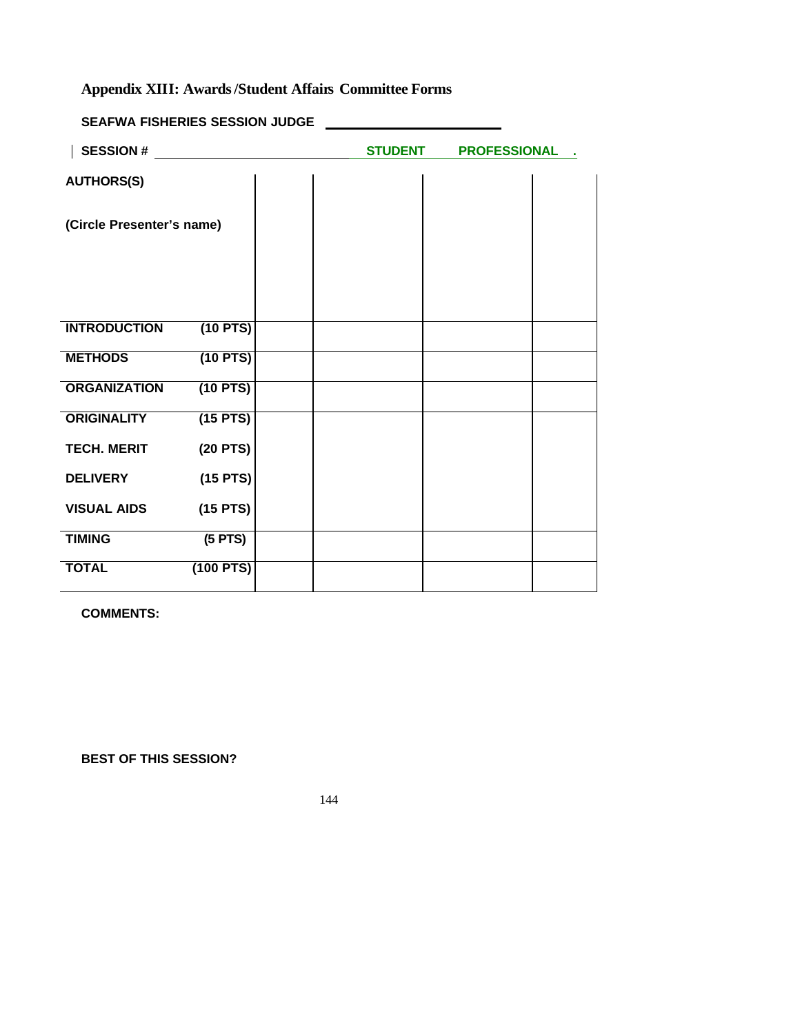## Appendix XIII: Awards /Student Affairs Committee Forms

**SEAFWA FISHERIES SESSION JUDGE** ______________________

**SESSION #** ______________________ **STUDENT** **PROFESSIONAL .**

| **AUTHORS(S)**<br><br>**(Circle Presenter's name)** | | | | | |
|---|---|---|---|---|---|
| **INTRODUCTION** | **(10 PTS)** | | | | |
| **METHODS** | **(10 PTS)** | | | | |
| **ORGANIZATION** | **(10 PTS)** | | | | |
| **ORIGINALITY** | **(15 PTS)** | | | | |
| **TECH. MERIT** | **(20 PTS)** | | | | |
| **DELIVERY** | **(15 PTS)** | | | | |
| **VISUAL AIDS** | **(15 PTS)** | | | | |
| **TIMING** | **(5 PTS)** | | | | |
| **TOTAL** | **(100 PTS)** | | | | |

**COMMENTS:**

**BEST OF THIS SESSION?**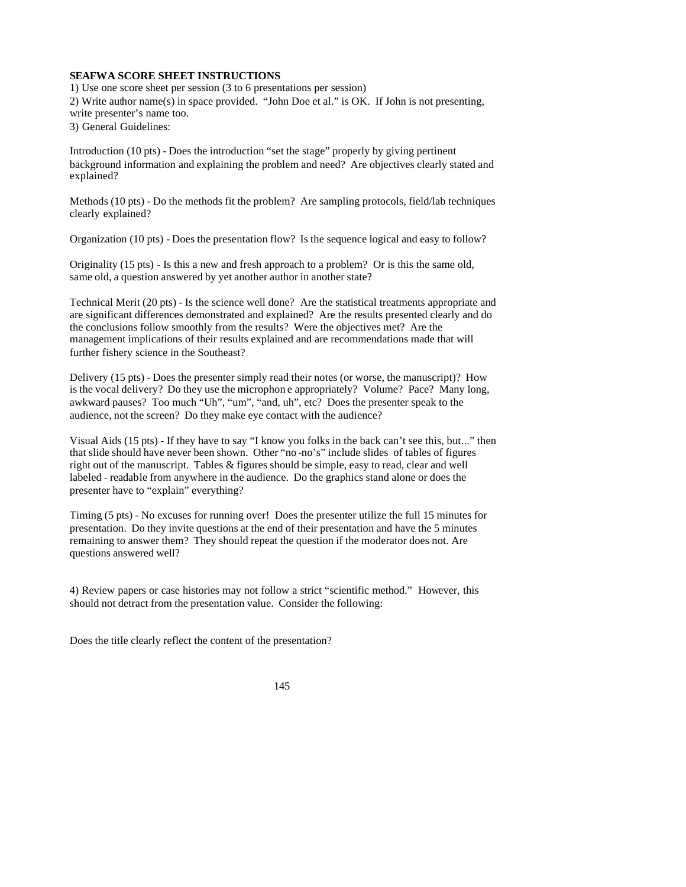**SEAFWA SCORE SHEET INSTRUCTIONS**

1) Use one score sheet per session (3 to 6 presentations per session)

2) Write author name(s) in space provided. "John Doe et al." is OK. If John is not presenting, write presenter's name too.

3) General Guidelines:

Introduction (10 pts) - Does the introduction "set the stage" properly by giving pertinent background information and explaining the problem and need? Are objectives clearly stated and explained?

Methods (10 pts) - Do the methods fit the problem? Are sampling protocols, field/lab techniques clearly explained?

Organization (10 pts) - Does the presentation flow? Is the sequence logical and easy to follow?

Originality (15 pts) - Is this a new and fresh approach to a problem? Or is this the same old, same old, a question answered by yet another author in another state?

Technical Merit (20 pts) - Is the science well done? Are the statistical treatments appropriate and are significant differences demonstrated and explained? Are the results presented clearly and do the conclusions follow smoothly from the results? Were the objectives met? Are the management implications of their results explained and are recommendations made that will further fishery science in the Southeast?

Delivery (15 pts) - Does the presenter simply read their notes (or worse, the manuscript)? How is the vocal delivery? Do they use the microphone appropriately? Volume? Pace? Many long, awkward pauses? Too much "Uh", "um", "and, uh", etc? Does the presenter speak to the audience, not the screen? Do they make eye contact with the audience?

Visual Aids (15 pts) - If they have to say "I know you folks in the back can't see this, but..." then that slide should have never been shown. Other "no-no's" include slides of tables of figures right out of the manuscript. Tables & figures should be simple, easy to read, clear and well labeled - readable from anywhere in the audience. Do the graphics stand alone or does the presenter have to "explain" everything?

Timing (5 pts) - No excuses for running over! Does the presenter utilize the full 15 minutes for presentation. Do they invite questions at the end of their presentation and have the 5 minutes remaining to answer them? They should repeat the question if the moderator does not. Are questions answered well?

4) Review papers or case histories may not follow a strict "scientific method." However, this should not detract from the presentation value. Consider the following:

Does the title clearly reflect the content of the presentation?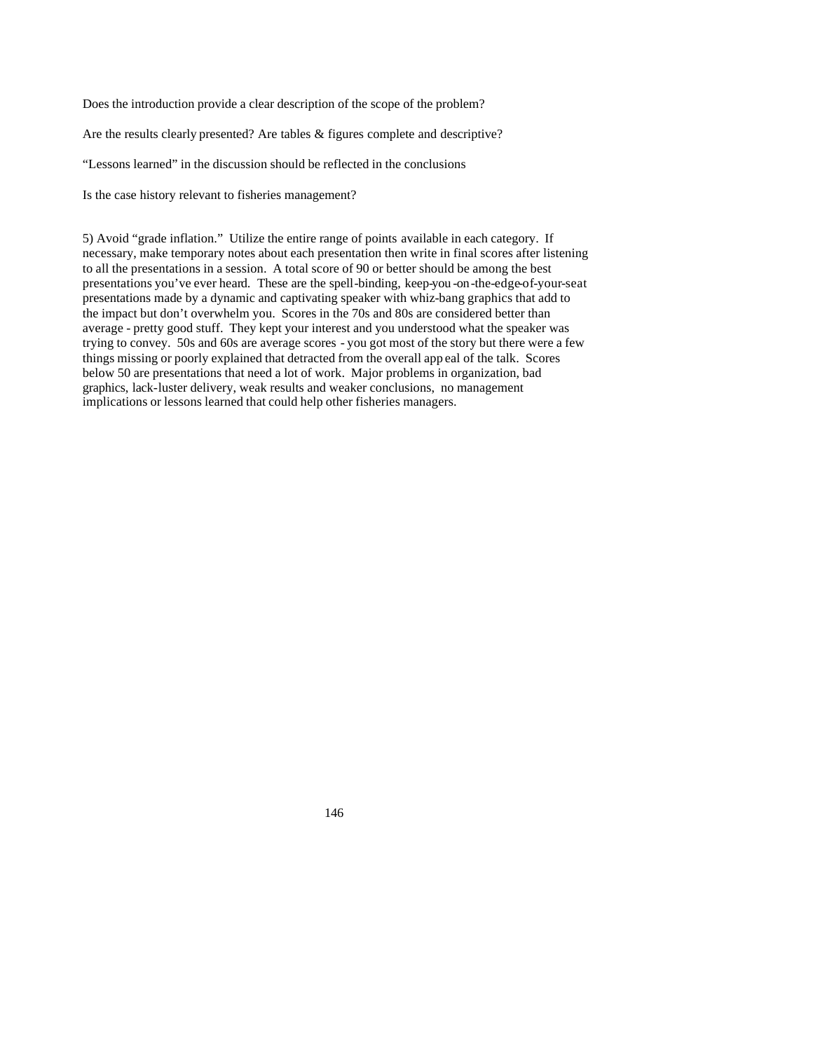Does the introduction provide a clear description of the scope of the problem?

Are the results clearly presented? Are tables & figures complete and descriptive?

"Lessons learned" in the discussion should be reflected in the conclusions

Is the case history relevant to fisheries management?

5) Avoid "grade inflation." Utilize the entire range of points available in each category. If necessary, make temporary notes about each presentation then write in final scores after listening to all the presentations in a session. A total score of 90 or better should be among the best presentations you've ever heard. These are the spell-binding, keep-you-on-the-edge-of-your-seat presentations made by a dynamic and captivating speaker with whiz-bang graphics that add to the impact but don't overwhelm you. Scores in the 70s and 80s are considered better than average - pretty good stuff. They kept your interest and you understood what the speaker was trying to convey. 50s and 60s are average scores - you got most of the story but there were a few things missing or poorly explained that detracted from the overall appeal of the talk. Scores below 50 are presentations that need a lot of work. Major problems in organization, bad graphics, lack-luster delivery, weak results and weaker conclusions, no management implications or lessons learned that could help other fisheries managers.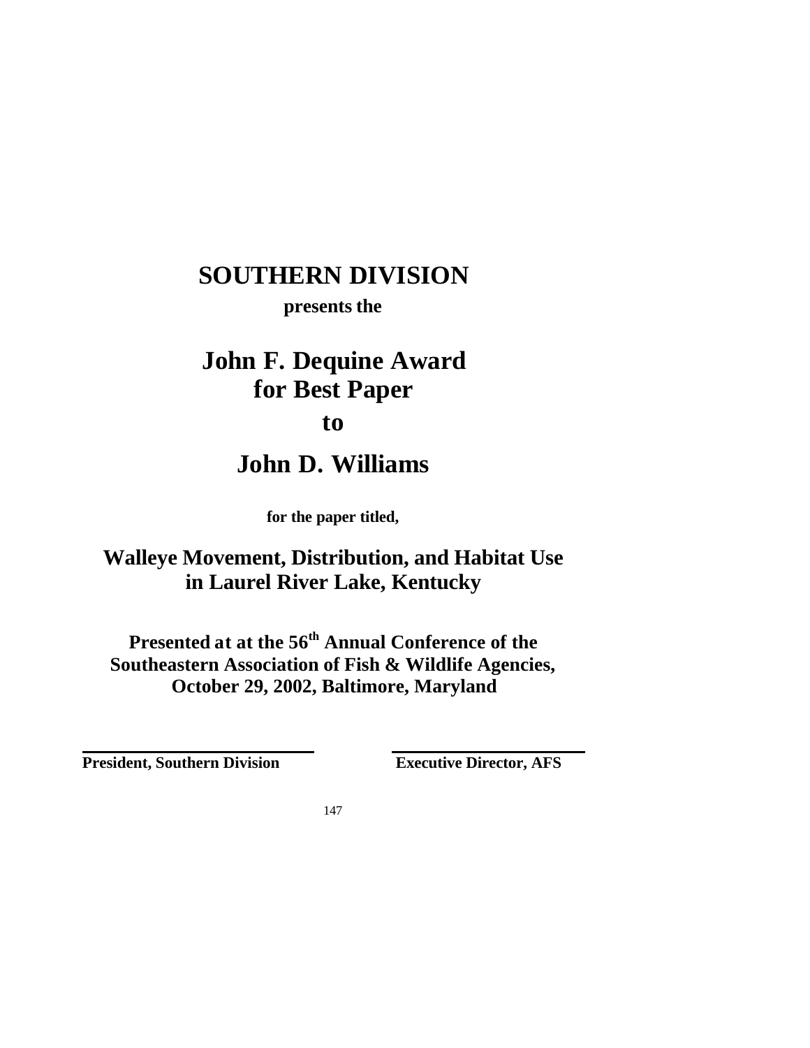# SOUTHERN DIVISION

**presents the**

# John F. Dequine Award for Best Paper

# to

# John D. Williams

**for the paper titled,**

## Walleye Movement, Distribution, and Habitat Use in Laurel River Lake, Kentucky

**Presented at at the 56th Annual Conference of the Southeastern Association of Fish & Wildlife Agencies, October 29, 2002, Baltimore, Maryland**

**President, Southern Division** | **Executive Director, AFS**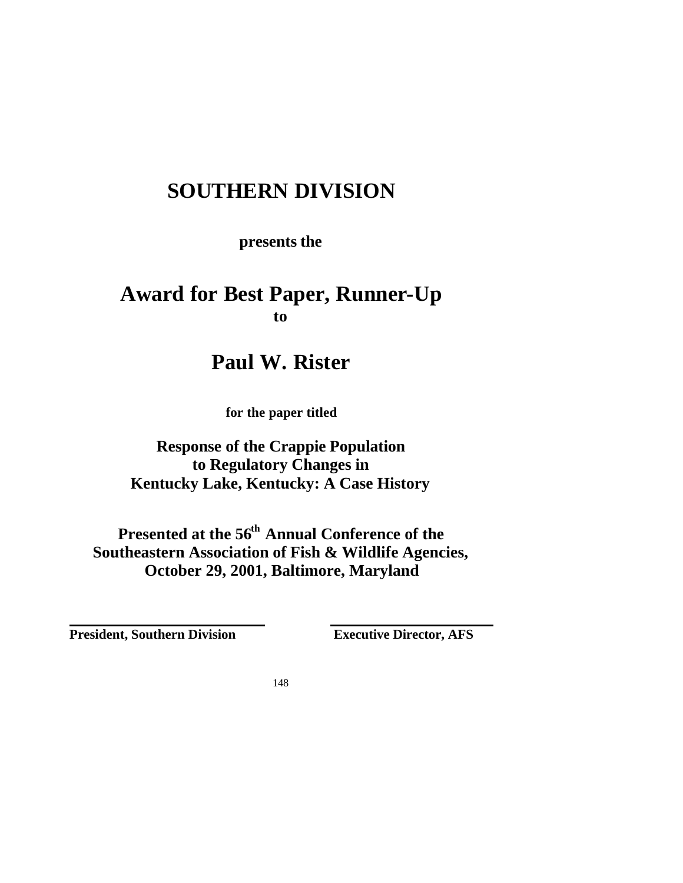# SOUTHERN DIVISION

**presents the**

# Award for Best Paper, Runner-Up

**to**

# Paul W. Rister

**for the paper titled**

**Response of the Crappie Population to Regulatory Changes in Kentucky Lake, Kentucky: A Case History**

**Presented at the 56th Annual Conference of the Southeastern Association of Fish & Wildlife Agencies, October 29, 2001, Baltimore, Maryland**

**President, Southern Division**

**Executive Director, AFS**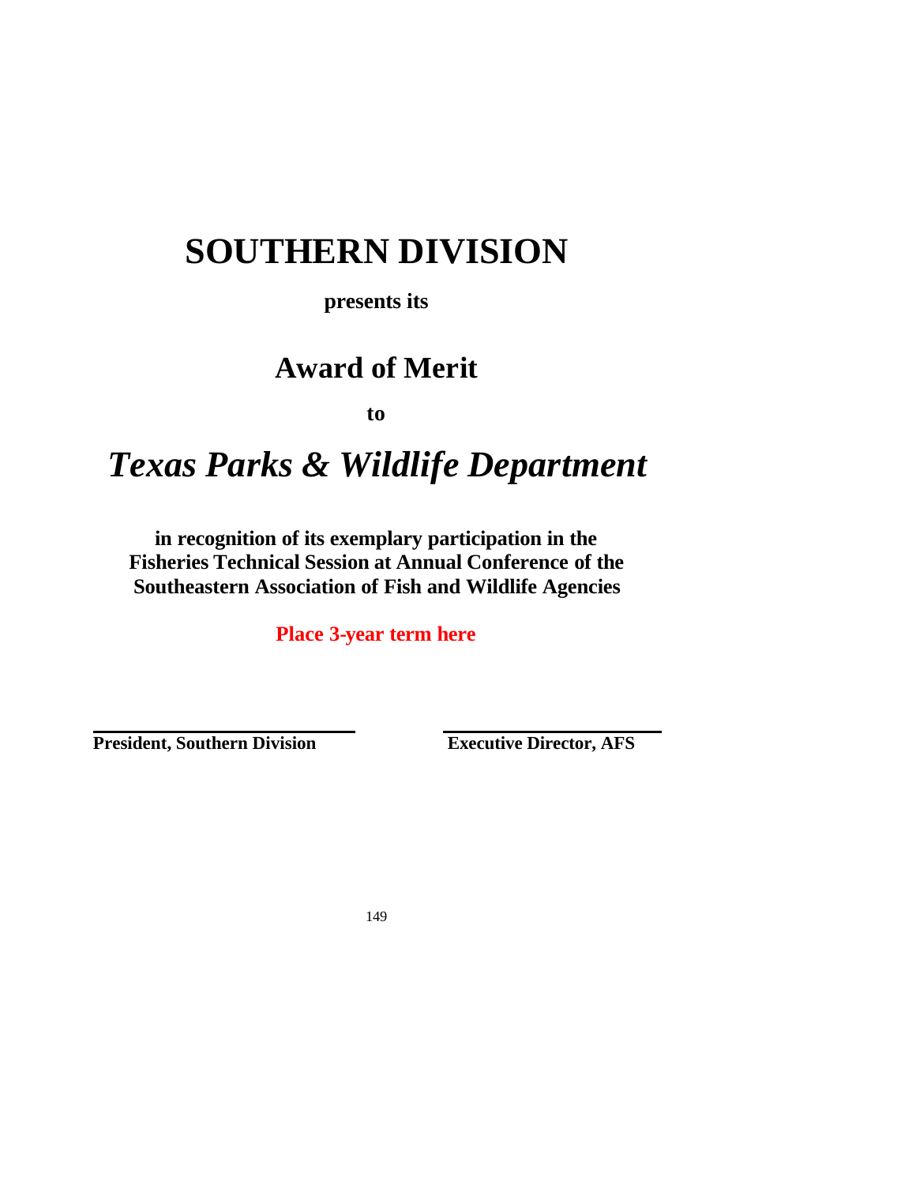# SOUTHERN DIVISION

**presents its**

## Award of Merit

**to**

## *Texas Parks & Wildlife Department*

**in recognition of its exemplary participation in the Fisheries Technical Session at Annual Conference of the Southeastern Association of Fish and Wildlife Agencies**

**Place 3-year term here**

**President, Southern Division** | **Executive Director, AFS**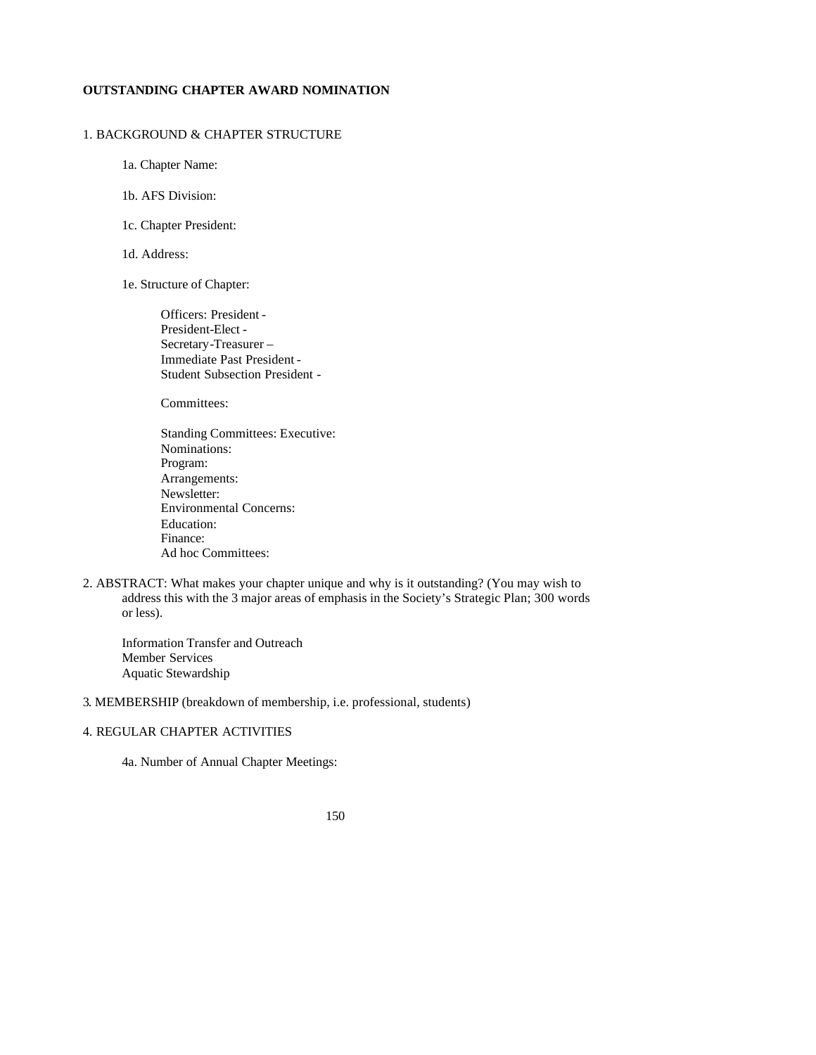**OUTSTANDING CHAPTER AWARD NOMINATION**

1. BACKGROUND & CHAPTER STRUCTURE

1a. Chapter Name:

1b. AFS Division:

1c. Chapter President:

1d. Address:

1e. Structure of Chapter:

Officers: President -
President-Elect -
Secretary-Treasurer –
Immediate Past President -
Student Subsection President -

Committees:

Standing Committees: Executive:
Nominations:
Program:
Arrangements:
Newsletter:
Environmental Concerns:
Education:
Finance:
Ad hoc Committees:

2. ABSTRACT: What makes your chapter unique and why is it outstanding? (You may wish to address this with the 3 major areas of emphasis in the Society's Strategic Plan; 300 words or less).

Information Transfer and Outreach
Member Services
Aquatic Stewardship

3. MEMBERSHIP (breakdown of membership, i.e. professional, students)

4. REGULAR CHAPTER ACTIVITIES

4a. Number of Annual Chapter Meetings: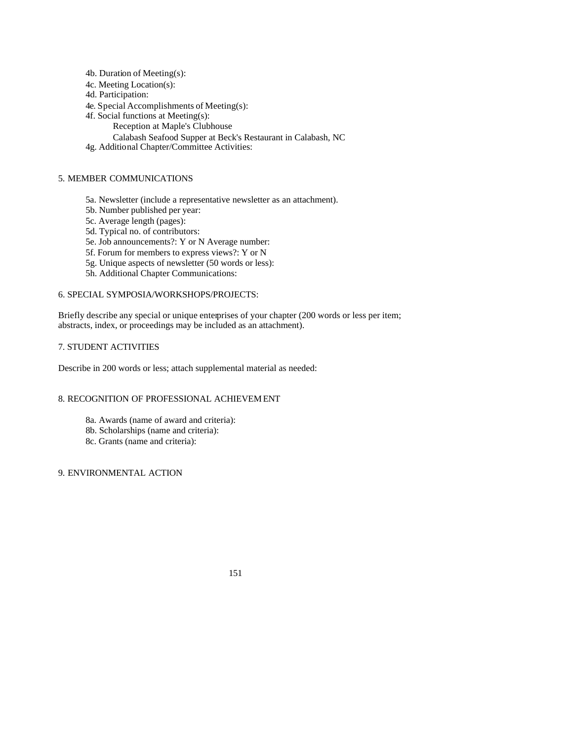4b. Duration of Meeting(s):

4c. Meeting Location(s):

4d. Participation:

4e. Special Accomplishments of Meeting(s):

4f. Social functions at Meeting(s):

Reception at Maple's Clubhouse

Calabash Seafood Supper at Beck's Restaurant in Calabash, NC

4g. Additional Chapter/Committee Activities:

## 5. MEMBER COMMUNICATIONS

5a. Newsletter (include a representative newsletter as an attachment).

5b. Number published per year:

5c. Average length (pages):

5d. Typical no. of contributors:

5e. Job announcements?: Y or N Average number:

5f. Forum for members to express views?: Y or N

5g. Unique aspects of newsletter (50 words or less):

5h. Additional Chapter Communications:

## 6. SPECIAL SYMPOSIA/WORKSHOPS/PROJECTS:

Briefly describe any special or unique enteprises of your chapter (200 words or less per item; abstracts, index, or proceedings may be included as an attachment).

## 7. STUDENT ACTIVITIES

Describe in 200 words or less; attach supplemental material as needed:

## 8. RECOGNITION OF PROFESSIONAL ACHIEVEM ENT

8a. Awards (name of award and criteria):

8b. Scholarships (name and criteria):

8c. Grants (name and criteria):

## 9. ENVIRONMENTAL ACTION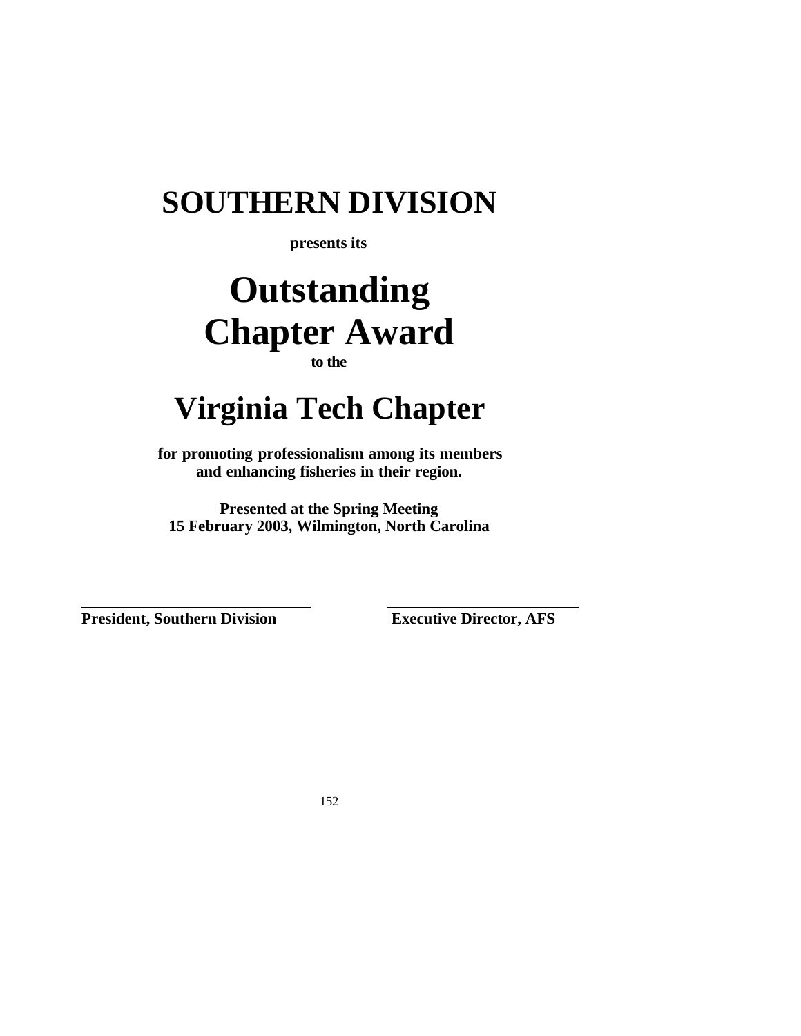# SOUTHERN DIVISION

**presents its**

# Outstanding Chapter Award

**to the**

# Virginia Tech Chapter

**for promoting professionalism among its members and enhancing fisheries in their region.**

**Presented at the Spring Meeting**
**15 February 2003, Wilmington, North Carolina**

**President, Southern Division** | **Executive Director, AFS**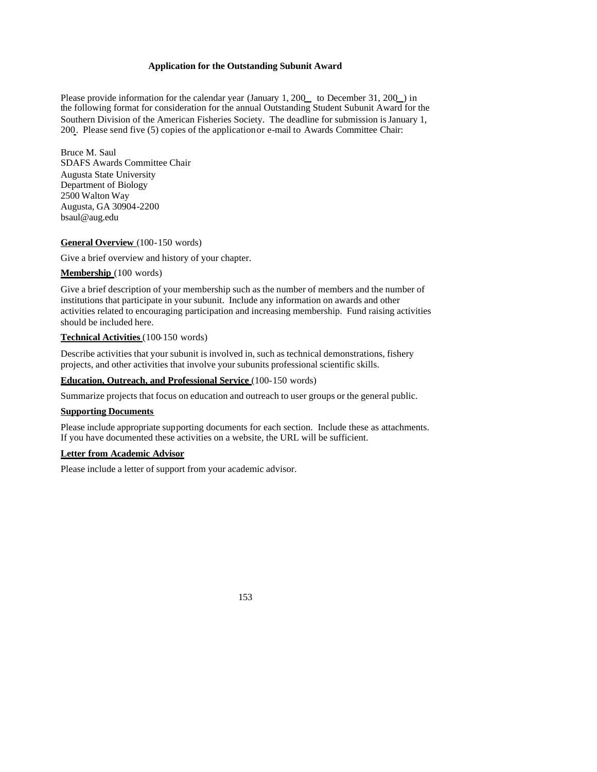**Application for the Outstanding Subunit Award**

Please provide information for the calendar year (January 1, 200__ to December 31, 200_) in the following format for consideration for the annual Outstanding Student Subunit Award for the Southern Division of the American Fisheries Society. The deadline for submission is January 1, 200_. Please send five (5) copies of the application or e-mail to Awards Committee Chair:

Bruce M. Saul
SDAFS Awards Committee Chair
Augusta State University
Department of Biology
2500 Walton Way
Augusta, GA 30904-2200
bsaul@aug.edu

**General Overview** (100-150 words)

Give a brief overview and history of your chapter.

**Membership** (100 words)

Give a brief description of your membership such as the number of members and the number of institutions that participate in your subunit. Include any information on awards and other activities related to encouraging participation and increasing membership. Fund raising activities should be included here.

**Technical Activities** (100-150 words)

Describe activities that your subunit is involved in, such as technical demonstrations, fishery projects, and other activities that involve your subunits professional scientific skills.

**Education, Outreach, and Professional Service** (100-150 words)

Summarize projects that focus on education and outreach to user groups or the general public.

**Supporting Documents**

Please include appropriate supporting documents for each section. Include these as attachments. If you have documented these activities on a website, the URL will be sufficient.

**Letter from Academic Advisor**

Please include a letter of support from your academic advisor.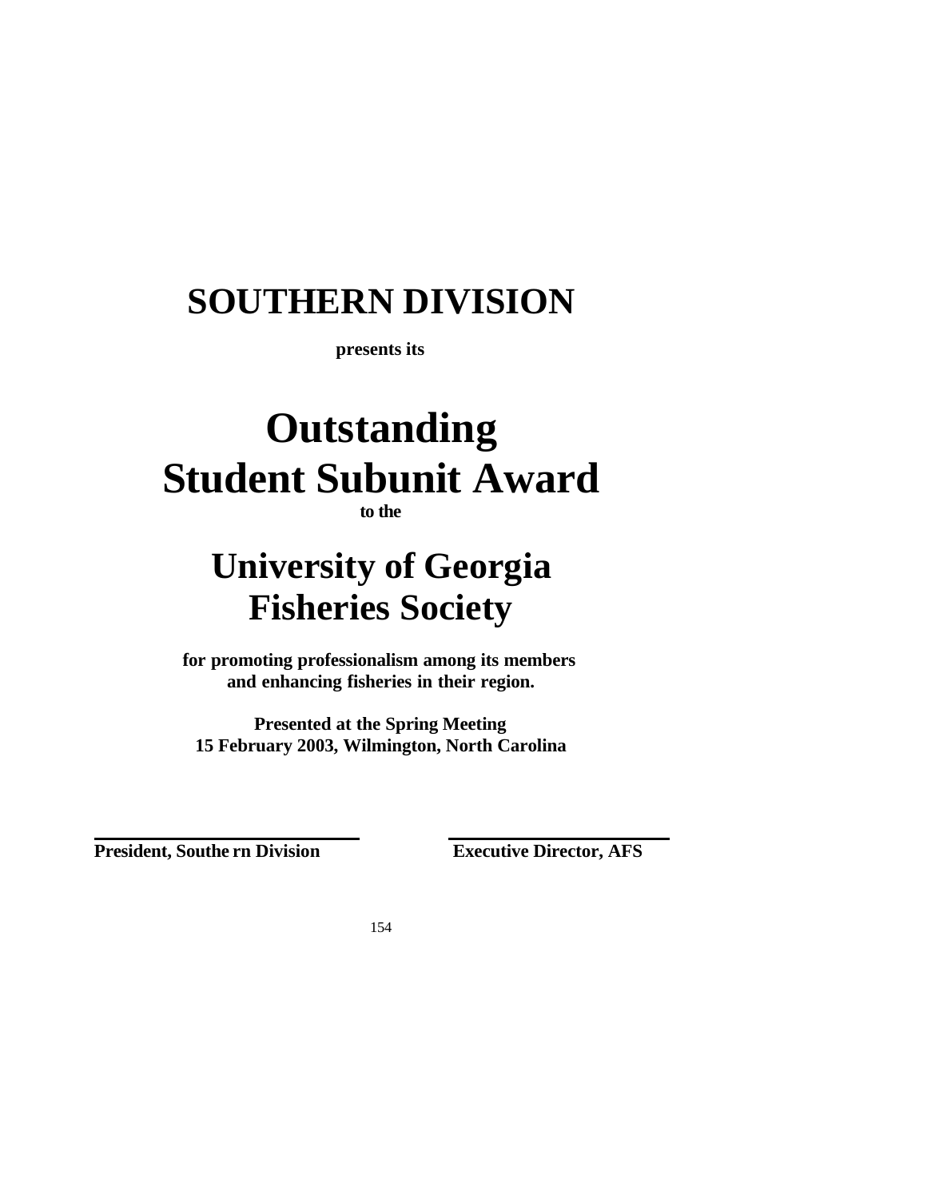# SOUTHERN DIVISION

**presents its**

# Outstanding Student Subunit Award

**to the**

# University of Georgia Fisheries Society

**for promoting professionalism among its members and enhancing fisheries in their region.**

**Presented at the Spring Meeting**
**15 February 2003, Wilmington, North Carolina**

**President, Southern Division**

**Executive Director, AFS**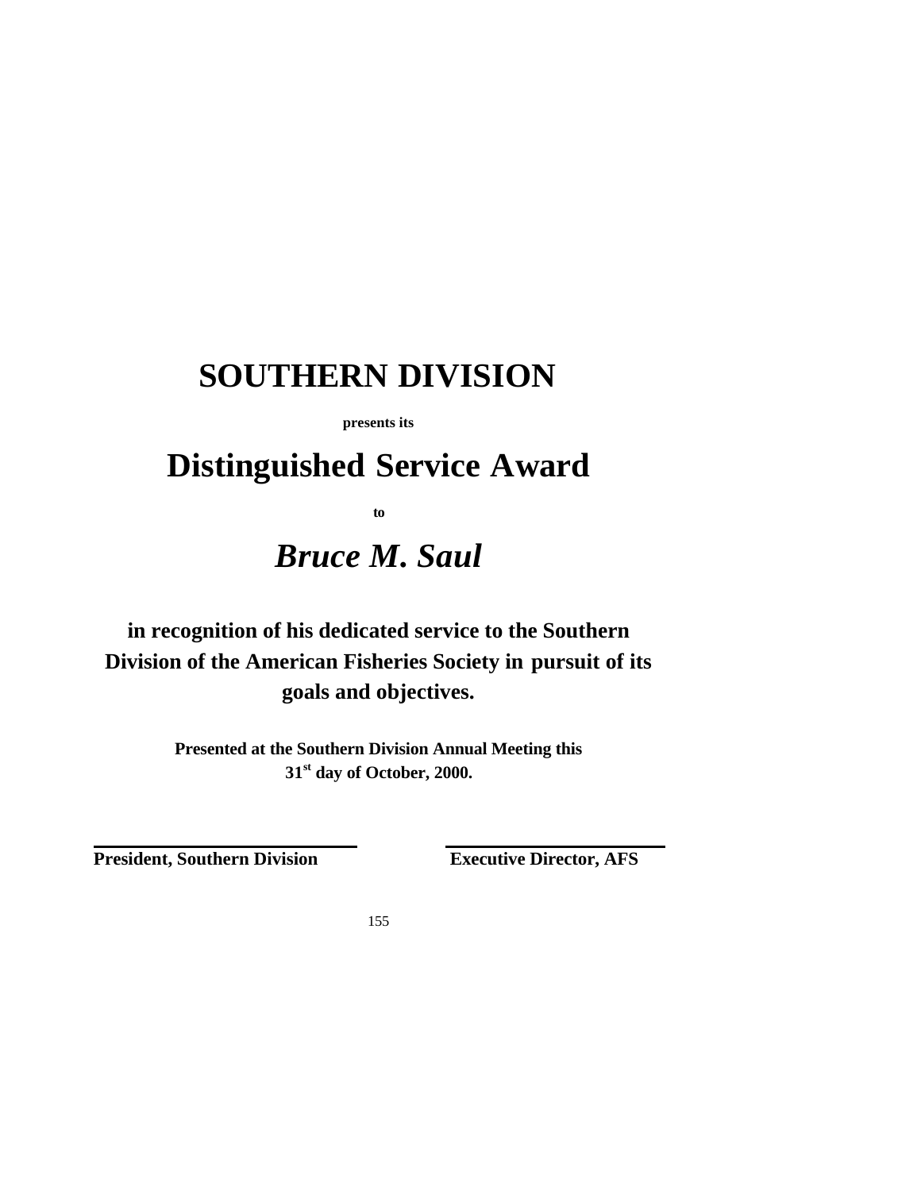# SOUTHERN DIVISION

**presents its**

# Distinguished Service Award

**to**

## ***Bruce M. Saul***

**in recognition of his dedicated service to the Southern Division of the American Fisheries Society in pursuit of its goals and objectives.**

**Presented at the Southern Division Annual Meeting this 31st day of October, 2000.**

**President, Southern Division** **Executive Director, AFS**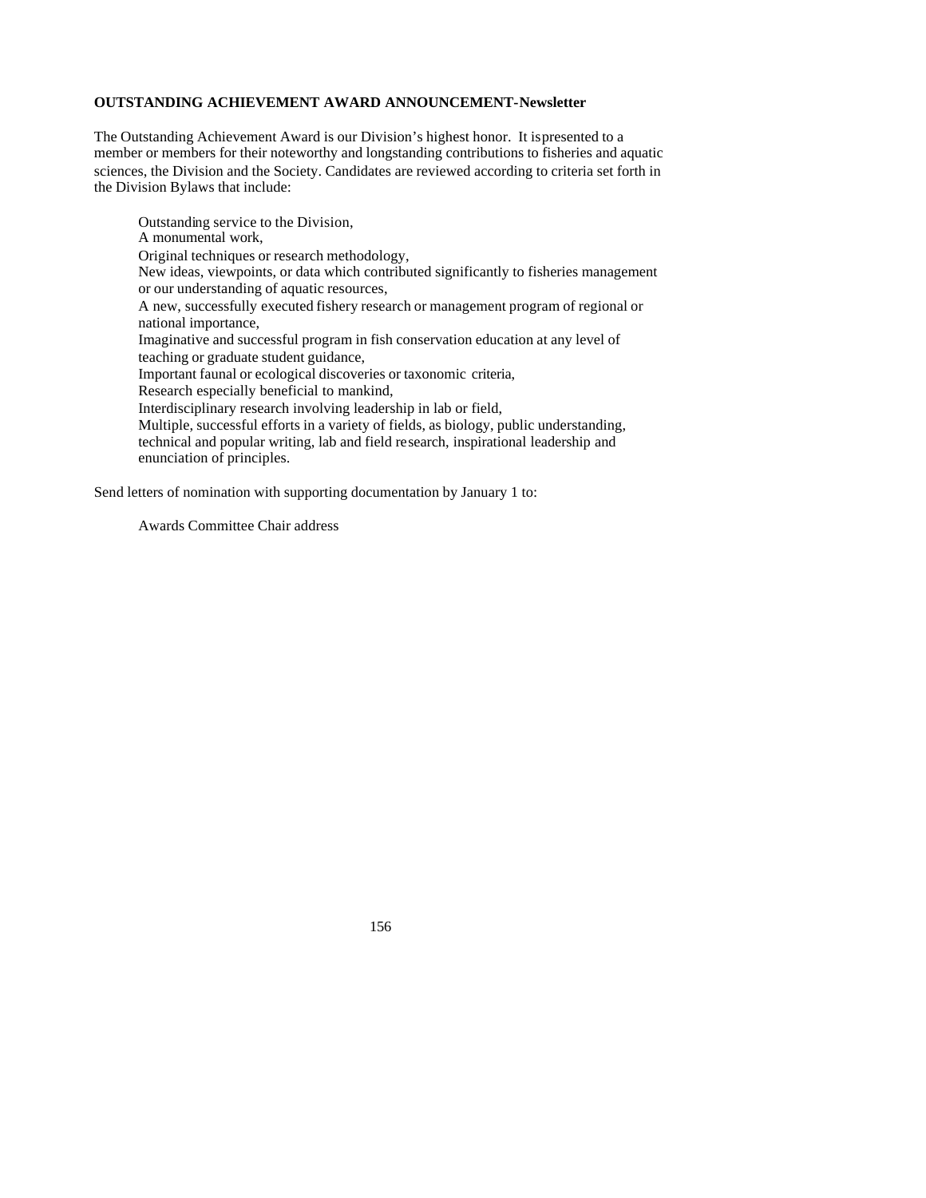**OUTSTANDING ACHIEVEMENT AWARD ANNOUNCEMENT-Newsletter**

The Outstanding Achievement Award is our Division's highest honor. It ispresented to a member or members for their noteworthy and longstanding contributions to fisheries and aquatic sciences, the Division and the Society. Candidates are reviewed according to criteria set forth in the Division Bylaws that include:

> Outstanding service to the Division,
> A monumental work,
> Original techniques or research methodology,
> New ideas, viewpoints, or data which contributed significantly to fisheries management or our understanding of aquatic resources,
> A new, successfully executed fishery research or management program of regional or national importance,
> Imaginative and successful program in fish conservation education at any level of teaching or graduate student guidance,
> Important faunal or ecological discoveries or taxonomic criteria,
> Research especially beneficial to mankind,
> Interdisciplinary research involving leadership in lab or field,
> Multiple, successful efforts in a variety of fields, as biology, public understanding, technical and popular writing, lab and field research, inspirational leadership and enunciation of principles.

Send letters of nomination with supporting documentation by January 1 to:

> Awards Committee Chair address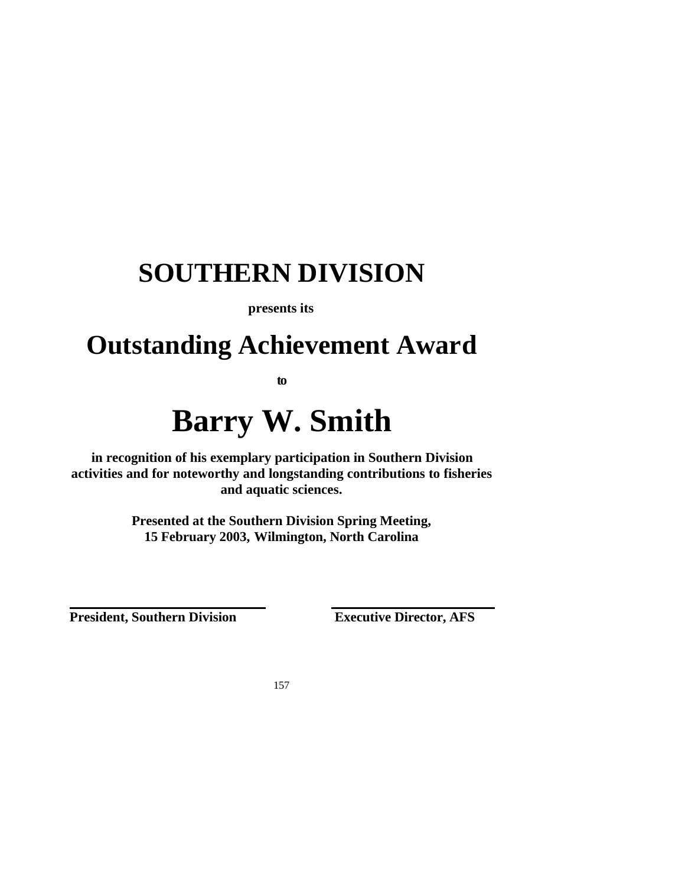# SOUTHERN DIVISION

**presents its**

# Outstanding Achievement Award

**to**

# Barry W. Smith

**in recognition of his exemplary participation in Southern Division activities and for noteworthy and longstanding contributions to fisheries and aquatic sciences.**

**Presented at the Southern Division Spring Meeting, 15 February 2003, Wilmington, North Carolina**

**President, Southern Division**

**Executive Director, AFS**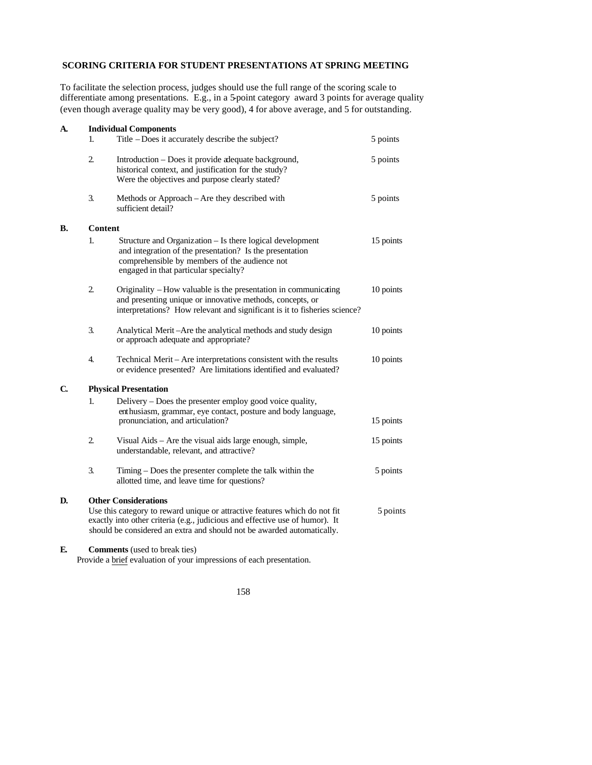## SCORING CRITERIA FOR STUDENT PRESENTATIONS AT SPRING MEETING

To facilitate the selection process, judges should use the full range of the scoring scale to differentiate among presentations. E.g., in a 5-point category award 3 points for average quality (even though average quality may be very good), 4 for above average, and 5 for outstanding.

**A. Individual Components**

1. Title – Does it accurately describe the subject? — 5 points
2. Introduction – Does it provide adequate background, historical context, and justification for the study? Were the objectives and purpose clearly stated? — 5 points
3. Methods or Approach – Are they described with sufficient detail? — 5 points

**B. Content**

1. Structure and Organization – Is there logical development and integration of the presentation? Is the presentation comprehensible by members of the audience not engaged in that particular specialty? — 15 points
2. Originality – How valuable is the presentation in communicating and presenting unique or innovative methods, concepts, or interpretations? How relevant and significant is it to fisheries science? — 10 points
3. Analytical Merit – Are the analytical methods and study design or approach adequate and appropriate? — 10 points
4. Technical Merit – Are interpretations consistent with the results or evidence presented? Are limitations identified and evaluated? — 10 points

**C. Physical Presentation**

1. Delivery – Does the presenter employ good voice quality, enthusiasm, grammar, eye contact, posture and body language, pronunciation, and articulation? — 15 points
2. Visual Aids – Are the visual aids large enough, simple, understandable, relevant, and attractive? — 15 points
3. Timing – Does the presenter complete the talk within the allotted time, and leave time for questions? — 5 points

**D. Other Considerations** — 5 points

Use this category to reward unique or attractive features which do not fit exactly into other criteria (e.g., judicious and effective use of humor). It should be considered an extra and should not be awarded automatically.

**E. Comments** (used to break ties)

Provide a brief evaluation of your impressions of each presentation.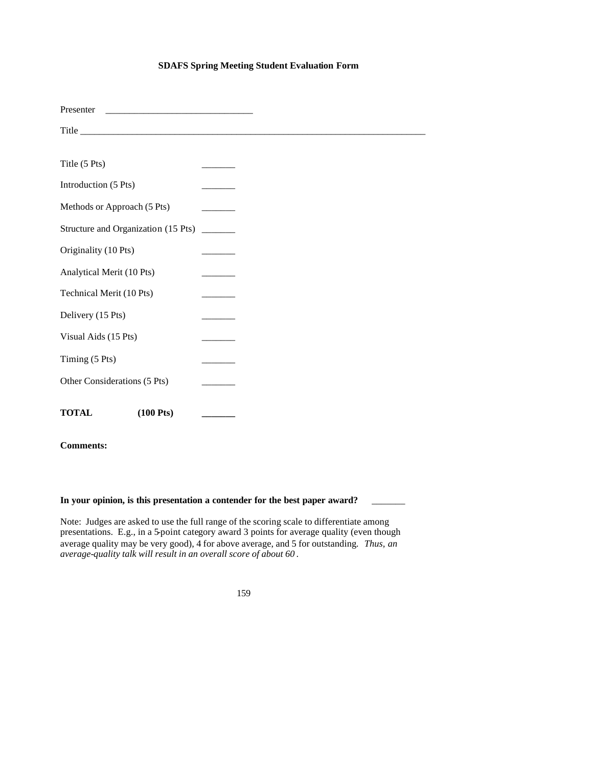**SDAFS Spring Meeting Student Evaluation Form**

Presenter ______________________________

Title ______________________________________________________________________

| | |
|---|---|
| Title (5 Pts) | _______ |
| Introduction (5 Pts) | _______ |
| Methods or Approach (5 Pts) | _______ |
| Structure and Organization (15 Pts) | _______ |
| Originality (10 Pts) | _______ |
| Analytical Merit (10 Pts) | _______ |
| Technical Merit (10 Pts) | _______ |
| Delivery (15 Pts) | _______ |
| Visual Aids (15 Pts) | _______ |
| Timing (5 Pts) | _______ |
| Other Considerations (5 Pts) | _______ |
| **TOTAL (100 Pts)** | _______ |

**Comments:**

**In your opinion, is this presentation a contender for the best paper award?** _______

Note: Judges are asked to use the full range of the scoring scale to differentiate among presentations. E.g., in a 5-point category award 3 points for average quality (even though average quality may be very good), 4 for above average, and 5 for outstanding. *Thus, an average-quality talk will result in an overall score of about 60*.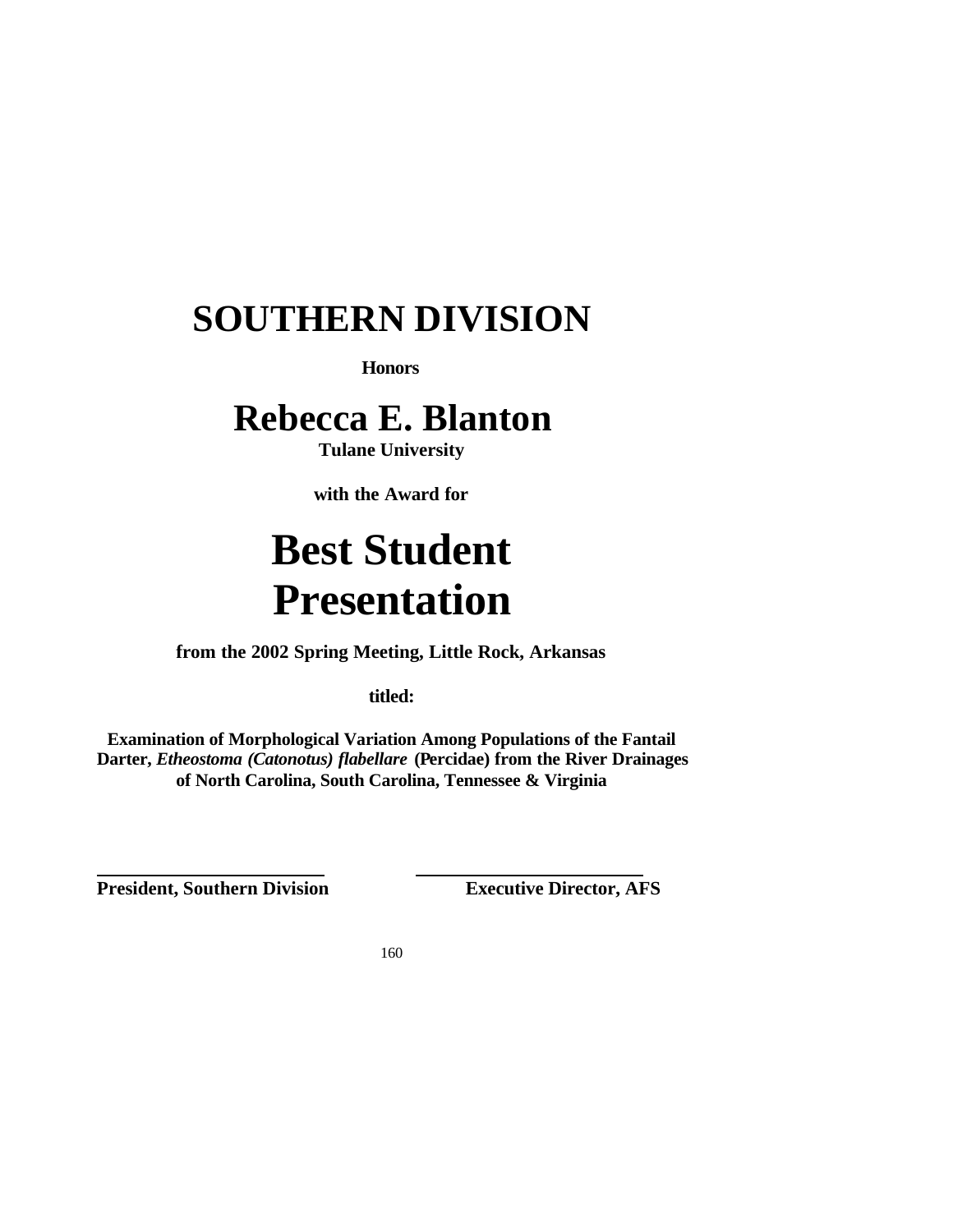# SOUTHERN DIVISION

**Honors**

# Rebecca E. Blanton

**Tulane University**

**with the Award for**

# Best Student Presentation

**from the 2002 Spring Meeting, Little Rock, Arkansas**

**titled:**

**Examination of Morphological Variation Among Populations of the Fantail Darter, *Etheostoma (Catonotus) flabellare* (Percidae) from the River Drainages of North Carolina, South Carolina, Tennessee & Virginia**

**President, Southern Division** **Executive Director, AFS**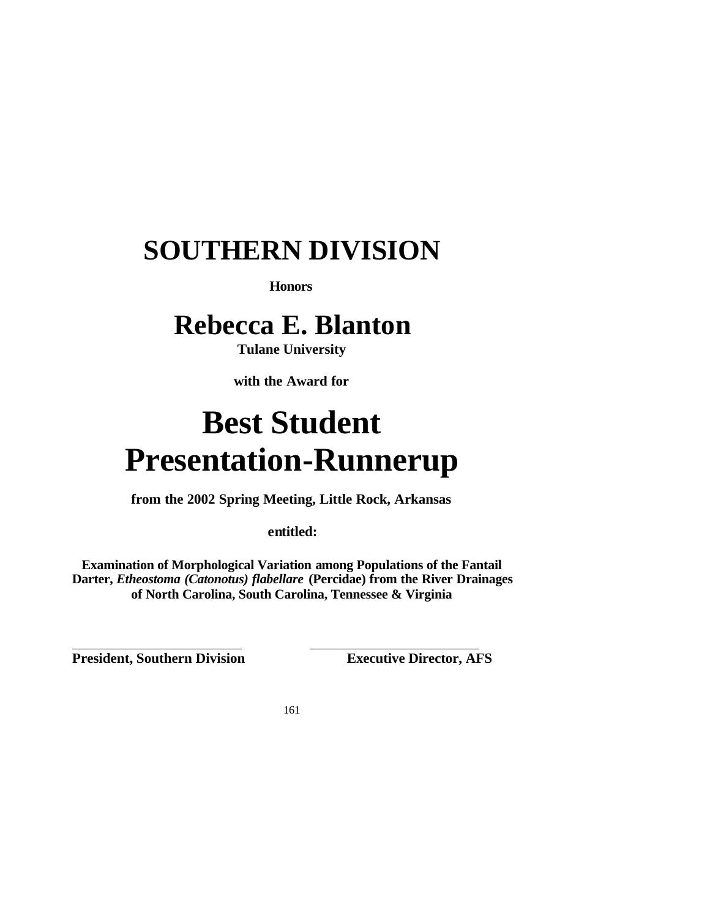# SOUTHERN DIVISION

**Honors**

# Rebecca E. Blanton

**Tulane University**

**with the Award for**

# Best Student Presentation-Runnerup

**from the 2002 Spring Meeting, Little Rock, Arkansas**

**entitled:**

**Examination of Morphological Variation among Populations of the Fantail Darter, *Etheostoma (Catonotus) flabellare* (Percidae) from the River Drainages of North Carolina, South Carolina, Tennessee & Virginia**

**President, Southern Division**

**Executive Director, AFS**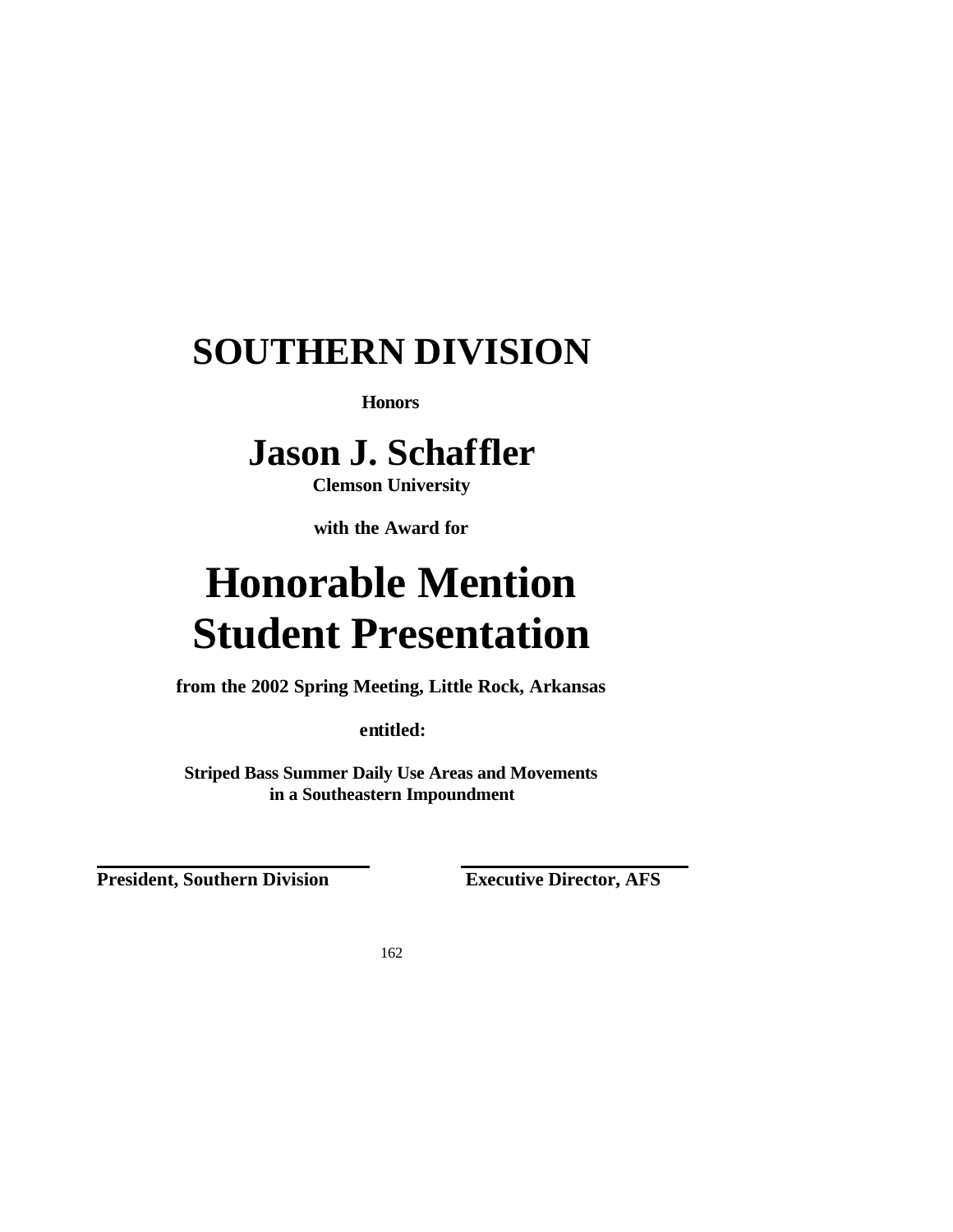# SOUTHERN DIVISION

**Honors**

# Jason J. Schaffler

**Clemson University**

**with the Award for**

# Honorable Mention Student Presentation

**from the 2002 Spring Meeting, Little Rock, Arkansas**

**entitled:**

**Striped Bass Summer Daily Use Areas and Movements in a Southeastern Impoundment**

**President, Southern Division** **Executive Director, AFS**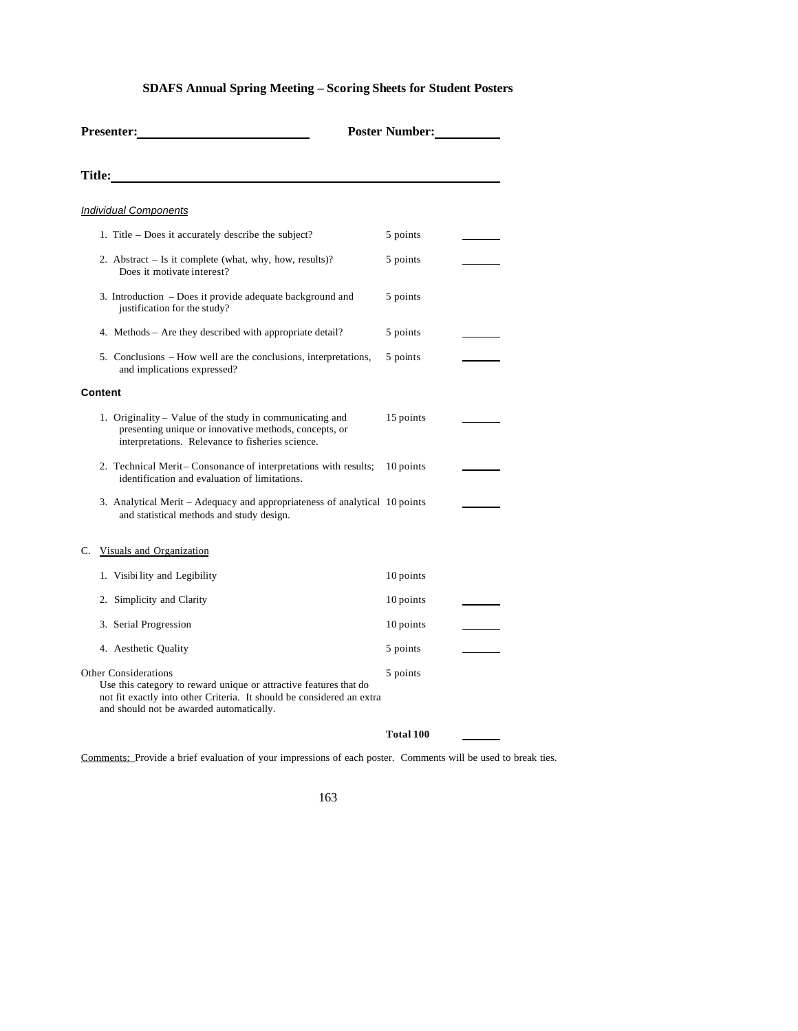## SDAFS Annual Spring Meeting – Scoring Sheets for Student Posters

**Presenter:** ______________________ **Poster Number:** __________

**Title:** ____________________________________________

*Individual Components*

| | | |
|---|---|---|
| 1. Title – Does it accurately describe the subject? | 5 points | ______ |
| 2. Abstract – Is it complete (what, why, how, results)? Does it motivate interest? | 5 points | ______ |
| 3. Introduction – Does it provide adequate background and justification for the study? | 5 points | |
| 4. Methods – Are they described with appropriate detail? | 5 points | ______ |
| 5. Conclusions – How well are the conclusions, interpretations, and implications expressed? | 5 points | ______ |
| **Content** | | |
| 1. Originality – Value of the study in communicating and presenting unique or innovative methods, concepts, or interpretations. Relevance to fisheries science. | 15 points | ______ |
| 2. Technical Merit – Consonance of interpretations with results; identification and evaluation of limitations. | 10 points | ______ |
| 3. Analytical Merit – Adequacy and appropriateness of analytical and statistical methods and study design. | 10 points | ______ |
| C. Visuals and Organization | | |
| 1. Visibility and Legibility | 10 points | |
| 2. Simplicity and Clarity | 10 points | ______ |
| 3. Serial Progression | 10 points | ______ |
| 4. Aesthetic Quality | 5 points | ______ |
| Other Considerations<br>Use this category to reward unique or attractive features that do not fit exactly into other Criteria. It should be considered an extra and should not be awarded automatically. | 5 points | |
| | **Total 100** | ______ |

Comments: Provide a brief evaluation of your impressions of each poster. Comments will be used to break ties.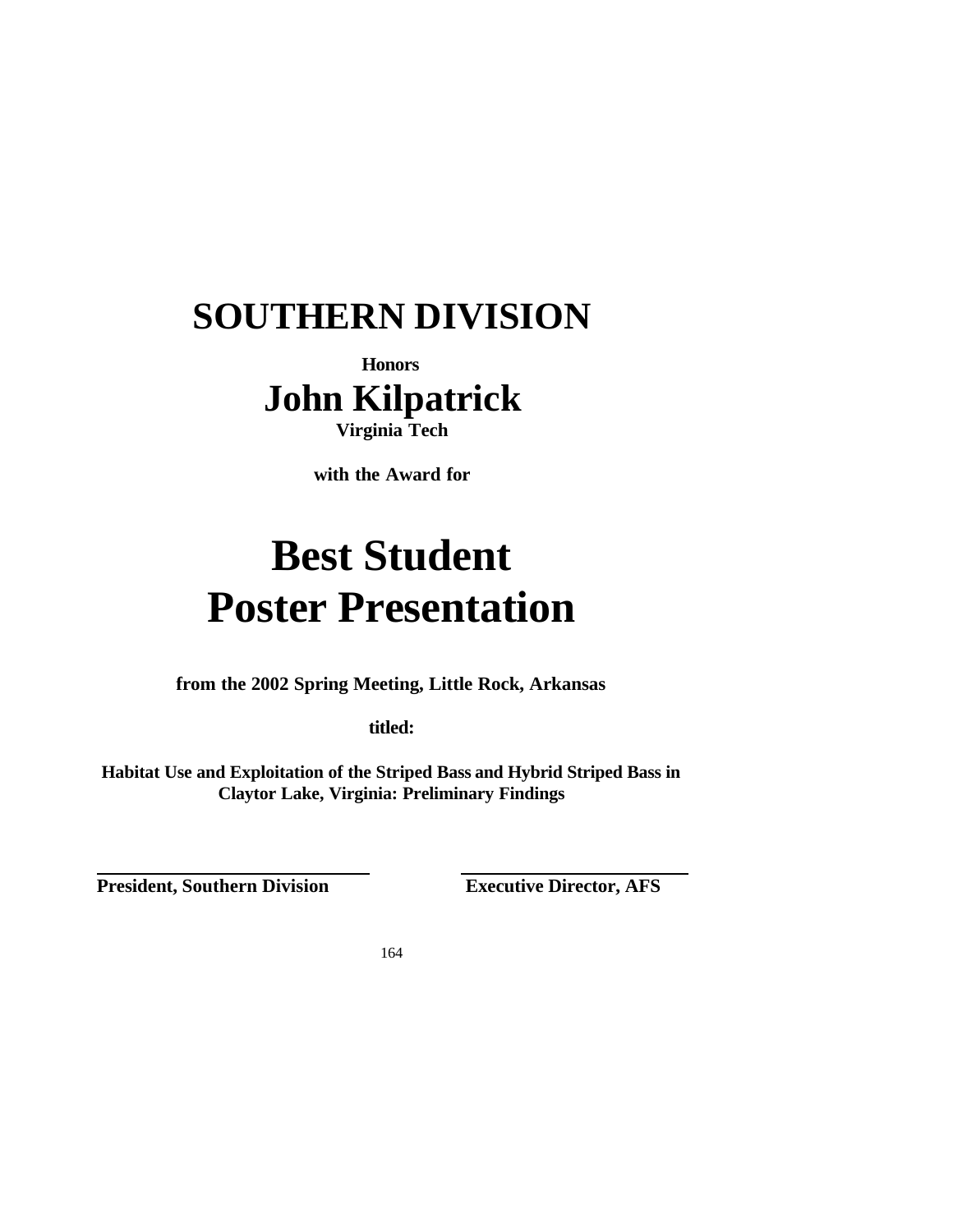# SOUTHERN DIVISION

**Honors**

# John Kilpatrick

**Virginia Tech**

**with the Award for**

# Best Student Poster Presentation

**from the 2002 Spring Meeting, Little Rock, Arkansas**

**titled:**

**Habitat Use and Exploitation of the Striped Bass and Hybrid Striped Bass in Claytor Lake, Virginia: Preliminary Findings**

**President, Southern Division** | **Executive Director, AFS**